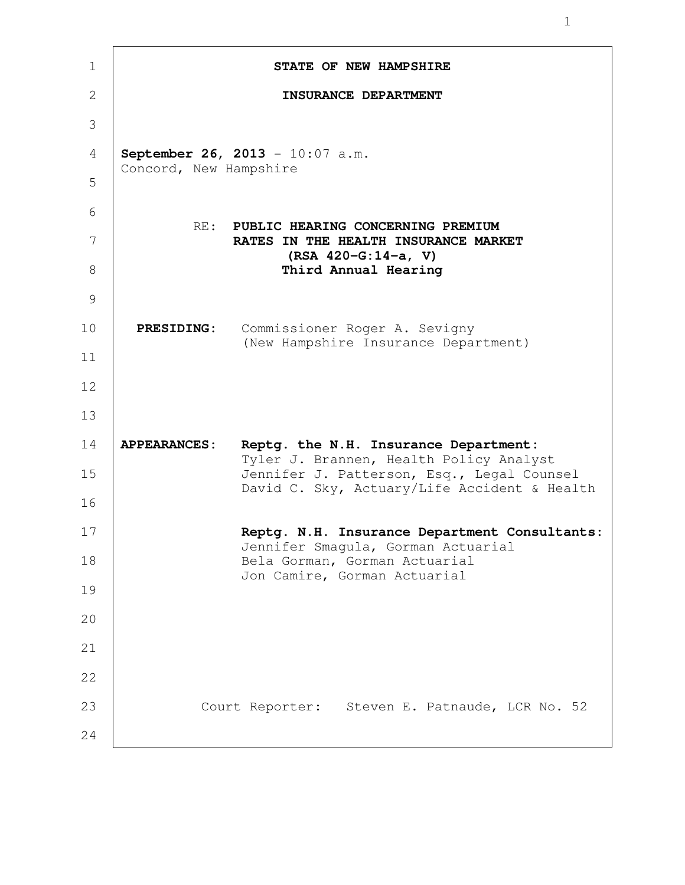**STATE OF NEW HAMPSHIRE**

**INSURANCE DEPARTMENT**

**September 26, 2013** - 10:07 a.m.
Concord, New Hampshire

RE: **PUBLIC HEARING CONCERNING PREMIUM RATES IN THE HEALTH INSURANCE MARKET (RSA 420-G:14-a, V) Third Annual Hearing**

**PRESIDING:** Commissioner Roger A. Sevigny (New Hampshire Insurance Department)

**APPEARANCES:** **Reptg. the N.H. Insurance Department:**
Tyler J. Brannen, Health Policy Analyst
Jennifer J. Patterson, Esq., Legal Counsel
David C. Sky, Actuary/Life Accident & Health

**Reptg. N.H. Insurance Department Consultants:**
Jennifer Smagula, Gorman Actuarial
Bela Gorman, Gorman Actuarial
Jon Camire, Gorman Actuarial

Court Reporter: Steven E. Patnaude, LCR No. 52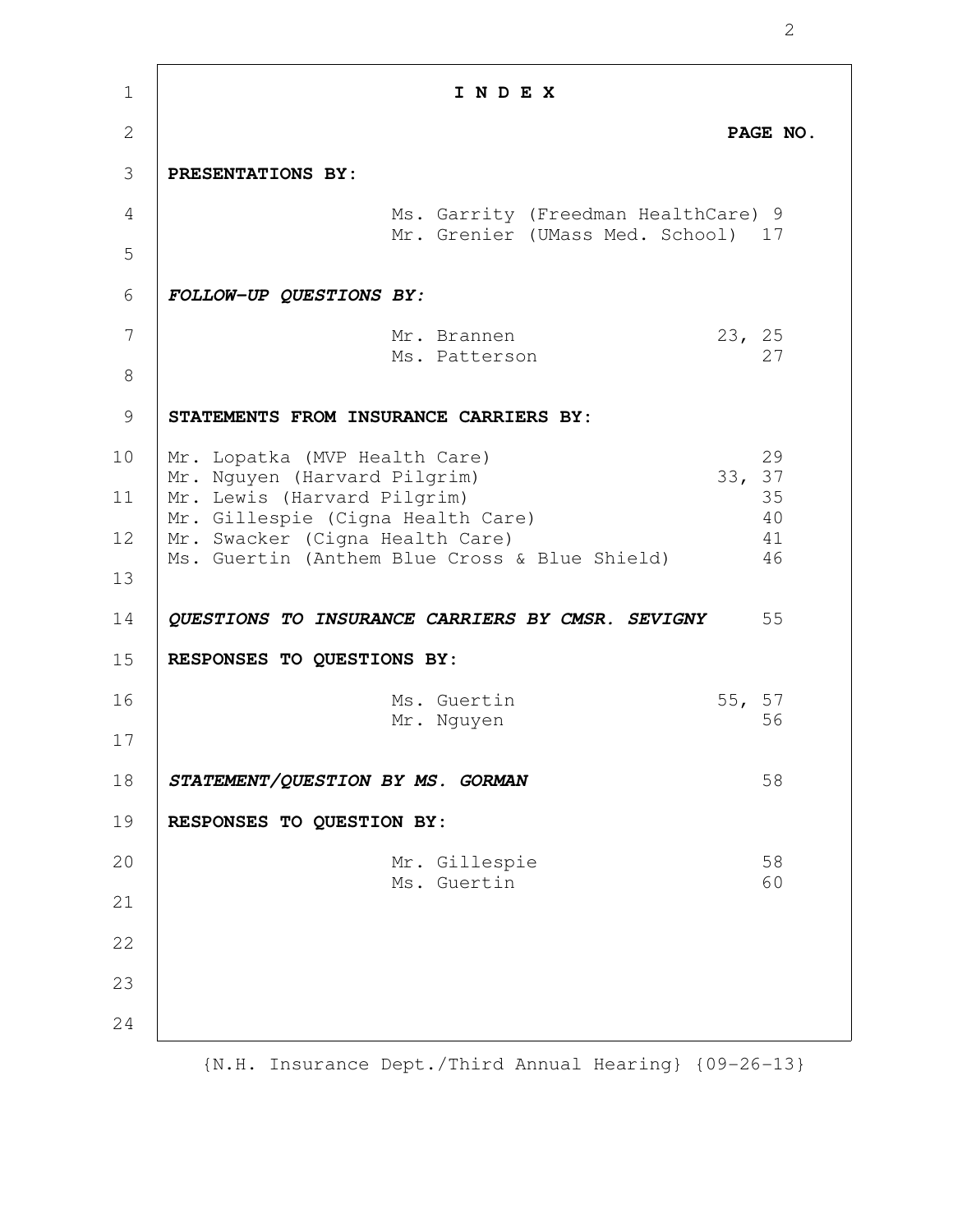# I N D E X

**PAGE NO.**

**PRESENTATIONS BY:**

| Name | Page No. |
|---|---|
| Ms. Garrity (Freedman HealthCare) | 9 |
| Mr. Grenier (UMass Med. School) | 17 |

***FOLLOW-UP QUESTIONS BY:***

| Name | Page No. |
|---|---|
| Mr. Brannen | 23, 25 |
| Ms. Patterson | 27 |

**STATEMENTS FROM INSURANCE CARRIERS BY:**

| Name | Page No. |
|---|---|
| Mr. Lopatka (MVP Health Care) | 29 |
| Mr. Nguyen (Harvard Pilgrim) | 33, 37 |
| Mr. Lewis (Harvard Pilgrim) | 35 |
| Mr. Gillespie (Cigna Health Care) | 40 |
| Mr. Swacker (Cigna Health Care) | 41 |
| Ms. Guertin (Anthem Blue Cross & Blue Shield) | 46 |

***QUESTIONS TO INSURANCE CARRIERS BY CMSR. SEVIGNY*** 55

**RESPONSES TO QUESTIONS BY:**

| Name | Page No. |
|---|---|
| Ms. Guertin | 55, 57 |
| Mr. Nguyen | 56 |

***STATEMENT/QUESTION BY MS. GORMAN*** 58

**RESPONSES TO QUESTION BY:**

| Name | Page No. |
|---|---|
| Mr. Gillespie | 58 |
| Ms. Guertin | 60 |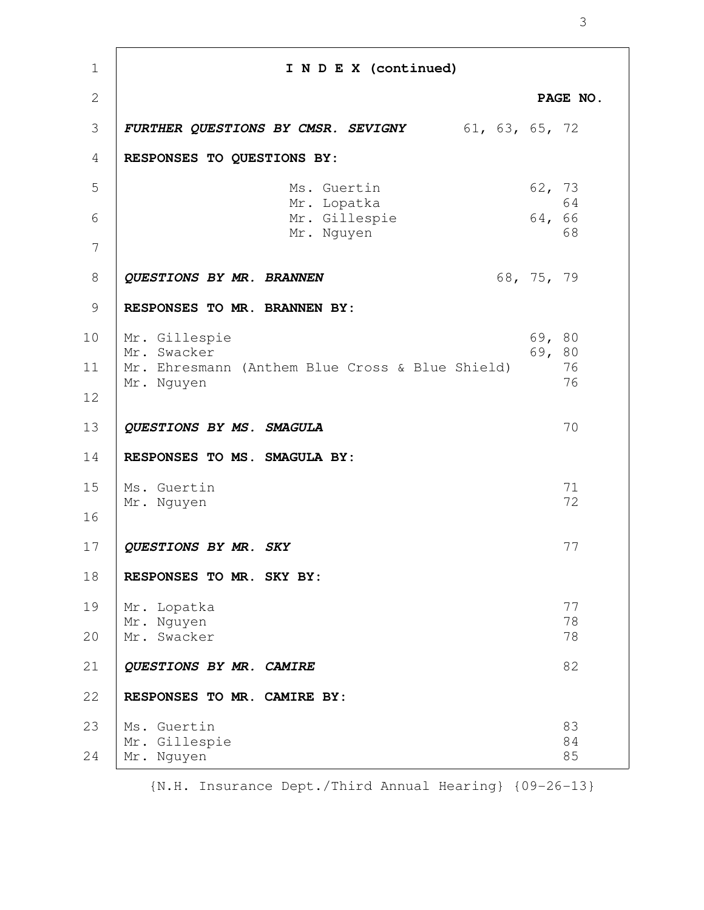**I N D E X (continued)**

| | PAGE NO. |
|---|---|
| ***FURTHER QUESTIONS BY CMSR. SEVIGNY*** | 61, 63, 65, 72 |
| **RESPONSES TO QUESTIONS BY:** | |
| Ms. Guertin | 62, 73 |
| Mr. Lopatka | 64 |
| Mr. Gillespie | 64, 66 |
| Mr. Nguyen | 68 |
| ***QUESTIONS BY MR. BRANNEN*** | 68, 75, 79 |
| **RESPONSES TO MR. BRANNEN BY:** | |
| Mr. Gillespie | 69, 80 |
| Mr. Swacker | 69, 80 |
| Mr. Ehresmann (Anthem Blue Cross & Blue Shield) | 76 |
| Mr. Nguyen | 76 |
| ***QUESTIONS BY MS. SMAGULA*** | 70 |
| **RESPONSES TO MS. SMAGULA BY:** | |
| Ms. Guertin | 71 |
| Mr. Nguyen | 72 |
| ***QUESTIONS BY MR. SKY*** | 77 |
| **RESPONSES TO MR. SKY BY:** | |
| Mr. Lopatka | 77 |
| Mr. Nguyen | 78 |
| Mr. Swacker | 78 |
| ***QUESTIONS BY MR. CAMIRE*** | 82 |
| **RESPONSES TO MR. CAMIRE BY:** | |
| Ms. Guertin | 83 |
| Mr. Gillespie | 84 |
| Mr. Nguyen | 85 |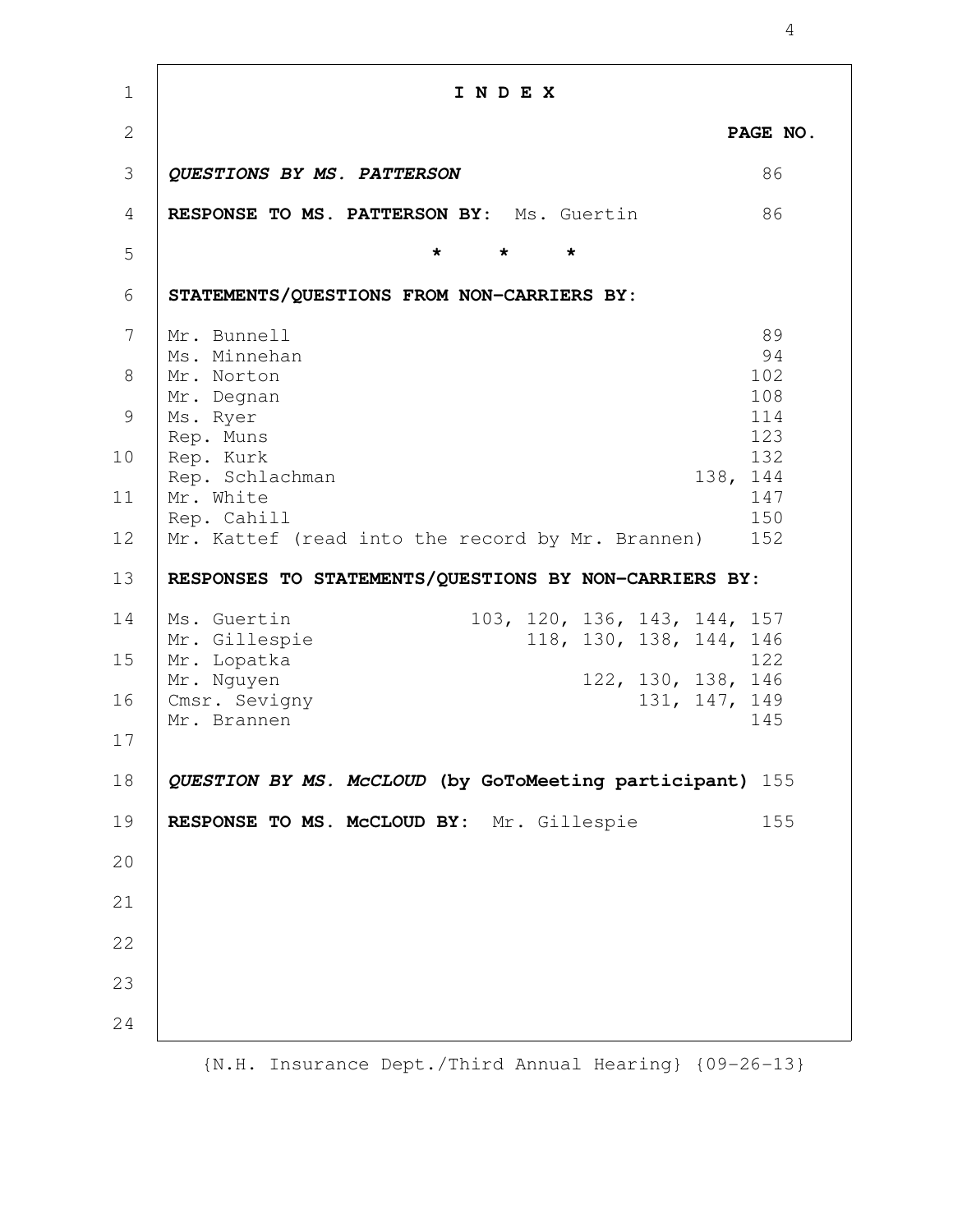# I N D E X

| | PAGE NO. |
|---|---|
| ***QUESTIONS BY MS. PATTERSON*** | 86 |
| **RESPONSE TO MS. PATTERSON BY:** Ms. Guertin | 86 |

\* \* \*

**STATEMENTS/QUESTIONS FROM NON-CARRIERS BY:**

| | |
|---|---|
| Mr. Bunnell | 89 |
| Ms. Minnehan | 94 |
| Mr. Norton | 102 |
| Mr. Degnan | 108 |
| Ms. Ryer | 114 |
| Rep. Muns | 123 |
| Rep. Kurk | 132 |
| Rep. Schlachman | 138, 144 |
| Mr. White | 147 |
| Rep. Cahill | 150 |
| Mr. Kattef (read into the record by Mr. Brannen) | 152 |

**RESPONSES TO STATEMENTS/QUESTIONS BY NON-CARRIERS BY:**

| | |
|---|---|
| Ms. Guertin | 103, 120, 136, 143, 144, 157 |
| Mr. Gillespie | 118, 130, 138, 144, 146 |
| Mr. Lopatka | 122 |
| Mr. Nguyen | 122, 130, 138, 146 |
| Cmsr. Sevigny | 131, 147, 149 |
| Mr. Brannen | 145 |

| | |
|---|---|
| ***QUESTION BY MS. McCLOUD*** **(by GoToMeeting participant)** | 155 |
| **RESPONSE TO MS. McCLOUD BY:** Mr. Gillespie | 155 |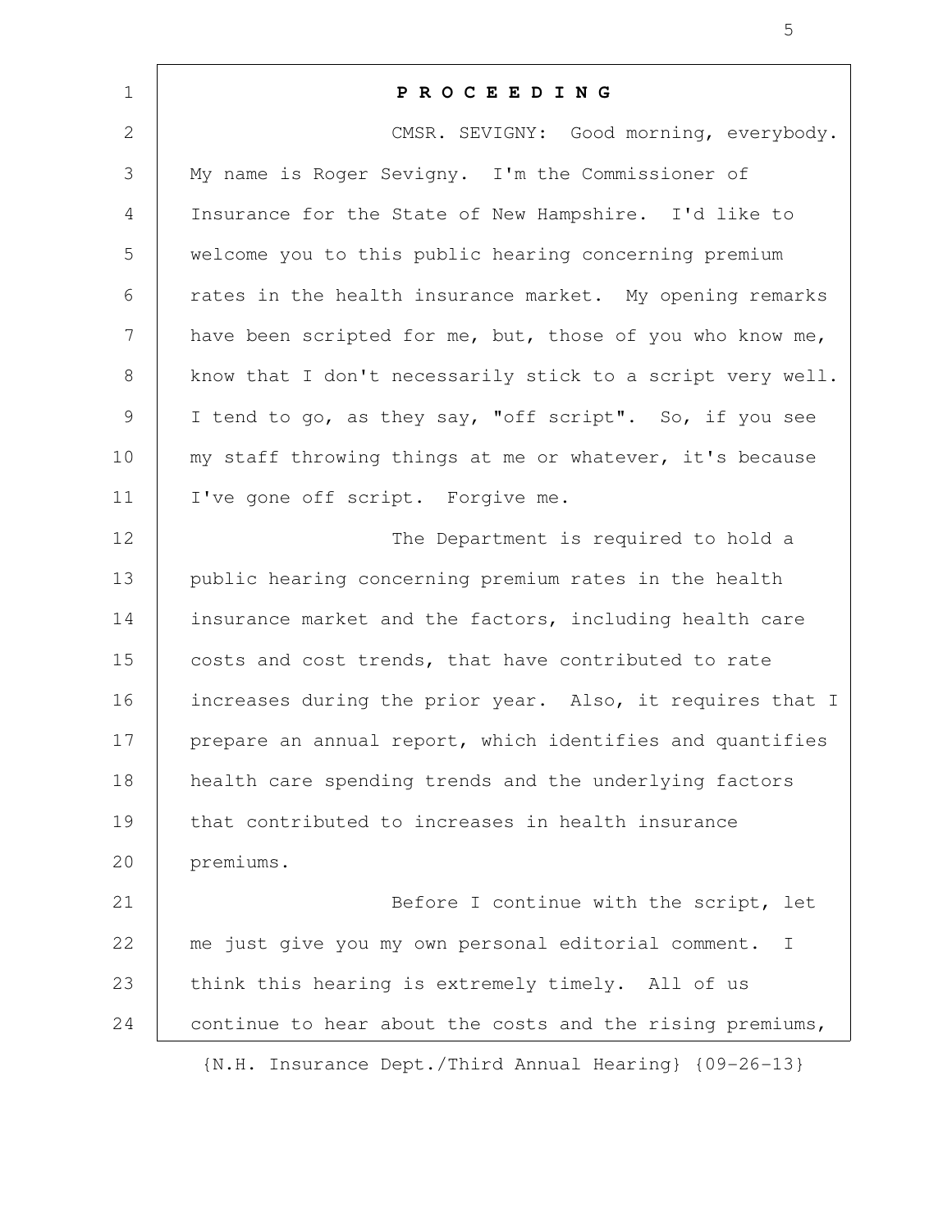**P R O C E E D I N G**

CMSR. SEVIGNY: Good morning, everybody. My name is Roger Sevigny. I'm the Commissioner of Insurance for the State of New Hampshire. I'd like to welcome you to this public hearing concerning premium rates in the health insurance market. My opening remarks have been scripted for me, but, those of you who know me, know that I don't necessarily stick to a script very well. I tend to go, as they say, "off script". So, if you see my staff throwing things at me or whatever, it's because I've gone off script. Forgive me.

The Department is required to hold a public hearing concerning premium rates in the health insurance market and the factors, including health care costs and cost trends, that have contributed to rate increases during the prior year. Also, it requires that I prepare an annual report, which identifies and quantifies health care spending trends and the underlying factors that contributed to increases in health insurance premiums.

Before I continue with the script, let me just give you my own personal editorial comment. I think this hearing is extremely timely. All of us continue to hear about the costs and the rising premiums,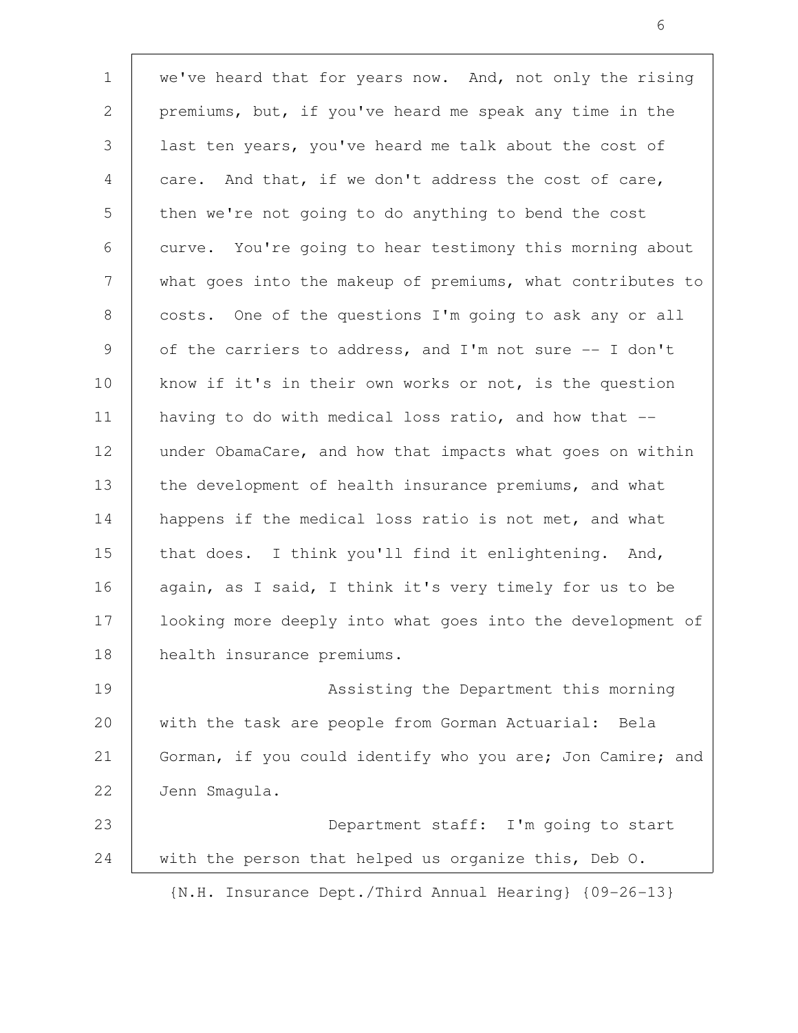we've heard that for years now. And, not only the rising premiums, but, if you've heard me speak any time in the last ten years, you've heard me talk about the cost of care. And that, if we don't address the cost of care, then we're not going to do anything to bend the cost curve. You're going to hear testimony this morning about what goes into the makeup of premiums, what contributes to costs. One of the questions I'm going to ask any or all of the carriers to address, and I'm not sure -- I don't know if it's in their own works or not, is the question having to do with medical loss ratio, and how that -- under ObamaCare, and how that impacts what goes on within the development of health insurance premiums, and what happens if the medical loss ratio is not met, and what that does. I think you'll find it enlightening. And, again, as I said, I think it's very timely for us to be looking more deeply into what goes into the development of health insurance premiums.

Assisting the Department this morning with the task are people from Gorman Actuarial: Bela Gorman, if you could identify who you are; Jon Camire; and Jenn Smagula.

Department staff: I'm going to start with the person that helped us organize this, Deb O.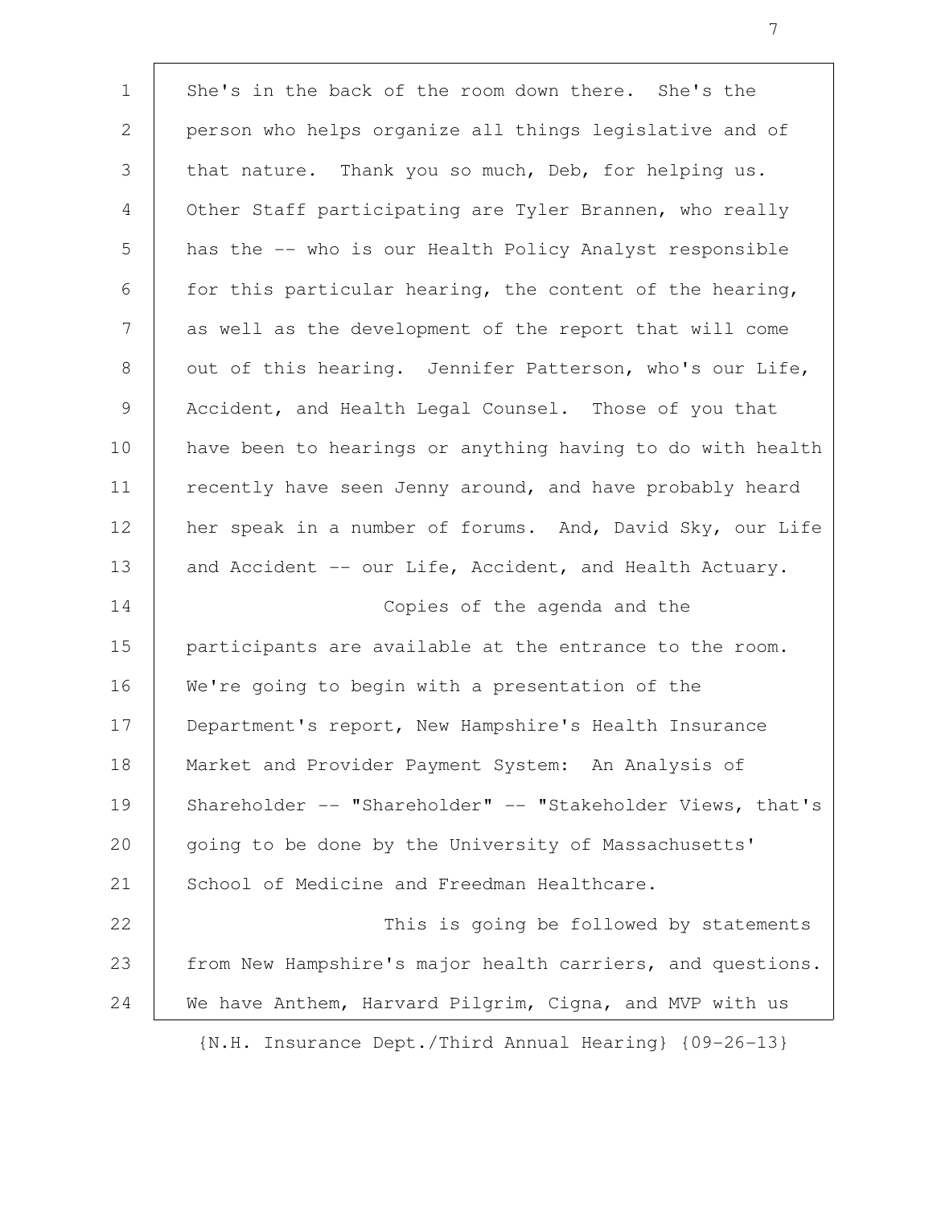She's in the back of the room down there. She's the person who helps organize all things legislative and of that nature. Thank you so much, Deb, for helping us. Other Staff participating are Tyler Brannen, who really has the -- who is our Health Policy Analyst responsible for this particular hearing, the content of the hearing, as well as the development of the report that will come out of this hearing. Jennifer Patterson, who's our Life, Accident, and Health Legal Counsel. Those of you that have been to hearings or anything having to do with health recently have seen Jenny around, and have probably heard her speak in a number of forums. And, David Sky, our Life and Accident -- our Life, Accident, and Health Actuary.

Copies of the agenda and the participants are available at the entrance to the room. We're going to begin with a presentation of the Department's report, New Hampshire's Health Insurance Market and Provider Payment System: An Analysis of Shareholder -- "Shareholder" -- "Stakeholder Views, that's going to be done by the University of Massachusetts' School of Medicine and Freedman Healthcare.

This is going be followed by statements from New Hampshire's major health carriers, and questions. We have Anthem, Harvard Pilgrim, Cigna, and MVP with us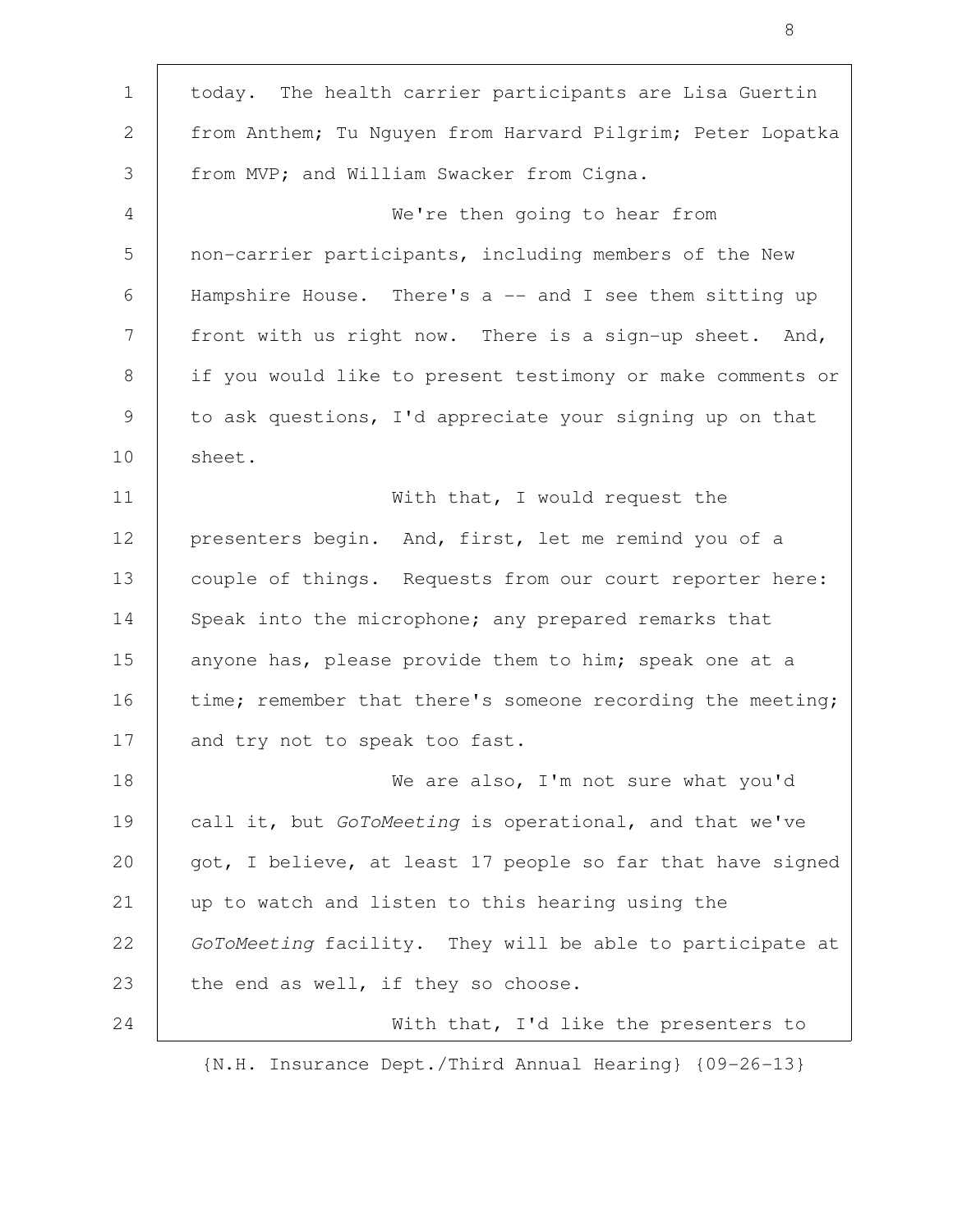today. The health carrier participants are Lisa Guertin from Anthem; Tu Nguyen from Harvard Pilgrim; Peter Lopatka from MVP; and William Swacker from Cigna.

We're then going to hear from non-carrier participants, including members of the New Hampshire House. There's a -- and I see them sitting up front with us right now. There is a sign-up sheet. And, if you would like to present testimony or make comments or to ask questions, I'd appreciate your signing up on that sheet.

With that, I would request the presenters begin. And, first, let me remind you of a couple of things. Requests from our court reporter here: Speak into the microphone; any prepared remarks that anyone has, please provide them to him; speak one at a time; remember that there's someone recording the meeting; and try not to speak too fast.

We are also, I'm not sure what you'd call it, but *GoToMeeting* is operational, and that we've got, I believe, at least 17 people so far that have signed up to watch and listen to this hearing using the *GoToMeeting* facility. They will be able to participate at the end as well, if they so choose.

With that, I'd like the presenters to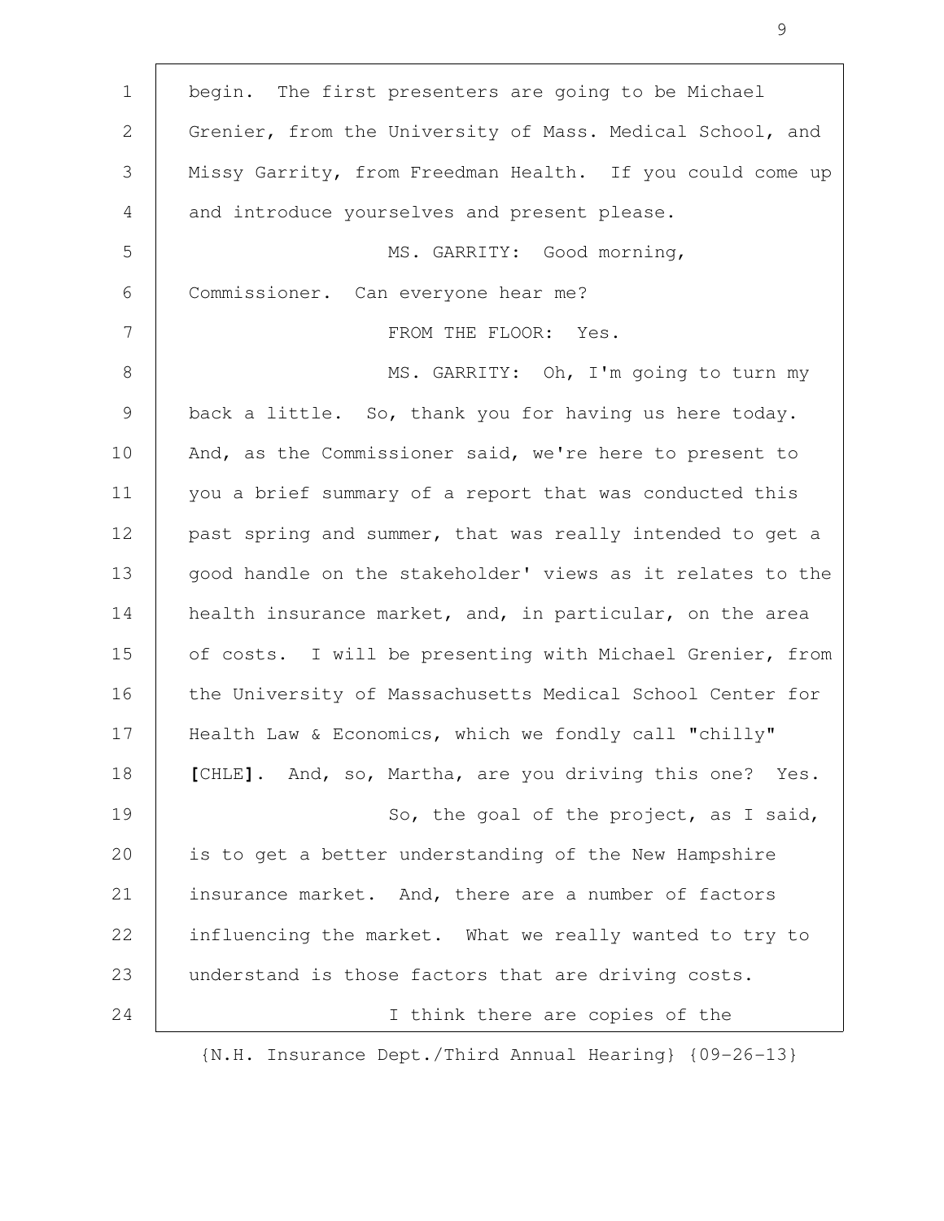begin. The first presenters are going to be Michael Grenier, from the University of Mass. Medical School, and Missy Garrity, from Freedman Health. If you could come up and introduce yourselves and present please.

MS. GARRITY: Good morning, Commissioner. Can everyone hear me?

FROM THE FLOOR: Yes.

MS. GARRITY: Oh, I'm going to turn my back a little. So, thank you for having us here today. And, as the Commissioner said, we're here to present to you a brief summary of a report that was conducted this past spring and summer, that was really intended to get a good handle on the stakeholder' views as it relates to the health insurance market, and, in particular, on the area of costs. I will be presenting with Michael Grenier, from the University of Massachusetts Medical School Center for Health Law & Economics, which we fondly call "chilly" [CHLE]. And, so, Martha, are you driving this one? Yes.

So, the goal of the project, as I said, is to get a better understanding of the New Hampshire insurance market. And, there are a number of factors influencing the market. What we really wanted to try to understand is those factors that are driving costs.

I think there are copies of the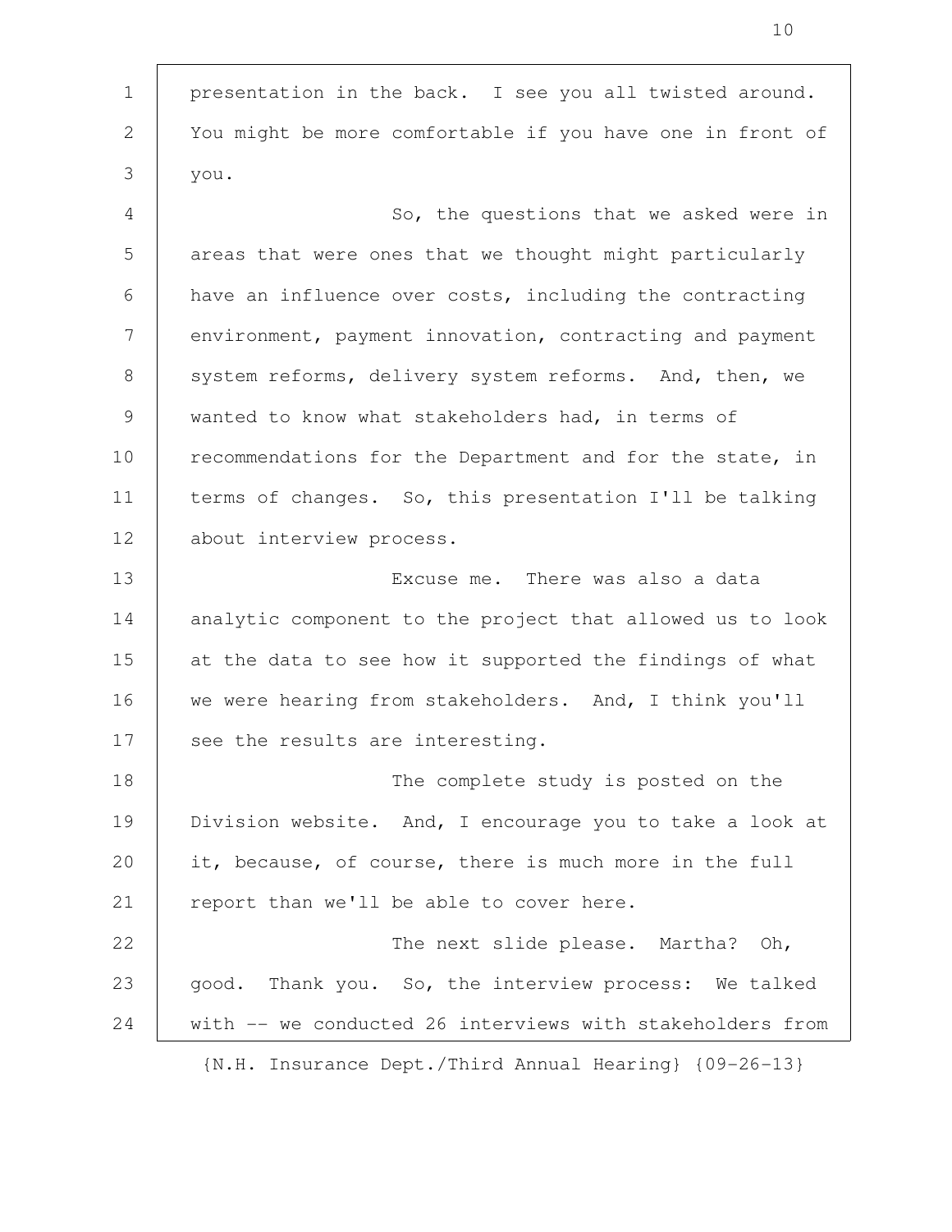presentation in the back. I see you all twisted around. You might be more comfortable if you have one in front of you.

So, the questions that we asked were in areas that were ones that we thought might particularly have an influence over costs, including the contracting environment, payment innovation, contracting and payment system reforms, delivery system reforms. And, then, we wanted to know what stakeholders had, in terms of recommendations for the Department and for the state, in terms of changes. So, this presentation I'll be talking about interview process.

Excuse me. There was also a data analytic component to the project that allowed us to look at the data to see how it supported the findings of what we were hearing from stakeholders. And, I think you'll see the results are interesting.

The complete study is posted on the Division website. And, I encourage you to take a look at it, because, of course, there is much more in the full report than we'll be able to cover here.

The next slide please. Martha? Oh, good. Thank you. So, the interview process: We talked with -- we conducted 26 interviews with stakeholders from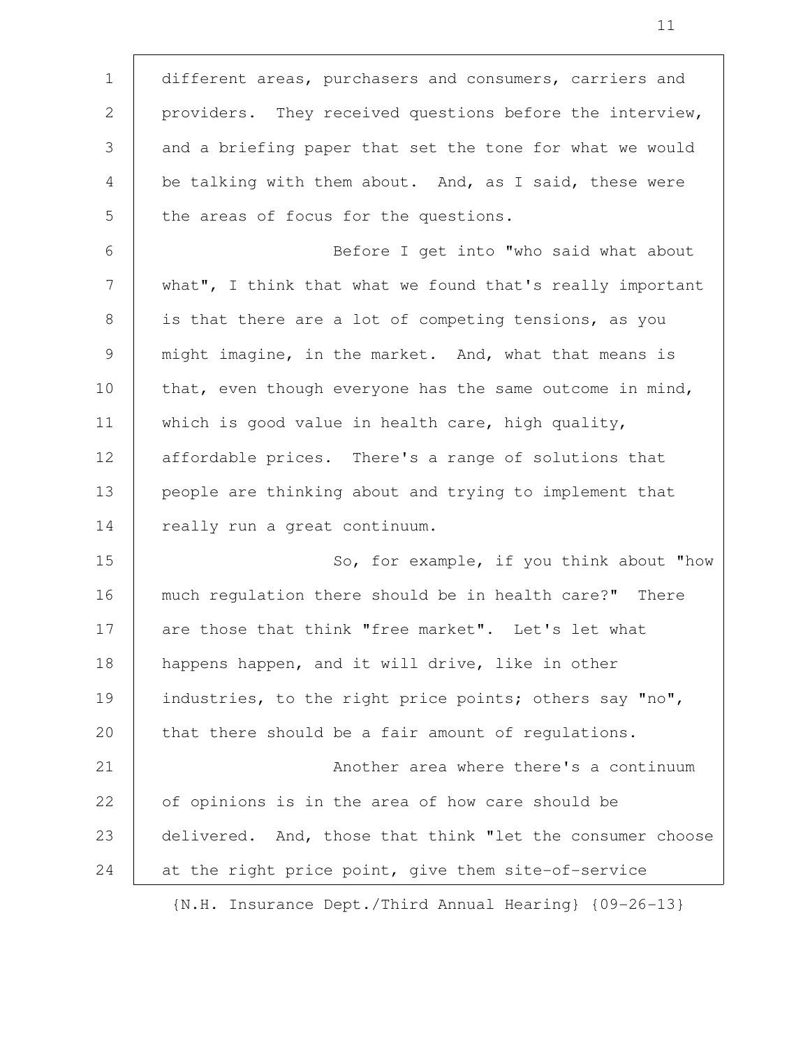different areas, purchasers and consumers, carriers and providers. They received questions before the interview, and a briefing paper that set the tone for what we would be talking with them about. And, as I said, these were the areas of focus for the questions.

Before I get into "who said what about what", I think that what we found that's really important is that there are a lot of competing tensions, as you might imagine, in the market. And, what that means is that, even though everyone has the same outcome in mind, which is good value in health care, high quality, affordable prices. There's a range of solutions that people are thinking about and trying to implement that really run a great continuum.

So, for example, if you think about "how much regulation there should be in health care?" There are those that think "free market". Let's let what happens happen, and it will drive, like in other industries, to the right price points; others say "no", that there should be a fair amount of regulations.

Another area where there's a continuum of opinions is in the area of how care should be delivered. And, those that think "let the consumer choose at the right price point, give them site-of-service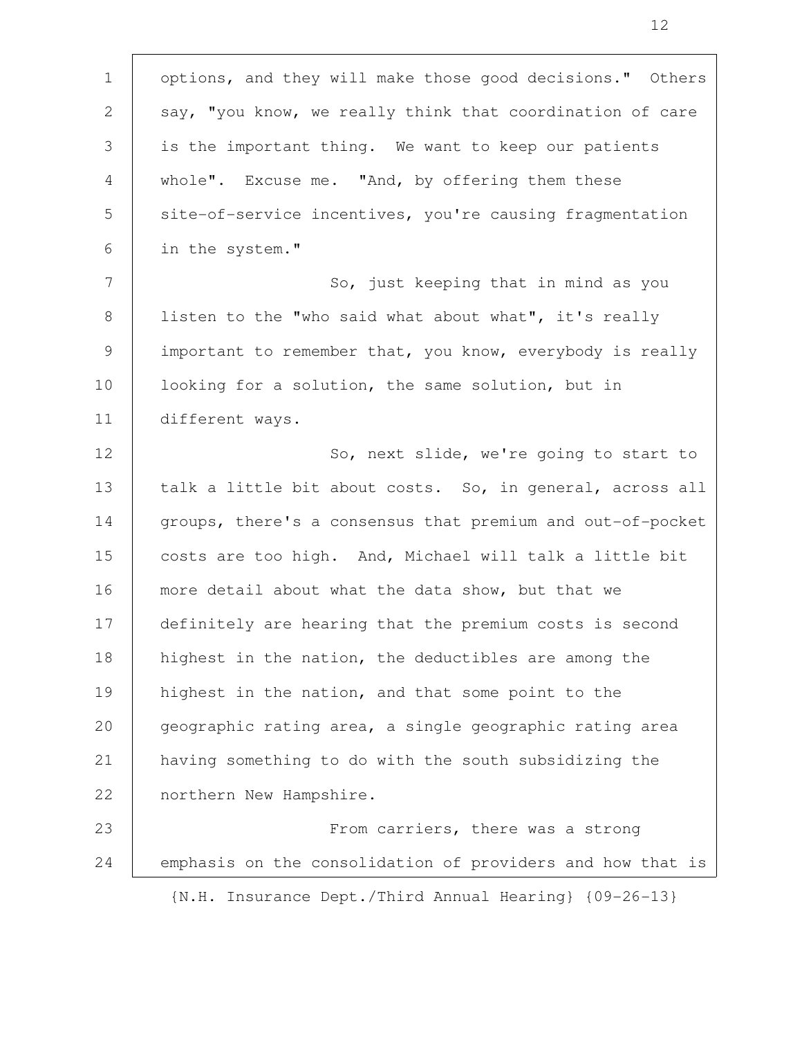options, and they will make those good decisions." Others say, "you know, we really think that coordination of care is the important thing. We want to keep our patients whole". Excuse me. "And, by offering them these site-of-service incentives, you're causing fragmentation in the system."

So, just keeping that in mind as you listen to the "who said what about what", it's really important to remember that, you know, everybody is really looking for a solution, the same solution, but in different ways.

So, next slide, we're going to start to talk a little bit about costs. So, in general, across all groups, there's a consensus that premium and out-of-pocket costs are too high. And, Michael will talk a little bit more detail about what the data show, but that we definitely are hearing that the premium costs is second highest in the nation, the deductibles are among the highest in the nation, and that some point to the geographic rating area, a single geographic rating area having something to do with the south subsidizing the northern New Hampshire.

From carriers, there was a strong emphasis on the consolidation of providers and how that is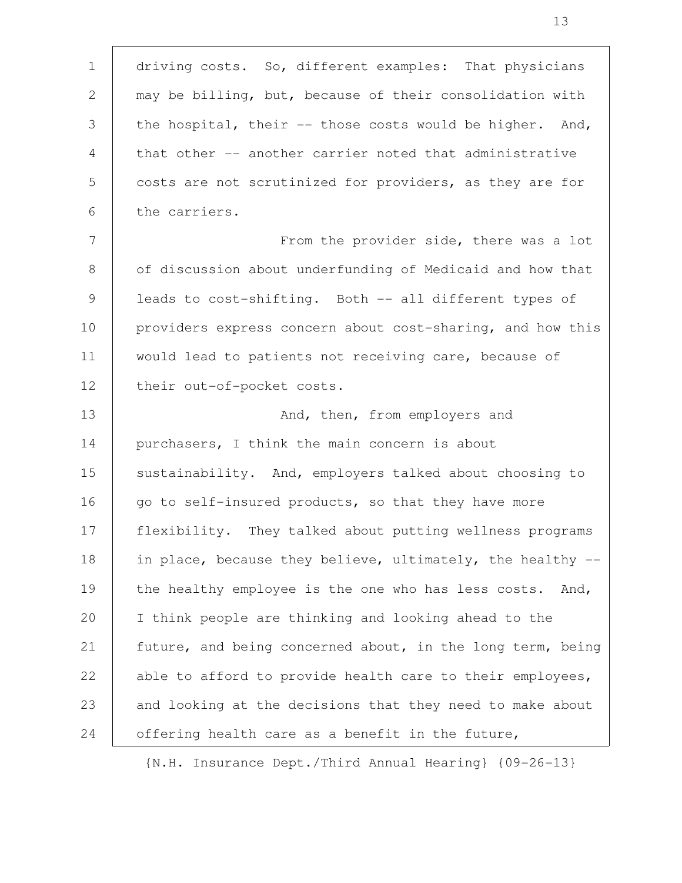driving costs. So, different examples: That physicians may be billing, but, because of their consolidation with the hospital, their -- those costs would be higher. And, that other -- another carrier noted that administrative costs are not scrutinized for providers, as they are for the carriers.

From the provider side, there was a lot of discussion about underfunding of Medicaid and how that leads to cost-shifting. Both -- all different types of providers express concern about cost-sharing, and how this would lead to patients not receiving care, because of their out-of-pocket costs.

And, then, from employers and purchasers, I think the main concern is about sustainability. And, employers talked about choosing to go to self-insured products, so that they have more flexibility. They talked about putting wellness programs in place, because they believe, ultimately, the healthy -- the healthy employee is the one who has less costs. And, I think people are thinking and looking ahead to the future, and being concerned about, in the long term, being able to afford to provide health care to their employees, and looking at the decisions that they need to make about offering health care as a benefit in the future,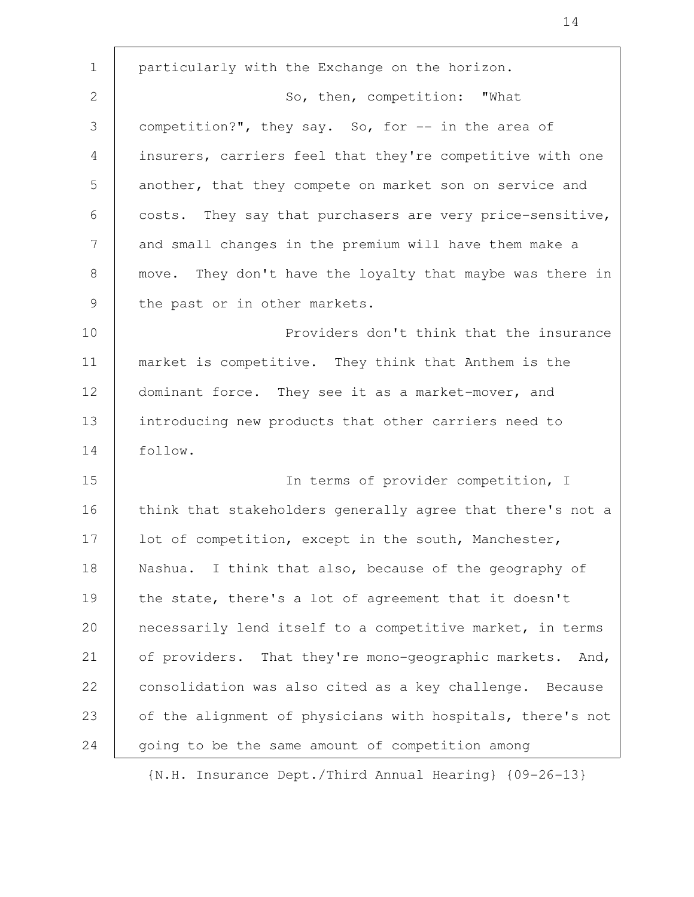particularly with the Exchange on the horizon.

So, then, competition: "What competition?", they say. So, for -- in the area of insurers, carriers feel that they're competitive with one another, that they compete on market son on service and costs. They say that purchasers are very price-sensitive, and small changes in the premium will have them make a move. They don't have the loyalty that maybe was there in the past or in other markets.

Providers don't think that the insurance market is competitive. They think that Anthem is the dominant force. They see it as a market-mover, and introducing new products that other carriers need to follow.

In terms of provider competition, I think that stakeholders generally agree that there's not a lot of competition, except in the south, Manchester, Nashua. I think that also, because of the geography of the state, there's a lot of agreement that it doesn't necessarily lend itself to a competitive market, in terms of providers. That they're mono-geographic markets. And, consolidation was also cited as a key challenge. Because of the alignment of physicians with hospitals, there's not going to be the same amount of competition among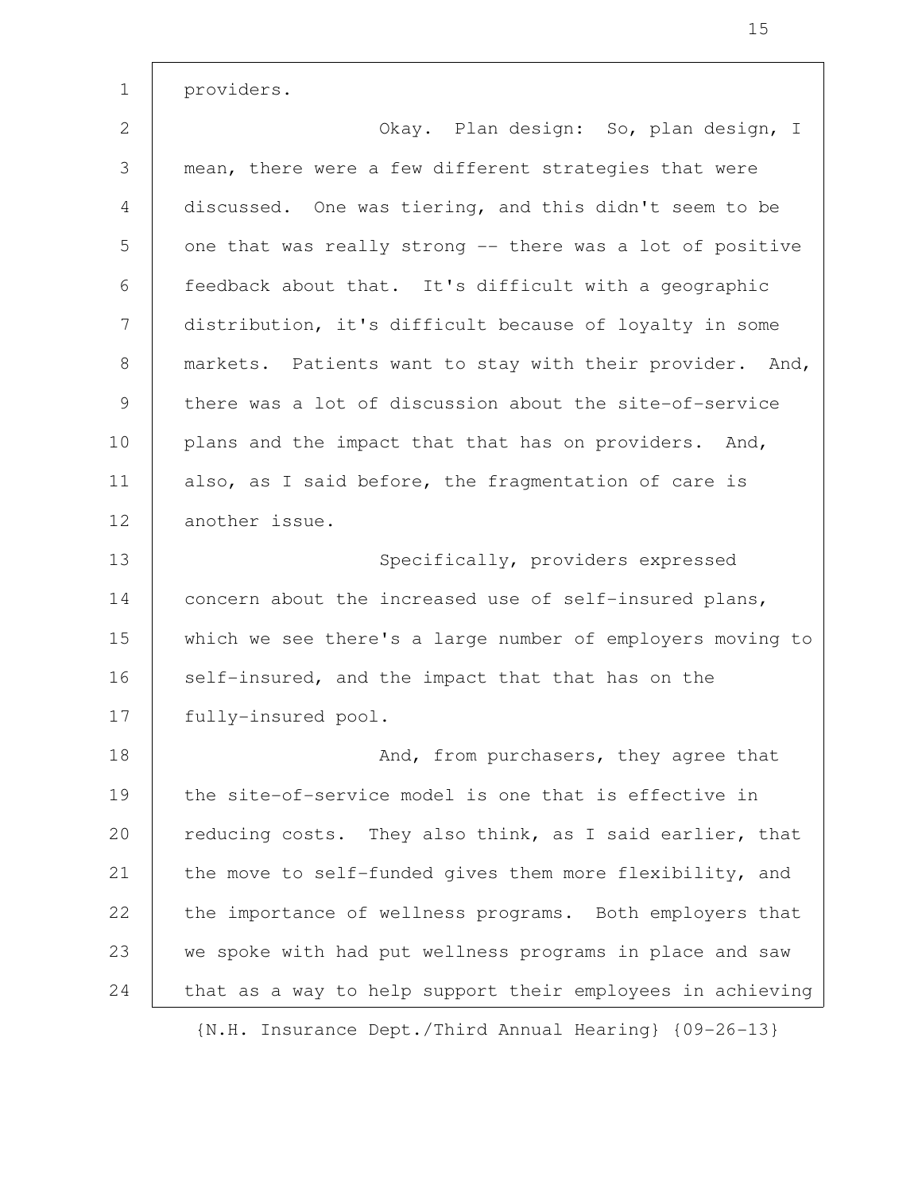providers.

Okay. Plan design: So, plan design, I mean, there were a few different strategies that were discussed. One was tiering, and this didn't seem to be one that was really strong -- there was a lot of positive feedback about that. It's difficult with a geographic distribution, it's difficult because of loyalty in some markets. Patients want to stay with their provider. And, there was a lot of discussion about the site-of-service plans and the impact that that has on providers. And, also, as I said before, the fragmentation of care is another issue.

Specifically, providers expressed concern about the increased use of self-insured plans, which we see there's a large number of employers moving to self-insured, and the impact that that has on the fully-insured pool.

And, from purchasers, they agree that the site-of-service model is one that is effective in reducing costs. They also think, as I said earlier, that the move to self-funded gives them more flexibility, and the importance of wellness programs. Both employers that we spoke with had put wellness programs in place and saw that as a way to help support their employees in achieving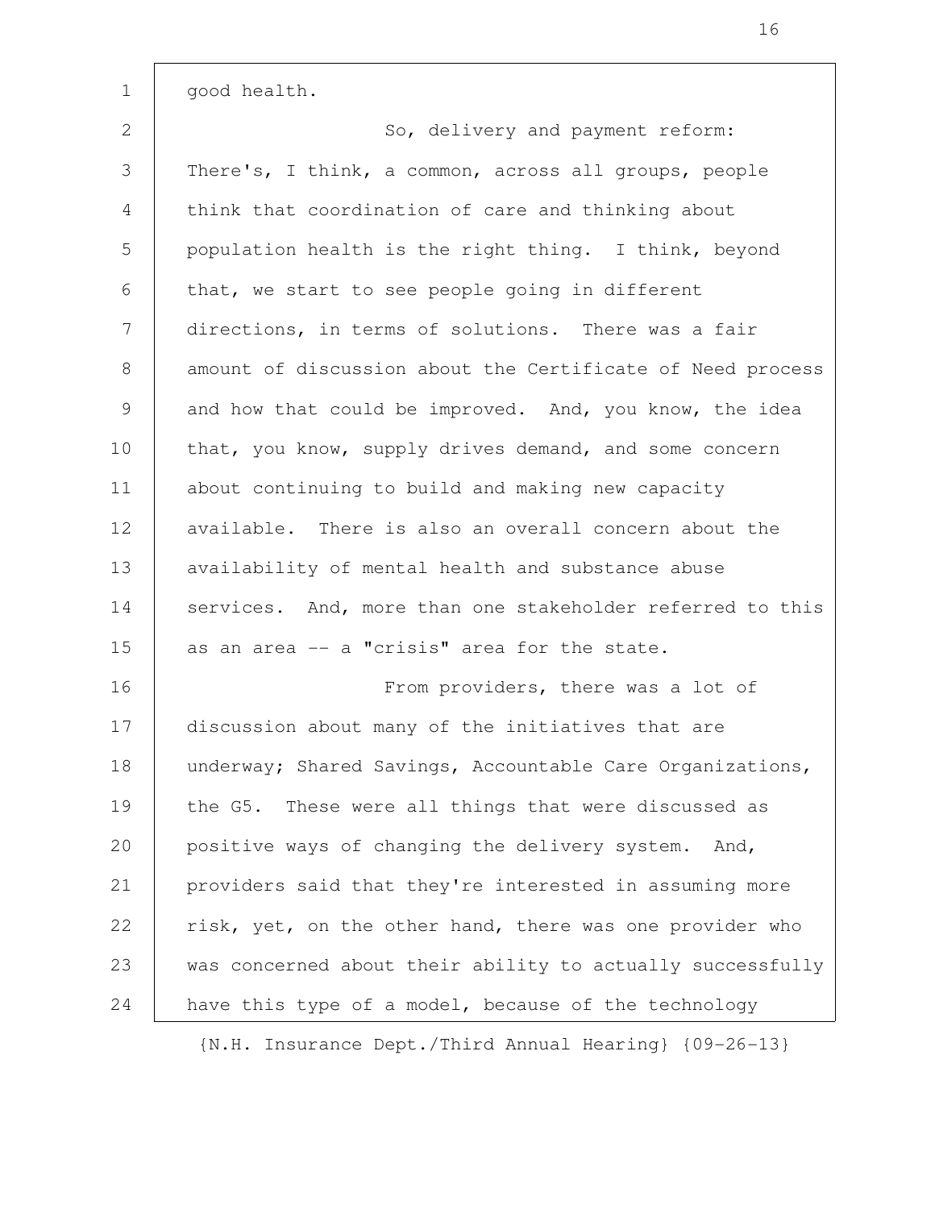good health.

So, delivery and payment reform: There's, I think, a common, across all groups, people think that coordination of care and thinking about population health is the right thing. I think, beyond that, we start to see people going in different directions, in terms of solutions. There was a fair amount of discussion about the Certificate of Need process and how that could be improved. And, you know, the idea that, you know, supply drives demand, and some concern about continuing to build and making new capacity available. There is also an overall concern about the availability of mental health and substance abuse services. And, more than one stakeholder referred to this as an area -- a "crisis" area for the state.

From providers, there was a lot of discussion about many of the initiatives that are underway; Shared Savings, Accountable Care Organizations, the G5. These were all things that were discussed as positive ways of changing the delivery system. And, providers said that they're interested in assuming more risk, yet, on the other hand, there was one provider who was concerned about their ability to actually successfully have this type of a model, because of the technology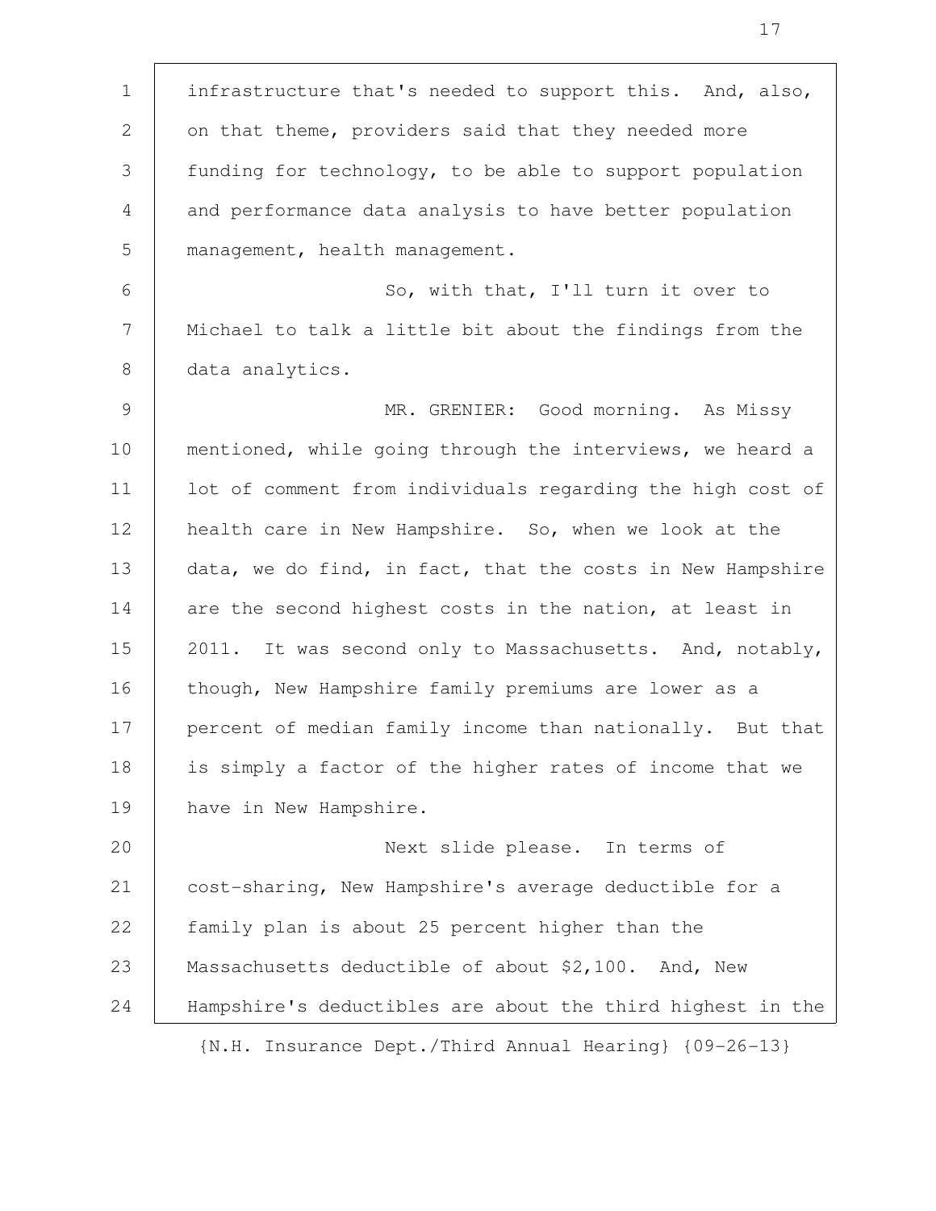infrastructure that's needed to support this. And, also, on that theme, providers said that they needed more funding for technology, to be able to support population and performance data analysis to have better population management, health management.

So, with that, I'll turn it over to Michael to talk a little bit about the findings from the data analytics.

MR. GRENIER: Good morning. As Missy mentioned, while going through the interviews, we heard a lot of comment from individuals regarding the high cost of health care in New Hampshire. So, when we look at the data, we do find, in fact, that the costs in New Hampshire are the second highest costs in the nation, at least in 2011. It was second only to Massachusetts. And, notably, though, New Hampshire family premiums are lower as a percent of median family income than nationally. But that is simply a factor of the higher rates of income that we have in New Hampshire.

Next slide please. In terms of cost-sharing, New Hampshire's average deductible for a family plan is about 25 percent higher than the Massachusetts deductible of about $2,100. And, New Hampshire's deductibles are about the third highest in the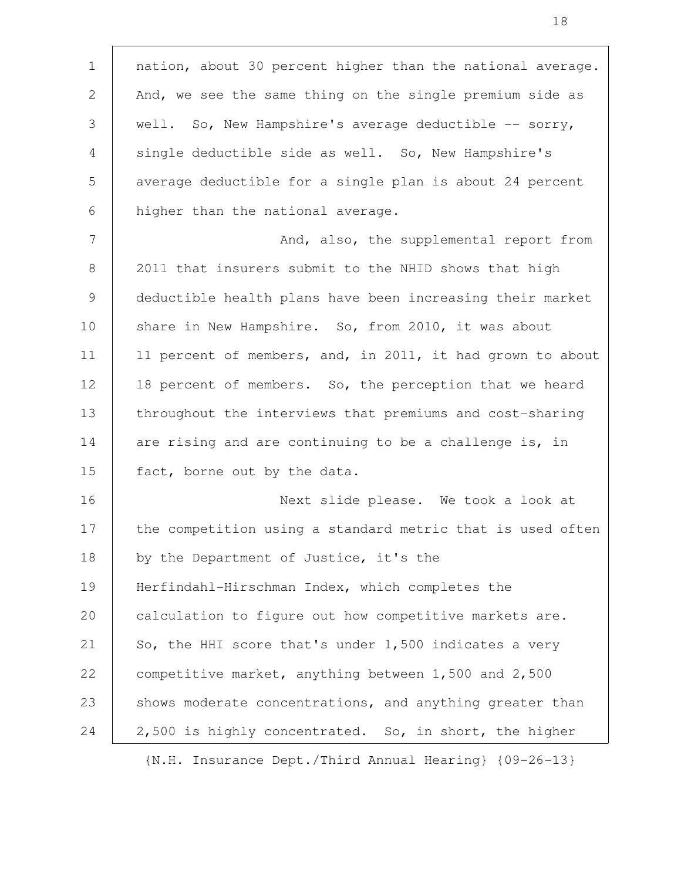nation, about 30 percent higher than the national average. And, we see the same thing on the single premium side as well. So, New Hampshire's average deductible -- sorry, single deductible side as well. So, New Hampshire's average deductible for a single plan is about 24 percent higher than the national average.

And, also, the supplemental report from 2011 that insurers submit to the NHID shows that high deductible health plans have been increasing their market share in New Hampshire. So, from 2010, it was about 11 percent of members, and, in 2011, it had grown to about 18 percent of members. So, the perception that we heard throughout the interviews that premiums and cost-sharing are rising and are continuing to be a challenge is, in fact, borne out by the data.

Next slide please. We took a look at the competition using a standard metric that is used often by the Department of Justice, it's the Herfindahl-Hirschman Index, which completes the calculation to figure out how competitive markets are. So, the HHI score that's under 1,500 indicates a very competitive market, anything between 1,500 and 2,500 shows moderate concentrations, and anything greater than 2,500 is highly concentrated. So, in short, the higher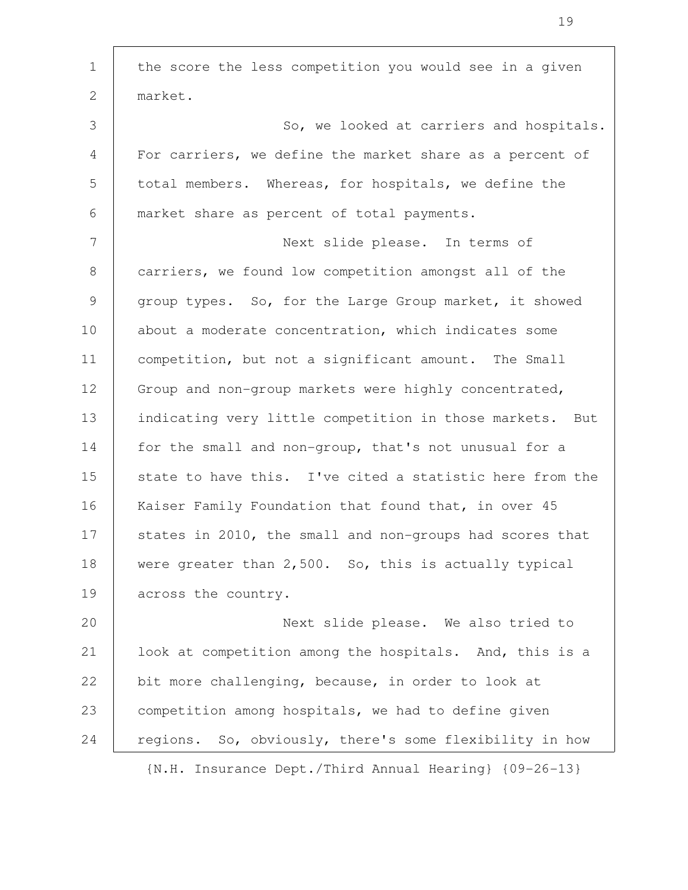the score the less competition you would see in a given market.

So, we looked at carriers and hospitals. For carriers, we define the market share as a percent of total members. Whereas, for hospitals, we define the market share as percent of total payments.

Next slide please. In terms of carriers, we found low competition amongst all of the group types. So, for the Large Group market, it showed about a moderate concentration, which indicates some competition, but not a significant amount. The Small Group and non-group markets were highly concentrated, indicating very little competition in those markets. But for the small and non-group, that's not unusual for a state to have this. I've cited a statistic here from the Kaiser Family Foundation that found that, in over 45 states in 2010, the small and non-groups had scores that were greater than 2,500. So, this is actually typical across the country.

Next slide please. We also tried to look at competition among the hospitals. And, this is a bit more challenging, because, in order to look at competition among hospitals, we had to define given regions. So, obviously, there's some flexibility in how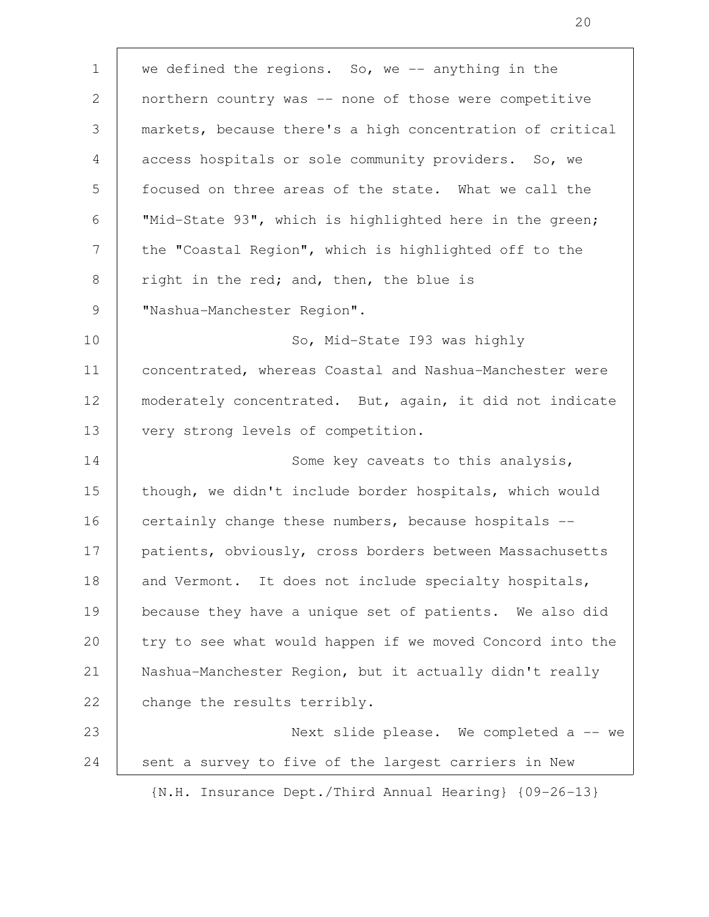we defined the regions. So, we -- anything in the northern country was -- none of those were competitive markets, because there's a high concentration of critical access hospitals or sole community providers. So, we focused on three areas of the state. What we call the "Mid-State 93", which is highlighted here in the green; the "Coastal Region", which is highlighted off to the right in the red; and, then, the blue is "Nashua-Manchester Region".

So, Mid-State I93 was highly concentrated, whereas Coastal and Nashua-Manchester were moderately concentrated. But, again, it did not indicate very strong levels of competition.

Some key caveats to this analysis, though, we didn't include border hospitals, which would certainly change these numbers, because hospitals -- patients, obviously, cross borders between Massachusetts and Vermont. It does not include specialty hospitals, because they have a unique set of patients. We also did try to see what would happen if we moved Concord into the Nashua-Manchester Region, but it actually didn't really change the results terribly.

Next slide please. We completed a -- we sent a survey to five of the largest carriers in New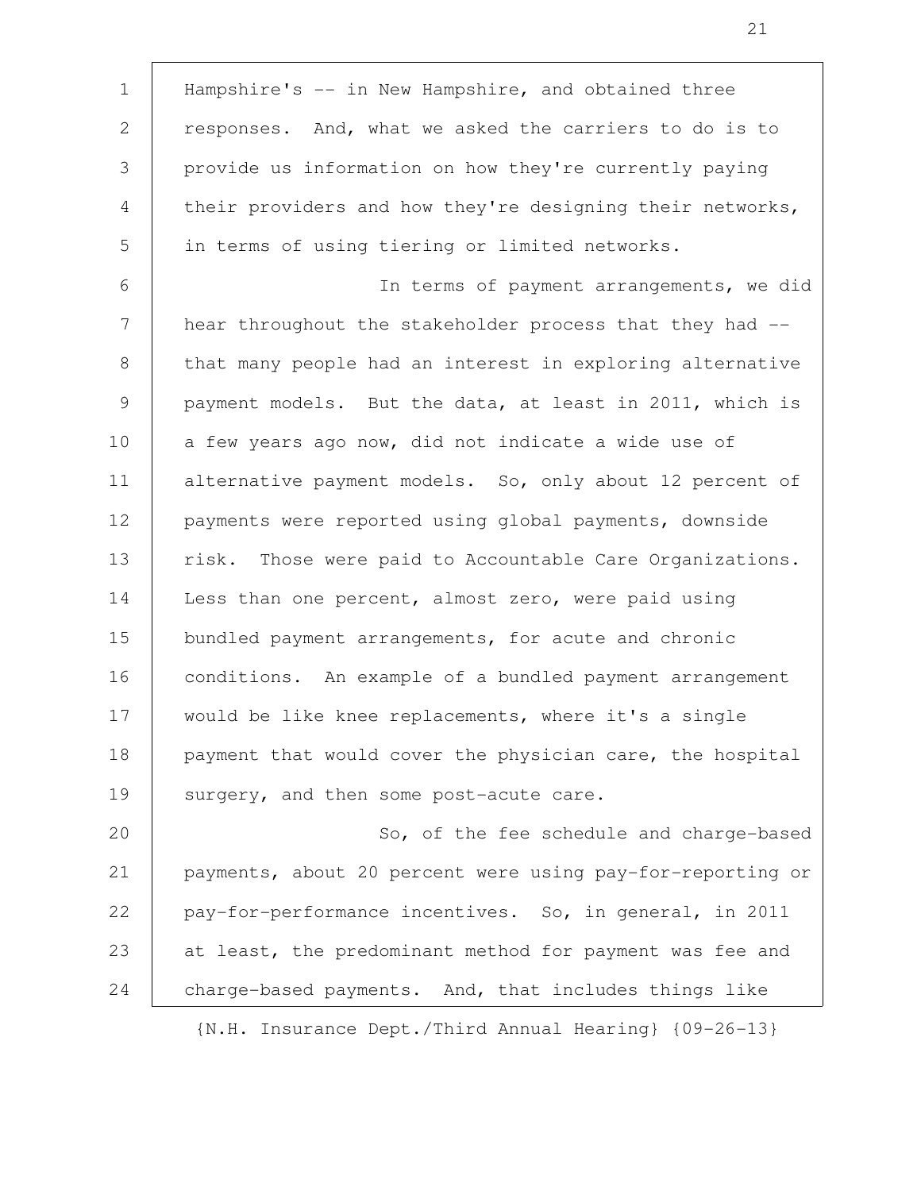Hampshire's -- in New Hampshire, and obtained three responses. And, what we asked the carriers to do is to provide us information on how they're currently paying their providers and how they're designing their networks, in terms of using tiering or limited networks.

In terms of payment arrangements, we did hear throughout the stakeholder process that they had -- that many people had an interest in exploring alternative payment models. But the data, at least in 2011, which is a few years ago now, did not indicate a wide use of alternative payment models. So, only about 12 percent of payments were reported using global payments, downside risk. Those were paid to Accountable Care Organizations. Less than one percent, almost zero, were paid using bundled payment arrangements, for acute and chronic conditions. An example of a bundled payment arrangement would be like knee replacements, where it's a single payment that would cover the physician care, the hospital surgery, and then some post-acute care.

So, of the fee schedule and charge-based payments, about 20 percent were using pay-for-reporting or pay-for-performance incentives. So, in general, in 2011 at least, the predominant method for payment was fee and charge-based payments. And, that includes things like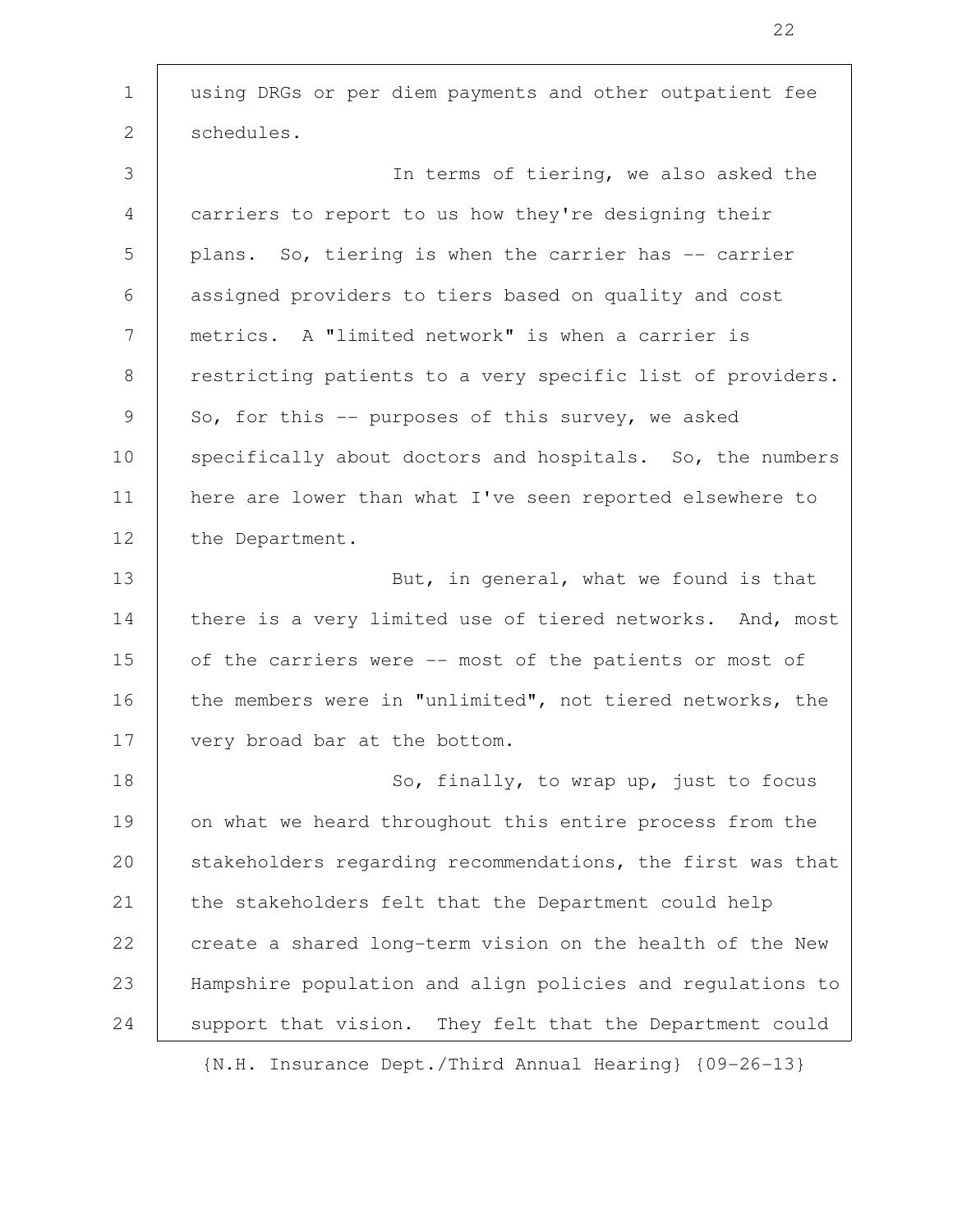using DRGs or per diem payments and other outpatient fee schedules.

In terms of tiering, we also asked the carriers to report to us how they're designing their plans. So, tiering is when the carrier has -- carrier assigned providers to tiers based on quality and cost metrics. A "limited network" is when a carrier is restricting patients to a very specific list of providers. So, for this -- purposes of this survey, we asked specifically about doctors and hospitals. So, the numbers here are lower than what I've seen reported elsewhere to the Department.

But, in general, what we found is that there is a very limited use of tiered networks. And, most of the carriers were -- most of the patients or most of the members were in "unlimited", not tiered networks, the very broad bar at the bottom.

So, finally, to wrap up, just to focus on what we heard throughout this entire process from the stakeholders regarding recommendations, the first was that the stakeholders felt that the Department could help create a shared long-term vision on the health of the New Hampshire population and align policies and regulations to support that vision. They felt that the Department could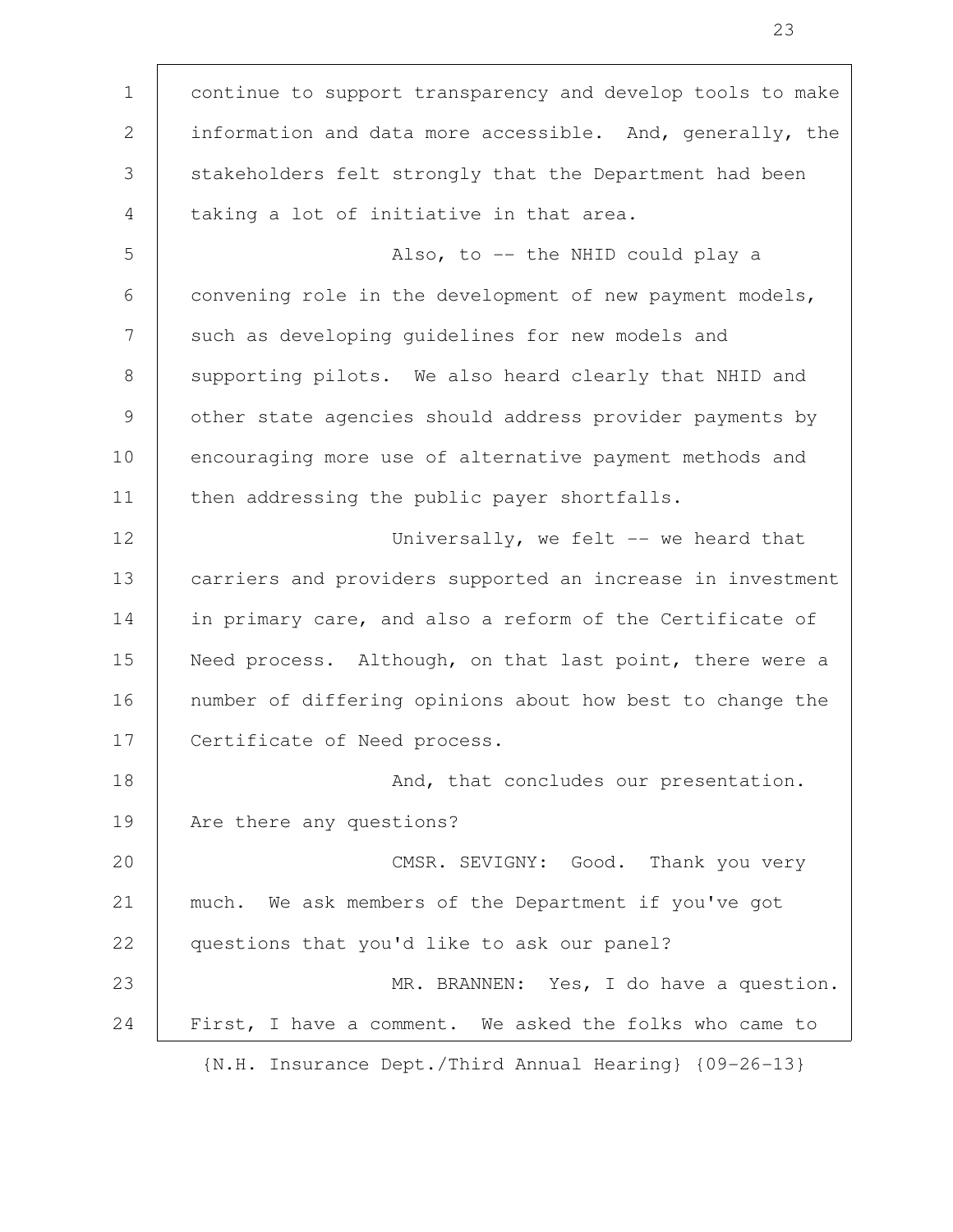continue to support transparency and develop tools to make information and data more accessible. And, generally, the stakeholders felt strongly that the Department had been taking a lot of initiative in that area.

Also, to -- the NHID could play a convening role in the development of new payment models, such as developing guidelines for new models and supporting pilots. We also heard clearly that NHID and other state agencies should address provider payments by encouraging more use of alternative payment methods and then addressing the public payer shortfalls.

Universally, we felt -- we heard that carriers and providers supported an increase in investment in primary care, and also a reform of the Certificate of Need process. Although, on that last point, there were a number of differing opinions about how best to change the Certificate of Need process.

And, that concludes our presentation. Are there any questions?

CMSR. SEVIGNY: Good. Thank you very much. We ask members of the Department if you've got questions that you'd like to ask our panel?

MR. BRANNEN: Yes, I do have a question. First, I have a comment. We asked the folks who came to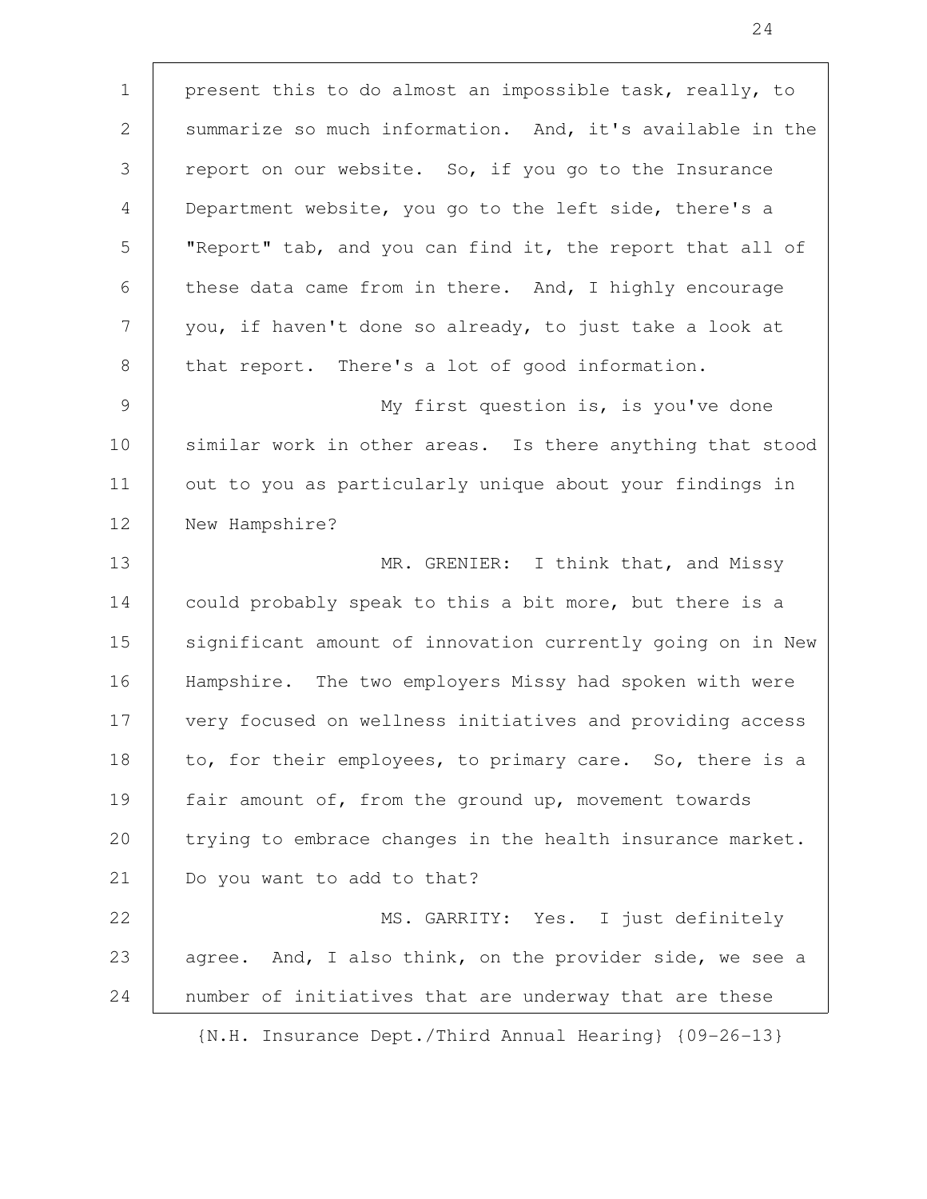present this to do almost an impossible task, really, to summarize so much information. And, it's available in the report on our website. So, if you go to the Insurance Department website, you go to the left side, there's a "Report" tab, and you can find it, the report that all of these data came from in there. And, I highly encourage you, if haven't done so already, to just take a look at that report. There's a lot of good information.

My first question is, is you've done similar work in other areas. Is there anything that stood out to you as particularly unique about your findings in New Hampshire?

MR. GRENIER: I think that, and Missy could probably speak to this a bit more, but there is a significant amount of innovation currently going on in New Hampshire. The two employers Missy had spoken with were very focused on wellness initiatives and providing access to, for their employees, to primary care. So, there is a fair amount of, from the ground up, movement towards trying to embrace changes in the health insurance market. Do you want to add to that?

MS. GARRITY: Yes. I just definitely agree. And, I also think, on the provider side, we see a number of initiatives that are underway that are these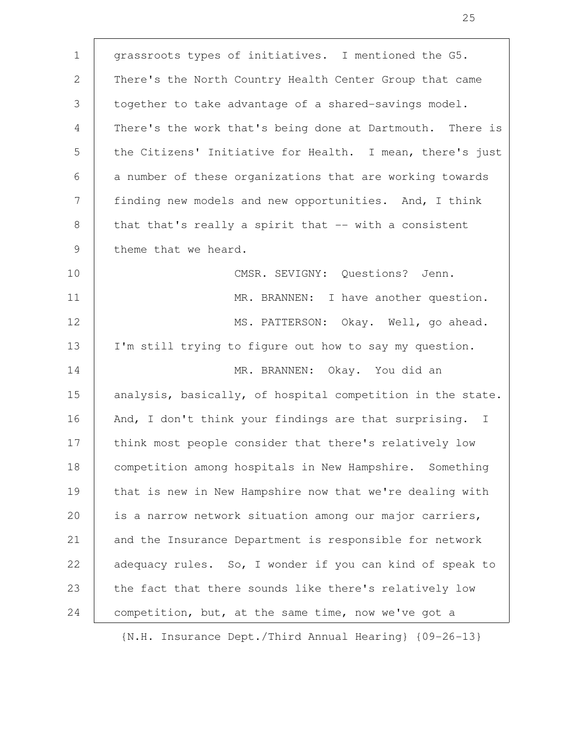grassroots types of initiatives. I mentioned the G5. There's the North Country Health Center Group that came together to take advantage of a shared-savings model. There's the work that's being done at Dartmouth. There is the Citizens' Initiative for Health. I mean, there's just a number of these organizations that are working towards finding new models and new opportunities. And, I think that that's really a spirit that -- with a consistent theme that we heard.

CMSR. SEVIGNY: Questions? Jenn.

MR. BRANNEN: I have another question.

MS. PATTERSON: Okay. Well, go ahead. I'm still trying to figure out how to say my question.

MR. BRANNEN: Okay. You did an analysis, basically, of hospital competition in the state. And, I don't think your findings are that surprising. I think most people consider that there's relatively low competition among hospitals in New Hampshire. Something that is new in New Hampshire now that we're dealing with is a narrow network situation among our major carriers, and the Insurance Department is responsible for network adequacy rules. So, I wonder if you can kind of speak to the fact that there sounds like there's relatively low competition, but, at the same time, now we've got a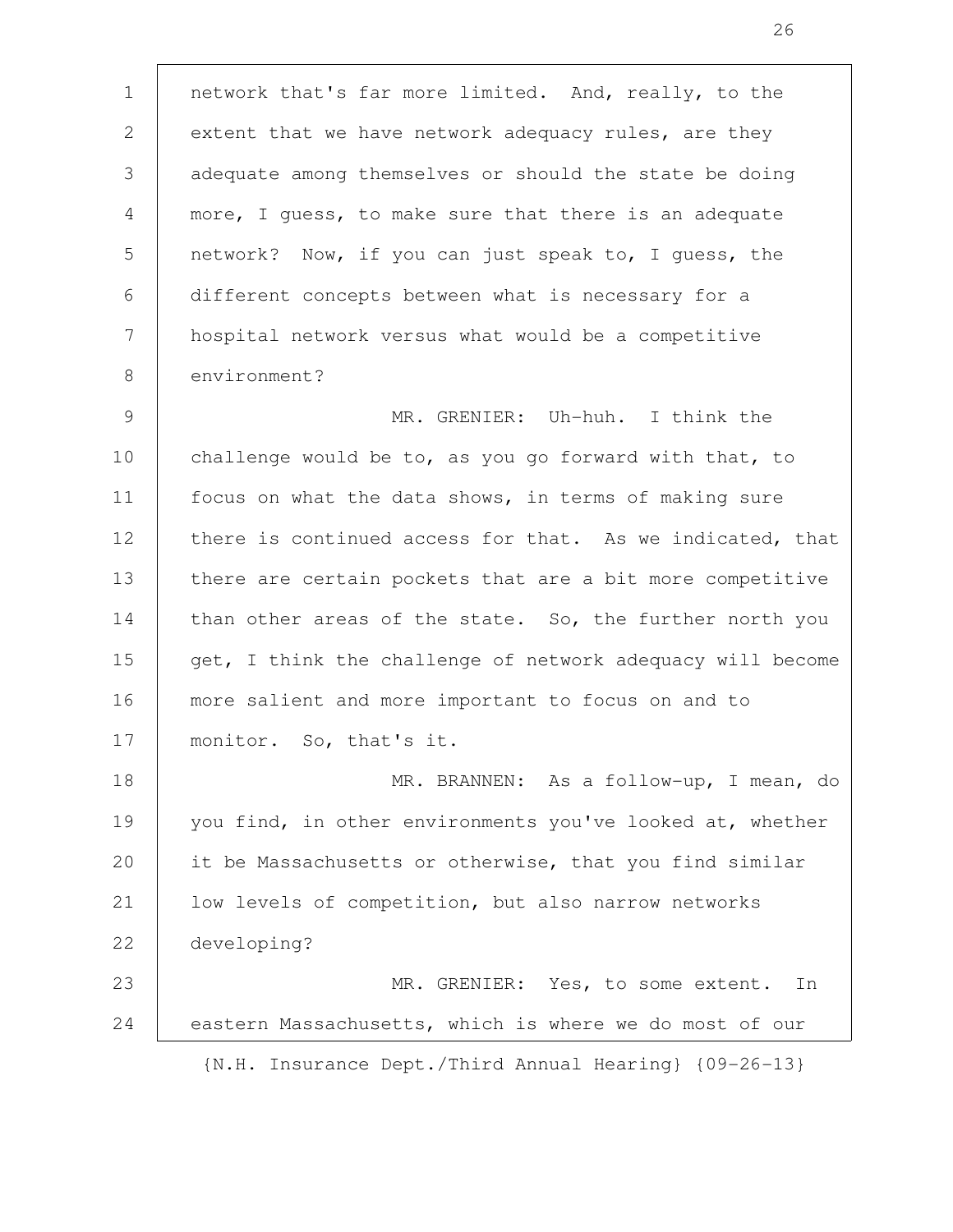network that's far more limited. And, really, to the extent that we have network adequacy rules, are they adequate among themselves or should the state be doing more, I guess, to make sure that there is an adequate network? Now, if you can just speak to, I guess, the different concepts between what is necessary for a hospital network versus what would be a competitive environment?

MR. GRENIER: Uh-huh. I think the challenge would be to, as you go forward with that, to focus on what the data shows, in terms of making sure there is continued access for that. As we indicated, that there are certain pockets that are a bit more competitive than other areas of the state. So, the further north you get, I think the challenge of network adequacy will become more salient and more important to focus on and to monitor. So, that's it.

MR. BRANNEN: As a follow-up, I mean, do you find, in other environments you've looked at, whether it be Massachusetts or otherwise, that you find similar low levels of competition, but also narrow networks developing?

MR. GRENIER: Yes, to some extent. In eastern Massachusetts, which is where we do most of our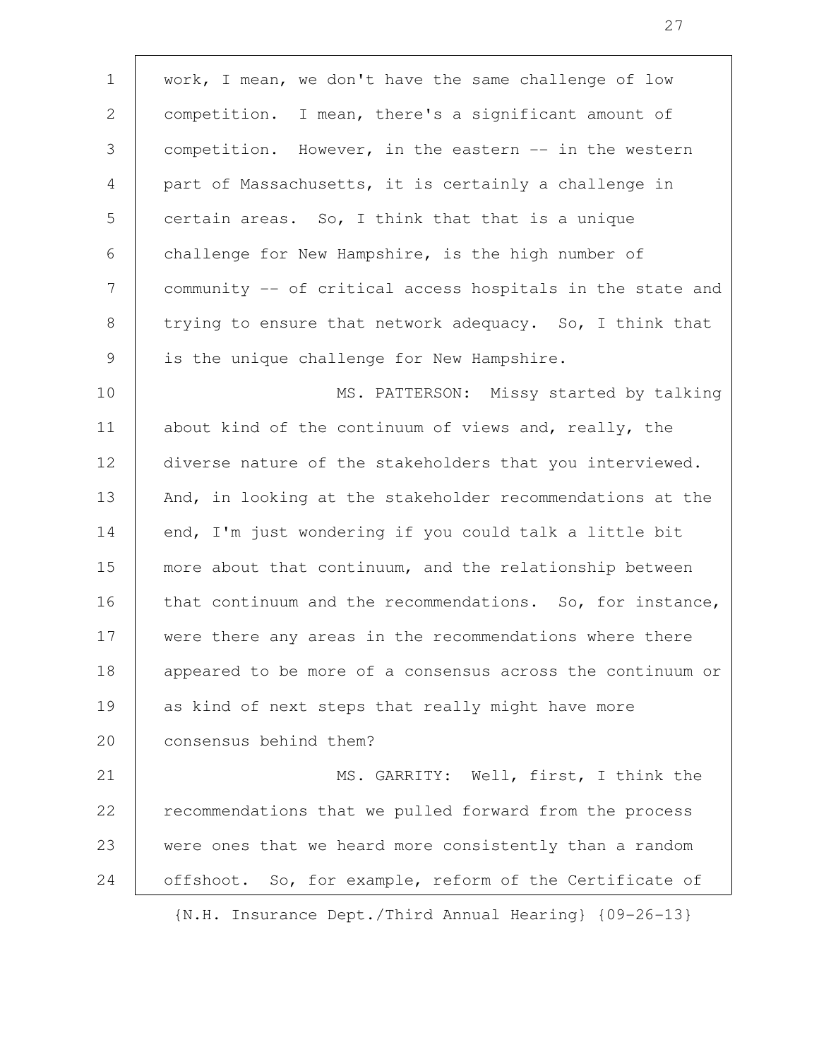work, I mean, we don't have the same challenge of low competition. I mean, there's a significant amount of competition. However, in the eastern -- in the western part of Massachusetts, it is certainly a challenge in certain areas. So, I think that that is a unique challenge for New Hampshire, is the high number of community -- of critical access hospitals in the state and trying to ensure that network adequacy. So, I think that is the unique challenge for New Hampshire.

MS. PATTERSON: Missy started by talking about kind of the continuum of views and, really, the diverse nature of the stakeholders that you interviewed. And, in looking at the stakeholder recommendations at the end, I'm just wondering if you could talk a little bit more about that continuum, and the relationship between that continuum and the recommendations. So, for instance, were there any areas in the recommendations where there appeared to be more of a consensus across the continuum or as kind of next steps that really might have more consensus behind them?

MS. GARRITY: Well, first, I think the recommendations that we pulled forward from the process were ones that we heard more consistently than a random offshoot. So, for example, reform of the Certificate of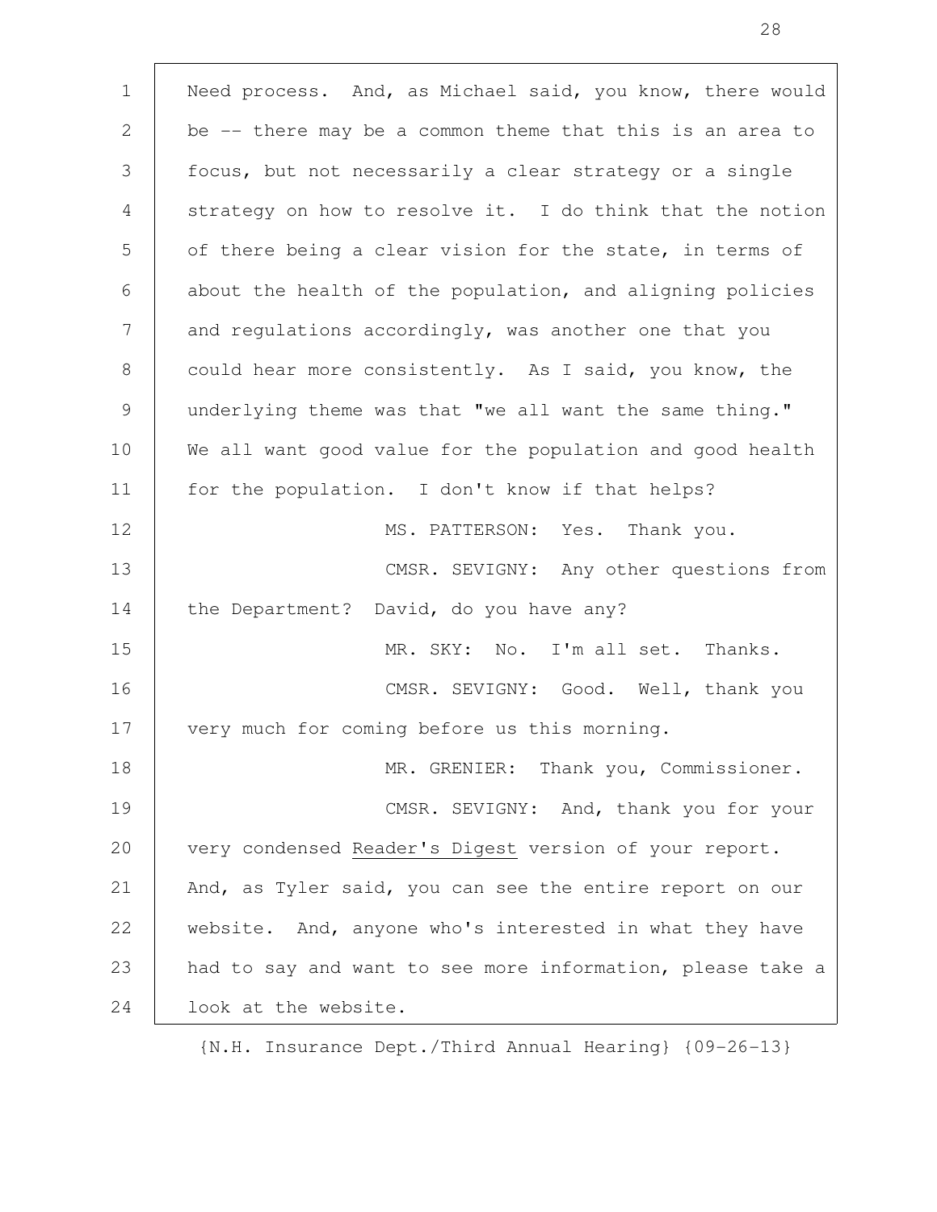Need process. And, as Michael said, you know, there would be -- there may be a common theme that this is an area to focus, but not necessarily a clear strategy or a single strategy on how to resolve it. I do think that the notion of there being a clear vision for the state, in terms of about the health of the population, and aligning policies and regulations accordingly, was another one that you could hear more consistently. As I said, you know, the underlying theme was that "we all want the same thing." We all want good value for the population and good health for the population. I don't know if that helps?

MS. PATTERSON: Yes. Thank you.

CMSR. SEVIGNY: Any other questions from the Department? David, do you have any?

MR. SKY: No. I'm all set. Thanks.

CMSR. SEVIGNY: Good. Well, thank you very much for coming before us this morning.

MR. GRENIER: Thank you, Commissioner.

CMSR. SEVIGNY: And, thank you for your very condensed Reader's Digest version of your report. And, as Tyler said, you can see the entire report on our website. And, anyone who's interested in what they have had to say and want to see more information, please take a look at the website.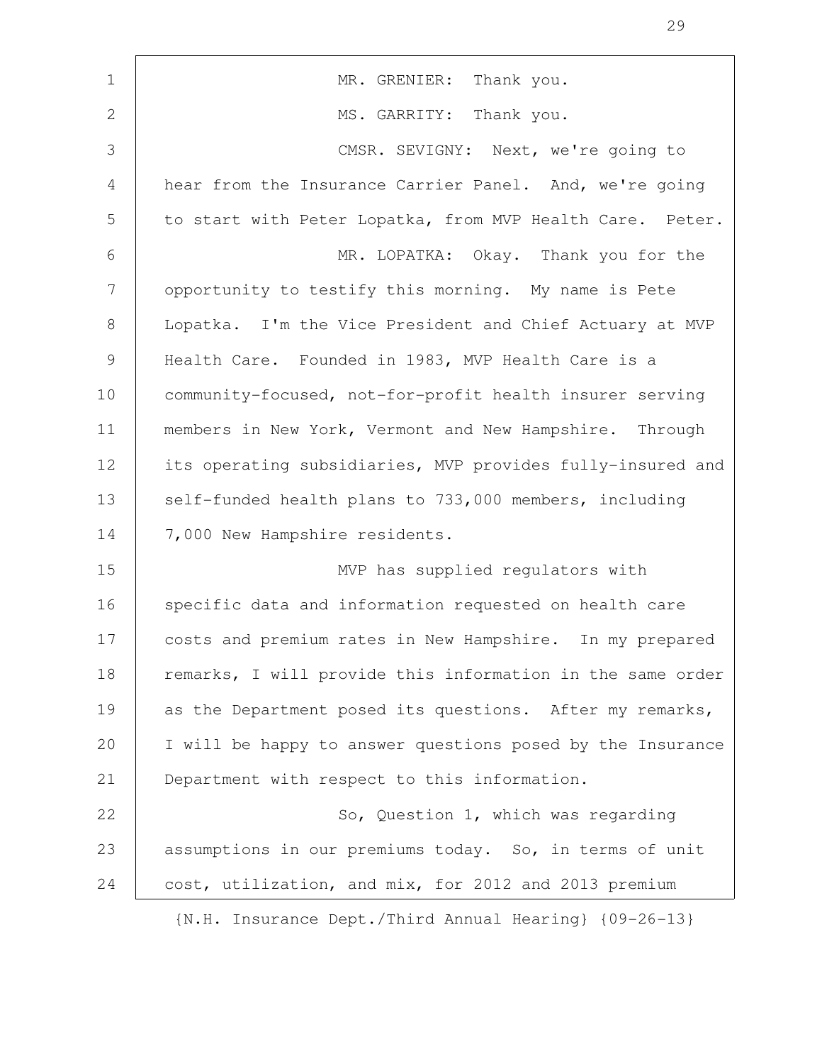MR. GRENIER: Thank you.

MS. GARRITY: Thank you.

CMSR. SEVIGNY: Next, we're going to hear from the Insurance Carrier Panel. And, we're going to start with Peter Lopatka, from MVP Health Care. Peter.

MR. LOPATKA: Okay. Thank you for the opportunity to testify this morning. My name is Pete Lopatka. I'm the Vice President and Chief Actuary at MVP Health Care. Founded in 1983, MVP Health Care is a community-focused, not-for-profit health insurer serving members in New York, Vermont and New Hampshire. Through its operating subsidiaries, MVP provides fully-insured and self-funded health plans to 733,000 members, including 7,000 New Hampshire residents.

MVP has supplied regulators with specific data and information requested on health care costs and premium rates in New Hampshire. In my prepared remarks, I will provide this information in the same order as the Department posed its questions. After my remarks, I will be happy to answer questions posed by the Insurance Department with respect to this information.

So, Question 1, which was regarding assumptions in our premiums today. So, in terms of unit cost, utilization, and mix, for 2012 and 2013 premium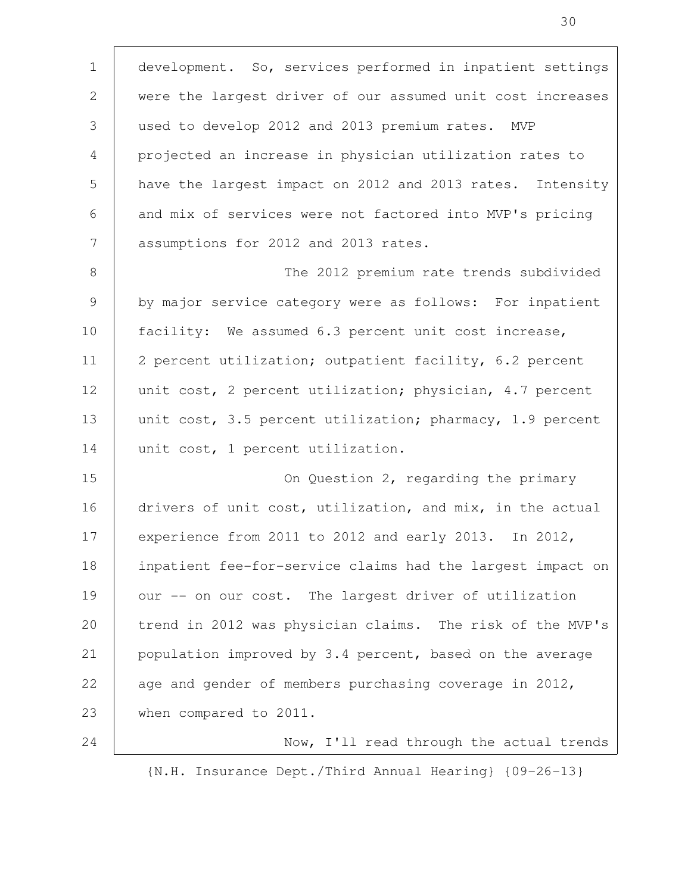development. So, services performed in inpatient settings were the largest driver of our assumed unit cost increases used to develop 2012 and 2013 premium rates. MVP projected an increase in physician utilization rates to have the largest impact on 2012 and 2013 rates. Intensity and mix of services were not factored into MVP's pricing assumptions for 2012 and 2013 rates.

The 2012 premium rate trends subdivided by major service category were as follows: For inpatient facility: We assumed 6.3 percent unit cost increase, 2 percent utilization; outpatient facility, 6.2 percent unit cost, 2 percent utilization; physician, 4.7 percent unit cost, 3.5 percent utilization; pharmacy, 1.9 percent unit cost, 1 percent utilization.

On Question 2, regarding the primary drivers of unit cost, utilization, and mix, in the actual experience from 2011 to 2012 and early 2013. In 2012, inpatient fee-for-service claims had the largest impact on our -- on our cost. The largest driver of utilization trend in 2012 was physician claims. The risk of the MVP's population improved by 3.4 percent, based on the average age and gender of members purchasing coverage in 2012, when compared to 2011.

Now, I'll read through the actual trends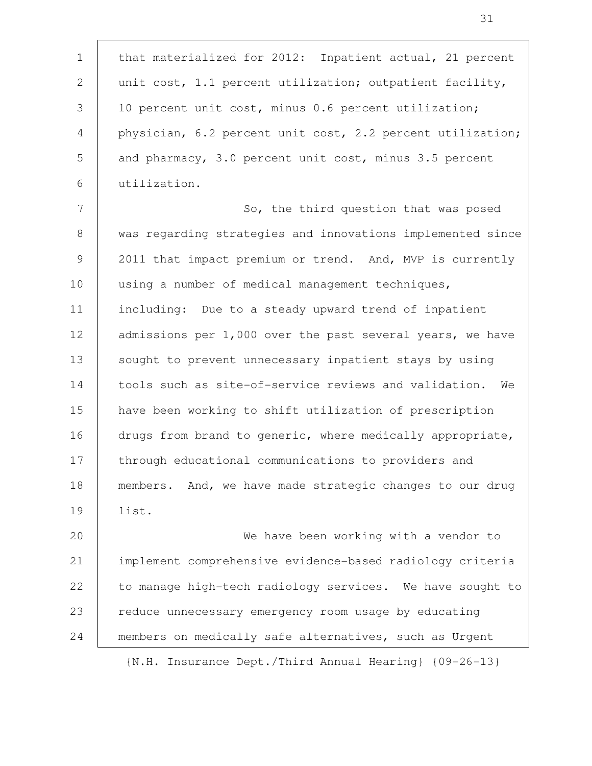that materialized for 2012: Inpatient actual, 21 percent unit cost, 1.1 percent utilization; outpatient facility, 10 percent unit cost, minus 0.6 percent utilization; physician, 6.2 percent unit cost, 2.2 percent utilization; and pharmacy, 3.0 percent unit cost, minus 3.5 percent utilization.

So, the third question that was posed was regarding strategies and innovations implemented since 2011 that impact premium or trend. And, MVP is currently using a number of medical management techniques, including: Due to a steady upward trend of inpatient admissions per 1,000 over the past several years, we have sought to prevent unnecessary inpatient stays by using tools such as site-of-service reviews and validation. We have been working to shift utilization of prescription drugs from brand to generic, where medically appropriate, through educational communications to providers and members. And, we have made strategic changes to our drug list.

We have been working with a vendor to implement comprehensive evidence-based radiology criteria to manage high-tech radiology services. We have sought to reduce unnecessary emergency room usage by educating members on medically safe alternatives, such as Urgent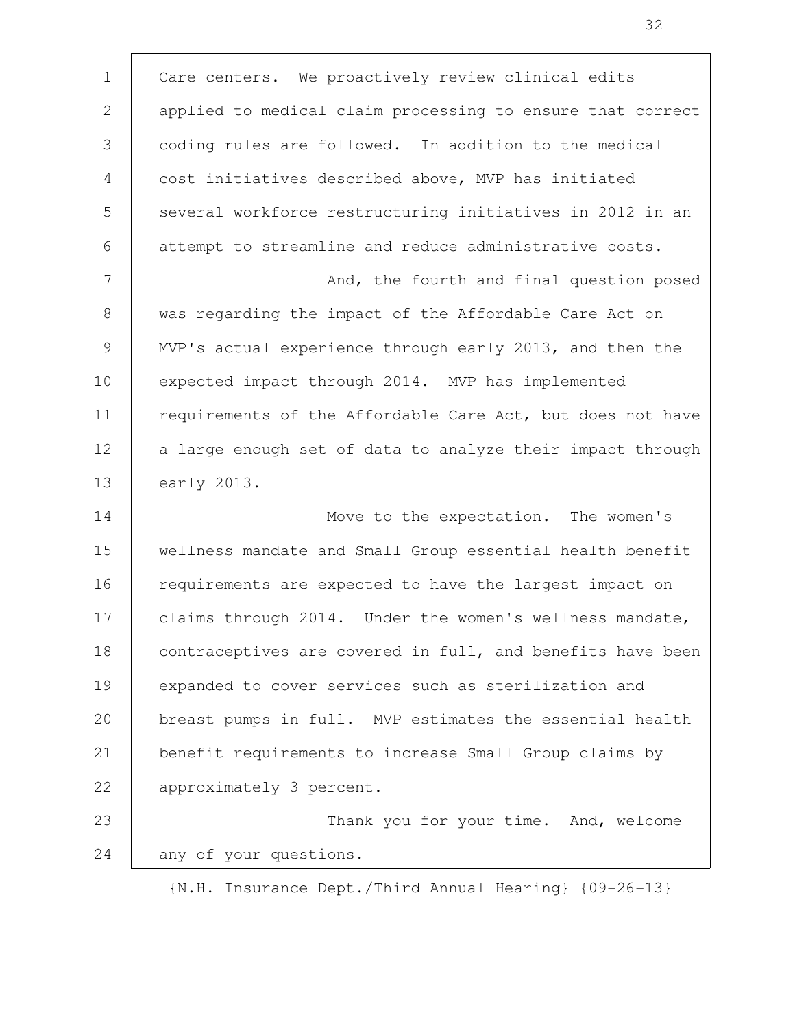Care centers. We proactively review clinical edits applied to medical claim processing to ensure that correct coding rules are followed. In addition to the medical cost initiatives described above, MVP has initiated several workforce restructuring initiatives in 2012 in an attempt to streamline and reduce administrative costs.

And, the fourth and final question posed was regarding the impact of the Affordable Care Act on MVP's actual experience through early 2013, and then the expected impact through 2014. MVP has implemented requirements of the Affordable Care Act, but does not have a large enough set of data to analyze their impact through early 2013.

Move to the expectation. The women's wellness mandate and Small Group essential health benefit requirements are expected to have the largest impact on claims through 2014. Under the women's wellness mandate, contraceptives are covered in full, and benefits have been expanded to cover services such as sterilization and breast pumps in full. MVP estimates the essential health benefit requirements to increase Small Group claims by approximately 3 percent.

Thank you for your time. And, welcome any of your questions.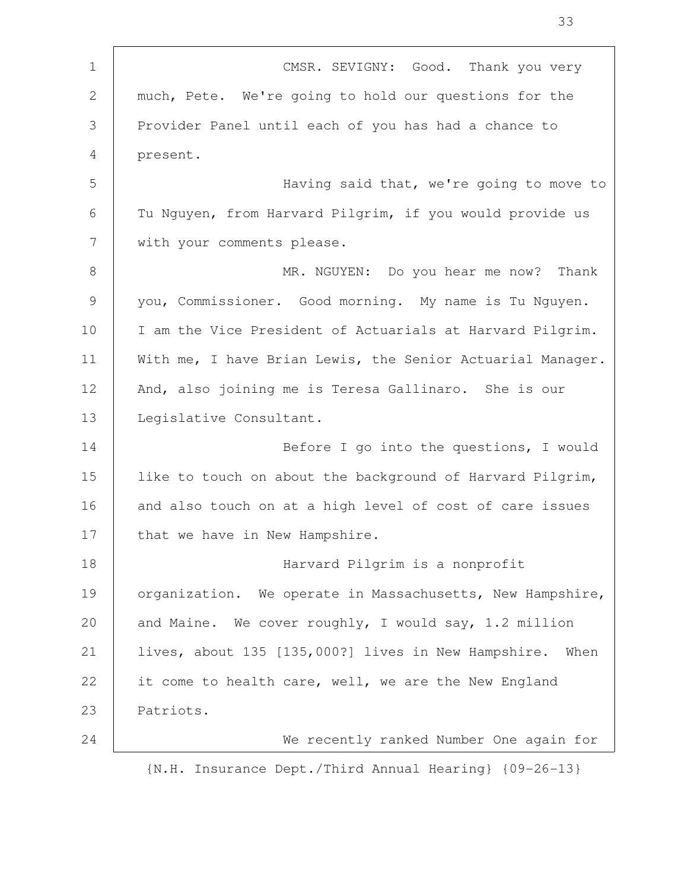CMSR. SEVIGNY: Good. Thank you very much, Pete. We're going to hold our questions for the Provider Panel until each of you has had a chance to present.

Having said that, we're going to move to Tu Nguyen, from Harvard Pilgrim, if you would provide us with your comments please.

MR. NGUYEN: Do you hear me now? Thank you, Commissioner. Good morning. My name is Tu Nguyen. I am the Vice President of Actuarials at Harvard Pilgrim. With me, I have Brian Lewis, the Senior Actuarial Manager. And, also joining me is Teresa Gallinaro. She is our Legislative Consultant.

Before I go into the questions, I would like to touch on about the background of Harvard Pilgrim, and also touch on at a high level of cost of care issues that we have in New Hampshire.

Harvard Pilgrim is a nonprofit organization. We operate in Massachusetts, New Hampshire, and Maine. We cover roughly, I would say, 1.2 million lives, about 135 [135,000?] lives in New Hampshire. When it come to health care, well, we are the New England Patriots.

We recently ranked Number One again for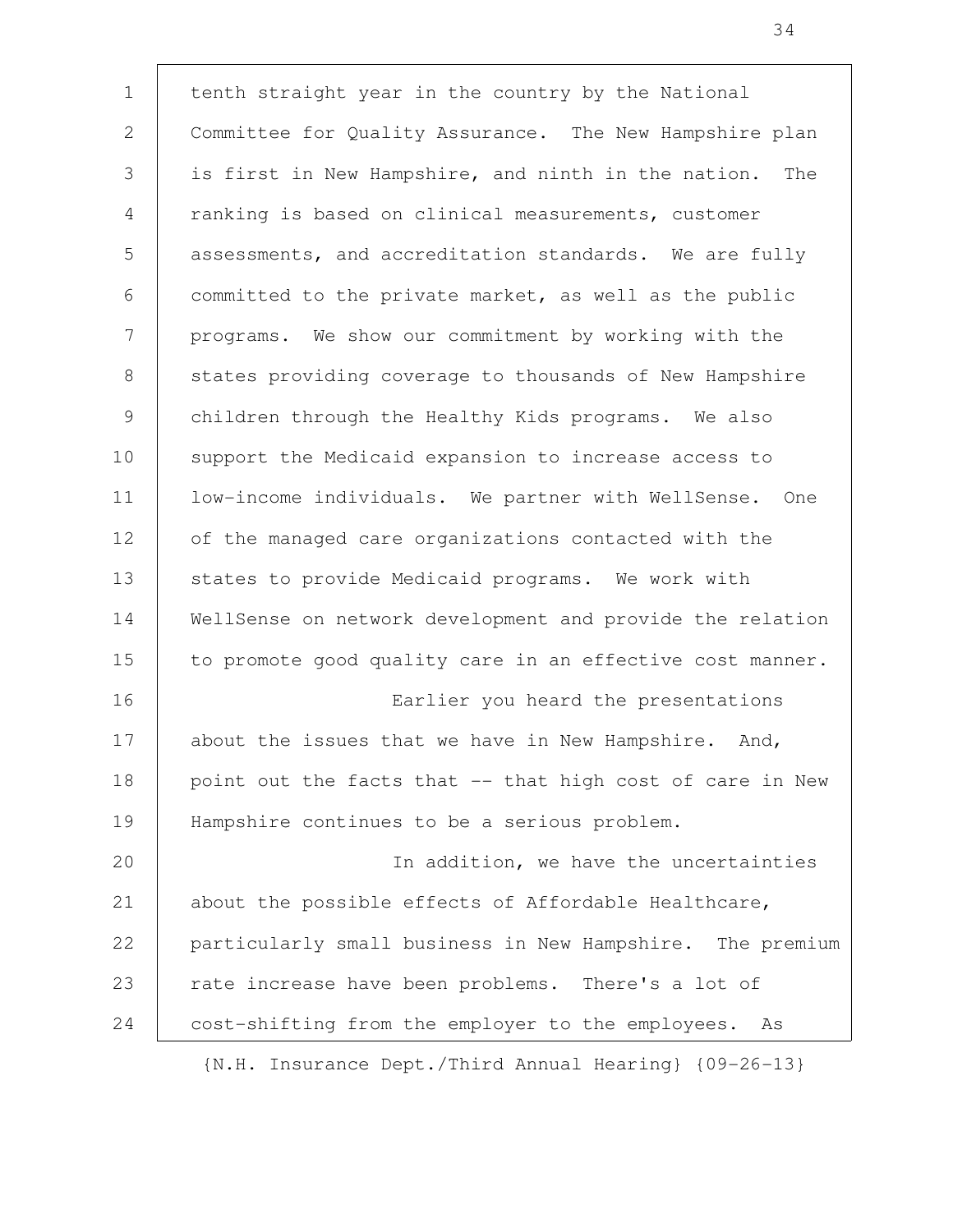tenth straight year in the country by the National Committee for Quality Assurance. The New Hampshire plan is first in New Hampshire, and ninth in the nation. The ranking is based on clinical measurements, customer assessments, and accreditation standards. We are fully committed to the private market, as well as the public programs. We show our commitment by working with the states providing coverage to thousands of New Hampshire children through the Healthy Kids programs. We also support the Medicaid expansion to increase access to low-income individuals. We partner with WellSense. One of the managed care organizations contacted with the states to provide Medicaid programs. We work with WellSense on network development and provide the relation to promote good quality care in an effective cost manner.

Earlier you heard the presentations about the issues that we have in New Hampshire. And, point out the facts that -- that high cost of care in New Hampshire continues to be a serious problem.

In addition, we have the uncertainties about the possible effects of Affordable Healthcare, particularly small business in New Hampshire. The premium rate increase have been problems. There's a lot of cost-shifting from the employer to the employees. As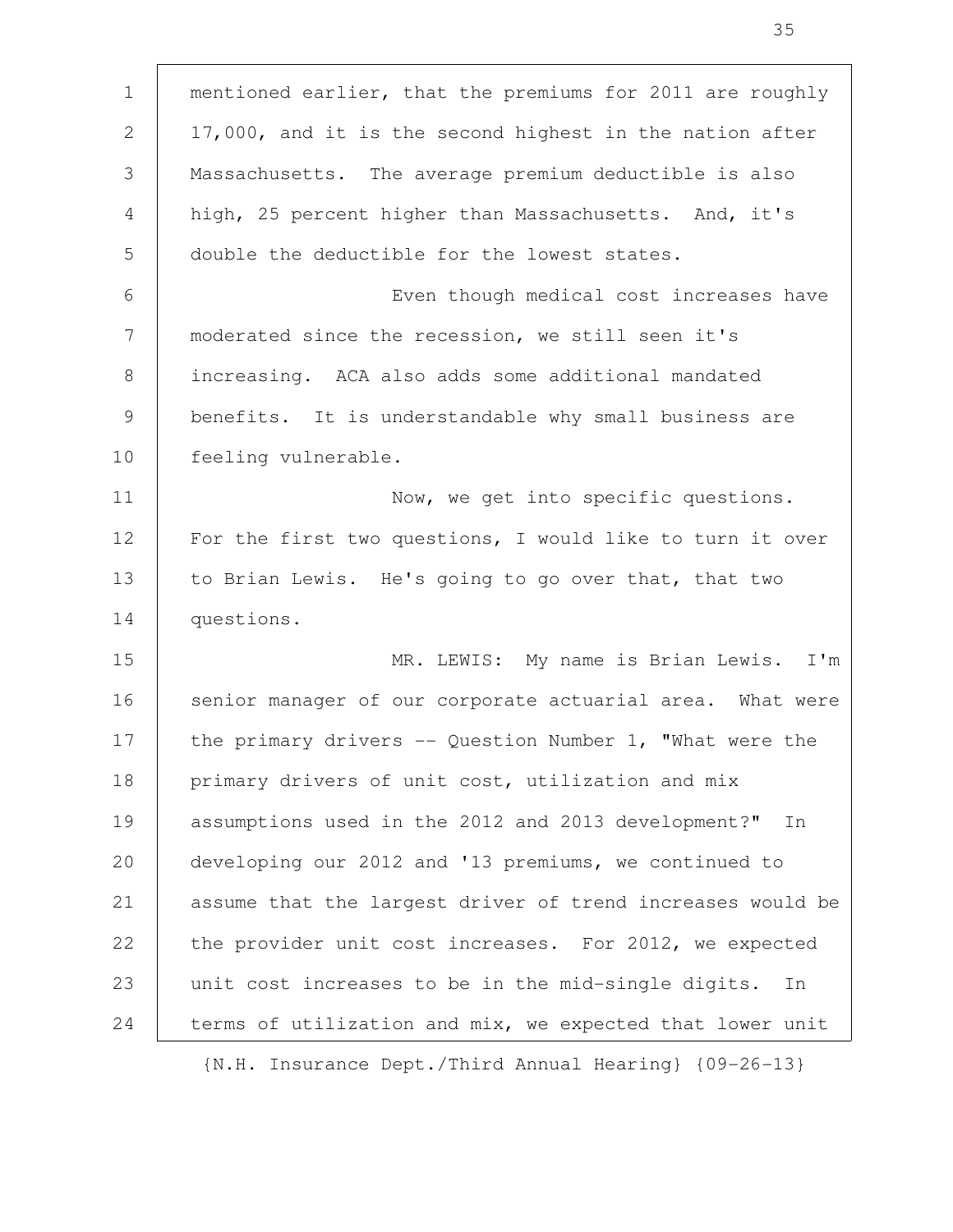mentioned earlier, that the premiums for 2011 are roughly 17,000, and it is the second highest in the nation after Massachusetts. The average premium deductible is also high, 25 percent higher than Massachusetts. And, it's double the deductible for the lowest states.

Even though medical cost increases have moderated since the recession, we still seen it's increasing. ACA also adds some additional mandated benefits. It is understandable why small business are feeling vulnerable.

Now, we get into specific questions. For the first two questions, I would like to turn it over to Brian Lewis. He's going to go over that, that two questions.

MR. LEWIS: My name is Brian Lewis. I'm senior manager of our corporate actuarial area. What were the primary drivers -- Question Number 1, "What were the primary drivers of unit cost, utilization and mix assumptions used in the 2012 and 2013 development?" In developing our 2012 and '13 premiums, we continued to assume that the largest driver of trend increases would be the provider unit cost increases. For 2012, we expected unit cost increases to be in the mid-single digits. In terms of utilization and mix, we expected that lower unit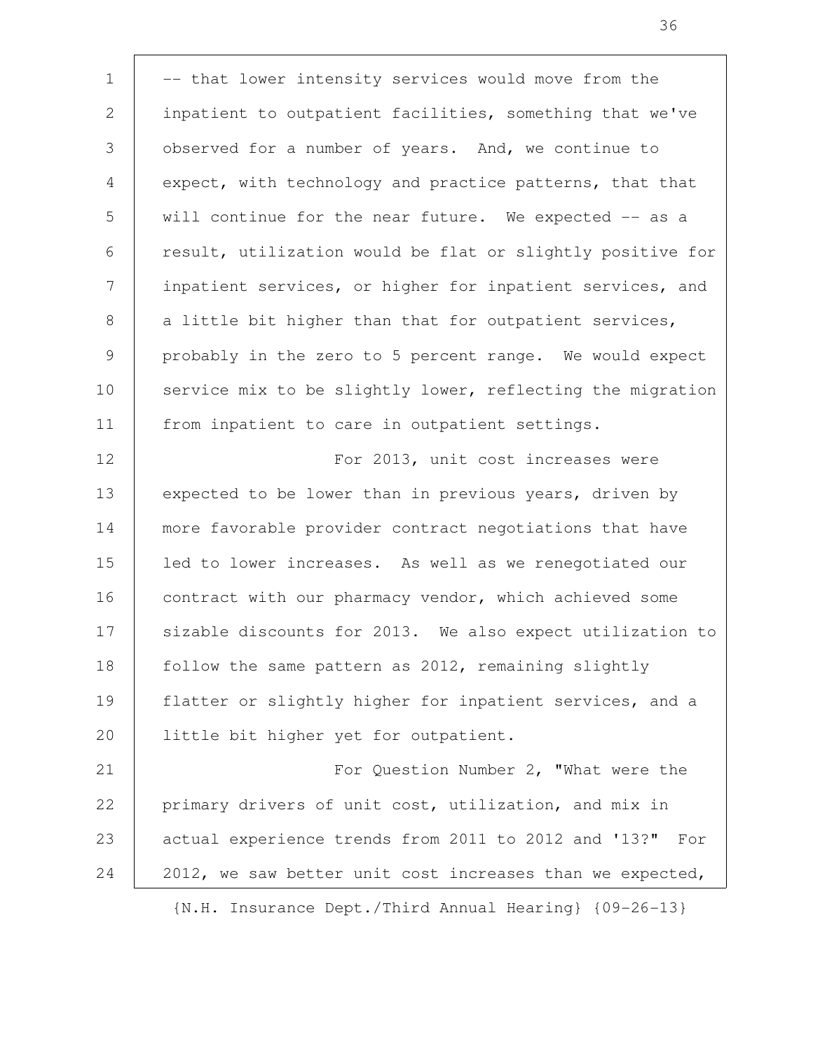-- that lower intensity services would move from the inpatient to outpatient facilities, something that we've observed for a number of years. And, we continue to expect, with technology and practice patterns, that that will continue for the near future. We expected -- as a result, utilization would be flat or slightly positive for inpatient services, or higher for inpatient services, and a little bit higher than that for outpatient services, probably in the zero to 5 percent range. We would expect service mix to be slightly lower, reflecting the migration from inpatient to care in outpatient settings.

For 2013, unit cost increases were expected to be lower than in previous years, driven by more favorable provider contract negotiations that have led to lower increases. As well as we renegotiated our contract with our pharmacy vendor, which achieved some sizable discounts for 2013. We also expect utilization to follow the same pattern as 2012, remaining slightly flatter or slightly higher for inpatient services, and a little bit higher yet for outpatient.

For Question Number 2, "What were the primary drivers of unit cost, utilization, and mix in actual experience trends from 2011 to 2012 and '13?" For 2012, we saw better unit cost increases than we expected,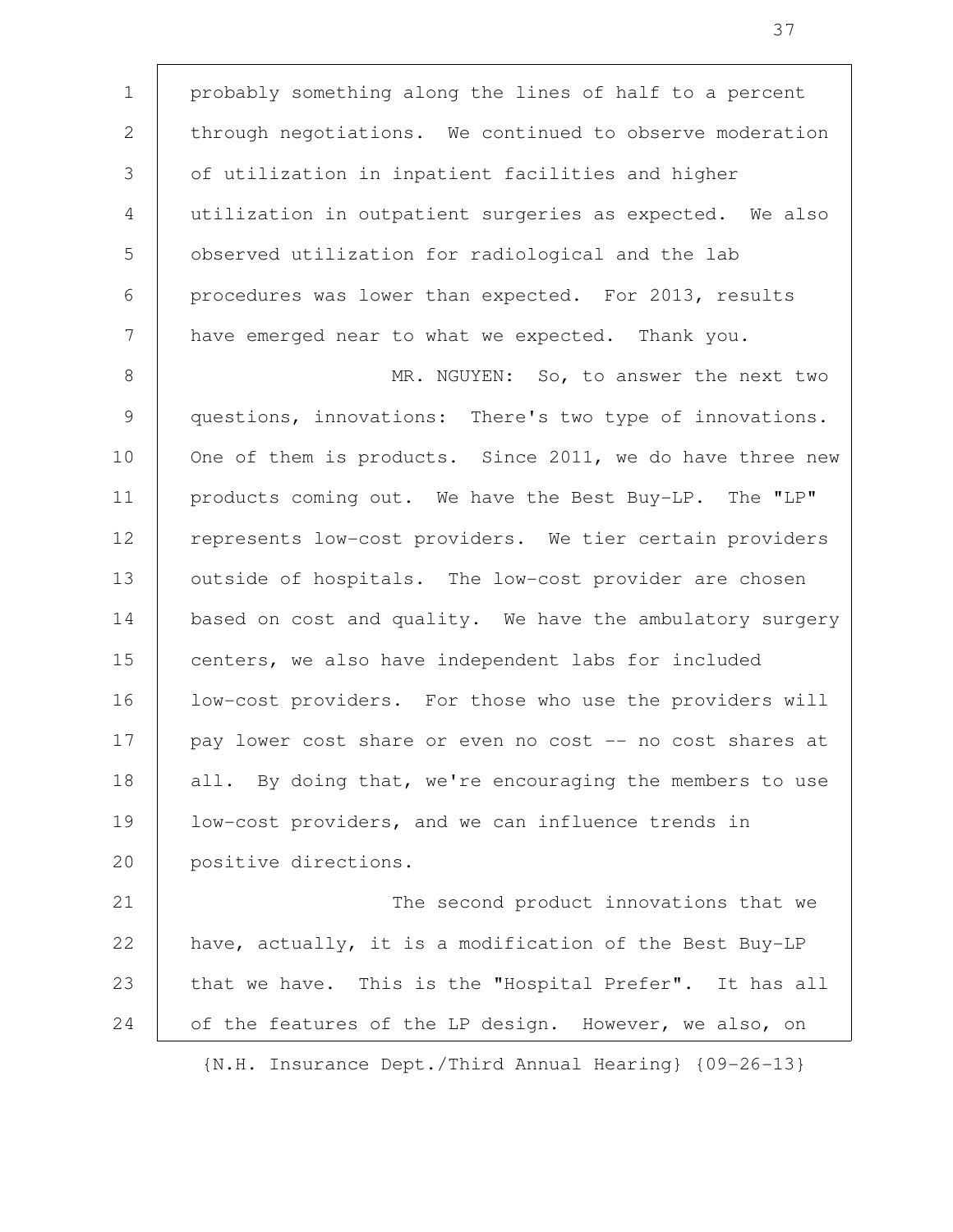probably something along the lines of half to a percent through negotiations. We continued to observe moderation of utilization in inpatient facilities and higher utilization in outpatient surgeries as expected. We also observed utilization for radiological and the lab procedures was lower than expected. For 2013, results have emerged near to what we expected. Thank you.

MR. NGUYEN: So, to answer the next two questions, innovations: There's two type of innovations. One of them is products. Since 2011, we do have three new products coming out. We have the Best Buy-LP. The "LP" represents low-cost providers. We tier certain providers outside of hospitals. The low-cost provider are chosen based on cost and quality. We have the ambulatory surgery centers, we also have independent labs for included low-cost providers. For those who use the providers will pay lower cost share or even no cost -- no cost shares at all. By doing that, we're encouraging the members to use low-cost providers, and we can influence trends in positive directions.

The second product innovations that we have, actually, it is a modification of the Best Buy-LP that we have. This is the "Hospital Prefer". It has all of the features of the LP design. However, we also, on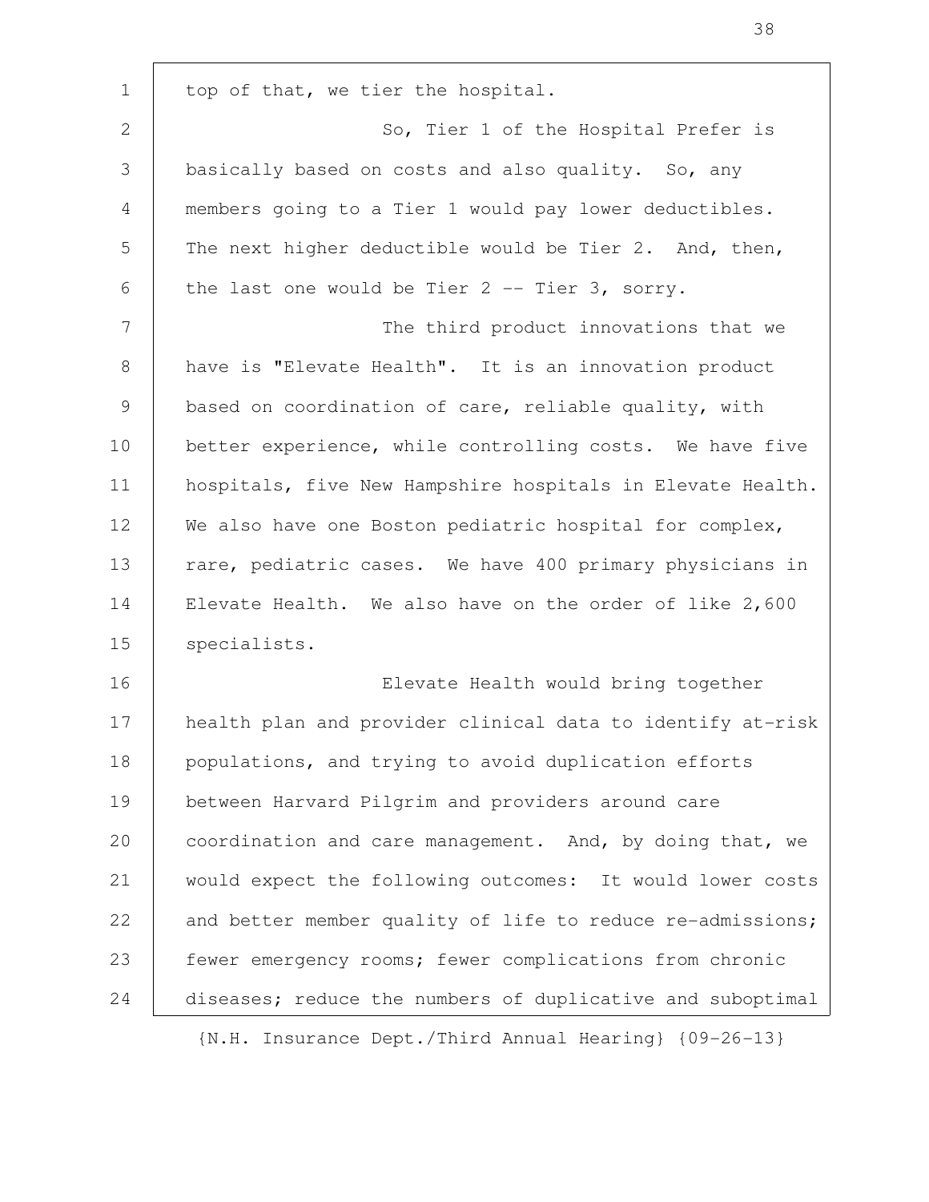top of that, we tier the hospital.

So, Tier 1 of the Hospital Prefer is basically based on costs and also quality. So, any members going to a Tier 1 would pay lower deductibles. The next higher deductible would be Tier 2. And, then, the last one would be Tier 2 -- Tier 3, sorry.

The third product innovations that we have is "Elevate Health". It is an innovation product based on coordination of care, reliable quality, with better experience, while controlling costs. We have five hospitals, five New Hampshire hospitals in Elevate Health. We also have one Boston pediatric hospital for complex, rare, pediatric cases. We have 400 primary physicians in Elevate Health. We also have on the order of like 2,600 specialists.

Elevate Health would bring together health plan and provider clinical data to identify at-risk populations, and trying to avoid duplication efforts between Harvard Pilgrim and providers around care coordination and care management. And, by doing that, we would expect the following outcomes: It would lower costs and better member quality of life to reduce re-admissions; fewer emergency rooms; fewer complications from chronic diseases; reduce the numbers of duplicative and suboptimal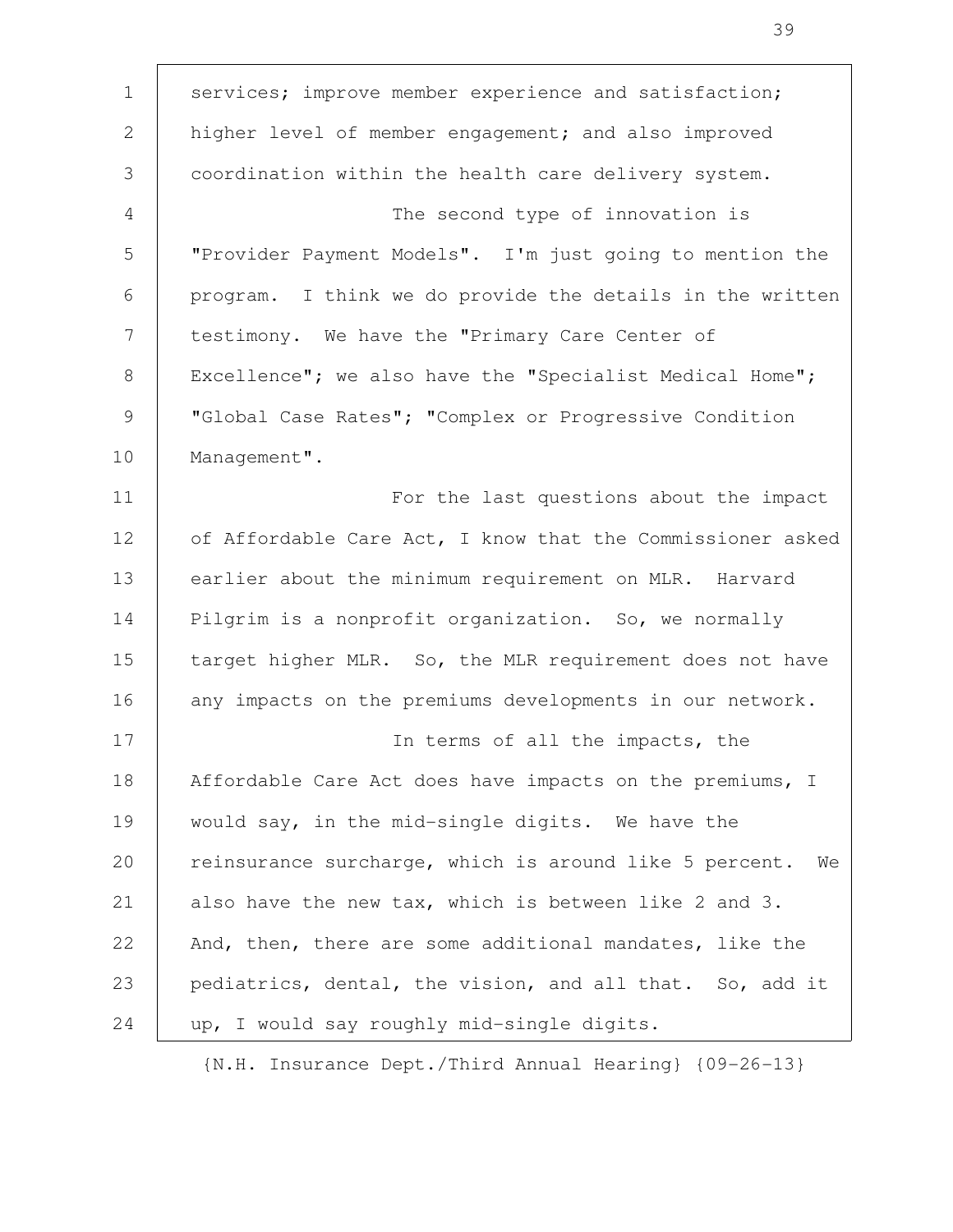services; improve member experience and satisfaction; higher level of member engagement; and also improved coordination within the health care delivery system.

The second type of innovation is "Provider Payment Models". I'm just going to mention the program. I think we do provide the details in the written testimony. We have the "Primary Care Center of Excellence"; we also have the "Specialist Medical Home"; "Global Case Rates"; "Complex or Progressive Condition Management".

For the last questions about the impact of Affordable Care Act, I know that the Commissioner asked earlier about the minimum requirement on MLR. Harvard Pilgrim is a nonprofit organization. So, we normally target higher MLR. So, the MLR requirement does not have any impacts on the premiums developments in our network.

In terms of all the impacts, the Affordable Care Act does have impacts on the premiums, I would say, in the mid-single digits. We have the reinsurance surcharge, which is around like 5 percent. We also have the new tax, which is between like 2 and 3. And, then, there are some additional mandates, like the pediatrics, dental, the vision, and all that. So, add it up, I would say roughly mid-single digits.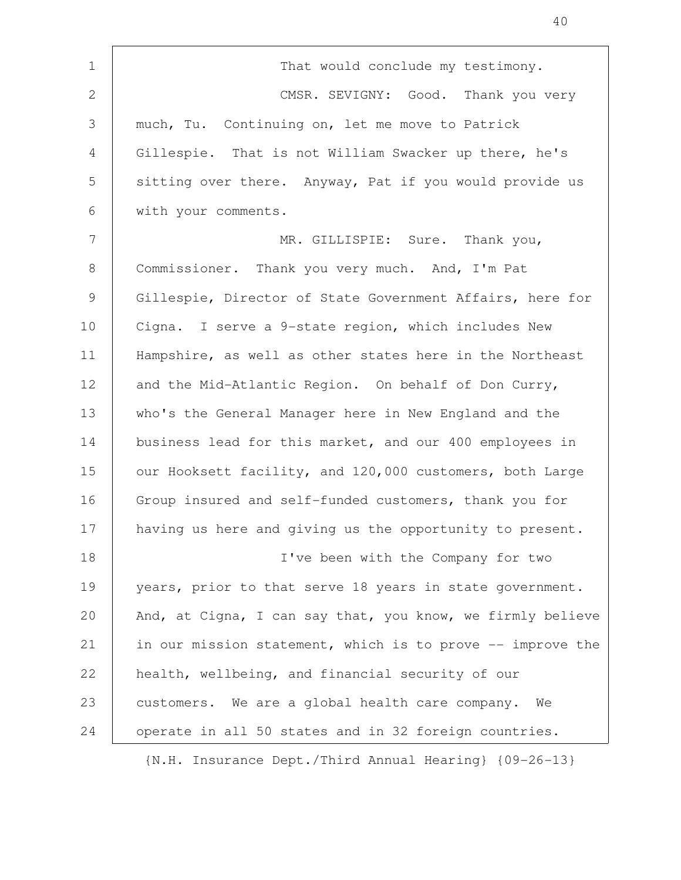That would conclude my testimony.

CMSR. SEVIGNY: Good. Thank you very much, Tu. Continuing on, let me move to Patrick Gillespie. That is not William Swacker up there, he's sitting over there. Anyway, Pat if you would provide us with your comments.

MR. GILLISPIE: Sure. Thank you, Commissioner. Thank you very much. And, I'm Pat Gillespie, Director of State Government Affairs, here for Cigna. I serve a 9-state region, which includes New Hampshire, as well as other states here in the Northeast and the Mid-Atlantic Region. On behalf of Don Curry, who's the General Manager here in New England and the business lead for this market, and our 400 employees in our Hooksett facility, and 120,000 customers, both Large Group insured and self-funded customers, thank you for having us here and giving us the opportunity to present.

I've been with the Company for two years, prior to that serve 18 years in state government. And, at Cigna, I can say that, you know, we firmly believe in our mission statement, which is to prove -- improve the health, wellbeing, and financial security of our customers. We are a global health care company. We operate in all 50 states and in 32 foreign countries.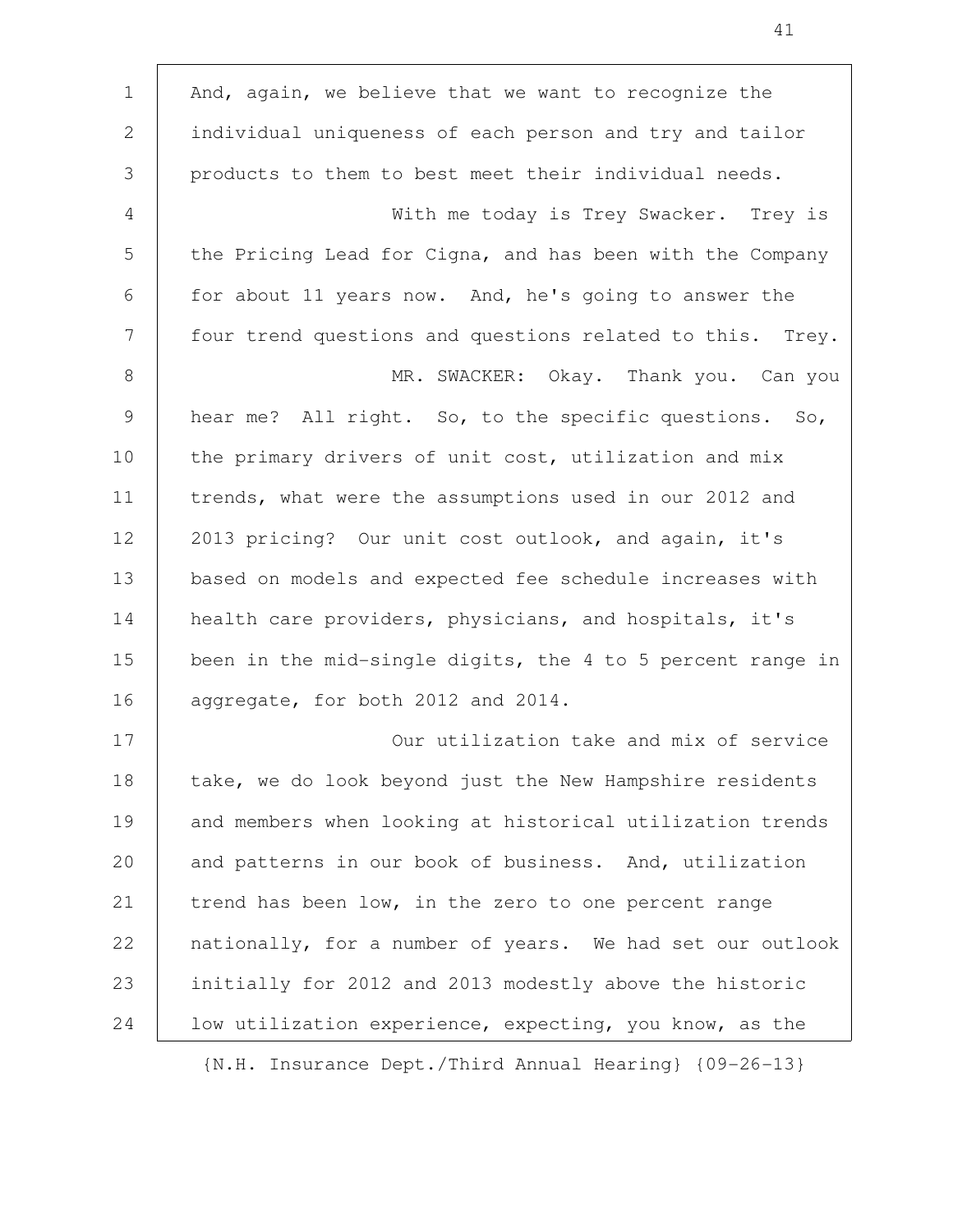And, again, we believe that we want to recognize the individual uniqueness of each person and try and tailor products to them to best meet their individual needs.

With me today is Trey Swacker. Trey is the Pricing Lead for Cigna, and has been with the Company for about 11 years now. And, he's going to answer the four trend questions and questions related to this. Trey.

MR. SWACKER: Okay. Thank you. Can you hear me? All right. So, to the specific questions. So, the primary drivers of unit cost, utilization and mix trends, what were the assumptions used in our 2012 and 2013 pricing? Our unit cost outlook, and again, it's based on models and expected fee schedule increases with health care providers, physicians, and hospitals, it's been in the mid-single digits, the 4 to 5 percent range in aggregate, for both 2012 and 2014.

Our utilization take and mix of service take, we do look beyond just the New Hampshire residents and members when looking at historical utilization trends and patterns in our book of business. And, utilization trend has been low, in the zero to one percent range nationally, for a number of years. We had set our outlook initially for 2012 and 2013 modestly above the historic low utilization experience, expecting, you know, as the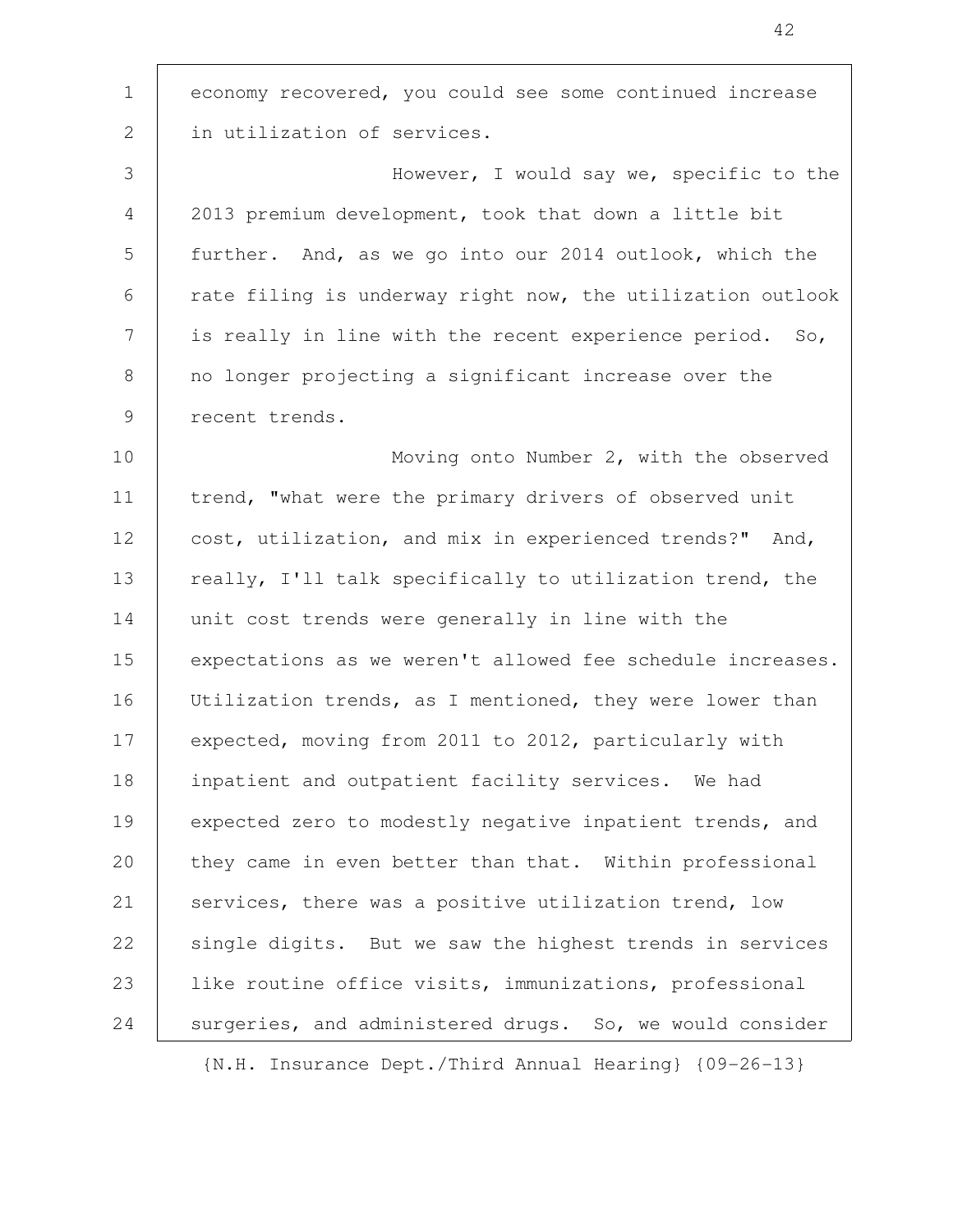economy recovered, you could see some continued increase in utilization of services.

However, I would say we, specific to the 2013 premium development, took that down a little bit further. And, as we go into our 2014 outlook, which the rate filing is underway right now, the utilization outlook is really in line with the recent experience period. So, no longer projecting a significant increase over the recent trends.

Moving onto Number 2, with the observed trend, "what were the primary drivers of observed unit cost, utilization, and mix in experienced trends?" And, really, I'll talk specifically to utilization trend, the unit cost trends were generally in line with the expectations as we weren't allowed fee schedule increases. Utilization trends, as I mentioned, they were lower than expected, moving from 2011 to 2012, particularly with inpatient and outpatient facility services. We had expected zero to modestly negative inpatient trends, and they came in even better than that. Within professional services, there was a positive utilization trend, low single digits. But we saw the highest trends in services like routine office visits, immunizations, professional surgeries, and administered drugs. So, we would consider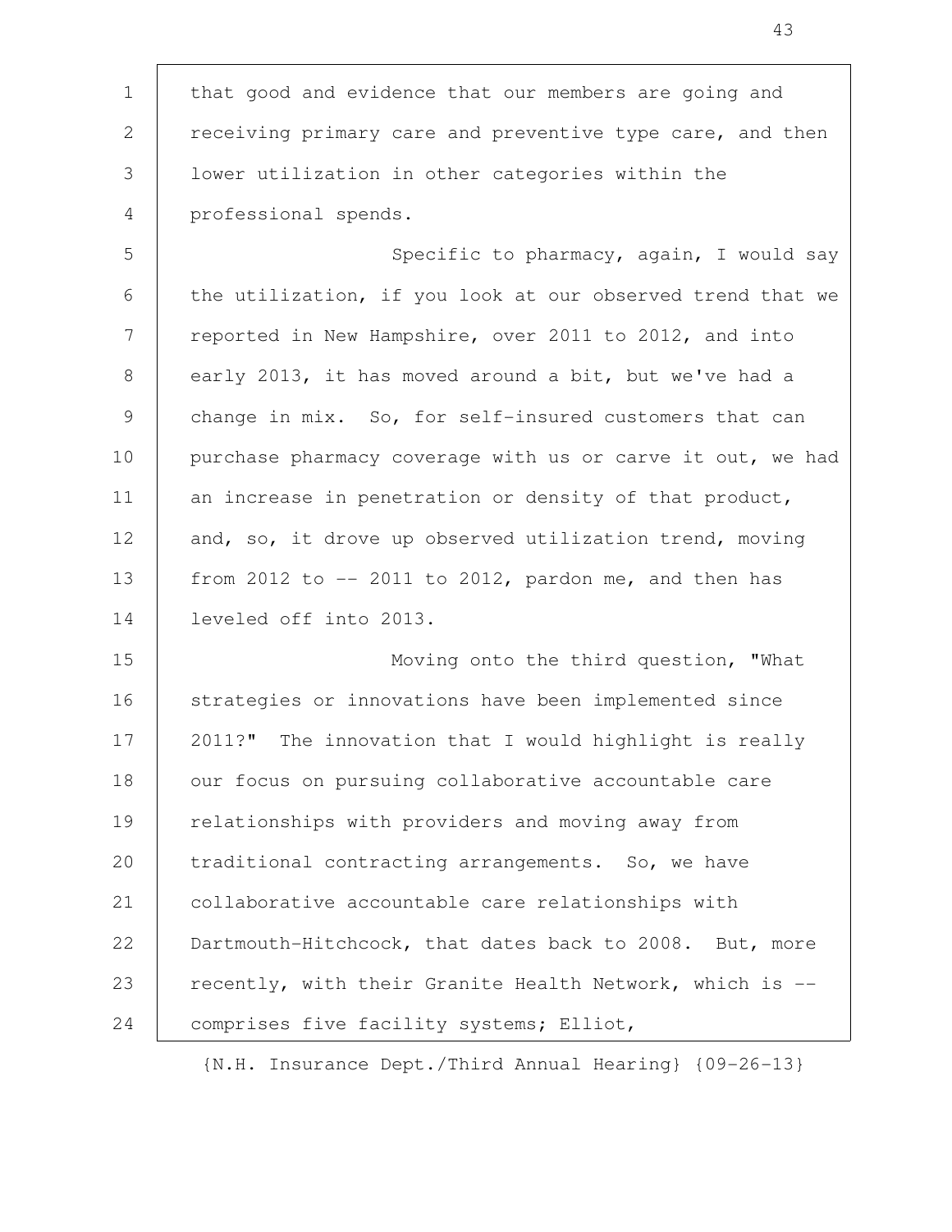that good and evidence that our members are going and receiving primary care and preventive type care, and then lower utilization in other categories within the professional spends.

Specific to pharmacy, again, I would say the utilization, if you look at our observed trend that we reported in New Hampshire, over 2011 to 2012, and into early 2013, it has moved around a bit, but we've had a change in mix. So, for self-insured customers that can purchase pharmacy coverage with us or carve it out, we had an increase in penetration or density of that product, and, so, it drove up observed utilization trend, moving from 2012 to -- 2011 to 2012, pardon me, and then has leveled off into 2013.

Moving onto the third question, "What strategies or innovations have been implemented since 2011?" The innovation that I would highlight is really our focus on pursuing collaborative accountable care relationships with providers and moving away from traditional contracting arrangements. So, we have collaborative accountable care relationships with Dartmouth-Hitchcock, that dates back to 2008. But, more recently, with their Granite Health Network, which is -- comprises five facility systems; Elliot,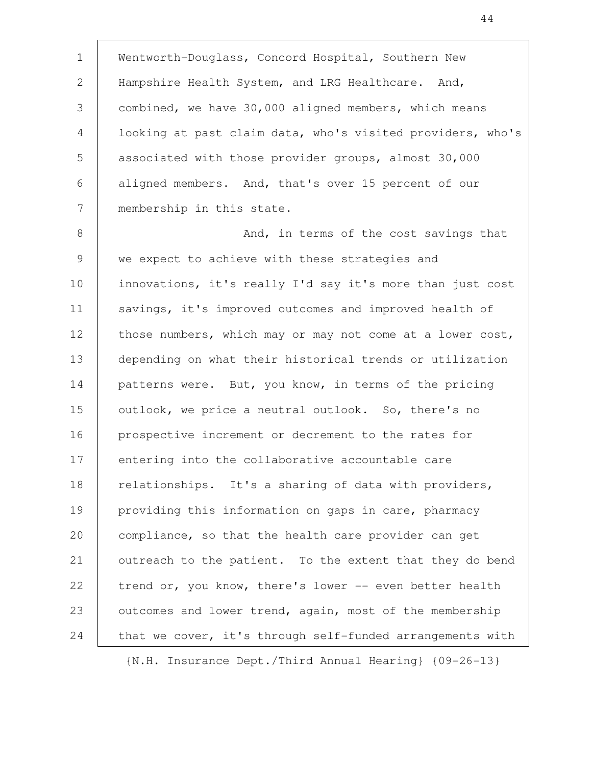Wentworth-Douglass, Concord Hospital, Southern New Hampshire Health System, and LRG Healthcare. And, combined, we have 30,000 aligned members, which means looking at past claim data, who's visited providers, who's associated with those provider groups, almost 30,000 aligned members. And, that's over 15 percent of our membership in this state.

And, in terms of the cost savings that we expect to achieve with these strategies and innovations, it's really I'd say it's more than just cost savings, it's improved outcomes and improved health of those numbers, which may or may not come at a lower cost, depending on what their historical trends or utilization patterns were. But, you know, in terms of the pricing outlook, we price a neutral outlook. So, there's no prospective increment or decrement to the rates for entering into the collaborative accountable care relationships. It's a sharing of data with providers, providing this information on gaps in care, pharmacy compliance, so that the health care provider can get outreach to the patient. To the extent that they do bend trend or, you know, there's lower -- even better health outcomes and lower trend, again, most of the membership that we cover, it's through self-funded arrangements with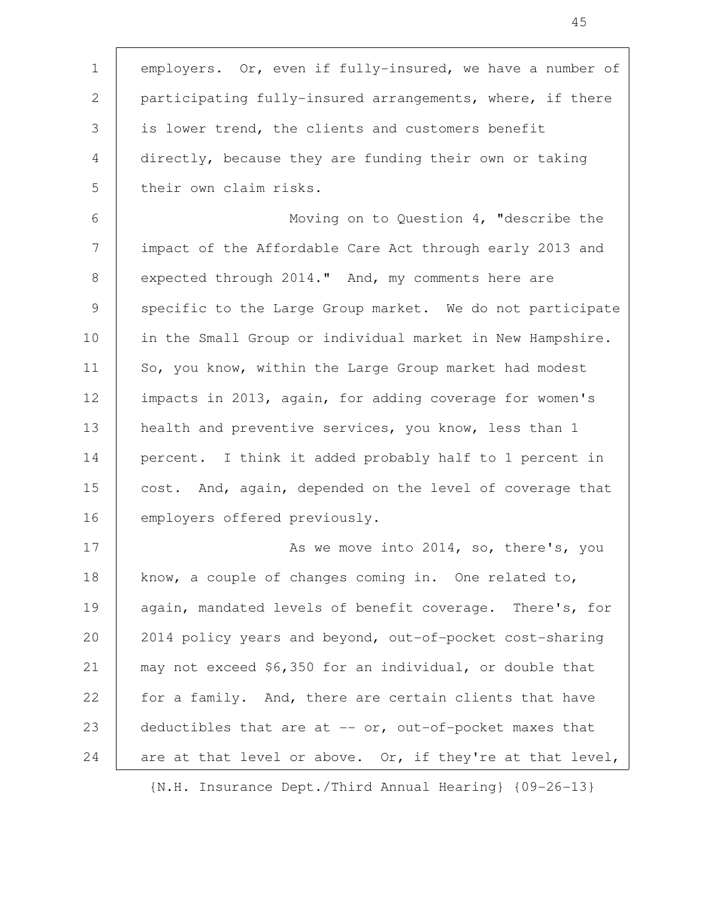employers. Or, even if fully-insured, we have a number of participating fully-insured arrangements, where, if there is lower trend, the clients and customers benefit directly, because they are funding their own or taking their own claim risks.

Moving on to Question 4, "describe the impact of the Affordable Care Act through early 2013 and expected through 2014." And, my comments here are specific to the Large Group market. We do not participate in the Small Group or individual market in New Hampshire. So, you know, within the Large Group market had modest impacts in 2013, again, for adding coverage for women's health and preventive services, you know, less than 1 percent. I think it added probably half to 1 percent in cost. And, again, depended on the level of coverage that employers offered previously.

As we move into 2014, so, there's, you know, a couple of changes coming in. One related to, again, mandated levels of benefit coverage. There's, for 2014 policy years and beyond, out-of-pocket cost-sharing may not exceed $6,350 for an individual, or double that for a family. And, there are certain clients that have deductibles that are at -- or, out-of-pocket maxes that are at that level or above. Or, if they're at that level,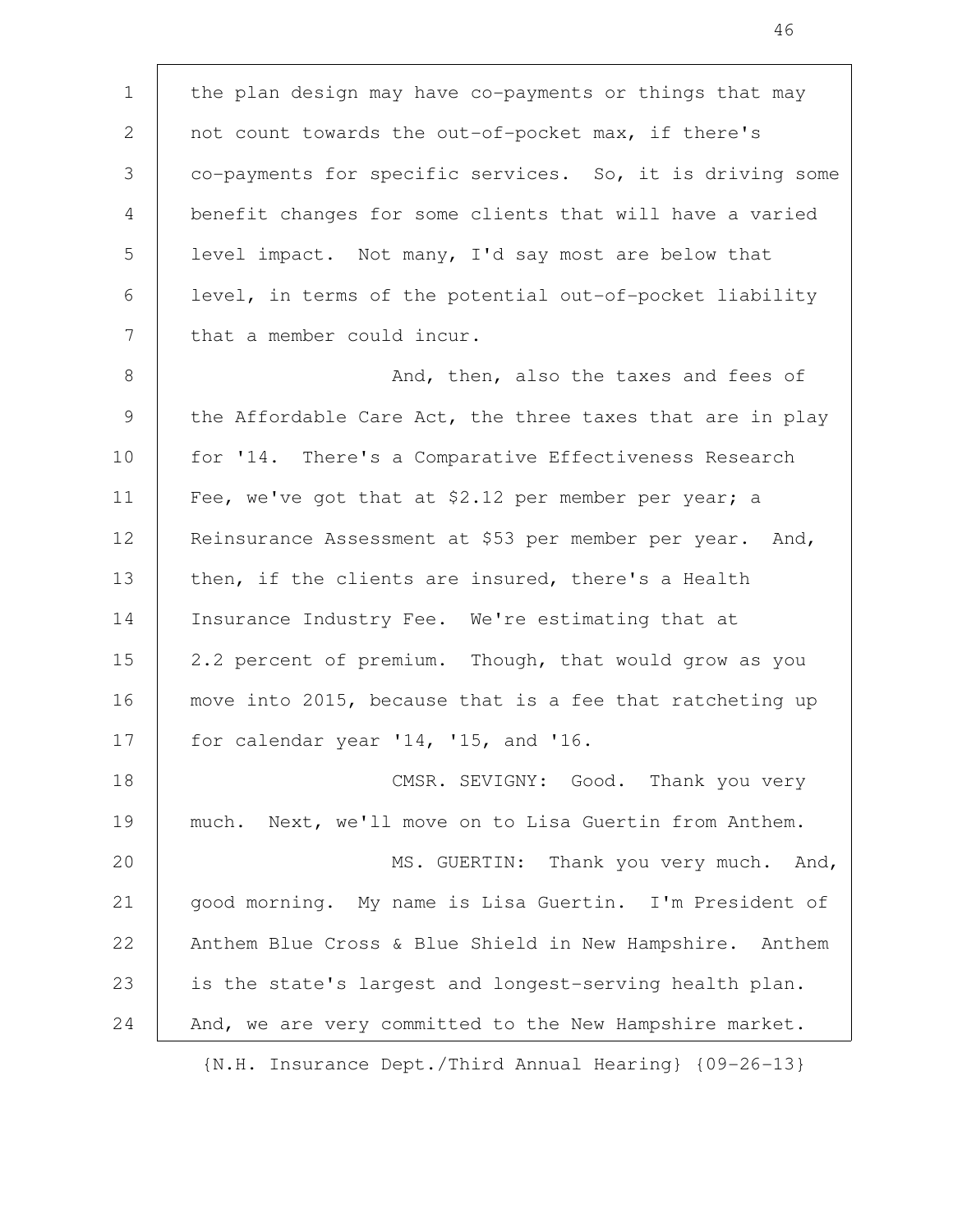the plan design may have co-payments or things that may not count towards the out-of-pocket max, if there's co-payments for specific services. So, it is driving some benefit changes for some clients that will have a varied level impact. Not many, I'd say most are below that level, in terms of the potential out-of-pocket liability that a member could incur.

And, then, also the taxes and fees of the Affordable Care Act, the three taxes that are in play for '14. There's a Comparative Effectiveness Research Fee, we've got that at $2.12 per member per year; a Reinsurance Assessment at $53 per member per year. And, then, if the clients are insured, there's a Health Insurance Industry Fee. We're estimating that at 2.2 percent of premium. Though, that would grow as you move into 2015, because that is a fee that ratcheting up for calendar year '14, '15, and '16.

CMSR. SEVIGNY: Good. Thank you very much. Next, we'll move on to Lisa Guertin from Anthem.

MS. GUERTIN: Thank you very much. And, good morning. My name is Lisa Guertin. I'm President of Anthem Blue Cross & Blue Shield in New Hampshire. Anthem is the state's largest and longest-serving health plan. And, we are very committed to the New Hampshire market.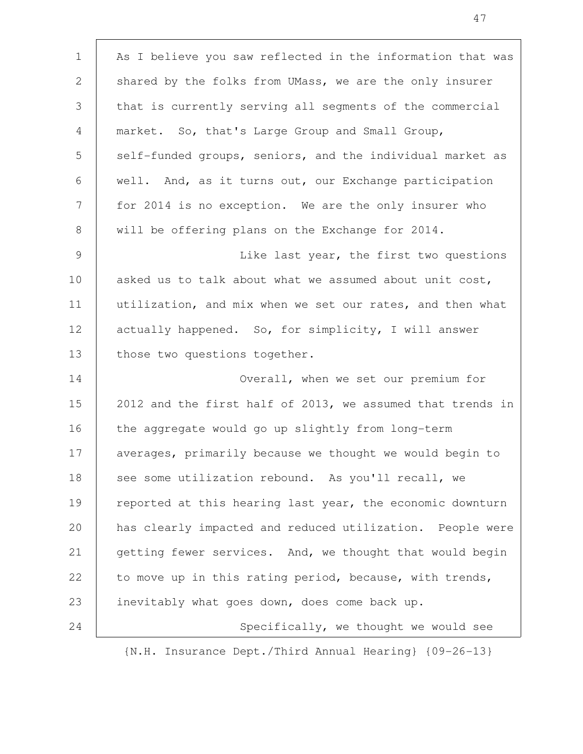As I believe you saw reflected in the information that was shared by the folks from UMass, we are the only insurer that is currently serving all segments of the commercial market. So, that's Large Group and Small Group, self-funded groups, seniors, and the individual market as well. And, as it turns out, our Exchange participation for 2014 is no exception. We are the only insurer who will be offering plans on the Exchange for 2014.

Like last year, the first two questions asked us to talk about what we assumed about unit cost, utilization, and mix when we set our rates, and then what actually happened. So, for simplicity, I will answer those two questions together.

Overall, when we set our premium for 2012 and the first half of 2013, we assumed that trends in the aggregate would go up slightly from long-term averages, primarily because we thought we would begin to see some utilization rebound. As you'll recall, we reported at this hearing last year, the economic downturn has clearly impacted and reduced utilization. People were getting fewer services. And, we thought that would begin to move up in this rating period, because, with trends, inevitably what goes down, does come back up.

Specifically, we thought we would see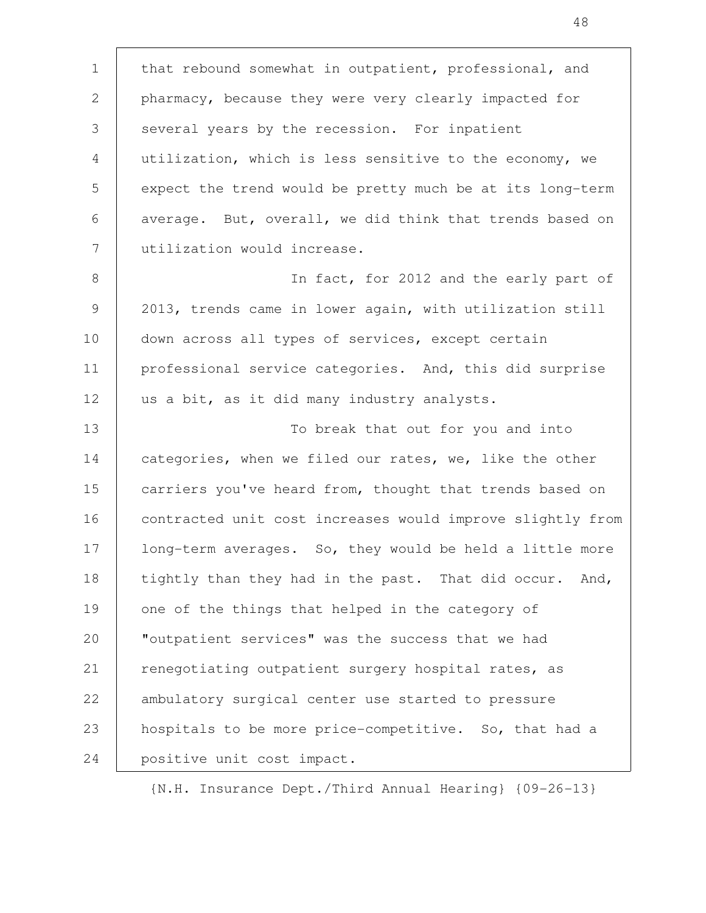that rebound somewhat in outpatient, professional, and pharmacy, because they were very clearly impacted for several years by the recession. For inpatient utilization, which is less sensitive to the economy, we expect the trend would be pretty much be at its long-term average. But, overall, we did think that trends based on utilization would increase.

In fact, for 2012 and the early part of 2013, trends came in lower again, with utilization still down across all types of services, except certain professional service categories. And, this did surprise us a bit, as it did many industry analysts.

To break that out for you and into categories, when we filed our rates, we, like the other carriers you've heard from, thought that trends based on contracted unit cost increases would improve slightly from long-term averages. So, they would be held a little more tightly than they had in the past. That did occur. And, one of the things that helped in the category of "outpatient services" was the success that we had renegotiating outpatient surgery hospital rates, as ambulatory surgical center use started to pressure hospitals to be more price-competitive. So, that had a positive unit cost impact.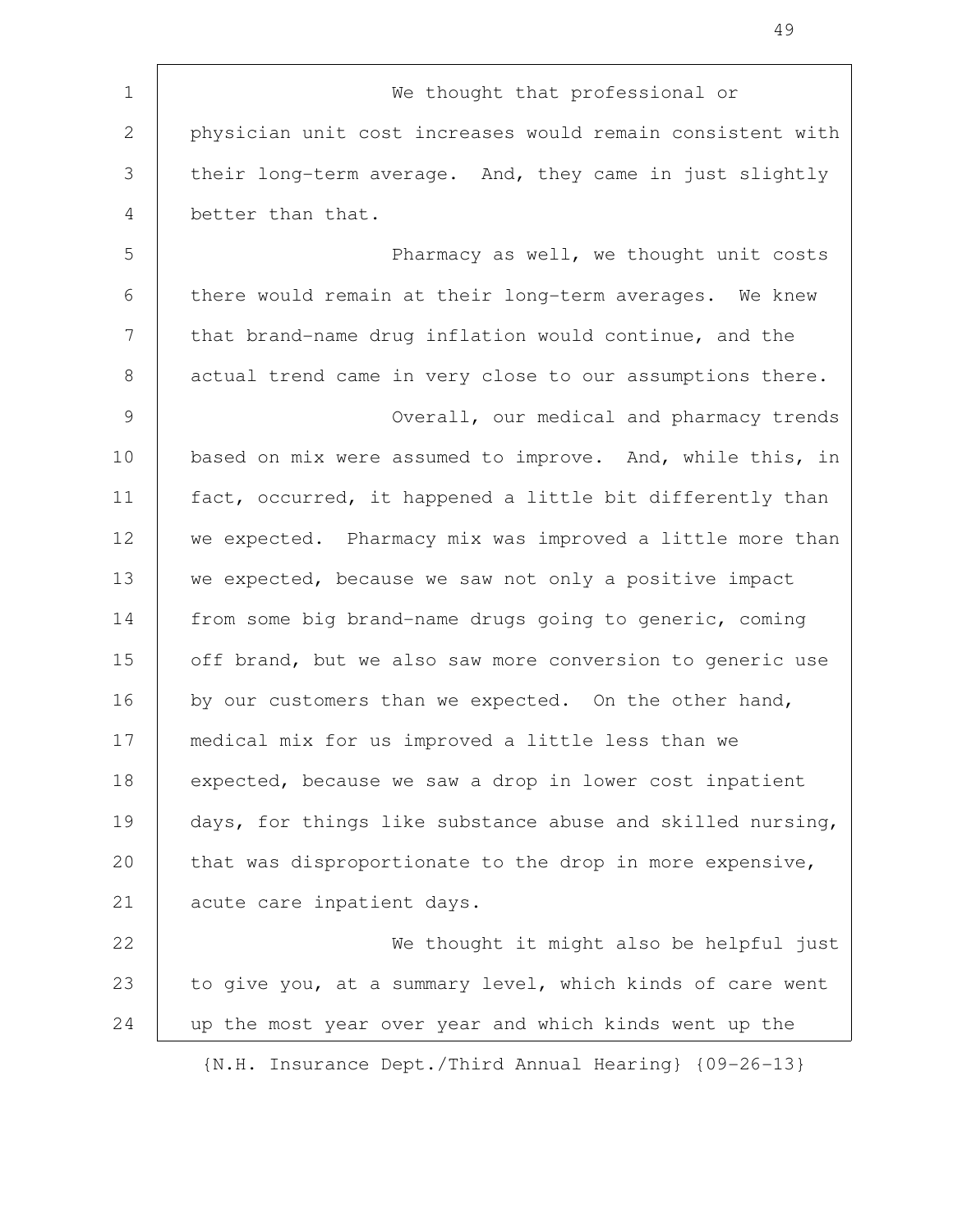We thought that professional or physician unit cost increases would remain consistent with their long-term average. And, they came in just slightly better than that.

Pharmacy as well, we thought unit costs there would remain at their long-term averages. We knew that brand-name drug inflation would continue, and the actual trend came in very close to our assumptions there.

Overall, our medical and pharmacy trends based on mix were assumed to improve. And, while this, in fact, occurred, it happened a little bit differently than we expected. Pharmacy mix was improved a little more than we expected, because we saw not only a positive impact from some big brand-name drugs going to generic, coming off brand, but we also saw more conversion to generic use by our customers than we expected. On the other hand, medical mix for us improved a little less than we expected, because we saw a drop in lower cost inpatient days, for things like substance abuse and skilled nursing, that was disproportionate to the drop in more expensive, acute care inpatient days.

We thought it might also be helpful just to give you, at a summary level, which kinds of care went up the most year over year and which kinds went up the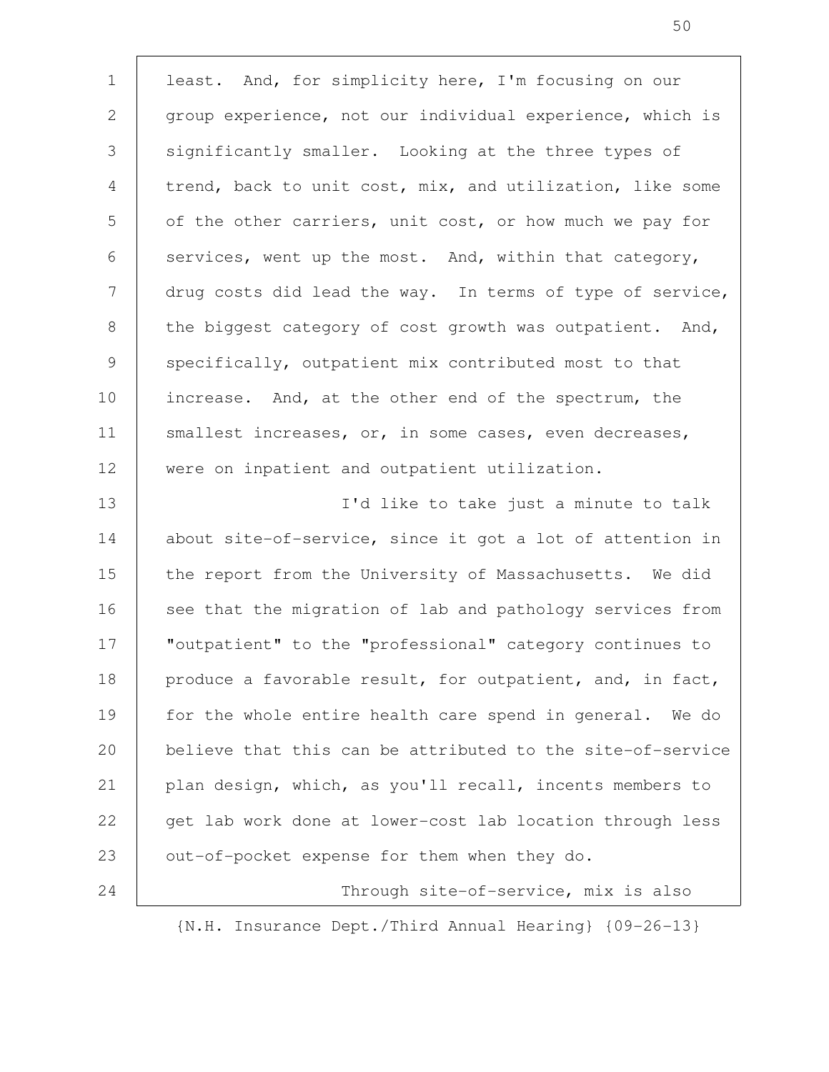least. And, for simplicity here, I'm focusing on our group experience, not our individual experience, which is significantly smaller. Looking at the three types of trend, back to unit cost, mix, and utilization, like some of the other carriers, unit cost, or how much we pay for services, went up the most. And, within that category, drug costs did lead the way. In terms of type of service, the biggest category of cost growth was outpatient. And, specifically, outpatient mix contributed most to that increase. And, at the other end of the spectrum, the smallest increases, or, in some cases, even decreases, were on inpatient and outpatient utilization.

I'd like to take just a minute to talk about site-of-service, since it got a lot of attention in the report from the University of Massachusetts. We did see that the migration of lab and pathology services from "outpatient" to the "professional" category continues to produce a favorable result, for outpatient, and, in fact, for the whole entire health care spend in general. We do believe that this can be attributed to the site-of-service plan design, which, as you'll recall, incents members to get lab work done at lower-cost lab location through less out-of-pocket expense for them when they do.

Through site-of-service, mix is also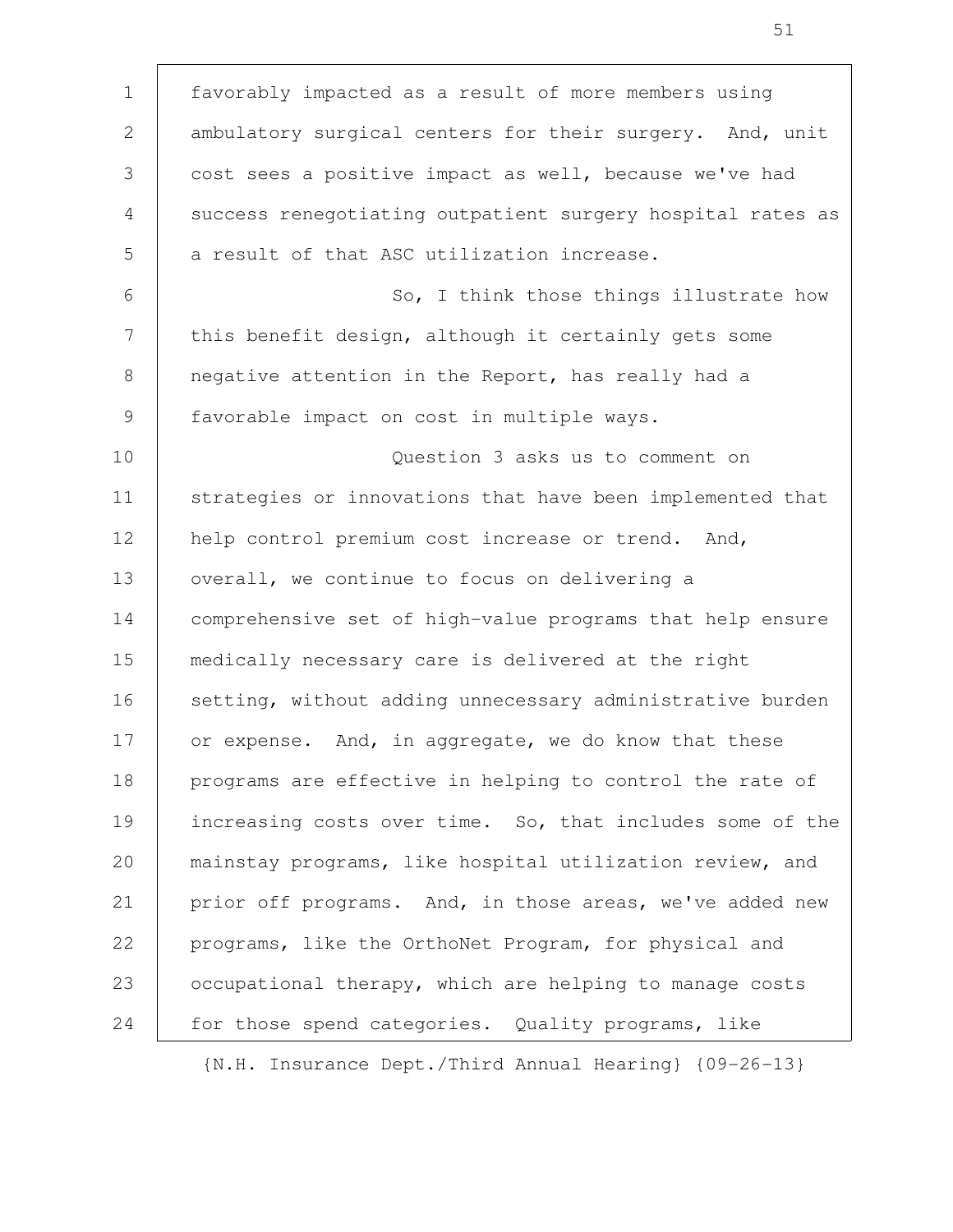favorably impacted as a result of more members using ambulatory surgical centers for their surgery. And, unit cost sees a positive impact as well, because we've had success renegotiating outpatient surgery hospital rates as a result of that ASC utilization increase.

So, I think those things illustrate how this benefit design, although it certainly gets some negative attention in the Report, has really had a favorable impact on cost in multiple ways.

Question 3 asks us to comment on strategies or innovations that have been implemented that help control premium cost increase or trend. And, overall, we continue to focus on delivering a comprehensive set of high-value programs that help ensure medically necessary care is delivered at the right setting, without adding unnecessary administrative burden or expense. And, in aggregate, we do know that these programs are effective in helping to control the rate of increasing costs over time. So, that includes some of the mainstay programs, like hospital utilization review, and prior off programs. And, in those areas, we've added new programs, like the OrthoNet Program, for physical and occupational therapy, which are helping to manage costs for those spend categories. Quality programs, like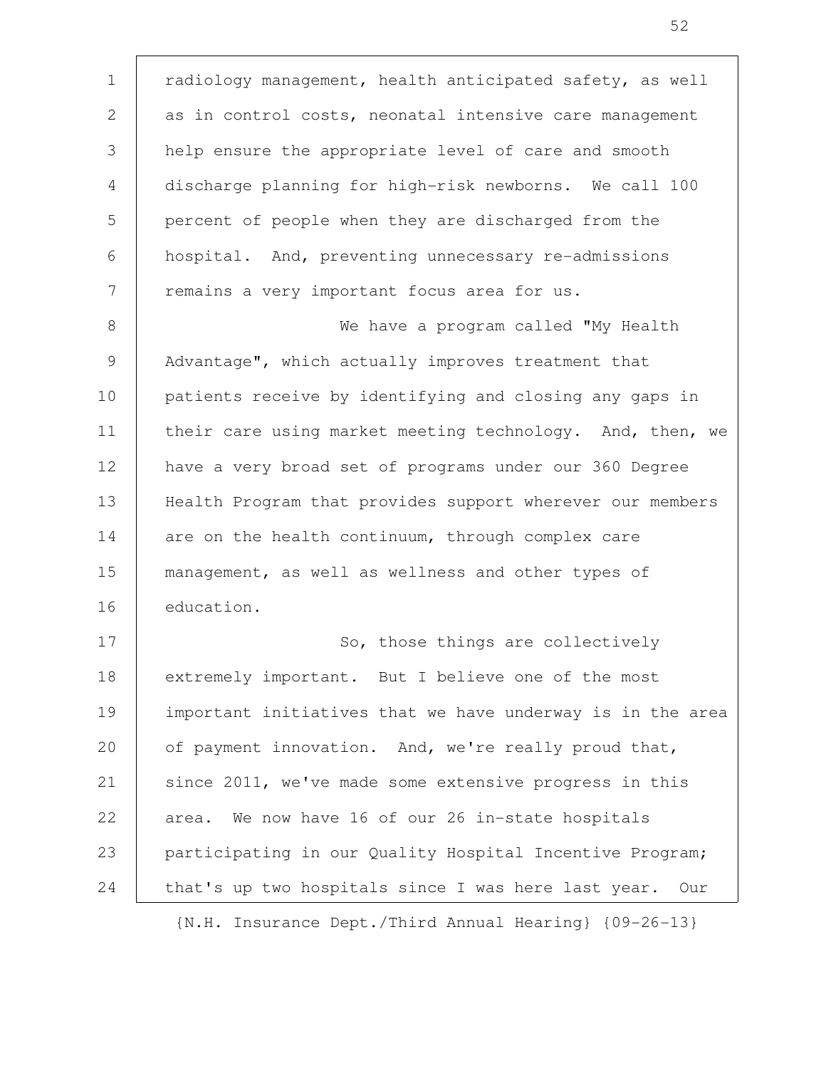radiology management, health anticipated safety, as well as in control costs, neonatal intensive care management help ensure the appropriate level of care and smooth discharge planning for high-risk newborns. We call 100 percent of people when they are discharged from the hospital. And, preventing unnecessary re-admissions remains a very important focus area for us.

We have a program called "My Health Advantage", which actually improves treatment that patients receive by identifying and closing any gaps in their care using market meeting technology. And, then, we have a very broad set of programs under our 360 Degree Health Program that provides support wherever our members are on the health continuum, through complex care management, as well as wellness and other types of education.

So, those things are collectively extremely important. But I believe one of the most important initiatives that we have underway is in the area of payment innovation. And, we're really proud that, since 2011, we've made some extensive progress in this area. We now have 16 of our 26 in-state hospitals participating in our Quality Hospital Incentive Program; that's up two hospitals since I was here last year. Our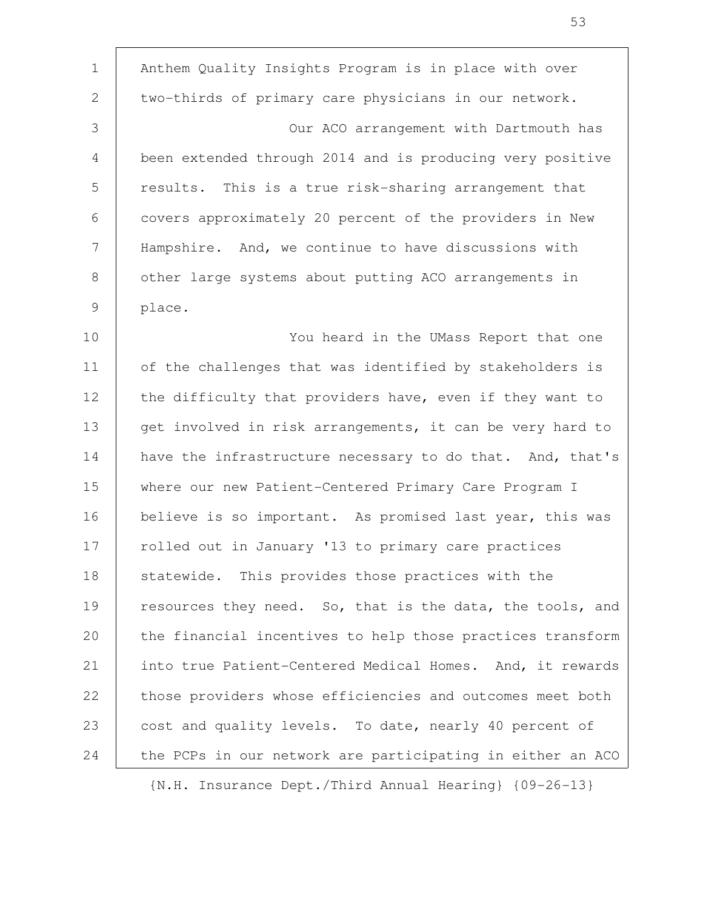Anthem Quality Insights Program is in place with over two-thirds of primary care physicians in our network.

Our ACO arrangement with Dartmouth has been extended through 2014 and is producing very positive results. This is a true risk-sharing arrangement that covers approximately 20 percent of the providers in New Hampshire. And, we continue to have discussions with other large systems about putting ACO arrangements in place.

You heard in the UMass Report that one of the challenges that was identified by stakeholders is the difficulty that providers have, even if they want to get involved in risk arrangements, it can be very hard to have the infrastructure necessary to do that. And, that's where our new Patient-Centered Primary Care Program I believe is so important. As promised last year, this was rolled out in January '13 to primary care practices statewide. This provides those practices with the resources they need. So, that is the data, the tools, and the financial incentives to help those practices transform into true Patient-Centered Medical Homes. And, it rewards those providers whose efficiencies and outcomes meet both cost and quality levels. To date, nearly 40 percent of the PCPs in our network are participating in either an ACO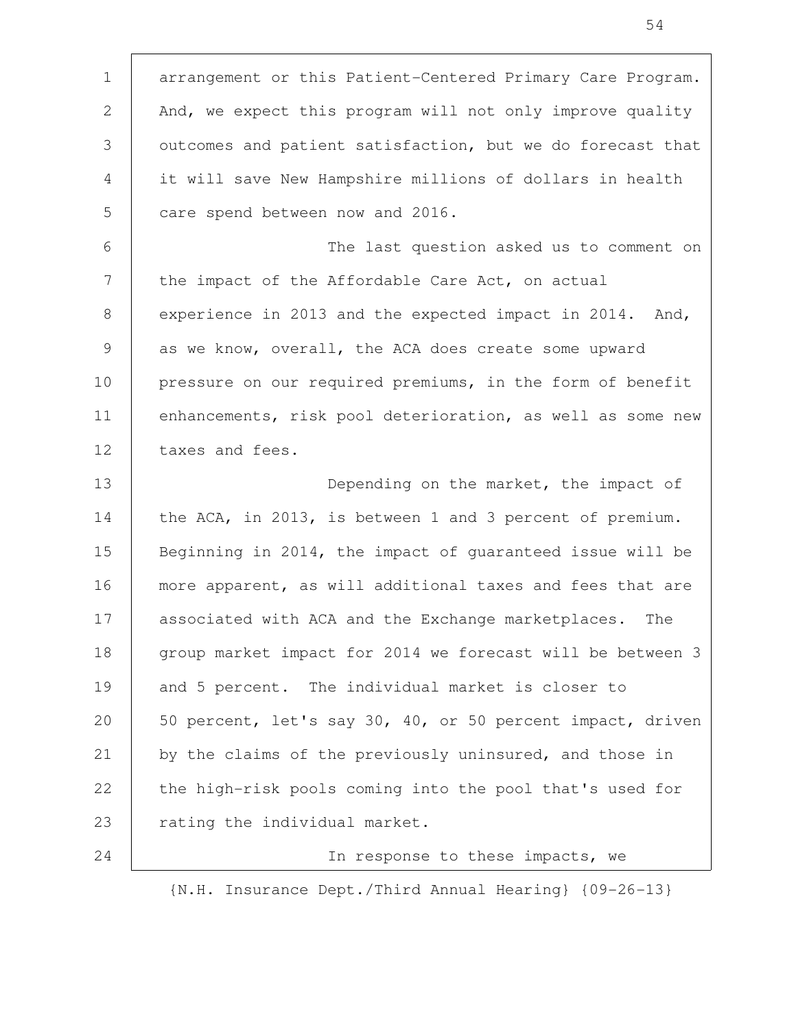arrangement or this Patient-Centered Primary Care Program. And, we expect this program will not only improve quality outcomes and patient satisfaction, but we do forecast that it will save New Hampshire millions of dollars in health care spend between now and 2016.

The last question asked us to comment on the impact of the Affordable Care Act, on actual experience in 2013 and the expected impact in 2014. And, as we know, overall, the ACA does create some upward pressure on our required premiums, in the form of benefit enhancements, risk pool deterioration, as well as some new taxes and fees.

Depending on the market, the impact of the ACA, in 2013, is between 1 and 3 percent of premium. Beginning in 2014, the impact of guaranteed issue will be more apparent, as will additional taxes and fees that are associated with ACA and the Exchange marketplaces. The group market impact for 2014 we forecast will be between 3 and 5 percent. The individual market is closer to 50 percent, let's say 30, 40, or 50 percent impact, driven by the claims of the previously uninsured, and those in the high-risk pools coming into the pool that's used for rating the individual market.

In response to these impacts, we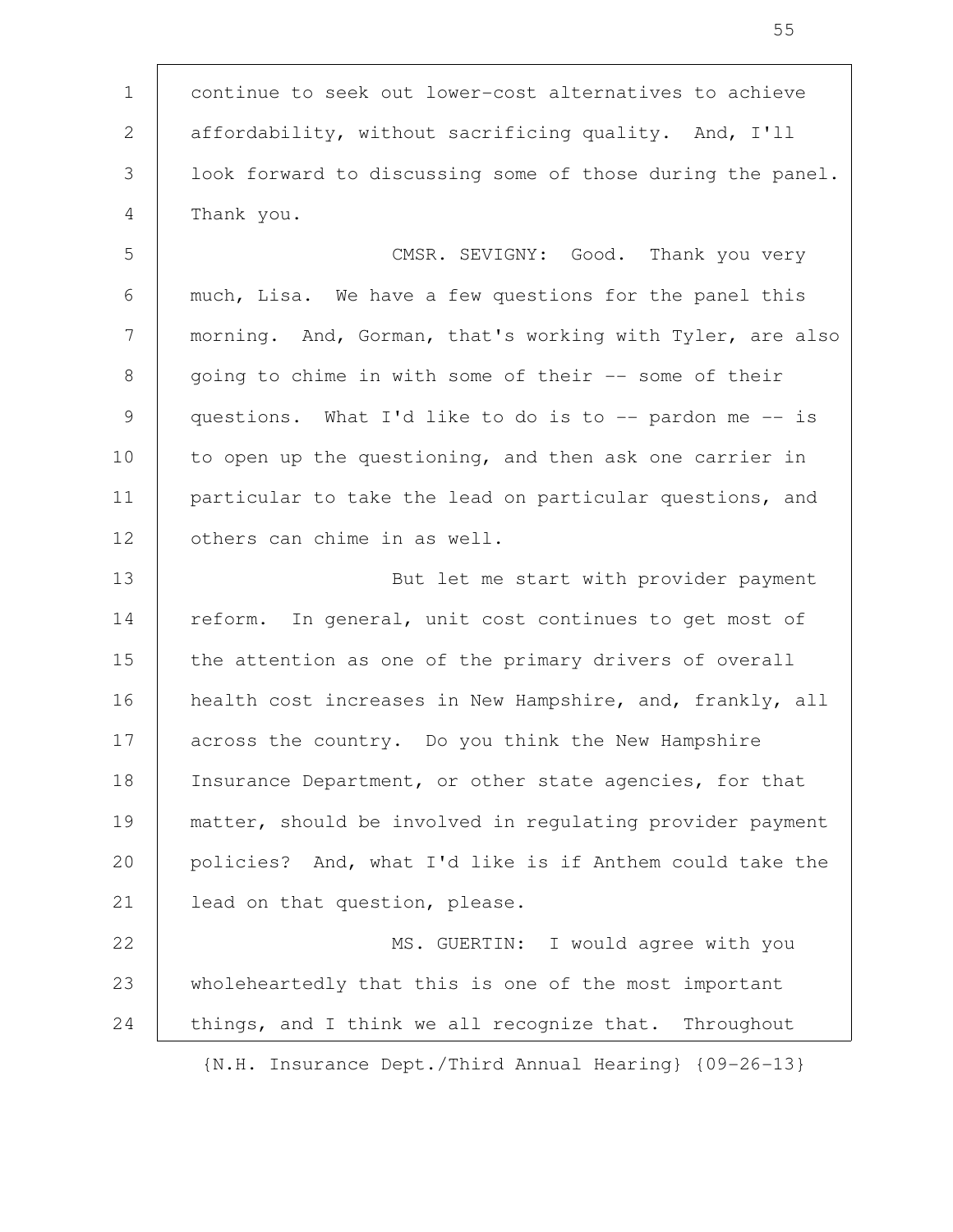continue to seek out lower-cost alternatives to achieve affordability, without sacrificing quality. And, I'll look forward to discussing some of those during the panel. Thank you.

CMSR. SEVIGNY: Good. Thank you very much, Lisa. We have a few questions for the panel this morning. And, Gorman, that's working with Tyler, are also going to chime in with some of their -- some of their questions. What I'd like to do is to -- pardon me -- is to open up the questioning, and then ask one carrier in particular to take the lead on particular questions, and others can chime in as well.

But let me start with provider payment reform. In general, unit cost continues to get most of the attention as one of the primary drivers of overall health cost increases in New Hampshire, and, frankly, all across the country. Do you think the New Hampshire Insurance Department, or other state agencies, for that matter, should be involved in regulating provider payment policies? And, what I'd like is if Anthem could take the lead on that question, please.

MS. GUERTIN: I would agree with you wholeheartedly that this is one of the most important things, and I think we all recognize that. Throughout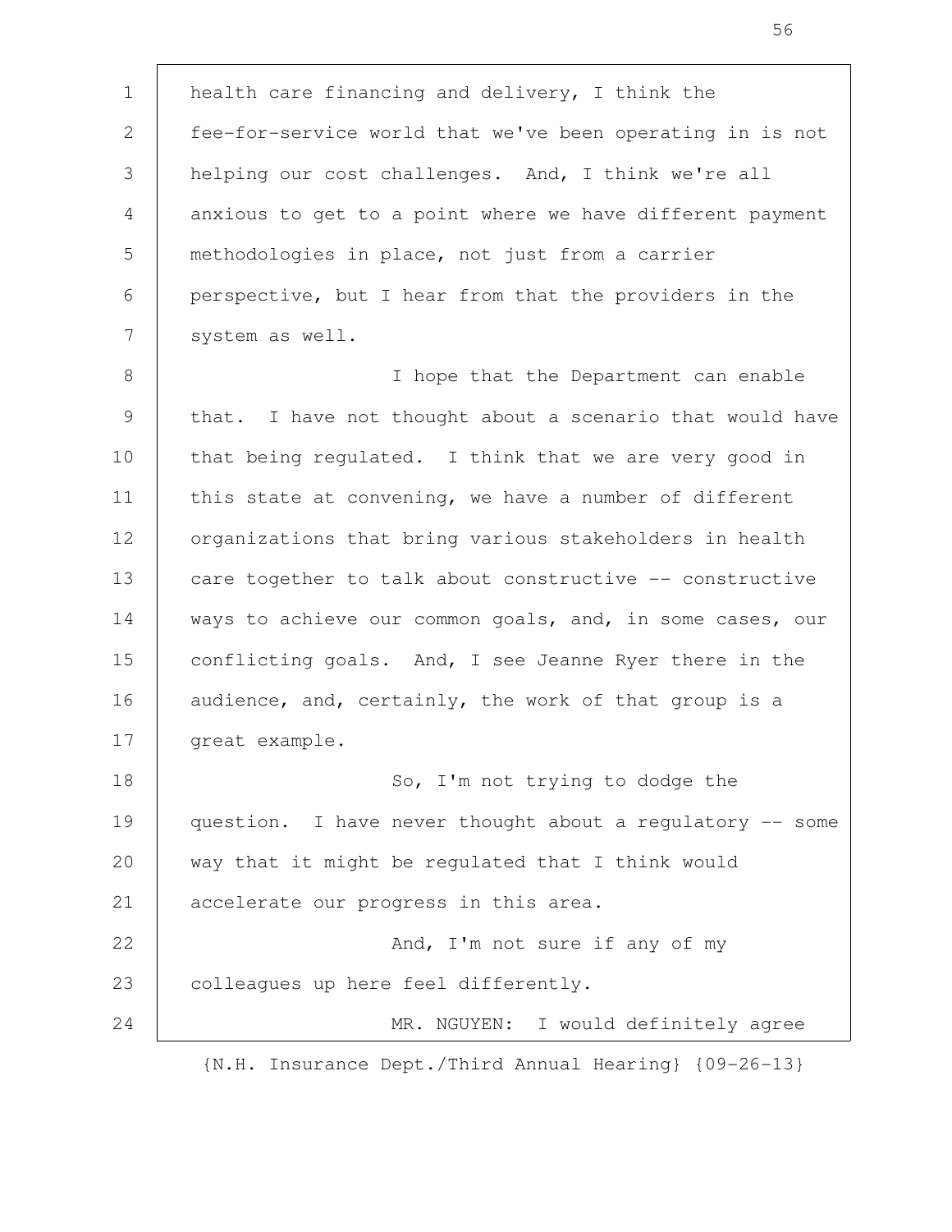health care financing and delivery, I think the fee-for-service world that we've been operating in is not helping our cost challenges. And, I think we're all anxious to get to a point where we have different payment methodologies in place, not just from a carrier perspective, but I hear from that the providers in the system as well.

I hope that the Department can enable that. I have not thought about a scenario that would have that being regulated. I think that we are very good in this state at convening, we have a number of different organizations that bring various stakeholders in health care together to talk about constructive -- constructive ways to achieve our common goals, and, in some cases, our conflicting goals. And, I see Jeanne Ryer there in the audience, and, certainly, the work of that group is a great example.

So, I'm not trying to dodge the question. I have never thought about a regulatory -- some way that it might be regulated that I think would accelerate our progress in this area.

And, I'm not sure if any of my colleagues up here feel differently.

MR. NGUYEN: I would definitely agree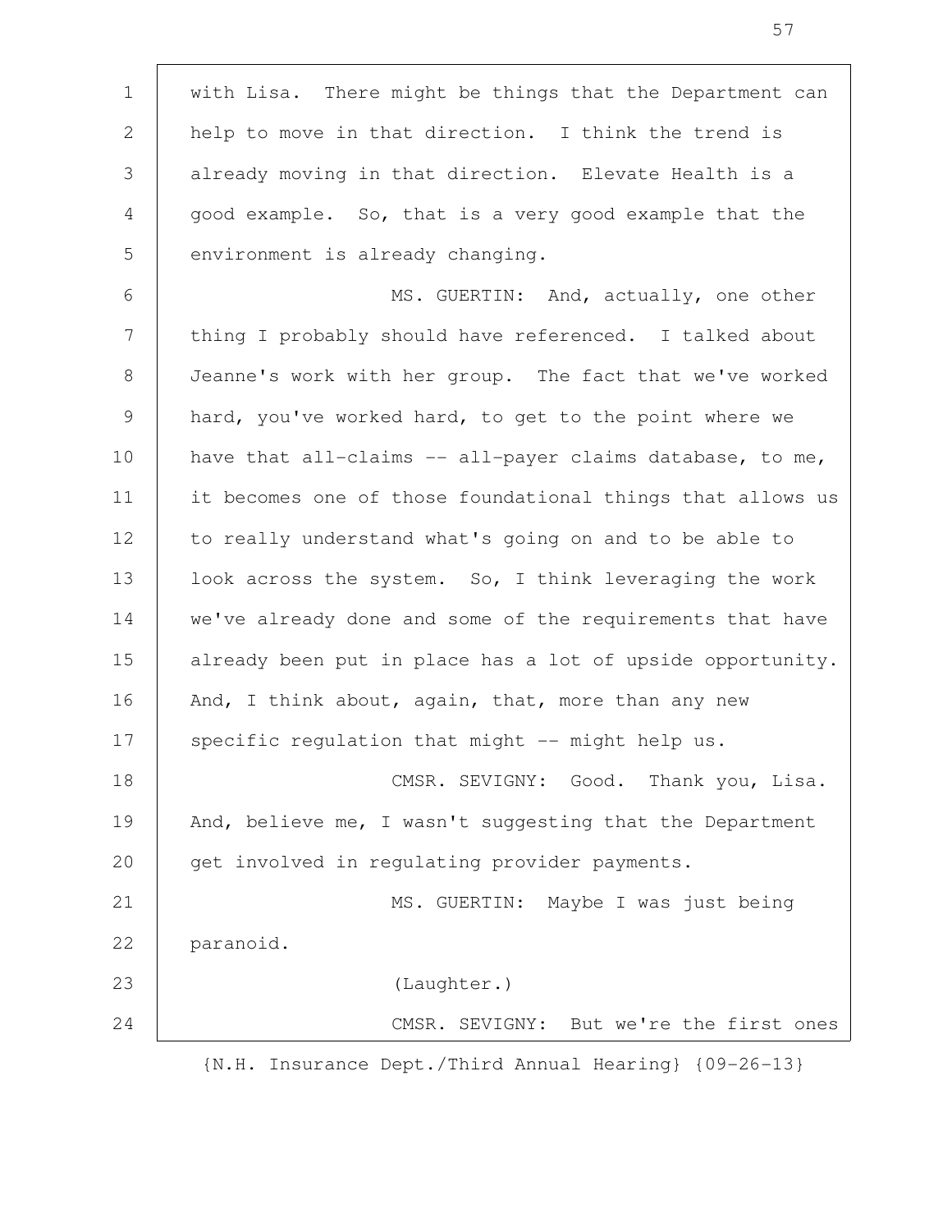with Lisa. There might be things that the Department can help to move in that direction. I think the trend is already moving in that direction. Elevate Health is a good example. So, that is a very good example that the environment is already changing.

MS. GUERTIN: And, actually, one other thing I probably should have referenced. I talked about Jeanne's work with her group. The fact that we've worked hard, you've worked hard, to get to the point where we have that all-claims -- all-payer claims database, to me, it becomes one of those foundational things that allows us to really understand what's going on and to be able to look across the system. So, I think leveraging the work we've already done and some of the requirements that have already been put in place has a lot of upside opportunity. And, I think about, again, that, more than any new specific regulation that might -- might help us.

CMSR. SEVIGNY: Good. Thank you, Lisa. And, believe me, I wasn't suggesting that the Department get involved in regulating provider payments.

MS. GUERTIN: Maybe I was just being paranoid.

(Laughter.)

CMSR. SEVIGNY: But we're the first ones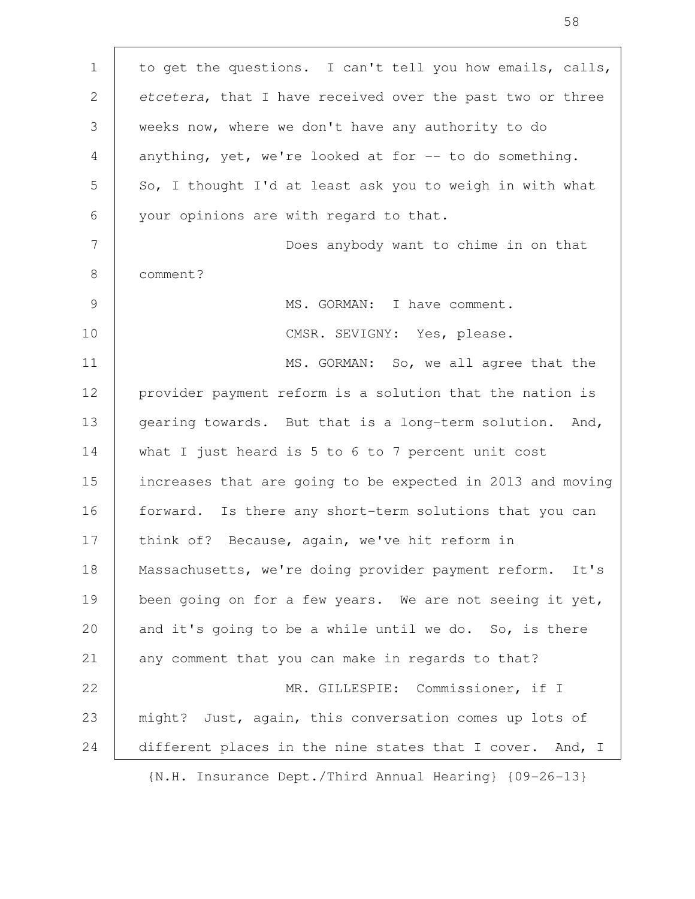to get the questions. I can't tell you how emails, calls, *etcetera*, that I have received over the past two or three weeks now, where we don't have any authority to do anything, yet, we're looked at for -- to do something. So, I thought I'd at least ask you to weigh in with what your opinions are with regard to that.

Does anybody want to chime in on that comment?

MS. GORMAN: I have comment.

CMSR. SEVIGNY: Yes, please.

MS. GORMAN: So, we all agree that the provider payment reform is a solution that the nation is gearing towards. But that is a long-term solution. And, what I just heard is 5 to 6 to 7 percent unit cost increases that are going to be expected in 2013 and moving forward. Is there any short-term solutions that you can think of? Because, again, we've hit reform in Massachusetts, we're doing provider payment reform. It's been going on for a few years. We are not seeing it yet, and it's going to be a while until we do. So, is there any comment that you can make in regards to that?

MR. GILLESPIE: Commissioner, if I might? Just, again, this conversation comes up lots of different places in the nine states that I cover. And, I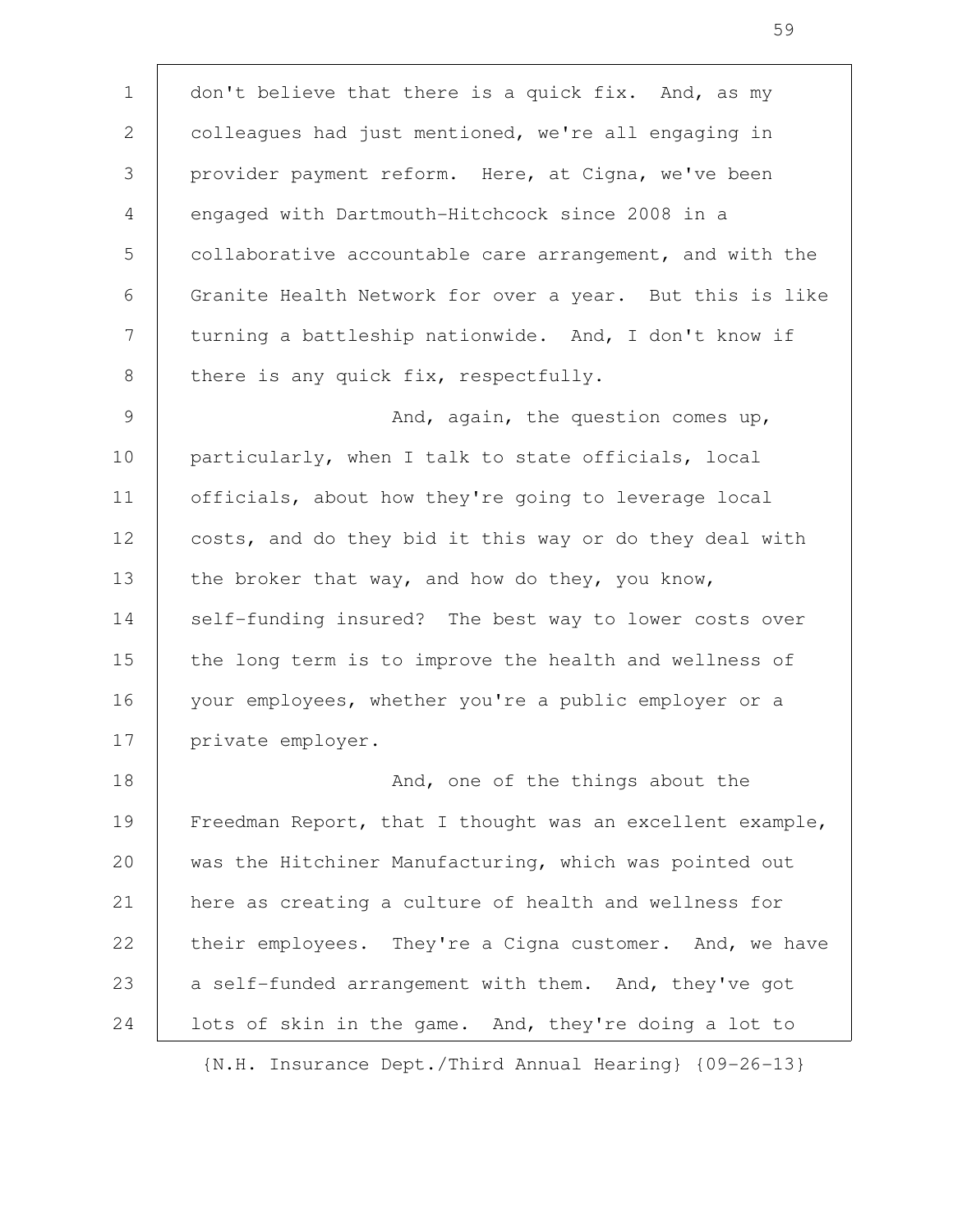don't believe that there is a quick fix. And, as my colleagues had just mentioned, we're all engaging in provider payment reform. Here, at Cigna, we've been engaged with Dartmouth-Hitchcock since 2008 in a collaborative accountable care arrangement, and with the Granite Health Network for over a year. But this is like turning a battleship nationwide. And, I don't know if there is any quick fix, respectfully.

And, again, the question comes up, particularly, when I talk to state officials, local officials, about how they're going to leverage local costs, and do they bid it this way or do they deal with the broker that way, and how do they, you know, self-funding insured? The best way to lower costs over the long term is to improve the health and wellness of your employees, whether you're a public employer or a private employer.

And, one of the things about the Freedman Report, that I thought was an excellent example, was the Hitchiner Manufacturing, which was pointed out here as creating a culture of health and wellness for their employees. They're a Cigna customer. And, we have a self-funded arrangement with them. And, they've got lots of skin in the game. And, they're doing a lot to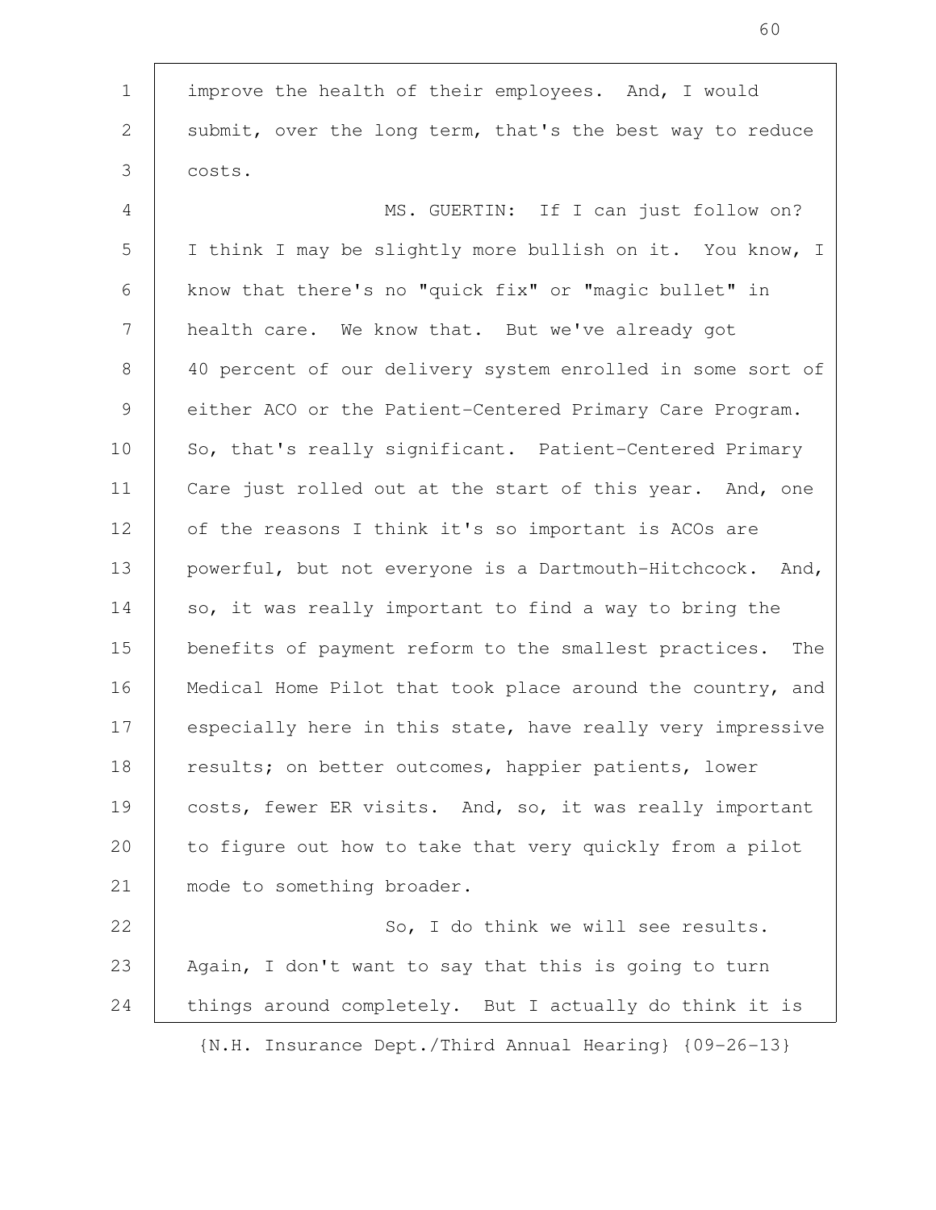improve the health of their employees. And, I would submit, over the long term, that's the best way to reduce costs.

MS. GUERTIN: If I can just follow on? I think I may be slightly more bullish on it. You know, I know that there's no "quick fix" or "magic bullet" in health care. We know that. But we've already got 40 percent of our delivery system enrolled in some sort of either ACO or the Patient-Centered Primary Care Program. So, that's really significant. Patient-Centered Primary Care just rolled out at the start of this year. And, one of the reasons I think it's so important is ACOs are powerful, but not everyone is a Dartmouth-Hitchcock. And, so, it was really important to find a way to bring the benefits of payment reform to the smallest practices. The Medical Home Pilot that took place around the country, and especially here in this state, have really very impressive results; on better outcomes, happier patients, lower costs, fewer ER visits. And, so, it was really important to figure out how to take that very quickly from a pilot mode to something broader.

So, I do think we will see results. Again, I don't want to say that this is going to turn things around completely. But I actually do think it is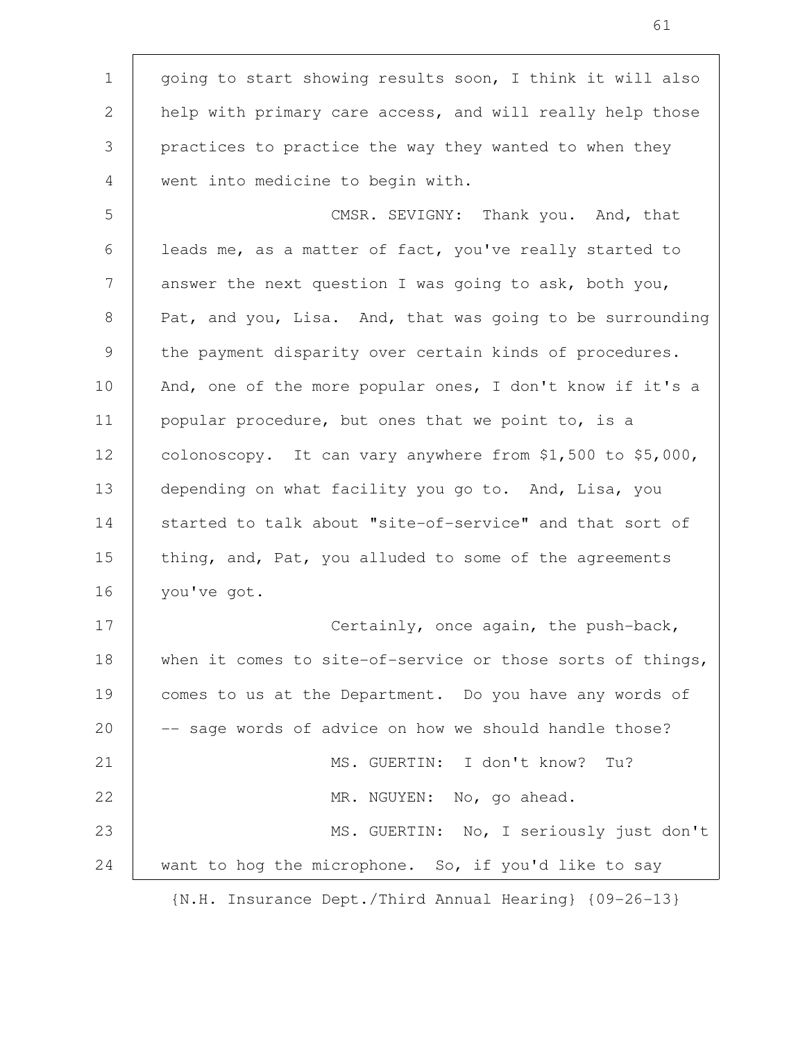going to start showing results soon, I think it will also help with primary care access, and will really help those practices to practice the way they wanted to when they went into medicine to begin with.

CMSR. SEVIGNY: Thank you. And, that leads me, as a matter of fact, you've really started to answer the next question I was going to ask, both you, Pat, and you, Lisa. And, that was going to be surrounding the payment disparity over certain kinds of procedures. And, one of the more popular ones, I don't know if it's a popular procedure, but ones that we point to, is a colonoscopy. It can vary anywhere from $1,500 to $5,000, depending on what facility you go to. And, Lisa, you started to talk about "site-of-service" and that sort of thing, and, Pat, you alluded to some of the agreements you've got.

Certainly, once again, the push-back, when it comes to site-of-service or those sorts of things, comes to us at the Department. Do you have any words of -- sage words of advice on how we should handle those?

MS. GUERTIN: I don't know? Tu?

MR. NGUYEN: No, go ahead.

MS. GUERTIN: No, I seriously just don't want to hog the microphone. So, if you'd like to say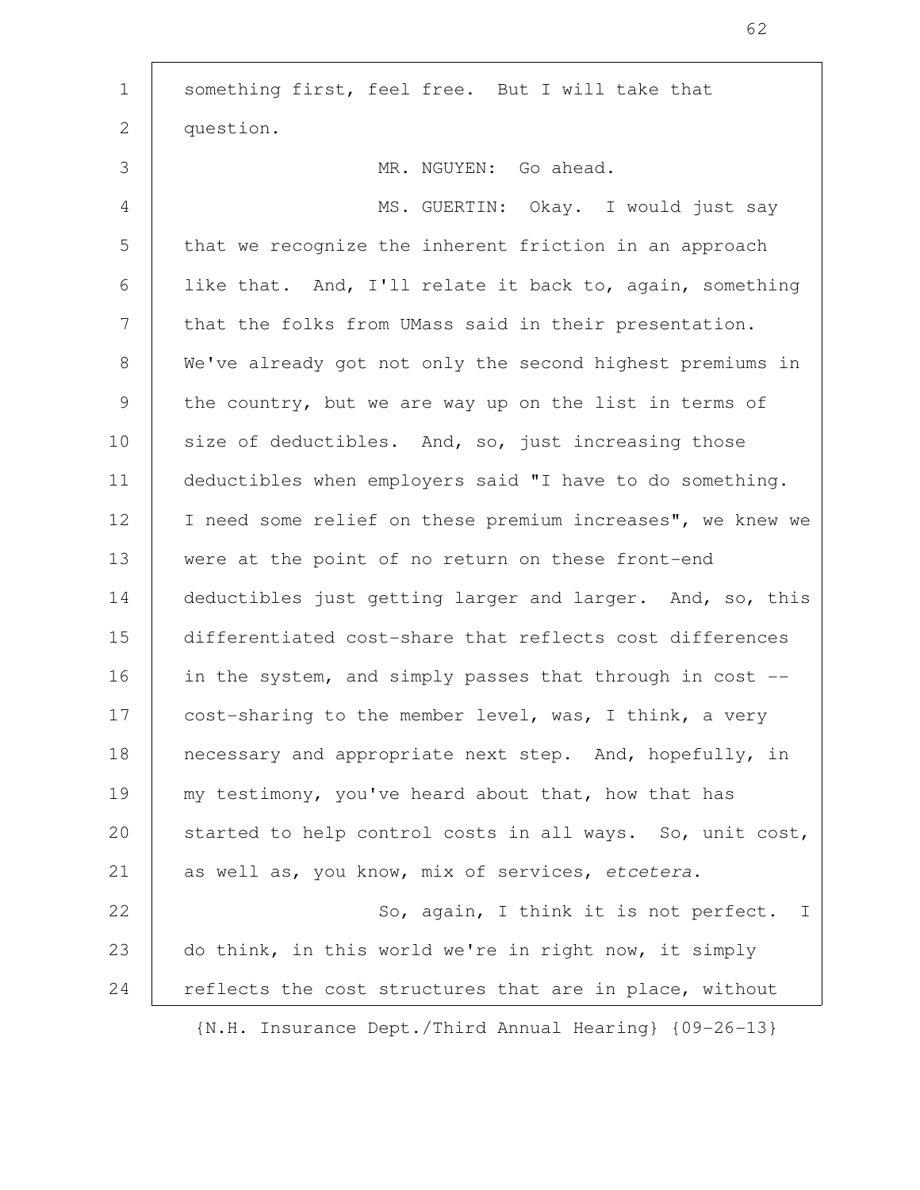something first, feel free. But I will take that question.

MR. NGUYEN: Go ahead.

MS. GUERTIN: Okay. I would just say that we recognize the inherent friction in an approach like that. And, I'll relate it back to, again, something that the folks from UMass said in their presentation. We've already got not only the second highest premiums in the country, but we are way up on the list in terms of size of deductibles. And, so, just increasing those deductibles when employers said "I have to do something. I need some relief on these premium increases", we knew we were at the point of no return on these front-end deductibles just getting larger and larger. And, so, this differentiated cost-share that reflects cost differences in the system, and simply passes that through in cost -- cost-sharing to the member level, was, I think, a very necessary and appropriate next step. And, hopefully, in my testimony, you've heard about that, how that has started to help control costs in all ways. So, unit cost, as well as, you know, mix of services, *etcetera*.

So, again, I think it is not perfect. I do think, in this world we're in right now, it simply reflects the cost structures that are in place, without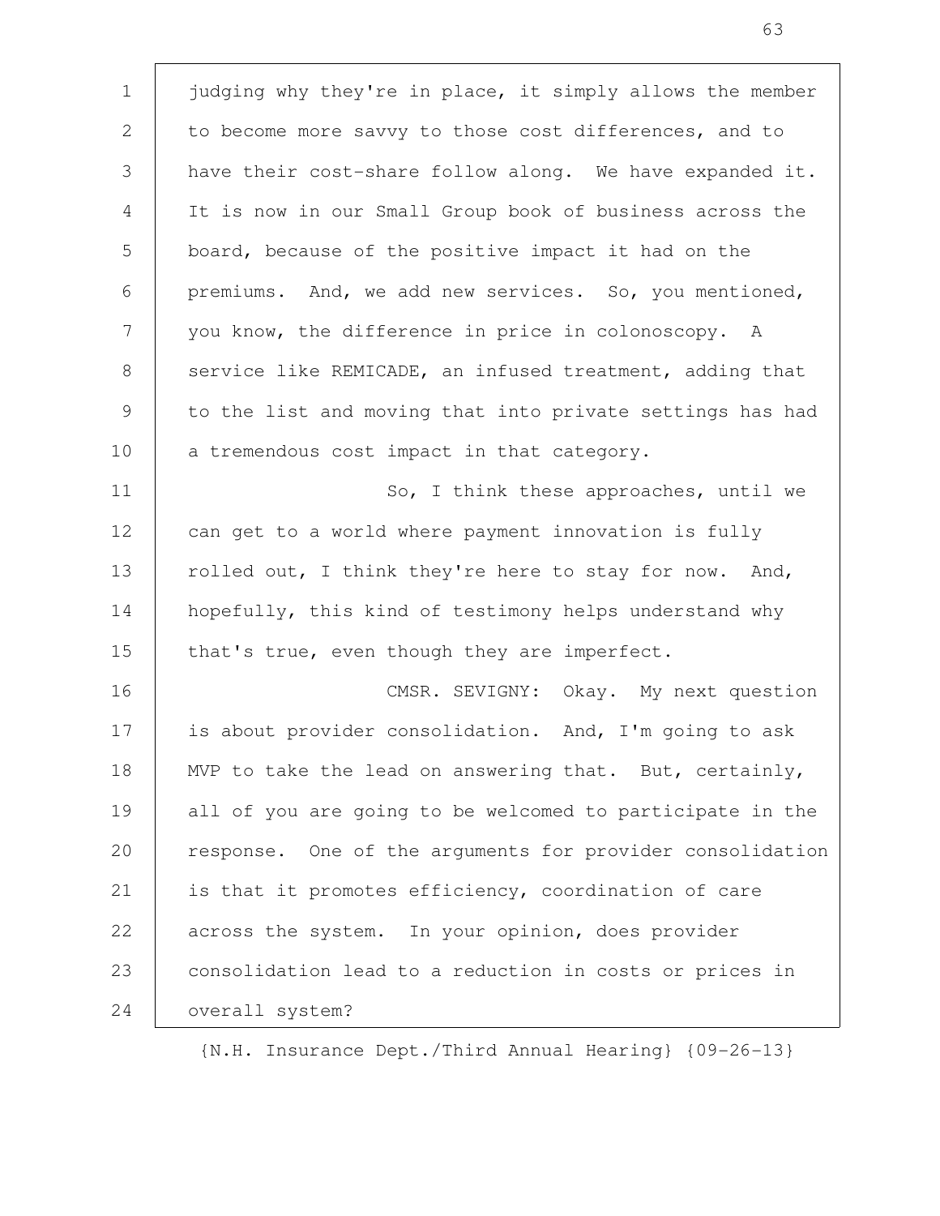judging why they're in place, it simply allows the member to become more savvy to those cost differences, and to have their cost-share follow along. We have expanded it. It is now in our Small Group book of business across the board, because of the positive impact it had on the premiums. And, we add new services. So, you mentioned, you know, the difference in price in colonoscopy. A service like REMICADE, an infused treatment, adding that to the list and moving that into private settings has had a tremendous cost impact in that category.

So, I think these approaches, until we can get to a world where payment innovation is fully rolled out, I think they're here to stay for now. And, hopefully, this kind of testimony helps understand why that's true, even though they are imperfect.

CMSR. SEVIGNY: Okay. My next question is about provider consolidation. And, I'm going to ask MVP to take the lead on answering that. But, certainly, all of you are going to be welcomed to participate in the response. One of the arguments for provider consolidation is that it promotes efficiency, coordination of care across the system. In your opinion, does provider consolidation lead to a reduction in costs or prices in overall system?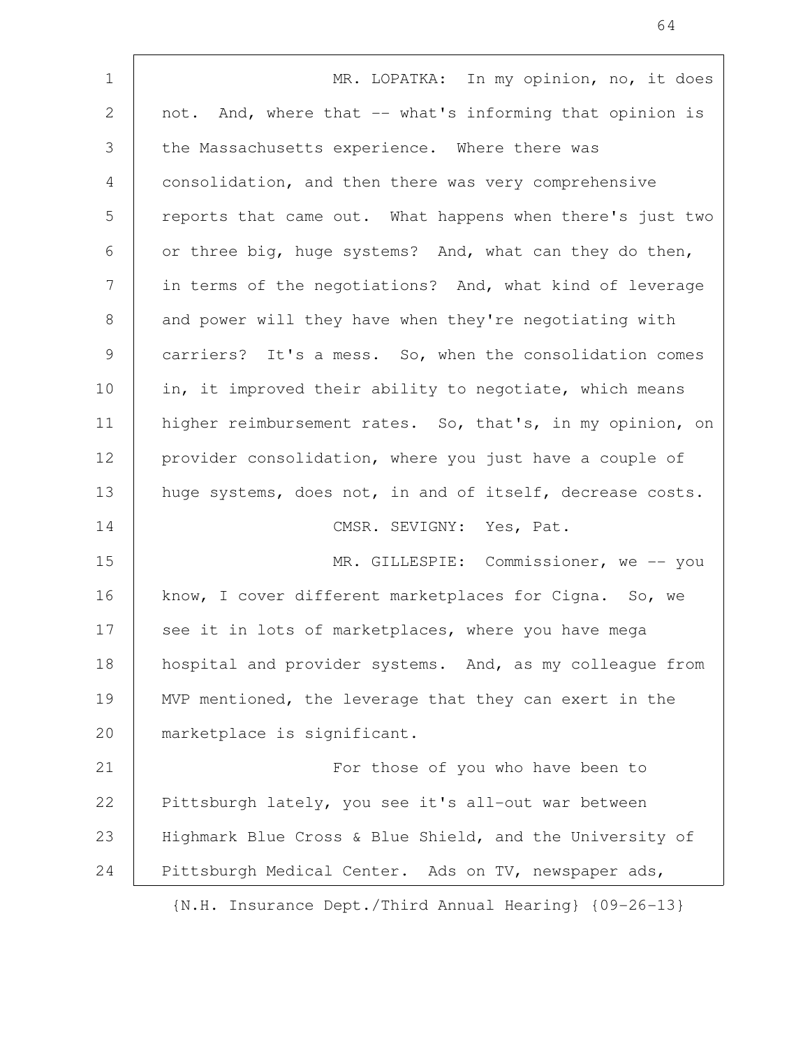MR. LOPATKA: In my opinion, no, it does not. And, where that -- what's informing that opinion is the Massachusetts experience. Where there was consolidation, and then there was very comprehensive reports that came out. What happens when there's just two or three big, huge systems? And, what can they do then, in terms of the negotiations? And, what kind of leverage and power will they have when they're negotiating with carriers? It's a mess. So, when the consolidation comes in, it improved their ability to negotiate, which means higher reimbursement rates. So, that's, in my opinion, on provider consolidation, where you just have a couple of huge systems, does not, in and of itself, decrease costs.

CMSR. SEVIGNY: Yes, Pat.

MR. GILLESPIE: Commissioner, we -- you know, I cover different marketplaces for Cigna. So, we see it in lots of marketplaces, where you have mega hospital and provider systems. And, as my colleague from MVP mentioned, the leverage that they can exert in the marketplace is significant.

For those of you who have been to Pittsburgh lately, you see it's all-out war between Highmark Blue Cross & Blue Shield, and the University of Pittsburgh Medical Center. Ads on TV, newspaper ads,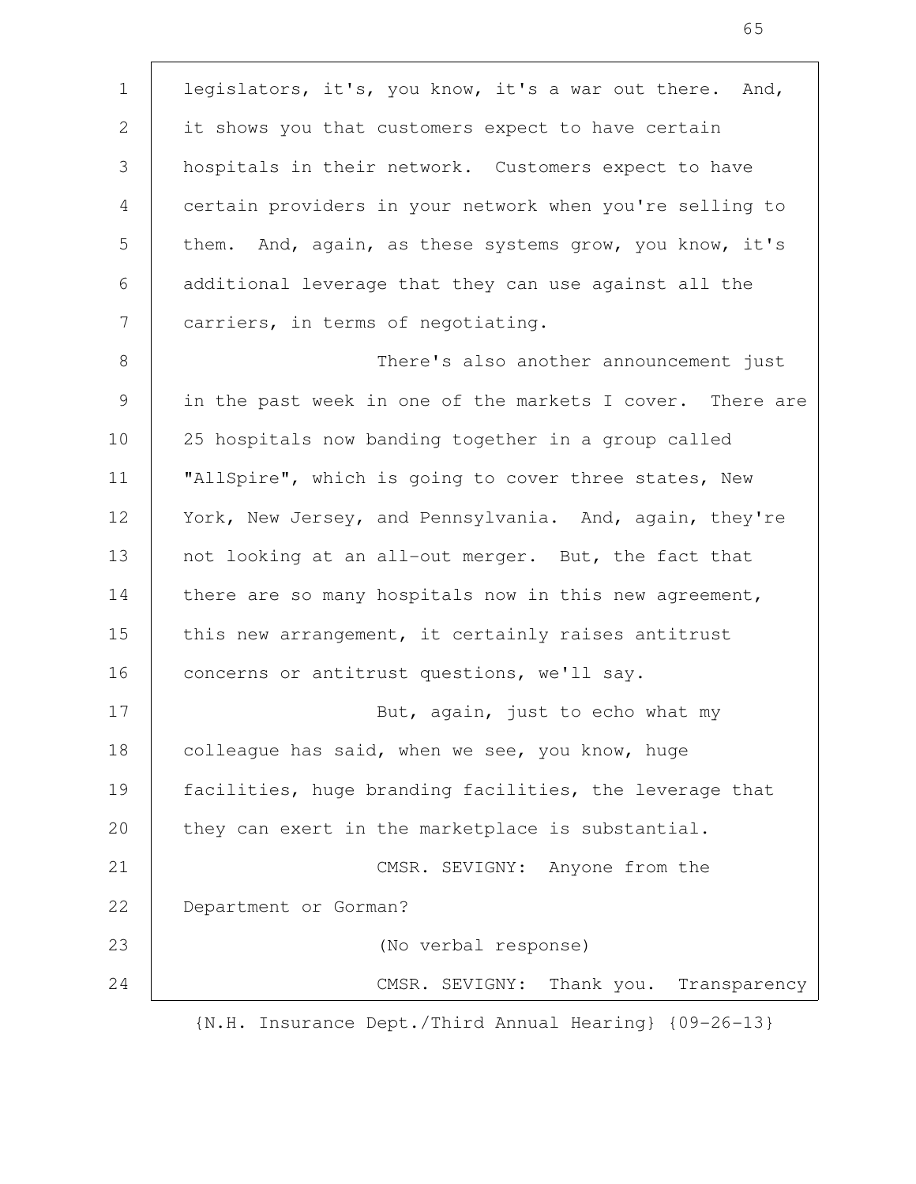legislators, it's, you know, it's a war out there. And, it shows you that customers expect to have certain hospitals in their network. Customers expect to have certain providers in your network when you're selling to them. And, again, as these systems grow, you know, it's additional leverage that they can use against all the carriers, in terms of negotiating.

There's also another announcement just in the past week in one of the markets I cover. There are 25 hospitals now banding together in a group called "AllSpire", which is going to cover three states, New York, New Jersey, and Pennsylvania. And, again, they're not looking at an all-out merger. But, the fact that there are so many hospitals now in this new agreement, this new arrangement, it certainly raises antitrust concerns or antitrust questions, we'll say.

But, again, just to echo what my colleague has said, when we see, you know, huge facilities, huge branding facilities, the leverage that they can exert in the marketplace is substantial.

CMSR. SEVIGNY: Anyone from the Department or Gorman?

(No verbal response)

CMSR. SEVIGNY: Thank you. Transparency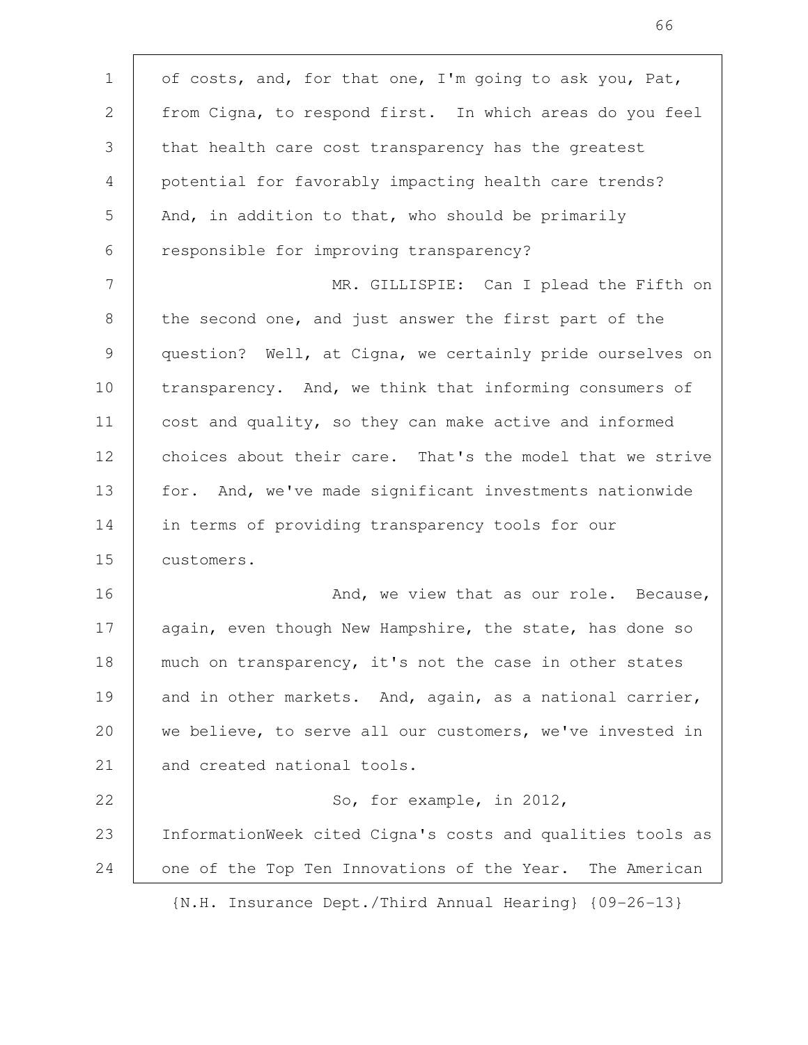of costs, and, for that one, I'm going to ask you, Pat, from Cigna, to respond first. In which areas do you feel that health care cost transparency has the greatest potential for favorably impacting health care trends? And, in addition to that, who should be primarily responsible for improving transparency?

MR. GILLISPIE: Can I plead the Fifth on the second one, and just answer the first part of the question? Well, at Cigna, we certainly pride ourselves on transparency. And, we think that informing consumers of cost and quality, so they can make active and informed choices about their care. That's the model that we strive for. And, we've made significant investments nationwide in terms of providing transparency tools for our customers.

And, we view that as our role. Because, again, even though New Hampshire, the state, has done so much on transparency, it's not the case in other states and in other markets. And, again, as a national carrier, we believe, to serve all our customers, we've invested in and created national tools.

So, for example, in 2012, InformationWeek cited Cigna's costs and qualities tools as one of the Top Ten Innovations of the Year. The American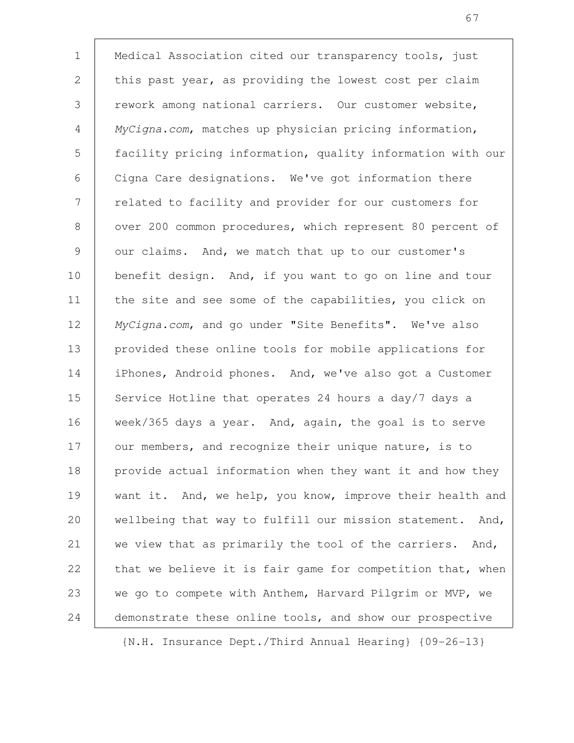Medical Association cited our transparency tools, just this past year, as providing the lowest cost per claim rework among national carriers. Our customer website, *MyCigna.com*, matches up physician pricing information, facility pricing information, quality information with our Cigna Care designations. We've got information there related to facility and provider for our customers for over 200 common procedures, which represent 80 percent of our claims. And, we match that up to our customer's benefit design. And, if you want to go on line and tour the site and see some of the capabilities, you click on *MyCigna.com*, and go under "Site Benefits". We've also provided these online tools for mobile applications for iPhones, Android phones. And, we've also got a Customer Service Hotline that operates 24 hours a day/7 days a week/365 days a year. And, again, the goal is to serve our members, and recognize their unique nature, is to provide actual information when they want it and how they want it. And, we help, you know, improve their health and wellbeing that way to fulfill our mission statement. And, we view that as primarily the tool of the carriers. And, that we believe it is fair game for competition that, when we go to compete with Anthem, Harvard Pilgrim or MVP, we demonstrate these online tools, and show our prospective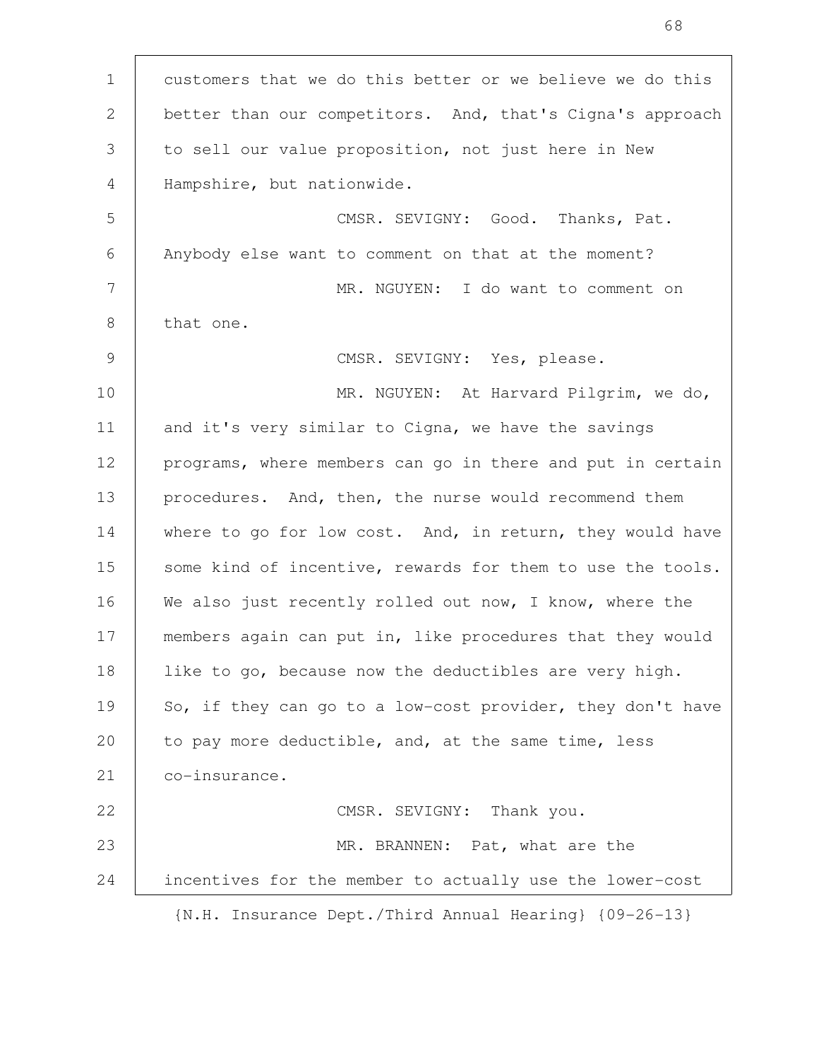customers that we do this better or we believe we do this better than our competitors. And, that's Cigna's approach to sell our value proposition, not just here in New Hampshire, but nationwide.

CMSR. SEVIGNY: Good. Thanks, Pat. Anybody else want to comment on that at the moment?

MR. NGUYEN: I do want to comment on that one.

CMSR. SEVIGNY: Yes, please.

MR. NGUYEN: At Harvard Pilgrim, we do, and it's very similar to Cigna, we have the savings programs, where members can go in there and put in certain procedures. And, then, the nurse would recommend them where to go for low cost. And, in return, they would have some kind of incentive, rewards for them to use the tools. We also just recently rolled out now, I know, where the members again can put in, like procedures that they would like to go, because now the deductibles are very high. So, if they can go to a low-cost provider, they don't have to pay more deductible, and, at the same time, less co-insurance.

CMSR. SEVIGNY: Thank you.

MR. BRANNEN: Pat, what are the incentives for the member to actually use the lower-cost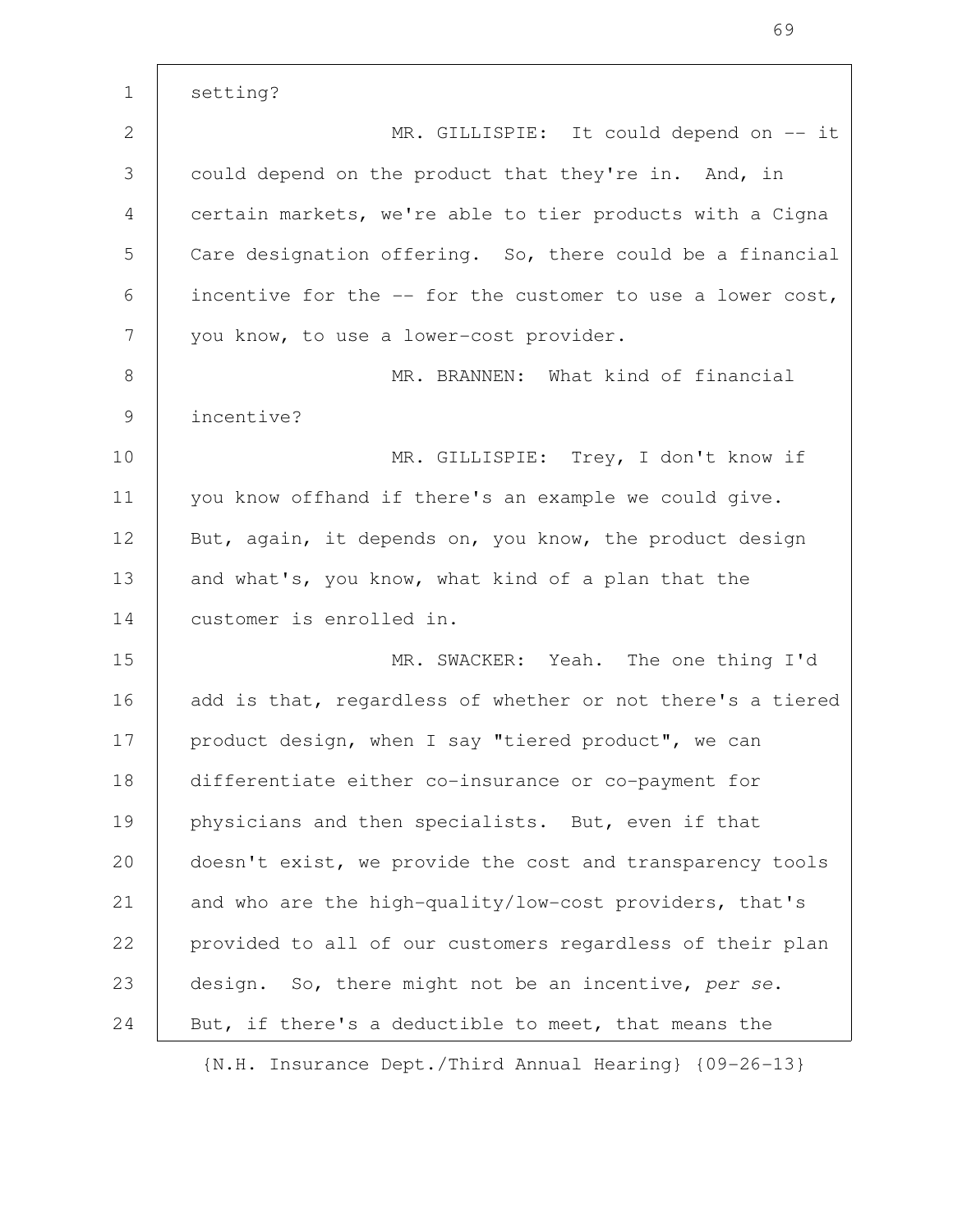setting?

MR. GILLISPIE: It could depend on -- it could depend on the product that they're in. And, in certain markets, we're able to tier products with a Cigna Care designation offering. So, there could be a financial incentive for the -- for the customer to use a lower cost, you know, to use a lower-cost provider.

MR. BRANNEN: What kind of financial incentive?

MR. GILLISPIE: Trey, I don't know if you know offhand if there's an example we could give. But, again, it depends on, you know, the product design and what's, you know, what kind of a plan that the customer is enrolled in.

MR. SWACKER: Yeah. The one thing I'd add is that, regardless of whether or not there's a tiered product design, when I say "tiered product", we can differentiate either co-insurance or co-payment for physicians and then specialists. But, even if that doesn't exist, we provide the cost and transparency tools and who are the high-quality/low-cost providers, that's provided to all of our customers regardless of their plan design. So, there might not be an incentive, *per se*. But, if there's a deductible to meet, that means the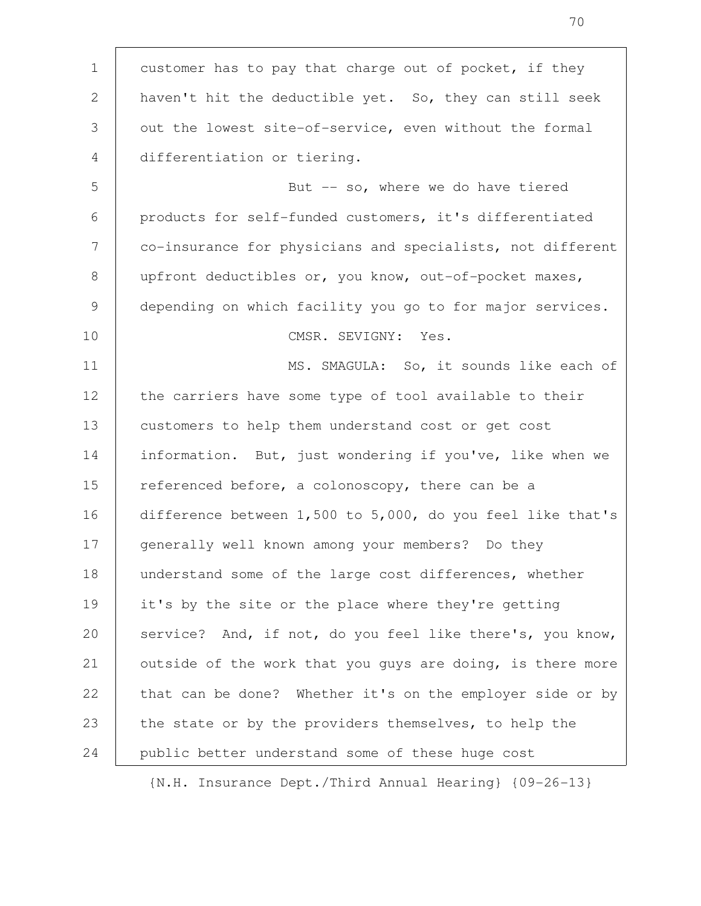customer has to pay that charge out of pocket, if they haven't hit the deductible yet. So, they can still seek out the lowest site-of-service, even without the formal differentiation or tiering.

But -- so, where we do have tiered products for self-funded customers, it's differentiated co-insurance for physicians and specialists, not different upfront deductibles or, you know, out-of-pocket maxes, depending on which facility you go to for major services.

CMSR. SEVIGNY: Yes.

MS. SMAGULA: So, it sounds like each of the carriers have some type of tool available to their customers to help them understand cost or get cost information. But, just wondering if you've, like when we referenced before, a colonoscopy, there can be a difference between 1,500 to 5,000, do you feel like that's generally well known among your members? Do they understand some of the large cost differences, whether it's by the site or the place where they're getting service? And, if not, do you feel like there's, you know, outside of the work that you guys are doing, is there more that can be done? Whether it's on the employer side or by the state or by the providers themselves, to help the public better understand some of these huge cost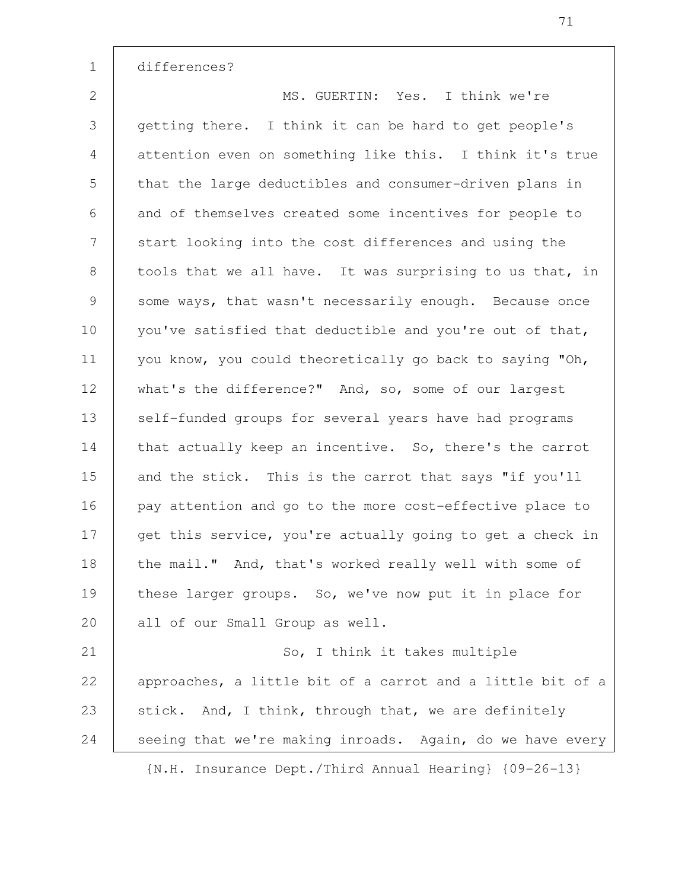differences?

MS. GUERTIN: Yes. I think we're getting there. I think it can be hard to get people's attention even on something like this. I think it's true that the large deductibles and consumer-driven plans in and of themselves created some incentives for people to start looking into the cost differences and using the tools that we all have. It was surprising to us that, in some ways, that wasn't necessarily enough. Because once you've satisfied that deductible and you're out of that, you know, you could theoretically go back to saying "Oh, what's the difference?" And, so, some of our largest self-funded groups for several years have had programs that actually keep an incentive. So, there's the carrot and the stick. This is the carrot that says "if you'll pay attention and go to the more cost-effective place to get this service, you're actually going to get a check in the mail." And, that's worked really well with some of these larger groups. So, we've now put it in place for all of our Small Group as well.

So, I think it takes multiple approaches, a little bit of a carrot and a little bit of a stick. And, I think, through that, we are definitely seeing that we're making inroads. Again, do we have every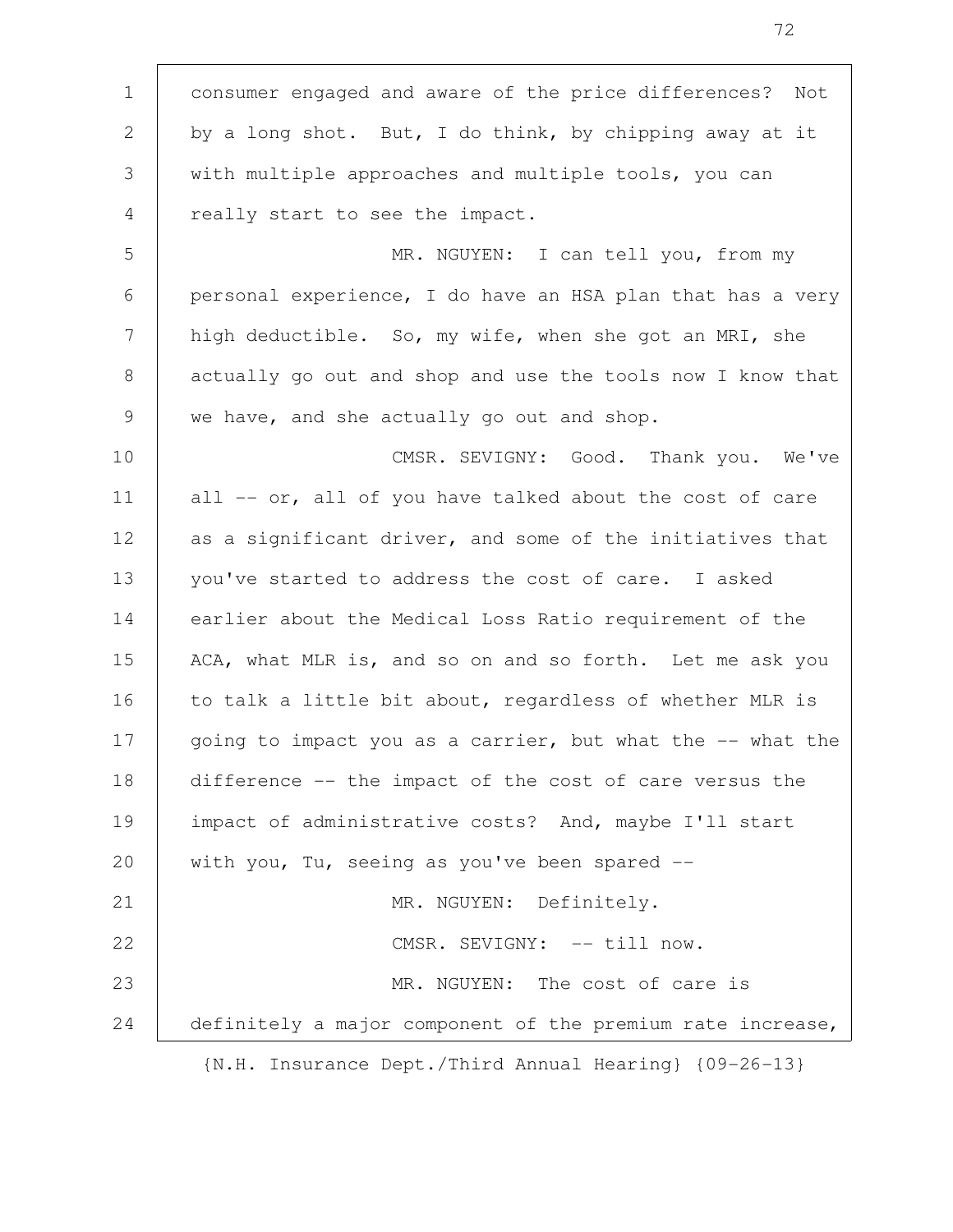consumer engaged and aware of the price differences? Not by a long shot. But, I do think, by chipping away at it with multiple approaches and multiple tools, you can really start to see the impact.

MR. NGUYEN: I can tell you, from my personal experience, I do have an HSA plan that has a very high deductible. So, my wife, when she got an MRI, she actually go out and shop and use the tools now I know that we have, and she actually go out and shop.

CMSR. SEVIGNY: Good. Thank you. We've all -- or, all of you have talked about the cost of care as a significant driver, and some of the initiatives that you've started to address the cost of care. I asked earlier about the Medical Loss Ratio requirement of the ACA, what MLR is, and so on and so forth. Let me ask you to talk a little bit about, regardless of whether MLR is going to impact you as a carrier, but what the -- what the difference -- the impact of the cost of care versus the impact of administrative costs? And, maybe I'll start with you, Tu, seeing as you've been spared --

MR. NGUYEN: Definitely.

CMSR. SEVIGNY: -- till now.

MR. NGUYEN: The cost of care is definitely a major component of the premium rate increase,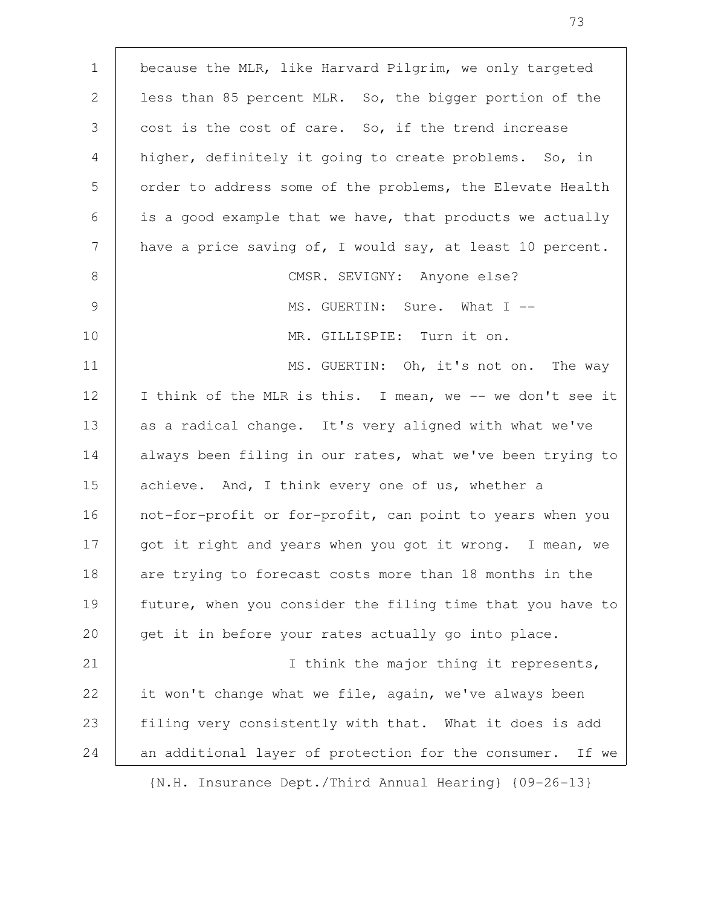because the MLR, like Harvard Pilgrim, we only targeted less than 85 percent MLR. So, the bigger portion of the cost is the cost of care. So, if the trend increase higher, definitely it going to create problems. So, in order to address some of the problems, the Elevate Health is a good example that we have, that products we actually have a price saving of, I would say, at least 10 percent.

CMSR. SEVIGNY: Anyone else?

MS. GUERTIN: Sure. What I --

MR. GILLISPIE: Turn it on.

MS. GUERTIN: Oh, it's not on. The way I think of the MLR is this. I mean, we -- we don't see it as a radical change. It's very aligned with what we've always been filing in our rates, what we've been trying to achieve. And, I think every one of us, whether a not-for-profit or for-profit, can point to years when you got it right and years when you got it wrong. I mean, we are trying to forecast costs more than 18 months in the future, when you consider the filing time that you have to get it in before your rates actually go into place.

I think the major thing it represents, it won't change what we file, again, we've always been filing very consistently with that. What it does is add an additional layer of protection for the consumer. If we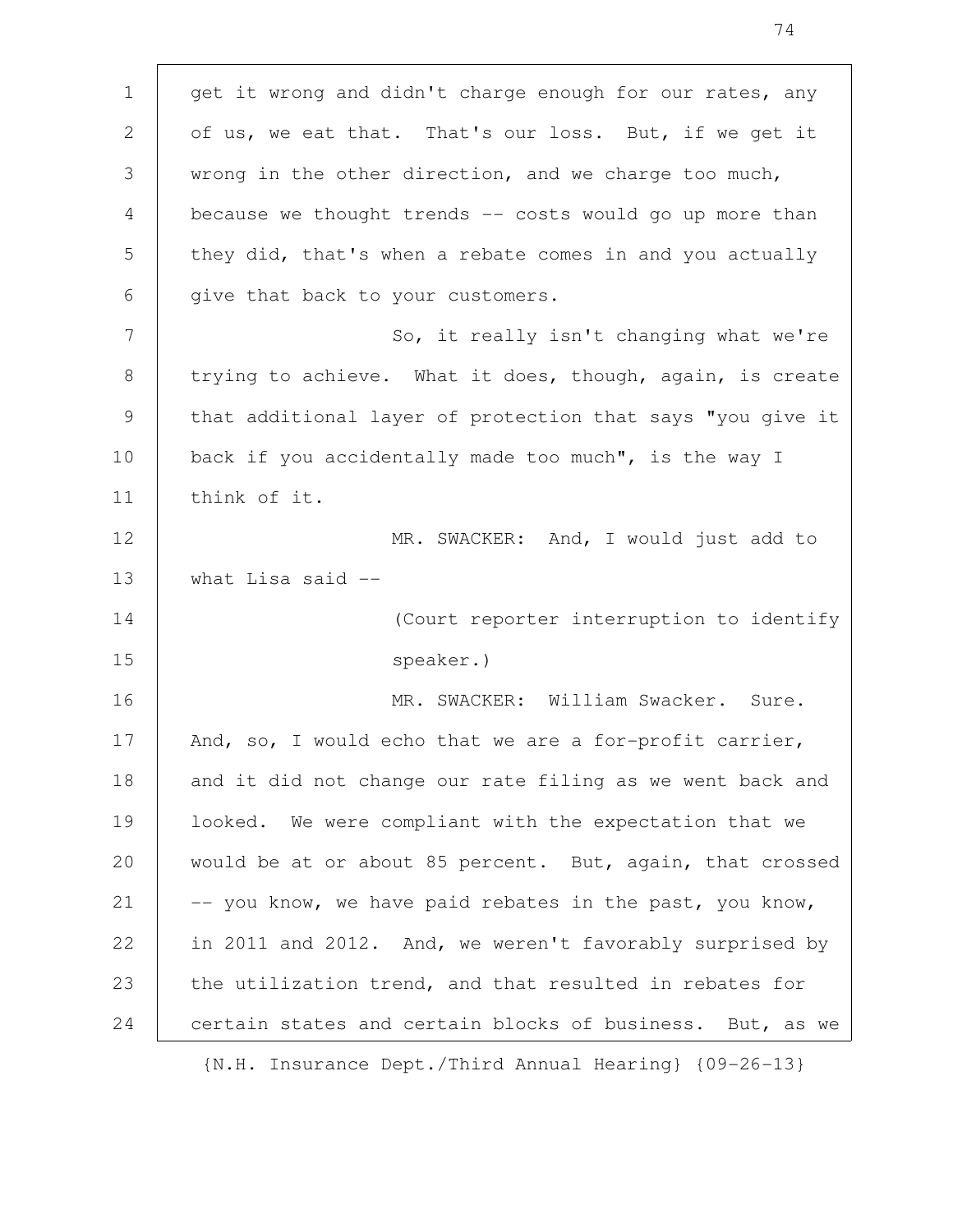get it wrong and didn't charge enough for our rates, any of us, we eat that. That's our loss. But, if we get it wrong in the other direction, and we charge too much, because we thought trends -- costs would go up more than they did, that's when a rebate comes in and you actually give that back to your customers.

So, it really isn't changing what we're trying to achieve. What it does, though, again, is create that additional layer of protection that says "you give it back if you accidentally made too much", is the way I think of it.

MR. SWACKER: And, I would just add to what Lisa said --

(Court reporter interruption to identify speaker.)

MR. SWACKER: William Swacker. Sure. And, so, I would echo that we are a for-profit carrier, and it did not change our rate filing as we went back and looked. We were compliant with the expectation that we would be at or about 85 percent. But, again, that crossed -- you know, we have paid rebates in the past, you know, in 2011 and 2012. And, we weren't favorably surprised by the utilization trend, and that resulted in rebates for certain states and certain blocks of business. But, as we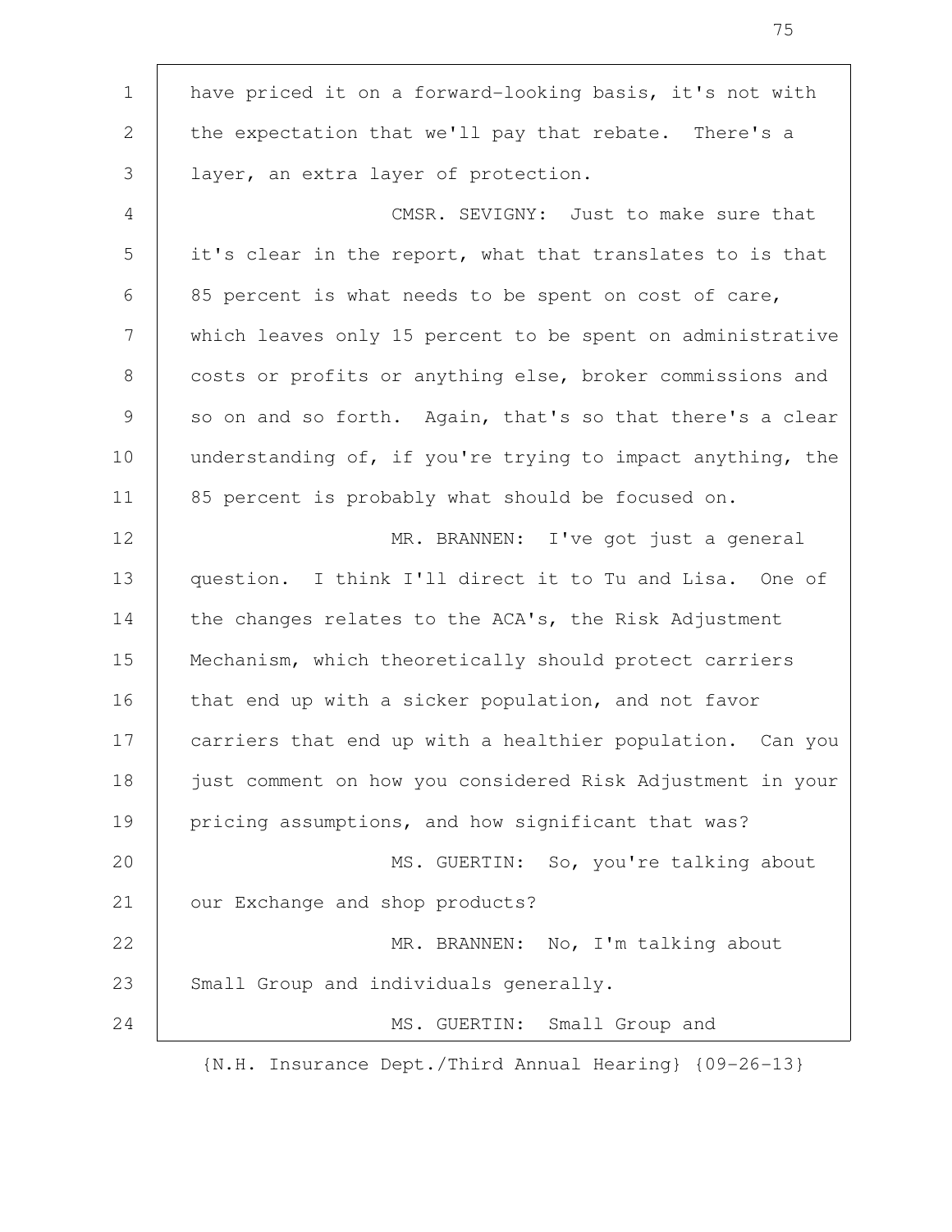have priced it on a forward-looking basis, it's not with the expectation that we'll pay that rebate. There's a layer, an extra layer of protection.

CMSR. SEVIGNY: Just to make sure that it's clear in the report, what that translates to is that 85 percent is what needs to be spent on cost of care, which leaves only 15 percent to be spent on administrative costs or profits or anything else, broker commissions and so on and so forth. Again, that's so that there's a clear understanding of, if you're trying to impact anything, the 85 percent is probably what should be focused on.

MR. BRANNEN: I've got just a general question. I think I'll direct it to Tu and Lisa. One of the changes relates to the ACA's, the Risk Adjustment Mechanism, which theoretically should protect carriers that end up with a sicker population, and not favor carriers that end up with a healthier population. Can you just comment on how you considered Risk Adjustment in your pricing assumptions, and how significant that was?

MS. GUERTIN: So, you're talking about our Exchange and shop products?

MR. BRANNEN: No, I'm talking about Small Group and individuals generally.

MS. GUERTIN: Small Group and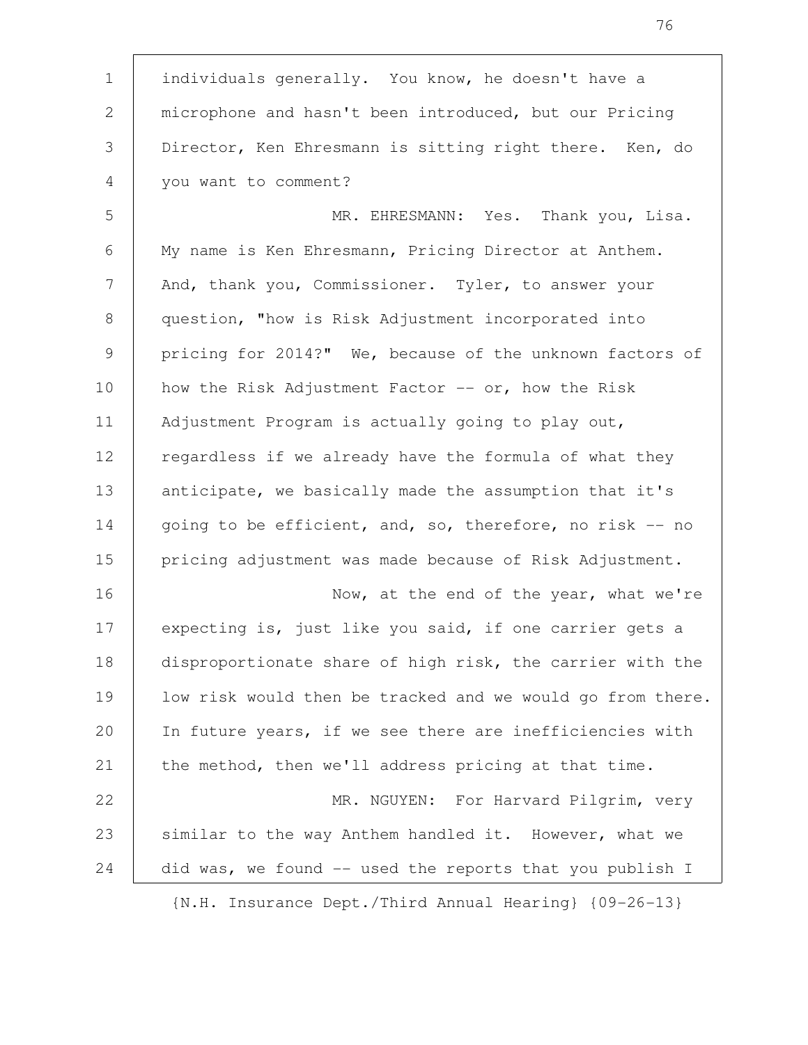individuals generally. You know, he doesn't have a microphone and hasn't been introduced, but our Pricing Director, Ken Ehresmann is sitting right there. Ken, do you want to comment?

MR. EHRESMANN: Yes. Thank you, Lisa. My name is Ken Ehresmann, Pricing Director at Anthem. And, thank you, Commissioner. Tyler, to answer your question, "how is Risk Adjustment incorporated into pricing for 2014?" We, because of the unknown factors of how the Risk Adjustment Factor -- or, how the Risk Adjustment Program is actually going to play out, regardless if we already have the formula of what they anticipate, we basically made the assumption that it's going to be efficient, and, so, therefore, no risk -- no pricing adjustment was made because of Risk Adjustment.

Now, at the end of the year, what we're expecting is, just like you said, if one carrier gets a disproportionate share of high risk, the carrier with the low risk would then be tracked and we would go from there. In future years, if we see there are inefficiencies with the method, then we'll address pricing at that time.

MR. NGUYEN: For Harvard Pilgrim, very similar to the way Anthem handled it. However, what we did was, we found -- used the reports that you publish I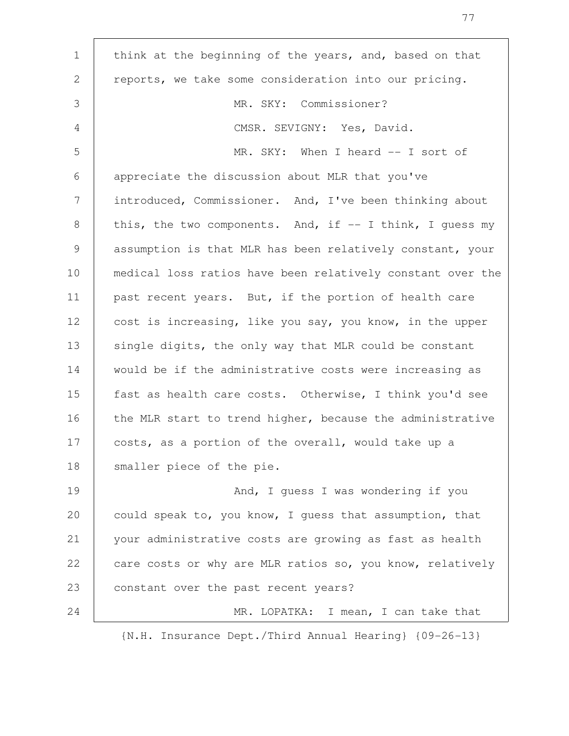think at the beginning of the years, and, based on that reports, we take some consideration into our pricing.

MR. SKY: Commissioner?

CMSR. SEVIGNY: Yes, David.

MR. SKY: When I heard -- I sort of appreciate the discussion about MLR that you've introduced, Commissioner. And, I've been thinking about this, the two components. And, if -- I think, I guess my assumption is that MLR has been relatively constant, your medical loss ratios have been relatively constant over the past recent years. But, if the portion of health care cost is increasing, like you say, you know, in the upper single digits, the only way that MLR could be constant would be if the administrative costs were increasing as fast as health care costs. Otherwise, I think you'd see the MLR start to trend higher, because the administrative costs, as a portion of the overall, would take up a smaller piece of the pie.

And, I guess I was wondering if you could speak to, you know, I guess that assumption, that your administrative costs are growing as fast as health care costs or why are MLR ratios so, you know, relatively constant over the past recent years?

MR. LOPATKA: I mean, I can take that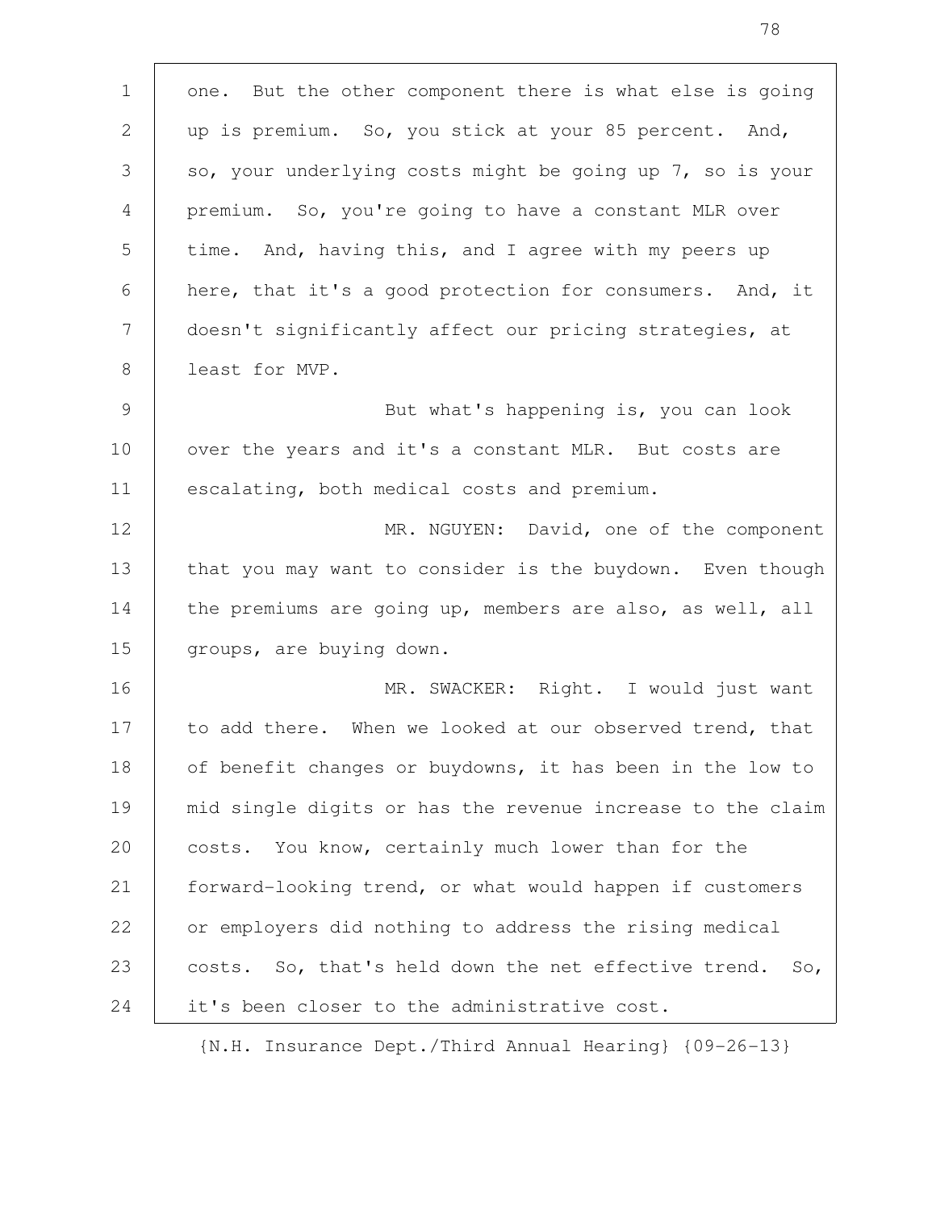one. But the other component there is what else is going up is premium. So, you stick at your 85 percent. And, so, your underlying costs might be going up 7, so is your premium. So, you're going to have a constant MLR over time. And, having this, and I agree with my peers up here, that it's a good protection for consumers. And, it doesn't significantly affect our pricing strategies, at least for MVP.

But what's happening is, you can look over the years and it's a constant MLR. But costs are escalating, both medical costs and premium.

MR. NGUYEN: David, one of the component that you may want to consider is the buydown. Even though the premiums are going up, members are also, as well, all groups, are buying down.

MR. SWACKER: Right. I would just want to add there. When we looked at our observed trend, that of benefit changes or buydowns, it has been in the low to mid single digits or has the revenue increase to the claim costs. You know, certainly much lower than for the forward-looking trend, or what would happen if customers or employers did nothing to address the rising medical costs. So, that's held down the net effective trend. So, it's been closer to the administrative cost.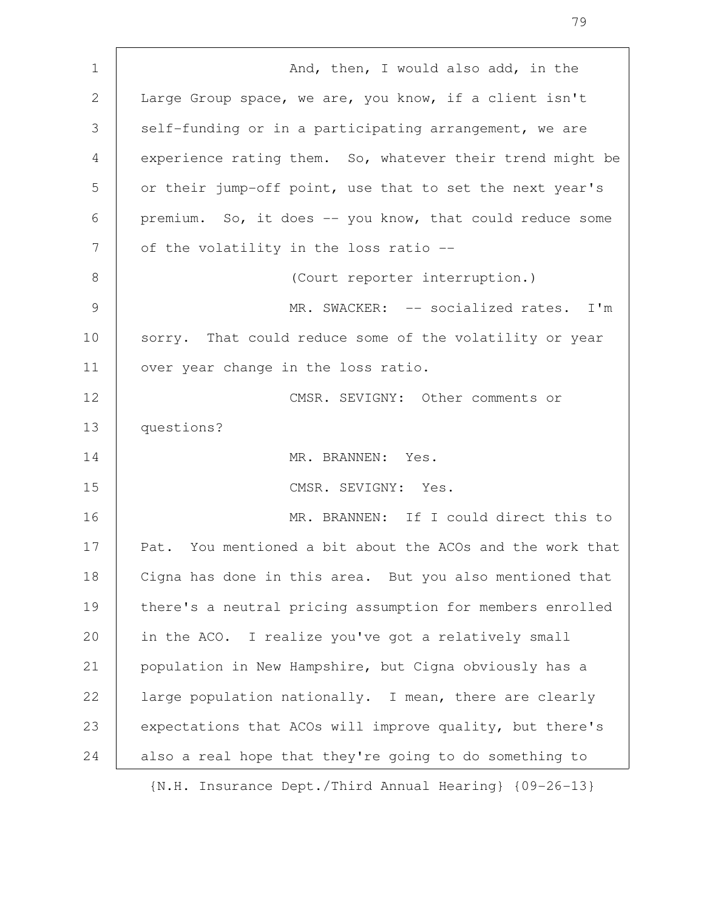And, then, I would also add, in the Large Group space, we are, you know, if a client isn't self-funding or in a participating arrangement, we are experience rating them. So, whatever their trend might be or their jump-off point, use that to set the next year's premium. So, it does -- you know, that could reduce some of the volatility in the loss ratio --

(Court reporter interruption.)

MR. SWACKER: -- socialized rates. I'm sorry. That could reduce some of the volatility or year over year change in the loss ratio.

CMSR. SEVIGNY: Other comments or questions?

MR. BRANNEN: Yes.

CMSR. SEVIGNY: Yes.

MR. BRANNEN: If I could direct this to Pat. You mentioned a bit about the ACOs and the work that Cigna has done in this area. But you also mentioned that there's a neutral pricing assumption for members enrolled in the ACO. I realize you've got a relatively small population in New Hampshire, but Cigna obviously has a large population nationally. I mean, there are clearly expectations that ACOs will improve quality, but there's also a real hope that they're going to do something to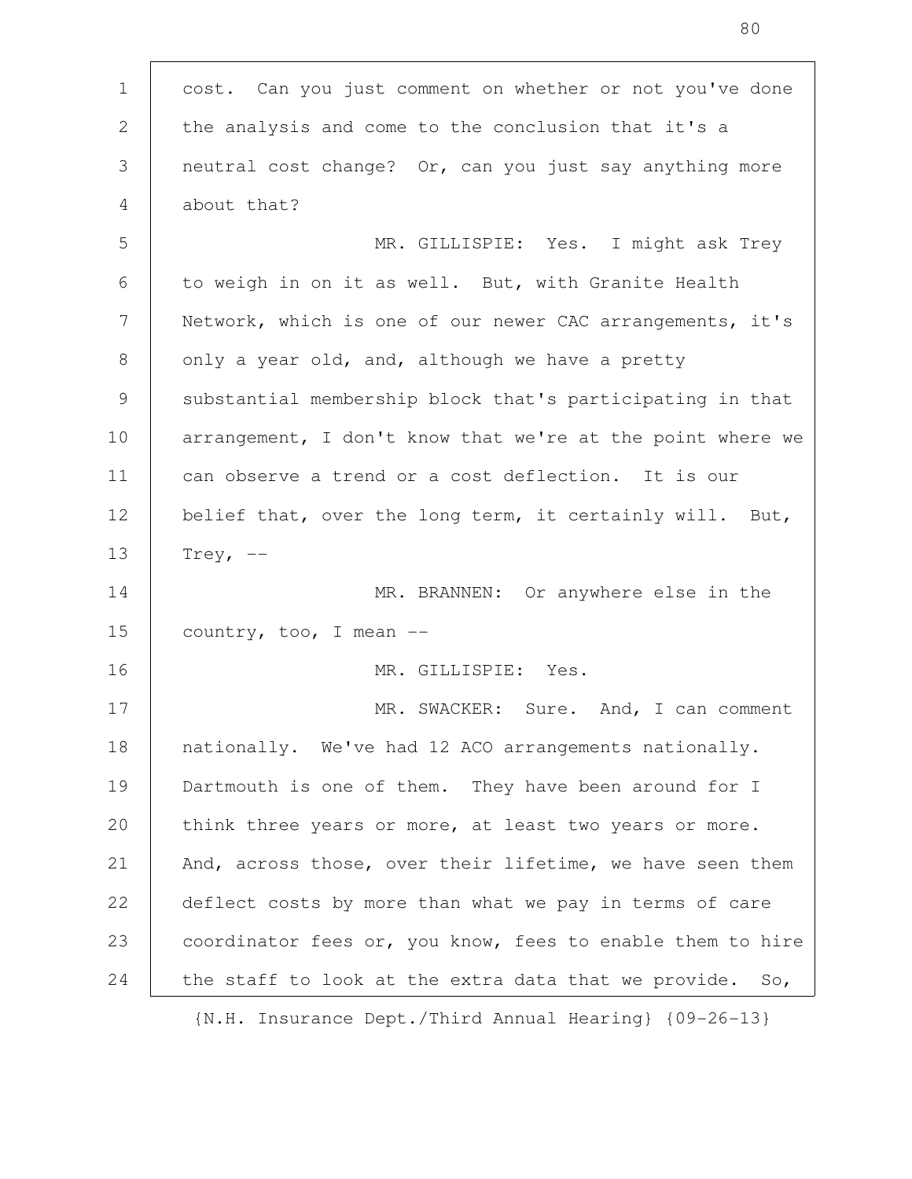cost. Can you just comment on whether or not you've done the analysis and come to the conclusion that it's a neutral cost change? Or, can you just say anything more about that?

MR. GILLISPIE: Yes. I might ask Trey to weigh in on it as well. But, with Granite Health Network, which is one of our newer CAC arrangements, it's only a year old, and, although we have a pretty substantial membership block that's participating in that arrangement, I don't know that we're at the point where we can observe a trend or a cost deflection. It is our belief that, over the long term, it certainly will. But, Trey, --

MR. BRANNEN: Or anywhere else in the country, too, I mean --

MR. GILLISPIE: Yes.

MR. SWACKER: Sure. And, I can comment nationally. We've had 12 ACO arrangements nationally. Dartmouth is one of them. They have been around for I think three years or more, at least two years or more. And, across those, over their lifetime, we have seen them deflect costs by more than what we pay in terms of care coordinator fees or, you know, fees to enable them to hire the staff to look at the extra data that we provide. So,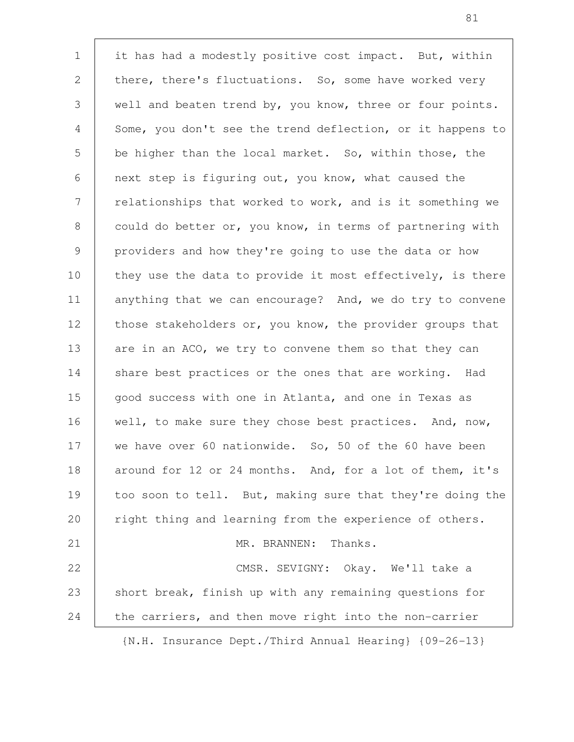it has had a modestly positive cost impact. But, within there, there's fluctuations. So, some have worked very well and beaten trend by, you know, three or four points. Some, you don't see the trend deflection, or it happens to be higher than the local market. So, within those, the next step is figuring out, you know, what caused the relationships that worked to work, and is it something we could do better or, you know, in terms of partnering with providers and how they're going to use the data or how they use the data to provide it most effectively, is there anything that we can encourage? And, we do try to convene those stakeholders or, you know, the provider groups that are in an ACO, we try to convene them so that they can share best practices or the ones that are working. Had good success with one in Atlanta, and one in Texas as well, to make sure they chose best practices. And, now, we have over 60 nationwide. So, 50 of the 60 have been around for 12 or 24 months. And, for a lot of them, it's too soon to tell. But, making sure that they're doing the right thing and learning from the experience of others.

MR. BRANNEN: Thanks.

CMSR. SEVIGNY: Okay. We'll take a short break, finish up with any remaining questions for the carriers, and then move right into the non-carrier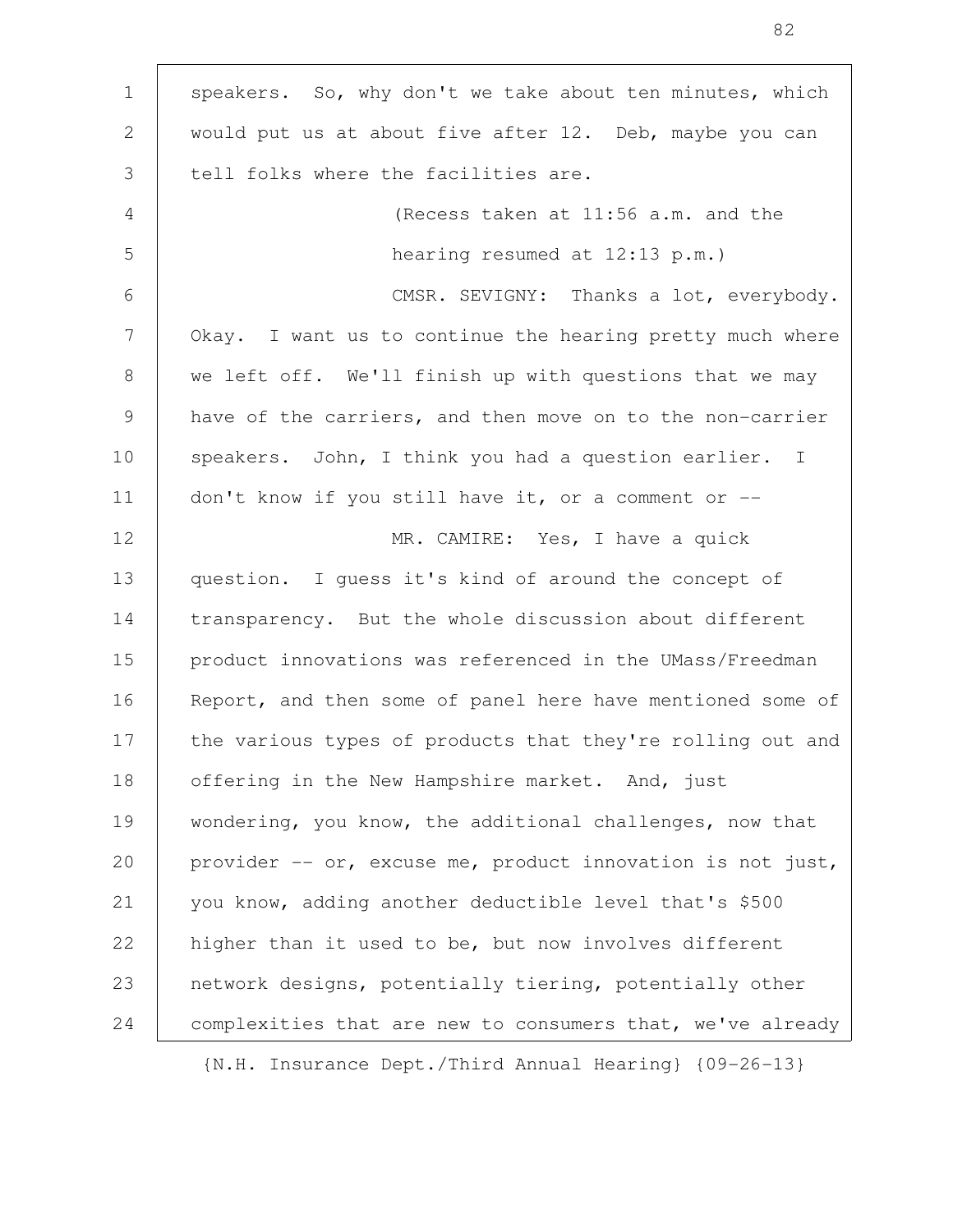speakers. So, why don't we take about ten minutes, which would put us at about five after 12. Deb, maybe you can tell folks where the facilities are.

(Recess taken at 11:56 a.m. and the hearing resumed at 12:13 p.m.)

CMSR. SEVIGNY: Thanks a lot, everybody. Okay. I want us to continue the hearing pretty much where we left off. We'll finish up with questions that we may have of the carriers, and then move on to the non-carrier speakers. John, I think you had a question earlier. I don't know if you still have it, or a comment or --

MR. CAMIRE: Yes, I have a quick question. I guess it's kind of around the concept of transparency. But the whole discussion about different product innovations was referenced in the UMass/Freedman Report, and then some of panel here have mentioned some of the various types of products that they're rolling out and offering in the New Hampshire market. And, just wondering, you know, the additional challenges, now that provider -- or, excuse me, product innovation is not just, you know, adding another deductible level that's $500 higher than it used to be, but now involves different network designs, potentially tiering, potentially other complexities that are new to consumers that, we've already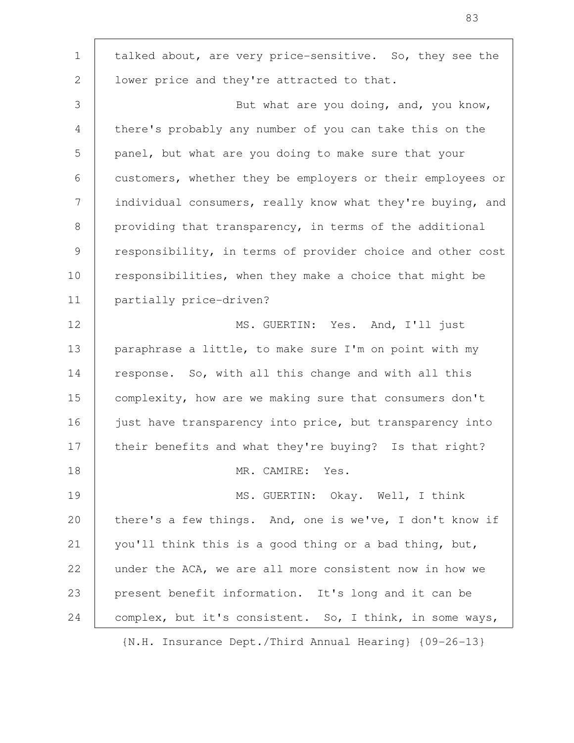talked about, are very price-sensitive. So, they see the lower price and they're attracted to that.

But what are you doing, and, you know, there's probably any number of you can take this on the panel, but what are you doing to make sure that your customers, whether they be employers or their employees or individual consumers, really know what they're buying, and providing that transparency, in terms of the additional responsibility, in terms of provider choice and other cost responsibilities, when they make a choice that might be partially price-driven?

MS. GUERTIN: Yes. And, I'll just paraphrase a little, to make sure I'm on point with my response. So, with all this change and with all this complexity, how are we making sure that consumers don't just have transparency into price, but transparency into their benefits and what they're buying? Is that right?

MR. CAMIRE: Yes.

MS. GUERTIN: Okay. Well, I think there's a few things. And, one is we've, I don't know if you'll think this is a good thing or a bad thing, but, under the ACA, we are all more consistent now in how we present benefit information. It's long and it can be complex, but it's consistent. So, I think, in some ways,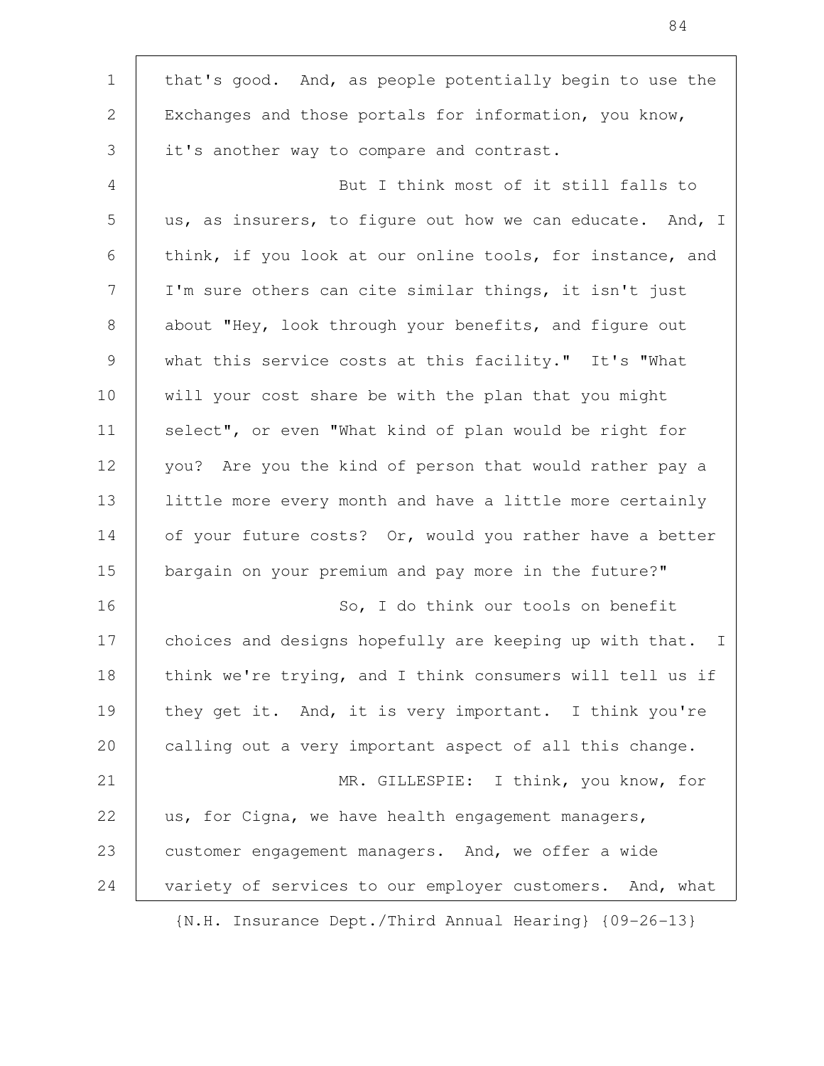that's good. And, as people potentially begin to use the Exchanges and those portals for information, you know, it's another way to compare and contrast.

But I think most of it still falls to us, as insurers, to figure out how we can educate. And, I think, if you look at our online tools, for instance, and I'm sure others can cite similar things, it isn't just about "Hey, look through your benefits, and figure out what this service costs at this facility." It's "What will your cost share be with the plan that you might select", or even "What kind of plan would be right for you? Are you the kind of person that would rather pay a little more every month and have a little more certainly of your future costs? Or, would you rather have a better bargain on your premium and pay more in the future?"

So, I do think our tools on benefit choices and designs hopefully are keeping up with that. I think we're trying, and I think consumers will tell us if they get it. And, it is very important. I think you're calling out a very important aspect of all this change.

MR. GILLESPIE: I think, you know, for us, for Cigna, we have health engagement managers, customer engagement managers. And, we offer a wide variety of services to our employer customers. And, what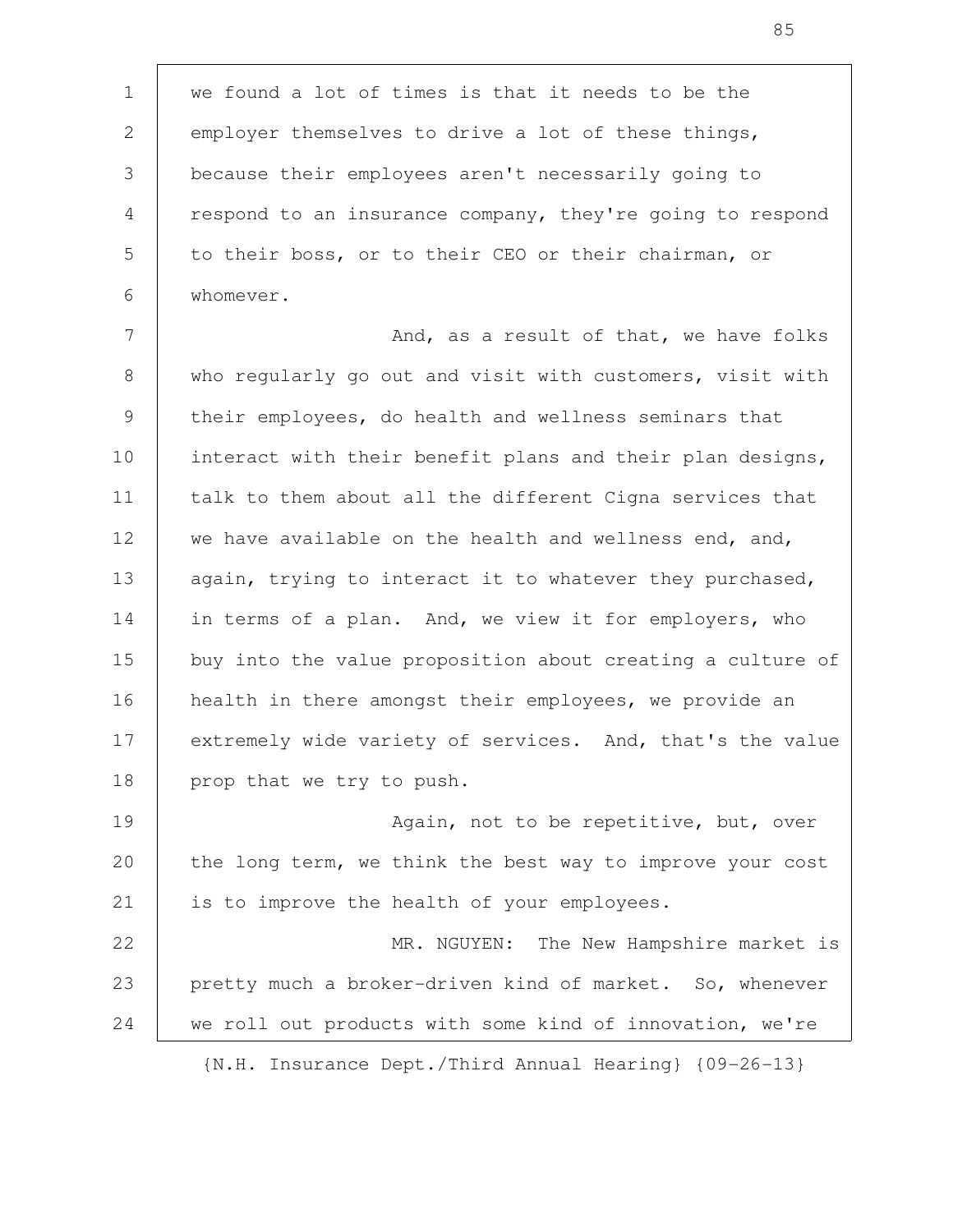we found a lot of times is that it needs to be the employer themselves to drive a lot of these things, because their employees aren't necessarily going to respond to an insurance company, they're going to respond to their boss, or to their CEO or their chairman, or whomever.

And, as a result of that, we have folks who regularly go out and visit with customers, visit with their employees, do health and wellness seminars that interact with their benefit plans and their plan designs, talk to them about all the different Cigna services that we have available on the health and wellness end, and, again, trying to interact it to whatever they purchased, in terms of a plan. And, we view it for employers, who buy into the value proposition about creating a culture of health in there amongst their employees, we provide an extremely wide variety of services. And, that's the value prop that we try to push.

Again, not to be repetitive, but, over the long term, we think the best way to improve your cost is to improve the health of your employees.

MR. NGUYEN: The New Hampshire market is pretty much a broker-driven kind of market. So, whenever we roll out products with some kind of innovation, we're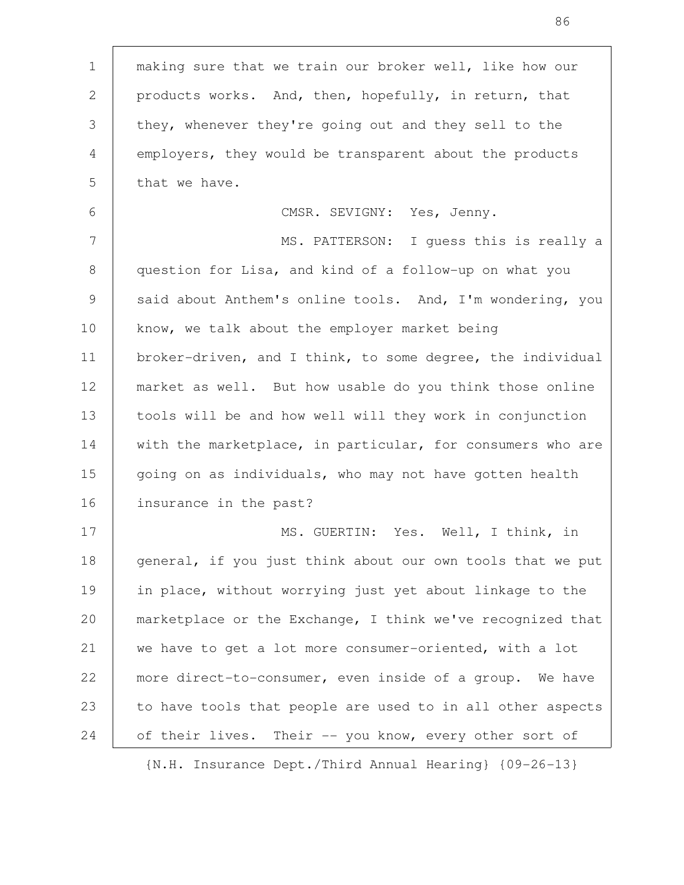making sure that we train our broker well, like how our products works. And, then, hopefully, in return, that they, whenever they're going out and they sell to the employers, they would be transparent about the products that we have.

CMSR. SEVIGNY: Yes, Jenny.

MS. PATTERSON: I guess this is really a question for Lisa, and kind of a follow-up on what you said about Anthem's online tools. And, I'm wondering, you know, we talk about the employer market being broker-driven, and I think, to some degree, the individual market as well. But how usable do you think those online tools will be and how well will they work in conjunction with the marketplace, in particular, for consumers who are going on as individuals, who may not have gotten health insurance in the past?

MS. GUERTIN: Yes. Well, I think, in general, if you just think about our own tools that we put in place, without worrying just yet about linkage to the marketplace or the Exchange, I think we've recognized that we have to get a lot more consumer-oriented, with a lot more direct-to-consumer, even inside of a group. We have to have tools that people are used to in all other aspects of their lives. Their -- you know, every other sort of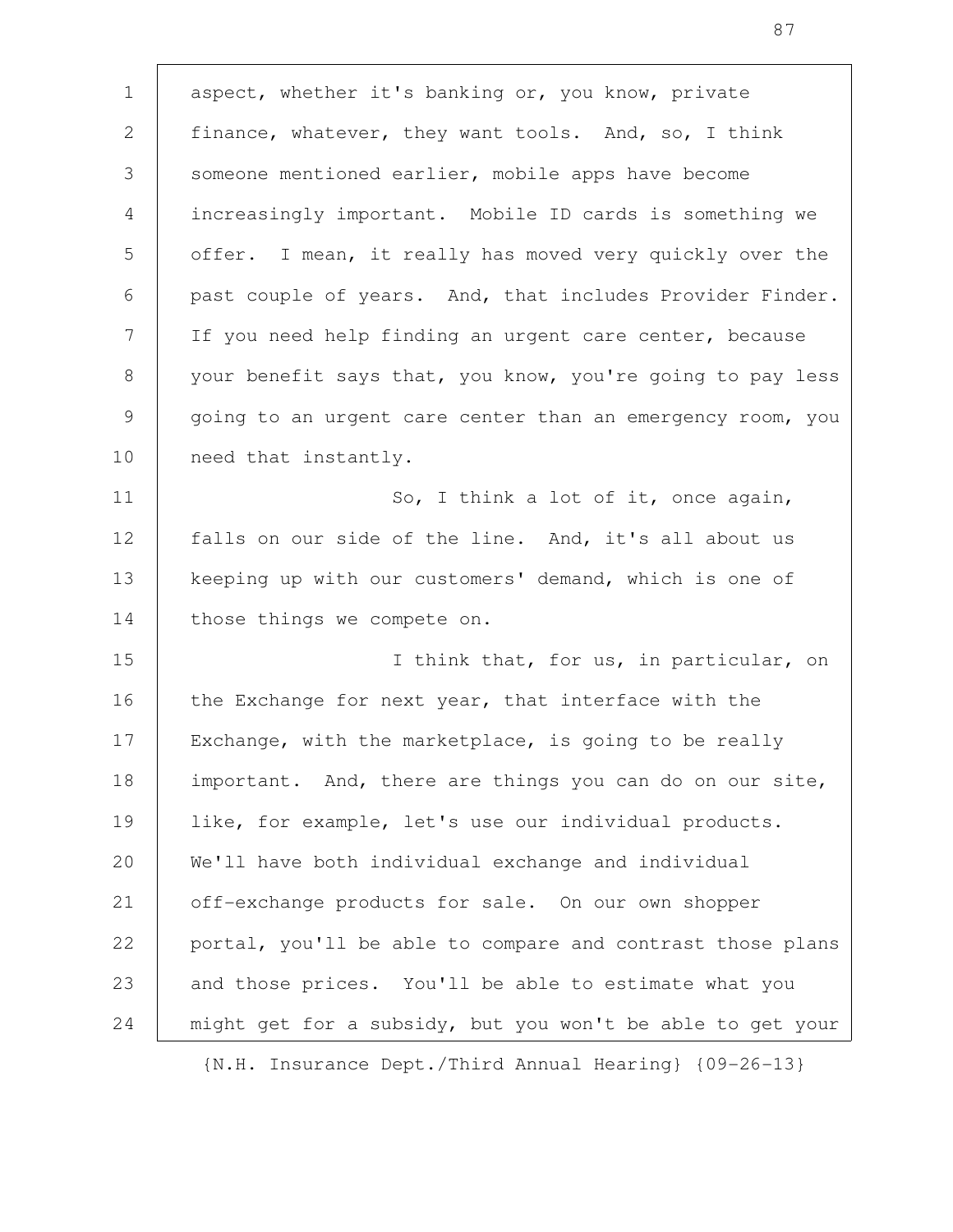aspect, whether it's banking or, you know, private finance, whatever, they want tools. And, so, I think someone mentioned earlier, mobile apps have become increasingly important. Mobile ID cards is something we offer. I mean, it really has moved very quickly over the past couple of years. And, that includes Provider Finder. If you need help finding an urgent care center, because your benefit says that, you know, you're going to pay less going to an urgent care center than an emergency room, you need that instantly.

So, I think a lot of it, once again, falls on our side of the line. And, it's all about us keeping up with our customers' demand, which is one of those things we compete on.

I think that, for us, in particular, on the Exchange for next year, that interface with the Exchange, with the marketplace, is going to be really important. And, there are things you can do on our site, like, for example, let's use our individual products. We'll have both individual exchange and individual off-exchange products for sale. On our own shopper portal, you'll be able to compare and contrast those plans and those prices. You'll be able to estimate what you might get for a subsidy, but you won't be able to get your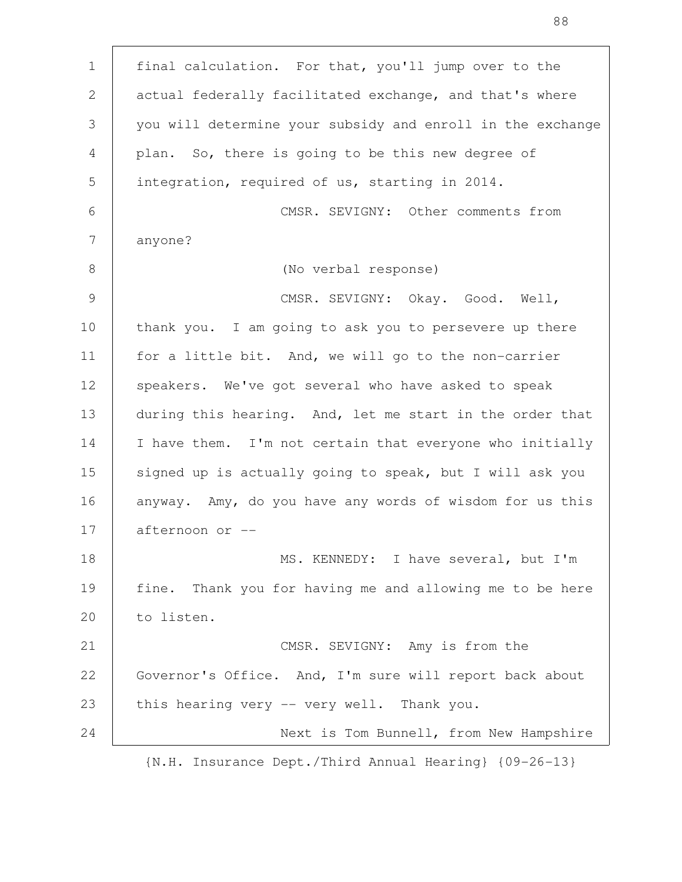final calculation. For that, you'll jump over to the actual federally facilitated exchange, and that's where you will determine your subsidy and enroll in the exchange plan. So, there is going to be this new degree of integration, required of us, starting in 2014.

CMSR. SEVIGNY: Other comments from anyone?

(No verbal response)

CMSR. SEVIGNY: Okay. Good. Well, thank you. I am going to ask you to persevere up there for a little bit. And, we will go to the non-carrier speakers. We've got several who have asked to speak during this hearing. And, let me start in the order that I have them. I'm not certain that everyone who initially signed up is actually going to speak, but I will ask you anyway. Amy, do you have any words of wisdom for us this afternoon or --

MS. KENNEDY: I have several, but I'm fine. Thank you for having me and allowing me to be here to listen.

CMSR. SEVIGNY: Amy is from the Governor's Office. And, I'm sure will report back about this hearing very -- very well. Thank you.

Next is Tom Bunnell, from New Hampshire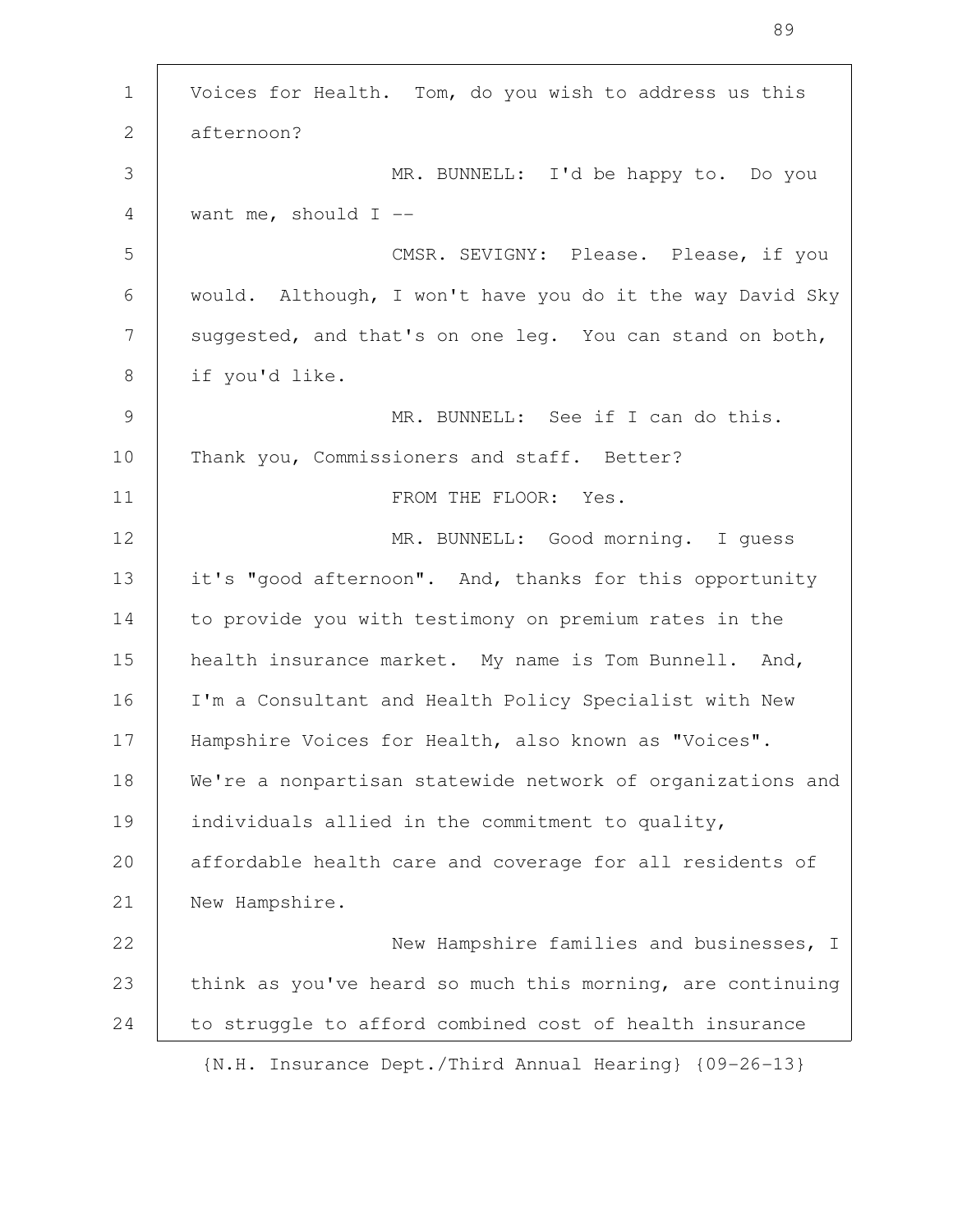Voices for Health. Tom, do you wish to address us this afternoon?

MR. BUNNELL: I'd be happy to. Do you want me, should I --

CMSR. SEVIGNY: Please. Please, if you would. Although, I won't have you do it the way David Sky suggested, and that's on one leg. You can stand on both, if you'd like.

MR. BUNNELL: See if I can do this. Thank you, Commissioners and staff. Better?

FROM THE FLOOR: Yes.

MR. BUNNELL: Good morning. I guess it's "good afternoon". And, thanks for this opportunity to provide you with testimony on premium rates in the health insurance market. My name is Tom Bunnell. And, I'm a Consultant and Health Policy Specialist with New Hampshire Voices for Health, also known as "Voices". We're a nonpartisan statewide network of organizations and individuals allied in the commitment to quality, affordable health care and coverage for all residents of New Hampshire.

New Hampshire families and businesses, I think as you've heard so much this morning, are continuing to struggle to afford combined cost of health insurance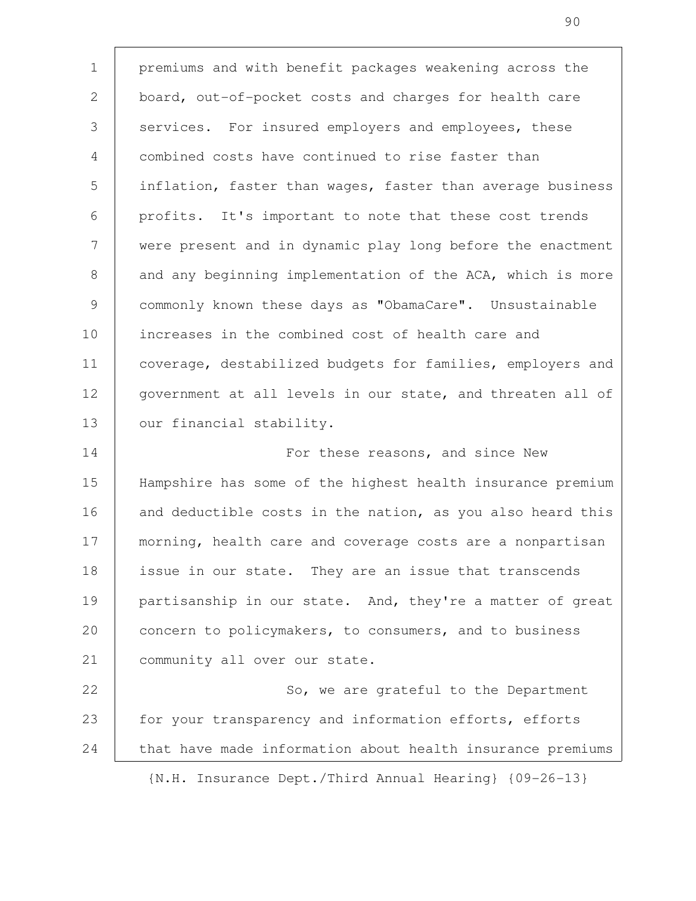premiums and with benefit packages weakening across the board, out-of-pocket costs and charges for health care services. For insured employers and employees, these combined costs have continued to rise faster than inflation, faster than wages, faster than average business profits. It's important to note that these cost trends were present and in dynamic play long before the enactment and any beginning implementation of the ACA, which is more commonly known these days as "ObamaCare". Unsustainable increases in the combined cost of health care and coverage, destabilized budgets for families, employers and government at all levels in our state, and threaten all of our financial stability.

For these reasons, and since New Hampshire has some of the highest health insurance premium and deductible costs in the nation, as you also heard this morning, health care and coverage costs are a nonpartisan issue in our state. They are an issue that transcends partisanship in our state. And, they're a matter of great concern to policymakers, to consumers, and to business community all over our state.

So, we are grateful to the Department for your transparency and information efforts, efforts that have made information about health insurance premiums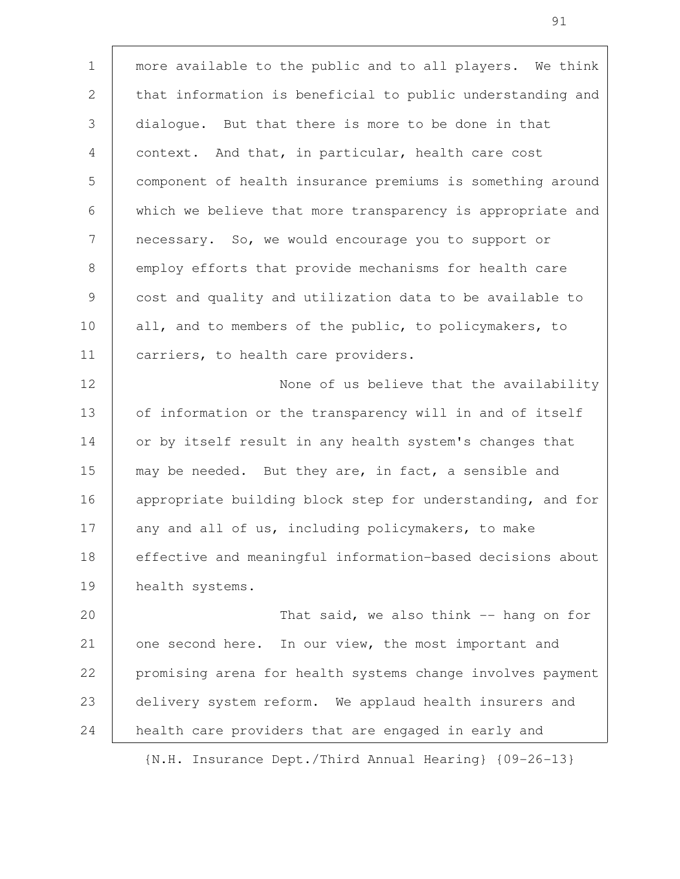more available to the public and to all players. We think that information is beneficial to public understanding and dialogue. But that there is more to be done in that context. And that, in particular, health care cost component of health insurance premiums is something around which we believe that more transparency is appropriate and necessary. So, we would encourage you to support or employ efforts that provide mechanisms for health care cost and quality and utilization data to be available to all, and to members of the public, to policymakers, to carriers, to health care providers.

None of us believe that the availability of information or the transparency will in and of itself or by itself result in any health system's changes that may be needed. But they are, in fact, a sensible and appropriate building block step for understanding, and for any and all of us, including policymakers, to make effective and meaningful information-based decisions about health systems.

That said, we also think -- hang on for one second here. In our view, the most important and promising arena for health systems change involves payment delivery system reform. We applaud health insurers and health care providers that are engaged in early and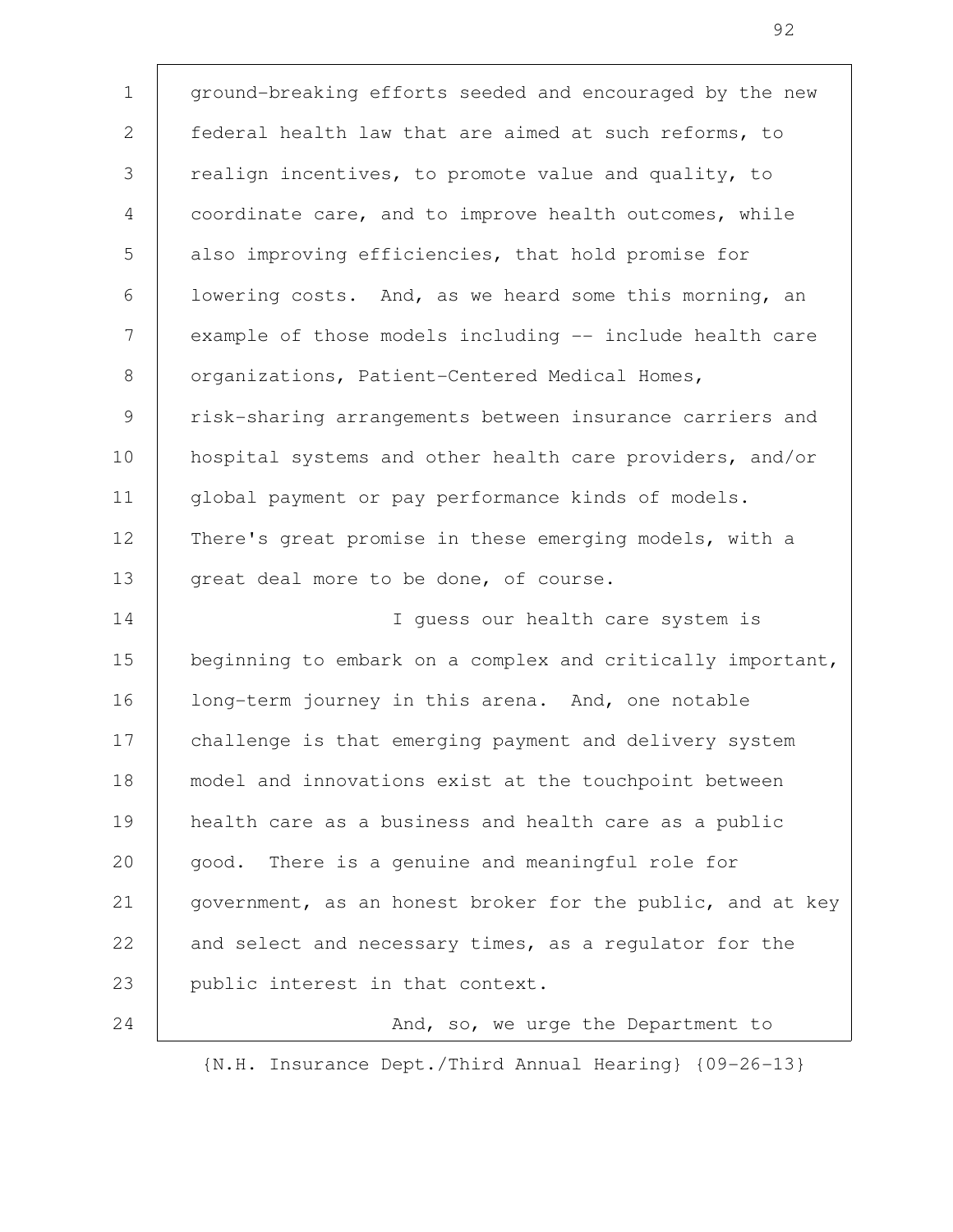ground-breaking efforts seeded and encouraged by the new federal health law that are aimed at such reforms, to realign incentives, to promote value and quality, to coordinate care, and to improve health outcomes, while also improving efficiencies, that hold promise for lowering costs. And, as we heard some this morning, an example of those models including -- include health care organizations, Patient-Centered Medical Homes, risk-sharing arrangements between insurance carriers and hospital systems and other health care providers, and/or global payment or pay performance kinds of models. There's great promise in these emerging models, with a great deal more to be done, of course.

I guess our health care system is beginning to embark on a complex and critically important, long-term journey in this arena. And, one notable challenge is that emerging payment and delivery system model and innovations exist at the touchpoint between health care as a business and health care as a public good. There is a genuine and meaningful role for government, as an honest broker for the public, and at key and select and necessary times, as a regulator for the public interest in that context.

And, so, we urge the Department to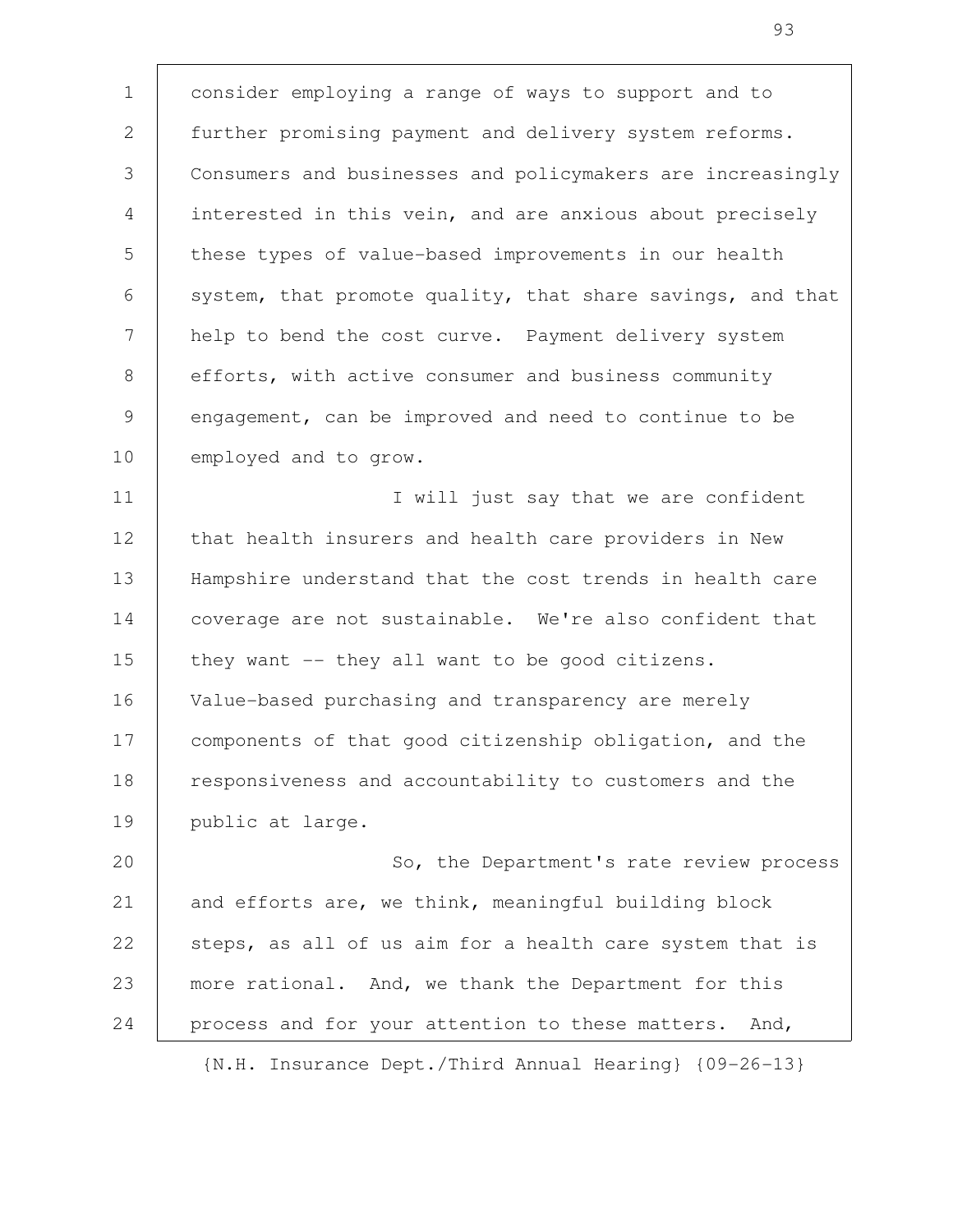consider employing a range of ways to support and to further promising payment and delivery system reforms. Consumers and businesses and policymakers are increasingly interested in this vein, and are anxious about precisely these types of value-based improvements in our health system, that promote quality, that share savings, and that help to bend the cost curve. Payment delivery system efforts, with active consumer and business community engagement, can be improved and need to continue to be employed and to grow.

I will just say that we are confident that health insurers and health care providers in New Hampshire understand that the cost trends in health care coverage are not sustainable. We're also confident that they want -- they all want to be good citizens. Value-based purchasing and transparency are merely components of that good citizenship obligation, and the responsiveness and accountability to customers and the public at large.

So, the Department's rate review process and efforts are, we think, meaningful building block steps, as all of us aim for a health care system that is more rational. And, we thank the Department for this process and for your attention to these matters. And,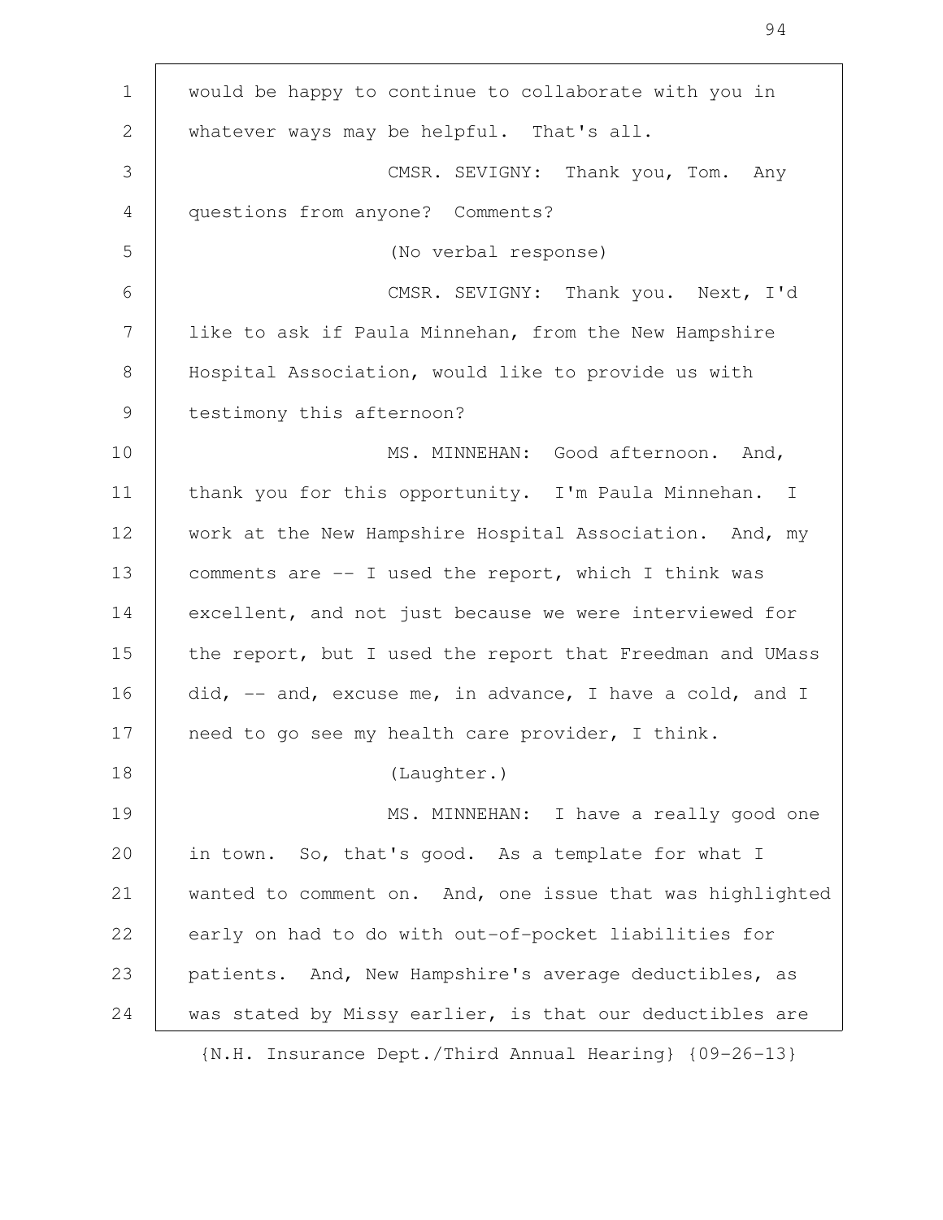would be happy to continue to collaborate with you in whatever ways may be helpful. That's all.

CMSR. SEVIGNY: Thank you, Tom. Any questions from anyone? Comments?

(No verbal response)

CMSR. SEVIGNY: Thank you. Next, I'd like to ask if Paula Minnehan, from the New Hampshire Hospital Association, would like to provide us with testimony this afternoon?

MS. MINNEHAN: Good afternoon. And, thank you for this opportunity. I'm Paula Minnehan. I work at the New Hampshire Hospital Association. And, my comments are -- I used the report, which I think was excellent, and not just because we were interviewed for the report, but I used the report that Freedman and UMass did, -- and, excuse me, in advance, I have a cold, and I need to go see my health care provider, I think.

(Laughter.)

MS. MINNEHAN: I have a really good one in town. So, that's good. As a template for what I wanted to comment on. And, one issue that was highlighted early on had to do with out-of-pocket liabilities for patients. And, New Hampshire's average deductibles, as was stated by Missy earlier, is that our deductibles are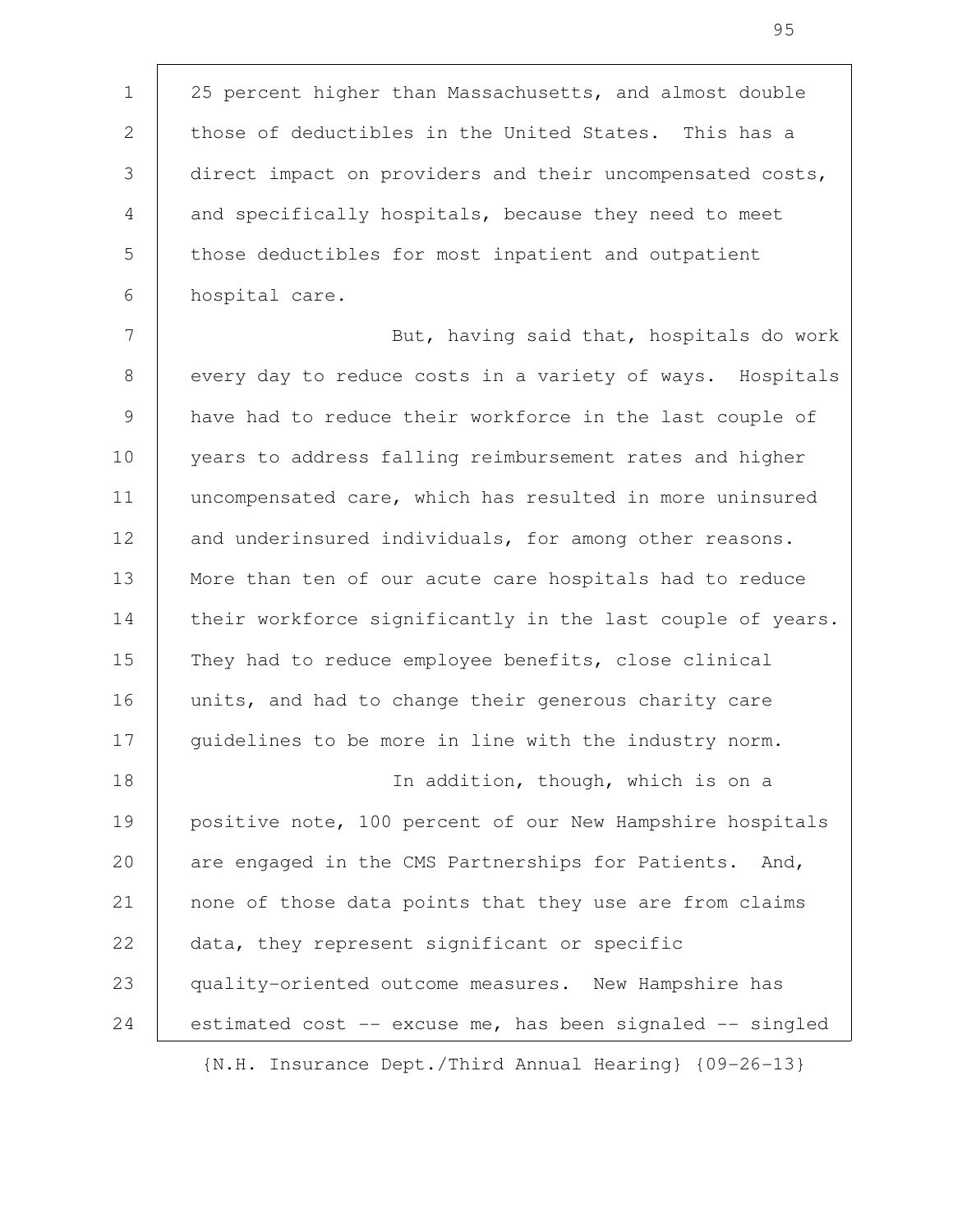25 percent higher than Massachusetts, and almost double those of deductibles in the United States. This has a direct impact on providers and their uncompensated costs, and specifically hospitals, because they need to meet those deductibles for most inpatient and outpatient hospital care.

But, having said that, hospitals do work every day to reduce costs in a variety of ways. Hospitals have had to reduce their workforce in the last couple of years to address falling reimbursement rates and higher uncompensated care, which has resulted in more uninsured and underinsured individuals, for among other reasons. More than ten of our acute care hospitals had to reduce their workforce significantly in the last couple of years. They had to reduce employee benefits, close clinical units, and had to change their generous charity care guidelines to be more in line with the industry norm.

In addition, though, which is on a positive note, 100 percent of our New Hampshire hospitals are engaged in the CMS Partnerships for Patients. And, none of those data points that they use are from claims data, they represent significant or specific quality-oriented outcome measures. New Hampshire has estimated cost -- excuse me, has been signaled -- singled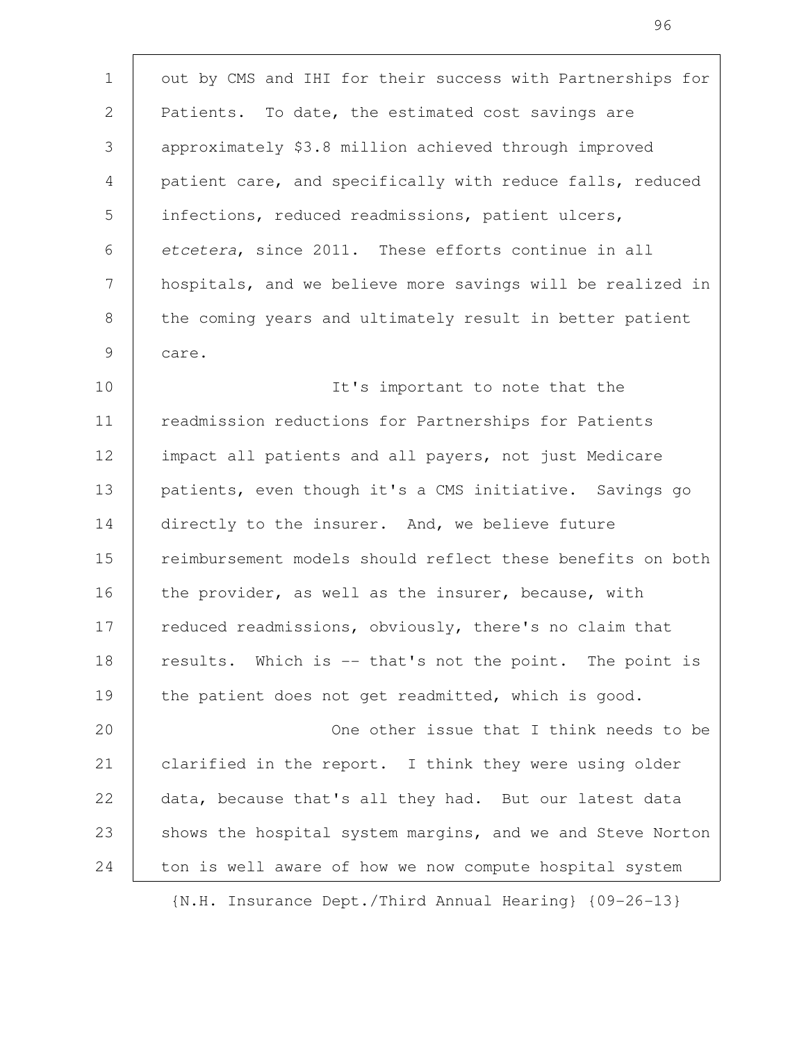out by CMS and IHI for their success with Partnerships for Patients. To date, the estimated cost savings are approximately $3.8 million achieved through improved patient care, and specifically with reduce falls, reduced infections, reduced readmissions, patient ulcers, *etcetera*, since 2011. These efforts continue in all hospitals, and we believe more savings will be realized in the coming years and ultimately result in better patient care.

It's important to note that the readmission reductions for Partnerships for Patients impact all patients and all payers, not just Medicare patients, even though it's a CMS initiative. Savings go directly to the insurer. And, we believe future reimbursement models should reflect these benefits on both the provider, as well as the insurer, because, with reduced readmissions, obviously, there's no claim that results. Which is -- that's not the point. The point is the patient does not get readmitted, which is good.

One other issue that I think needs to be clarified in the report. I think they were using older data, because that's all they had. But our latest data shows the hospital system margins, and we and Steve Norton ton is well aware of how we now compute hospital system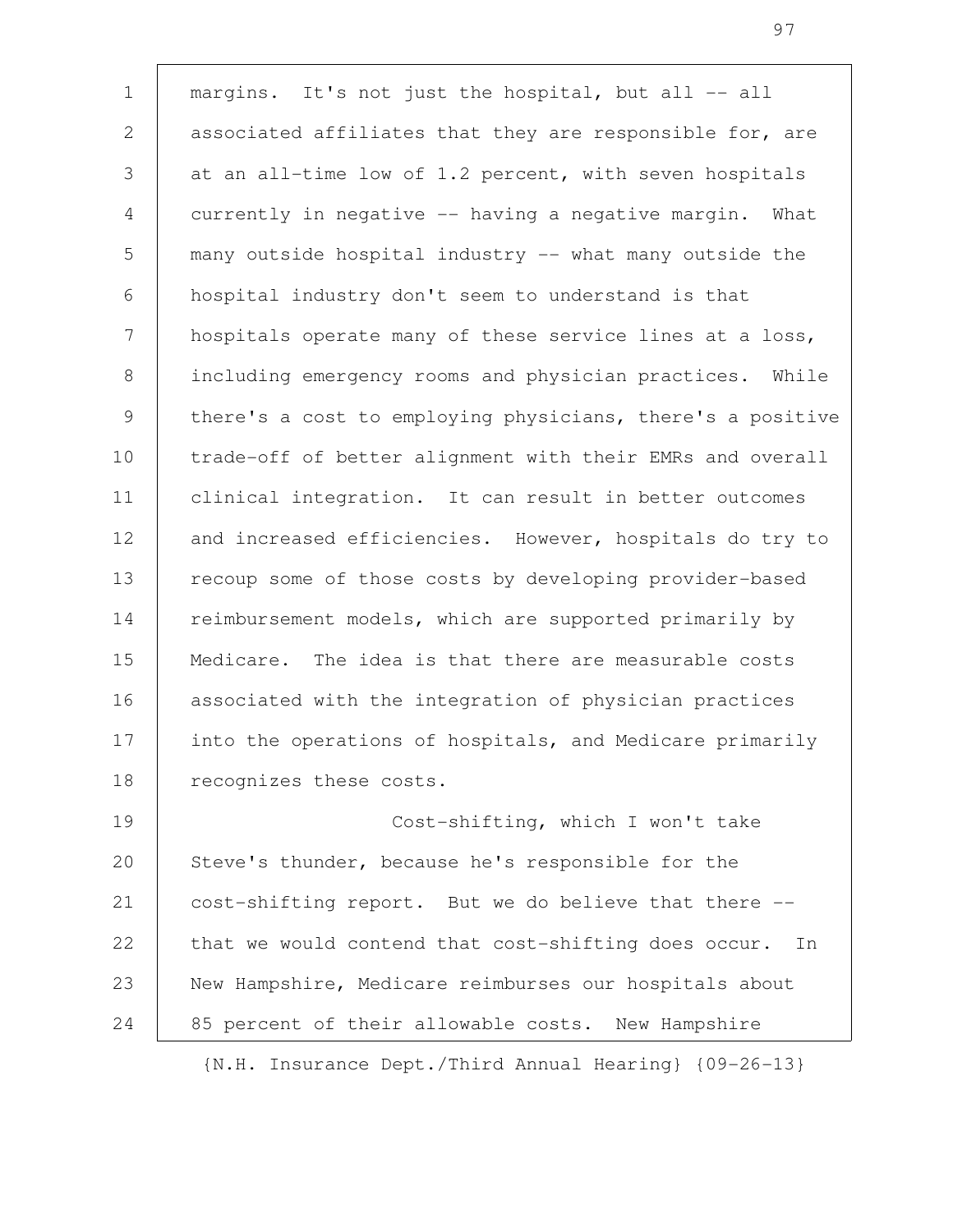margins. It's not just the hospital, but all -- all associated affiliates that they are responsible for, are at an all-time low of 1.2 percent, with seven hospitals currently in negative -- having a negative margin. What many outside hospital industry -- what many outside the hospital industry don't seem to understand is that hospitals operate many of these service lines at a loss, including emergency rooms and physician practices. While there's a cost to employing physicians, there's a positive trade-off of better alignment with their EMRs and overall clinical integration. It can result in better outcomes and increased efficiencies. However, hospitals do try to recoup some of those costs by developing provider-based reimbursement models, which are supported primarily by Medicare. The idea is that there are measurable costs associated with the integration of physician practices into the operations of hospitals, and Medicare primarily recognizes these costs.

Cost-shifting, which I won't take Steve's thunder, because he's responsible for the cost-shifting report. But we do believe that there -- that we would contend that cost-shifting does occur. In New Hampshire, Medicare reimburses our hospitals about 85 percent of their allowable costs. New Hampshire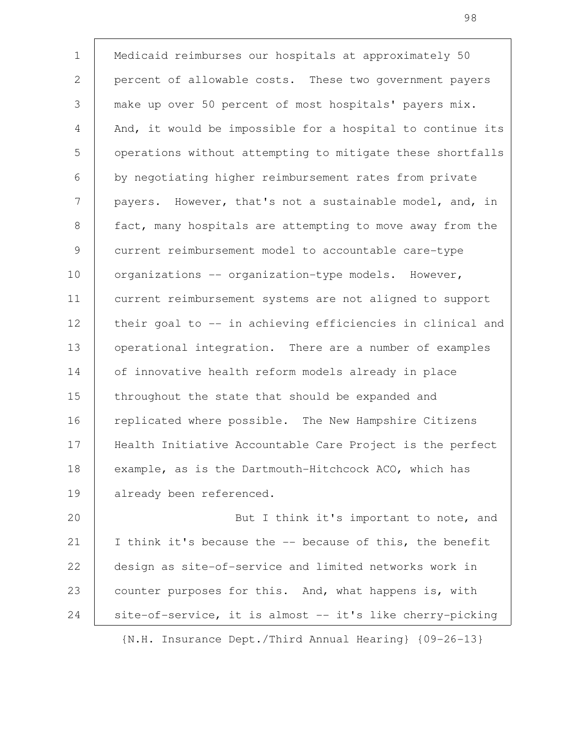Medicaid reimburses our hospitals at approximately 50 percent of allowable costs. These two government payers make up over 50 percent of most hospitals' payers mix. And, it would be impossible for a hospital to continue its operations without attempting to mitigate these shortfalls by negotiating higher reimbursement rates from private payers. However, that's not a sustainable model, and, in fact, many hospitals are attempting to move away from the current reimbursement model to accountable care-type organizations -- organization-type models. However, current reimbursement systems are not aligned to support their goal to -- in achieving efficiencies in clinical and operational integration. There are a number of examples of innovative health reform models already in place throughout the state that should be expanded and replicated where possible. The New Hampshire Citizens Health Initiative Accountable Care Project is the perfect example, as is the Dartmouth-Hitchcock ACO, which has already been referenced.

But I think it's important to note, and I think it's because the -- because of this, the benefit design as site-of-service and limited networks work in counter purposes for this. And, what happens is, with site-of-service, it is almost -- it's like cherry-picking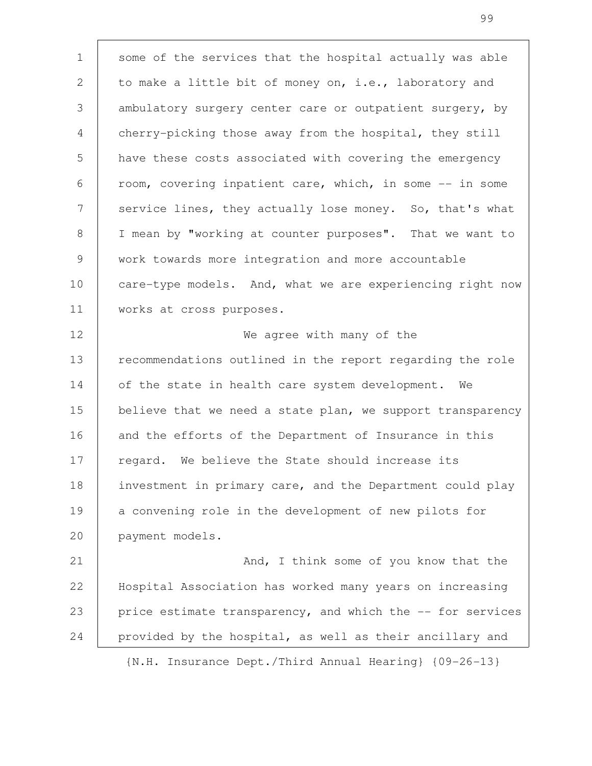some of the services that the hospital actually was able to make a little bit of money on, i.e., laboratory and ambulatory surgery center care or outpatient surgery, by cherry-picking those away from the hospital, they still have these costs associated with covering the emergency room, covering inpatient care, which, in some -- in some service lines, they actually lose money. So, that's what I mean by "working at counter purposes". That we want to work towards more integration and more accountable care-type models. And, what we are experiencing right now works at cross purposes.

We agree with many of the recommendations outlined in the report regarding the role of the state in health care system development. We believe that we need a state plan, we support transparency and the efforts of the Department of Insurance in this regard. We believe the State should increase its investment in primary care, and the Department could play a convening role in the development of new pilots for payment models.

And, I think some of you know that the Hospital Association has worked many years on increasing price estimate transparency, and which the -- for services provided by the hospital, as well as their ancillary and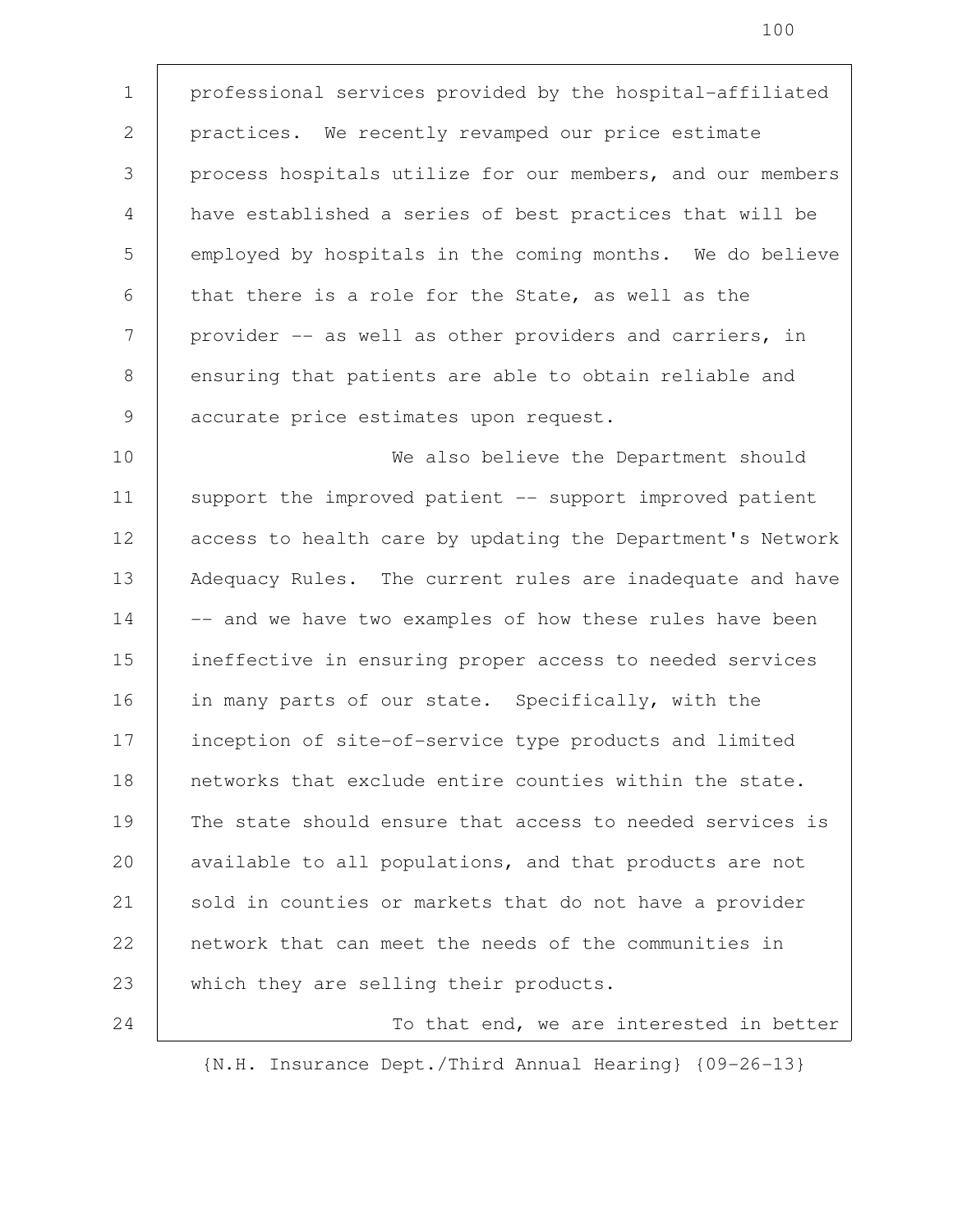professional services provided by the hospital-affiliated practices. We recently revamped our price estimate process hospitals utilize for our members, and our members have established a series of best practices that will be employed by hospitals in the coming months. We do believe that there is a role for the State, as well as the provider -- as well as other providers and carriers, in ensuring that patients are able to obtain reliable and accurate price estimates upon request.

We also believe the Department should support the improved patient -- support improved patient access to health care by updating the Department's Network Adequacy Rules. The current rules are inadequate and have -- and we have two examples of how these rules have been ineffective in ensuring proper access to needed services in many parts of our state. Specifically, with the inception of site-of-service type products and limited networks that exclude entire counties within the state. The state should ensure that access to needed services is available to all populations, and that products are not sold in counties or markets that do not have a provider network that can meet the needs of the communities in which they are selling their products.

To that end, we are interested in better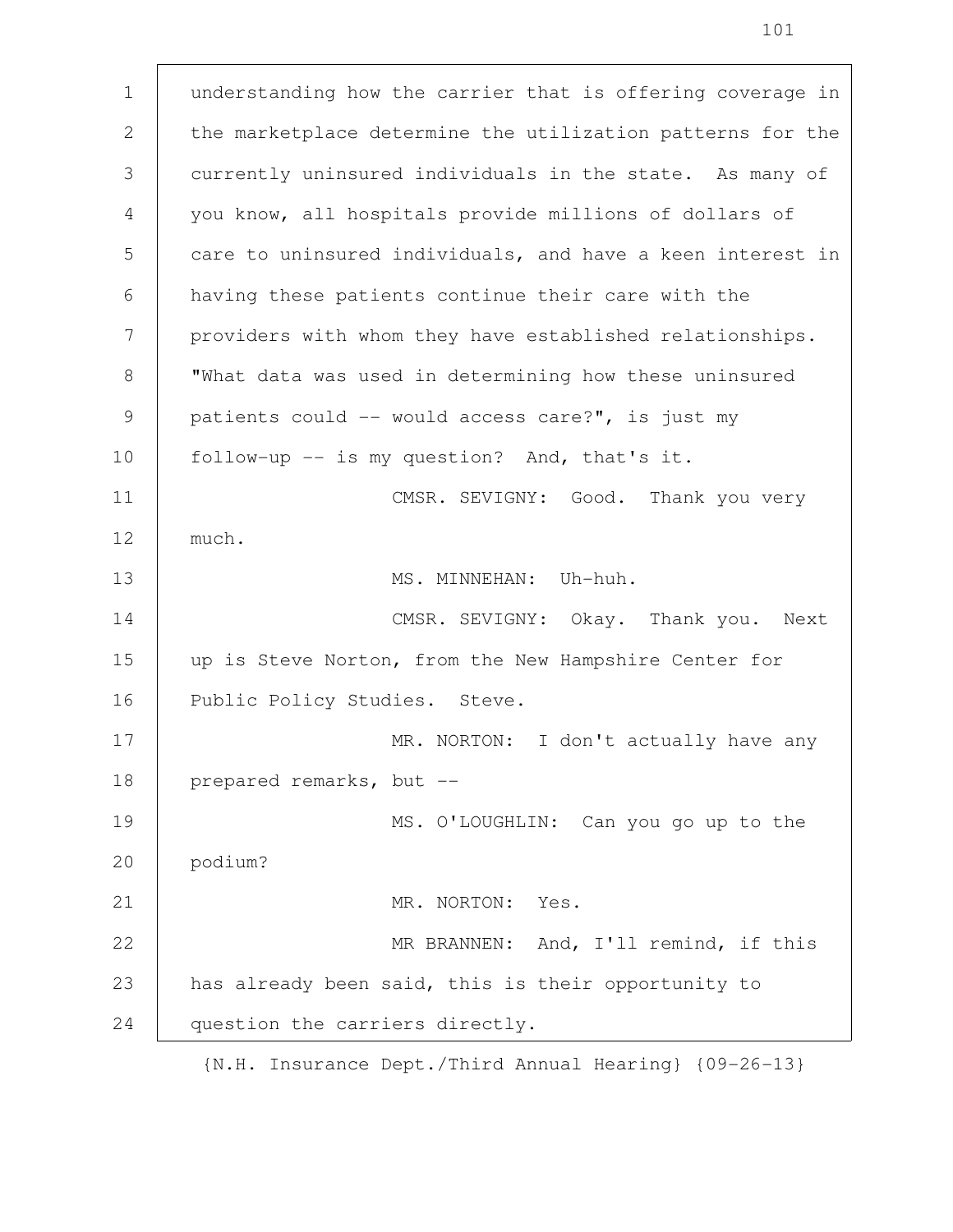understanding how the carrier that is offering coverage in the marketplace determine the utilization patterns for the currently uninsured individuals in the state. As many of you know, all hospitals provide millions of dollars of care to uninsured individuals, and have a keen interest in having these patients continue their care with the providers with whom they have established relationships. "What data was used in determining how these uninsured patients could -- would access care?", is just my follow-up -- is my question? And, that's it.

CMSR. SEVIGNY: Good. Thank you very much.

MS. MINNEHAN: Uh-huh.

CMSR. SEVIGNY: Okay. Thank you. Next up is Steve Norton, from the New Hampshire Center for Public Policy Studies. Steve.

MR. NORTON: I don't actually have any prepared remarks, but --

MS. O'LOUGHLIN: Can you go up to the podium?

MR. NORTON: Yes.

MR BRANNEN: And, I'll remind, if this has already been said, this is their opportunity to question the carriers directly.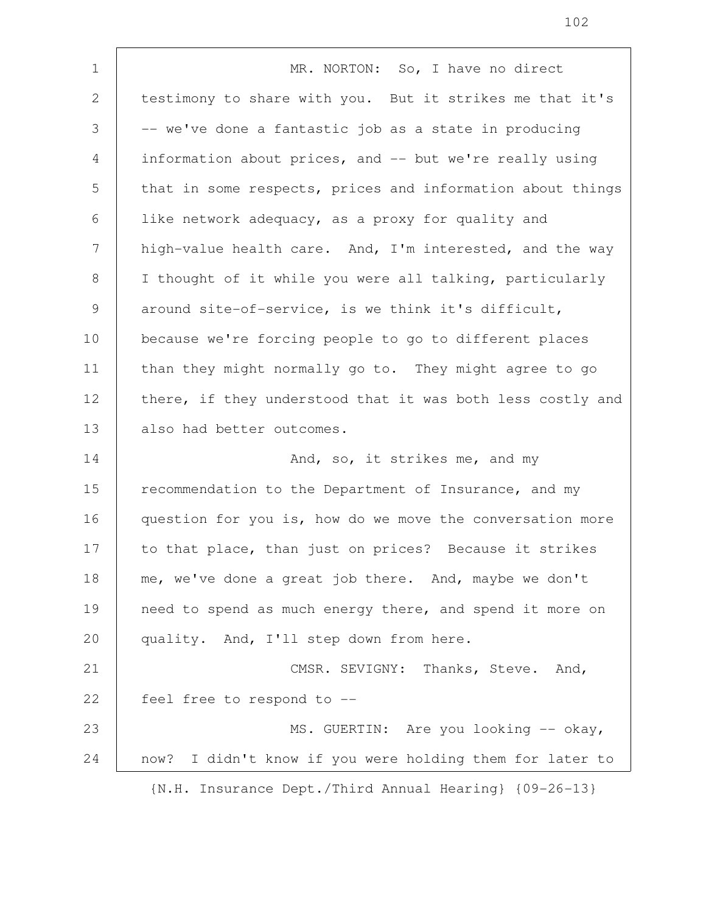MR. NORTON: So, I have no direct testimony to share with you. But it strikes me that it's -- we've done a fantastic job as a state in producing information about prices, and -- but we're really using that in some respects, prices and information about things like network adequacy, as a proxy for quality and high-value health care. And, I'm interested, and the way I thought of it while you were all talking, particularly around site-of-service, is we think it's difficult, because we're forcing people to go to different places than they might normally go to. They might agree to go there, if they understood that it was both less costly and also had better outcomes.

And, so, it strikes me, and my recommendation to the Department of Insurance, and my question for you is, how do we move the conversation more to that place, than just on prices? Because it strikes me, we've done a great job there. And, maybe we don't need to spend as much energy there, and spend it more on quality. And, I'll step down from here.

CMSR. SEVIGNY: Thanks, Steve. And, feel free to respond to --

MS. GUERTIN: Are you looking -- okay, now? I didn't know if you were holding them for later to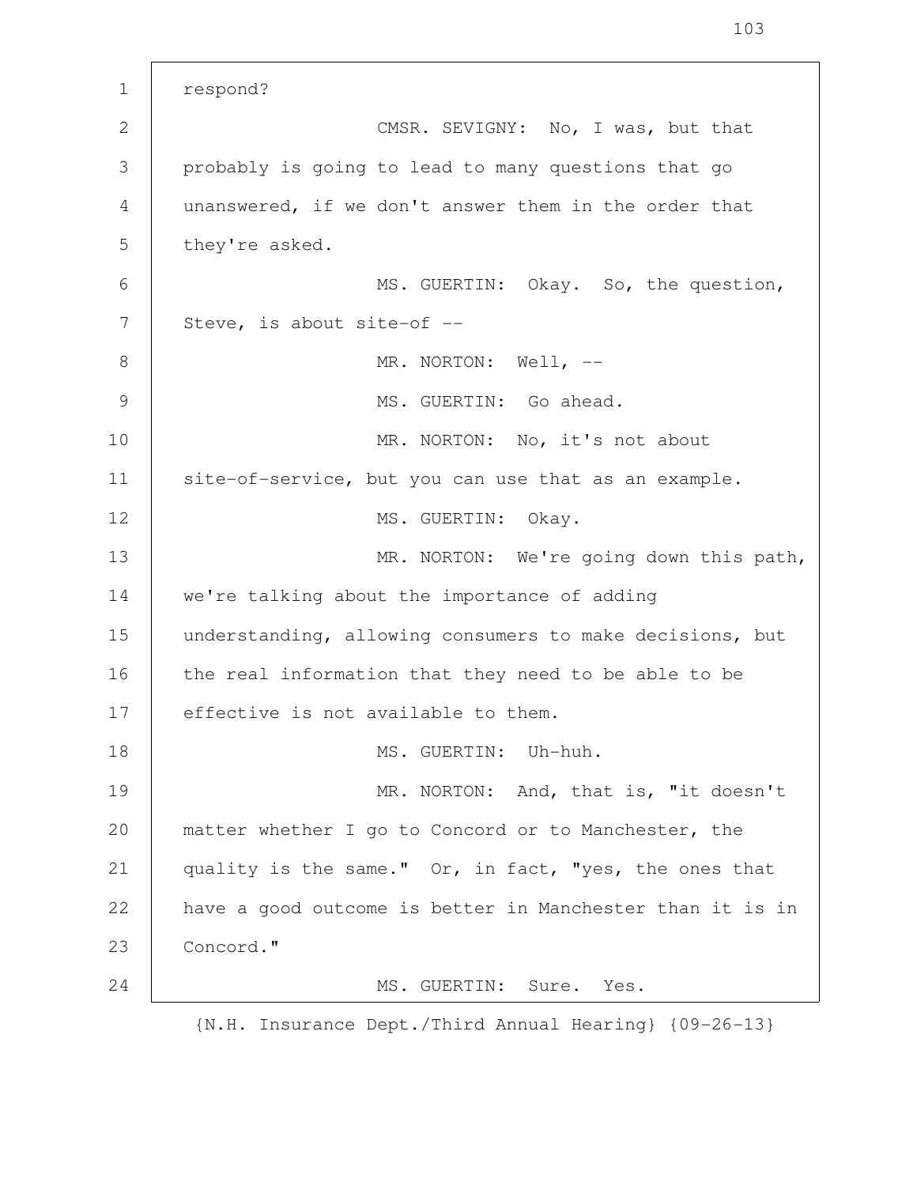respond?

CMSR. SEVIGNY: No, I was, but that probably is going to lead to many questions that go unanswered, if we don't answer them in the order that they're asked.

MS. GUERTIN: Okay. So, the question, Steve, is about site-of --

MR. NORTON: Well, --

MS. GUERTIN: Go ahead.

MR. NORTON: No, it's not about site-of-service, but you can use that as an example.

MS. GUERTIN: Okay.

MR. NORTON: We're going down this path, we're talking about the importance of adding understanding, allowing consumers to make decisions, but the real information that they need to be able to be effective is not available to them.

MS. GUERTIN: Uh-huh.

MR. NORTON: And, that is, "it doesn't matter whether I go to Concord or to Manchester, the quality is the same." Or, in fact, "yes, the ones that have a good outcome is better in Manchester than it is in Concord."

MS. GUERTIN: Sure. Yes.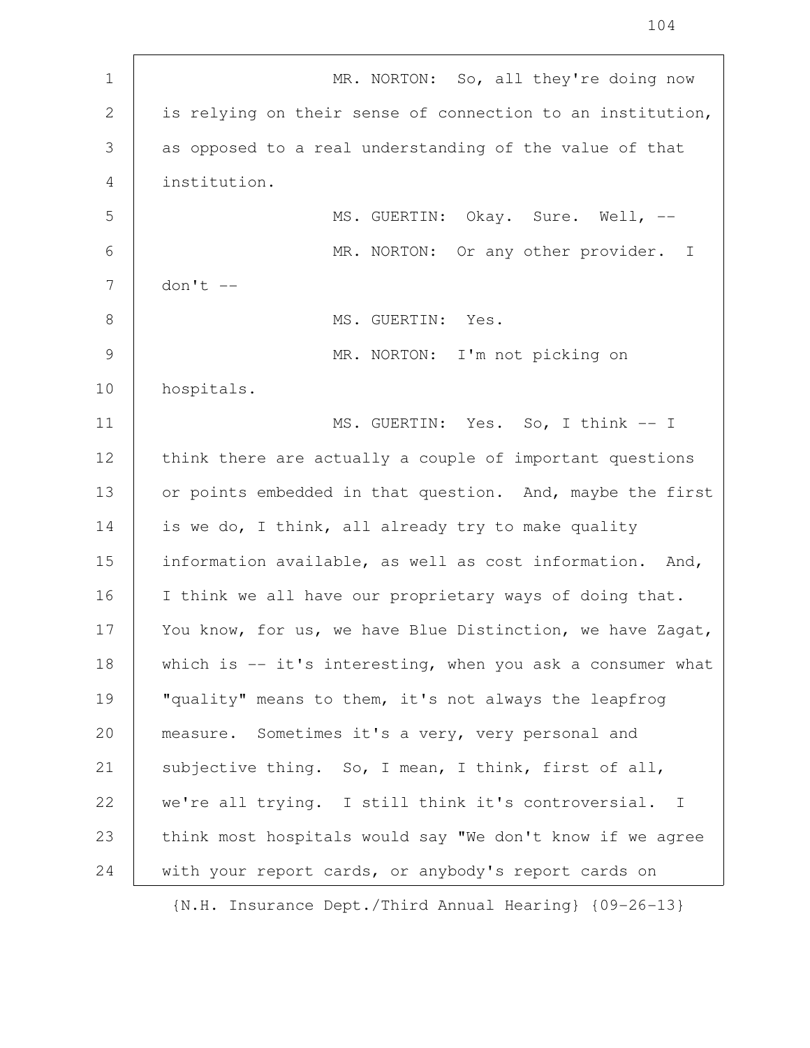MR. NORTON: So, all they're doing now is relying on their sense of connection to an institution, as opposed to a real understanding of the value of that institution.

MS. GUERTIN: Okay. Sure. Well, --

MR. NORTON: Or any other provider. I don't --

MS. GUERTIN: Yes.

MR. NORTON: I'm not picking on hospitals.

MS. GUERTIN: Yes. So, I think -- I think there are actually a couple of important questions or points embedded in that question. And, maybe the first is we do, I think, all already try to make quality information available, as well as cost information. And, I think we all have our proprietary ways of doing that. You know, for us, we have Blue Distinction, we have Zagat, which is -- it's interesting, when you ask a consumer what "quality" means to them, it's not always the leapfrog measure. Sometimes it's a very, very personal and subjective thing. So, I mean, I think, first of all, we're all trying. I still think it's controversial. I think most hospitals would say "We don't know if we agree with your report cards, or anybody's report cards on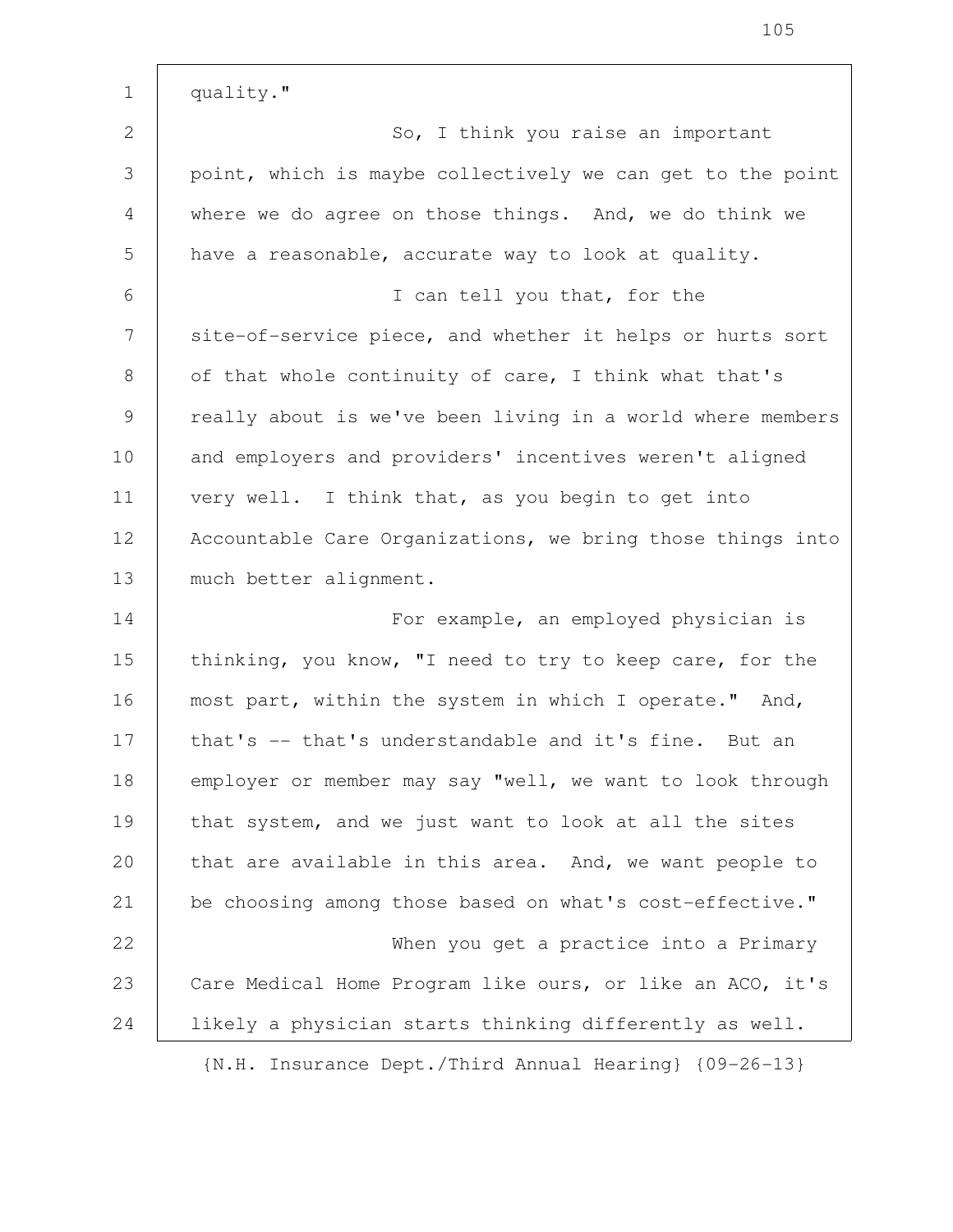quality."

So, I think you raise an important point, which is maybe collectively we can get to the point where we do agree on those things. And, we do think we have a reasonable, accurate way to look at quality.

I can tell you that, for the site-of-service piece, and whether it helps or hurts sort of that whole continuity of care, I think what that's really about is we've been living in a world where members and employers and providers' incentives weren't aligned very well. I think that, as you begin to get into Accountable Care Organizations, we bring those things into much better alignment.

For example, an employed physician is thinking, you know, "I need to try to keep care, for the most part, within the system in which I operate." And, that's -- that's understandable and it's fine. But an employer or member may say "well, we want to look through that system, and we just want to look at all the sites that are available in this area. And, we want people to be choosing among those based on what's cost-effective."

When you get a practice into a Primary Care Medical Home Program like ours, or like an ACO, it's likely a physician starts thinking differently as well.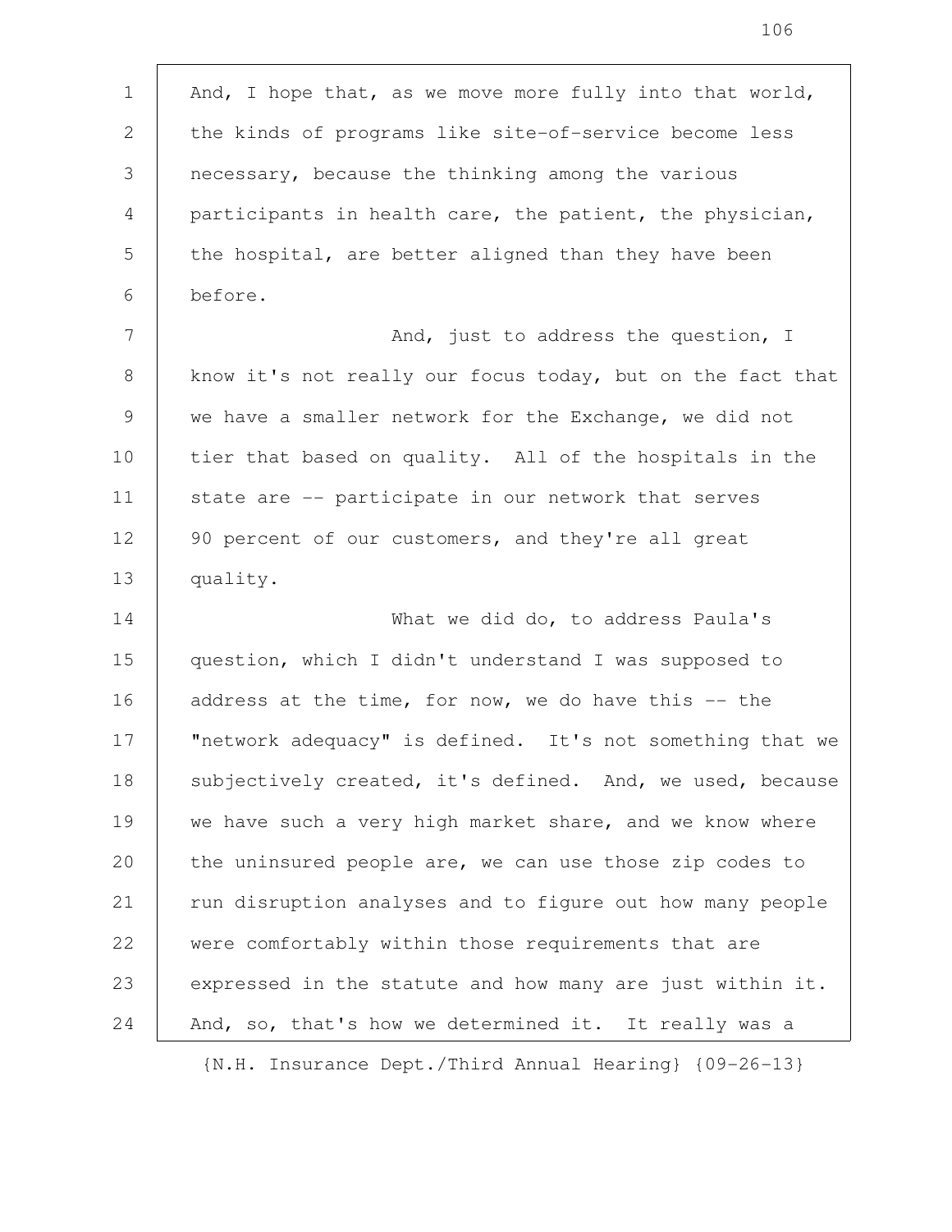And, I hope that, as we move more fully into that world, the kinds of programs like site-of-service become less necessary, because the thinking among the various participants in health care, the patient, the physician, the hospital, are better aligned than they have been before.

And, just to address the question, I know it's not really our focus today, but on the fact that we have a smaller network for the Exchange, we did not tier that based on quality. All of the hospitals in the state are -- participate in our network that serves 90 percent of our customers, and they're all great quality.

What we did do, to address Paula's question, which I didn't understand I was supposed to address at the time, for now, we do have this -- the "network adequacy" is defined. It's not something that we subjectively created, it's defined. And, we used, because we have such a very high market share, and we know where the uninsured people are, we can use those zip codes to run disruption analyses and to figure out how many people were comfortably within those requirements that are expressed in the statute and how many are just within it. And, so, that's how we determined it. It really was a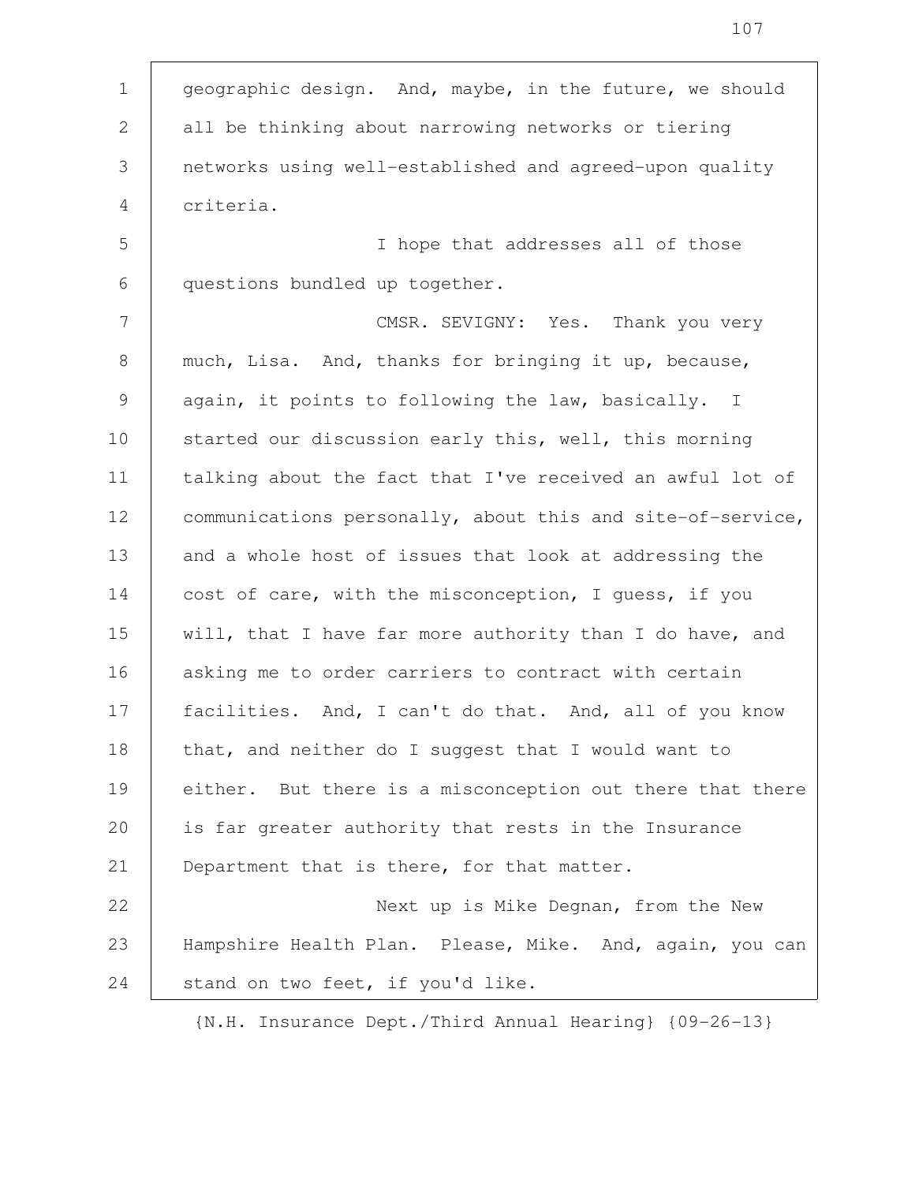geographic design. And, maybe, in the future, we should all be thinking about narrowing networks or tiering networks using well-established and agreed-upon quality criteria.

I hope that addresses all of those questions bundled up together.

CMSR. SEVIGNY: Yes. Thank you very much, Lisa. And, thanks for bringing it up, because, again, it points to following the law, basically. I started our discussion early this, well, this morning talking about the fact that I've received an awful lot of communications personally, about this and site-of-service, and a whole host of issues that look at addressing the cost of care, with the misconception, I guess, if you will, that I have far more authority than I do have, and asking me to order carriers to contract with certain facilities. And, I can't do that. And, all of you know that, and neither do I suggest that I would want to either. But there is a misconception out there that there is far greater authority that rests in the Insurance Department that is there, for that matter.

Next up is Mike Degnan, from the New Hampshire Health Plan. Please, Mike. And, again, you can stand on two feet, if you'd like.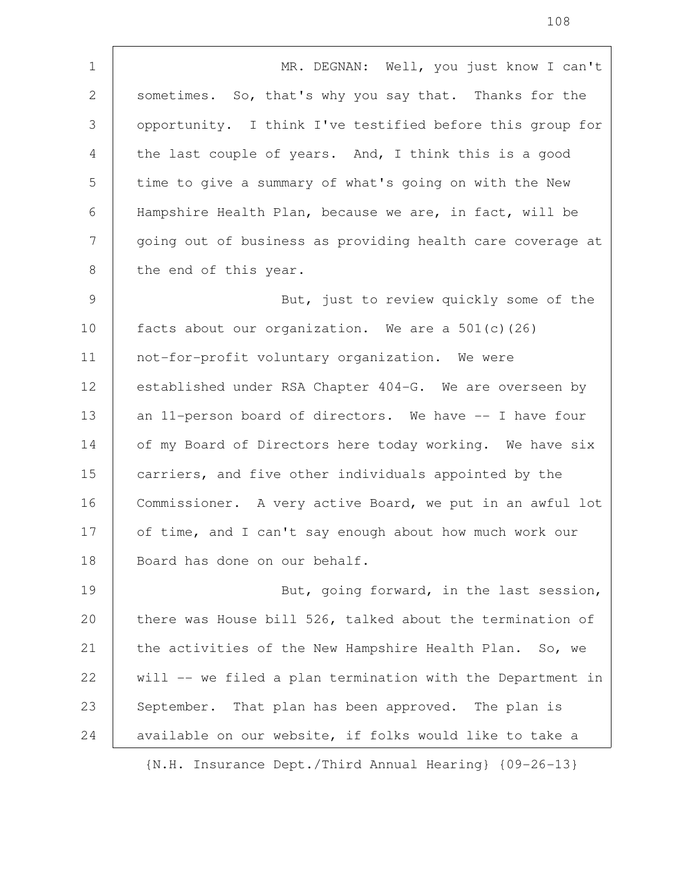MR. DEGNAN: Well, you just know I can't sometimes. So, that's why you say that. Thanks for the opportunity. I think I've testified before this group for the last couple of years. And, I think this is a good time to give a summary of what's going on with the New Hampshire Health Plan, because we are, in fact, will be going out of business as providing health care coverage at the end of this year.

But, just to review quickly some of the facts about our organization. We are a 501(c)(26) not-for-profit voluntary organization. We were established under RSA Chapter 404-G. We are overseen by an 11-person board of directors. We have -- I have four of my Board of Directors here today working. We have six carriers, and five other individuals appointed by the Commissioner. A very active Board, we put in an awful lot of time, and I can't say enough about how much work our Board has done on our behalf.

But, going forward, in the last session, there was House bill 526, talked about the termination of the activities of the New Hampshire Health Plan. So, we will -- we filed a plan termination with the Department in September. That plan has been approved. The plan is available on our website, if folks would like to take a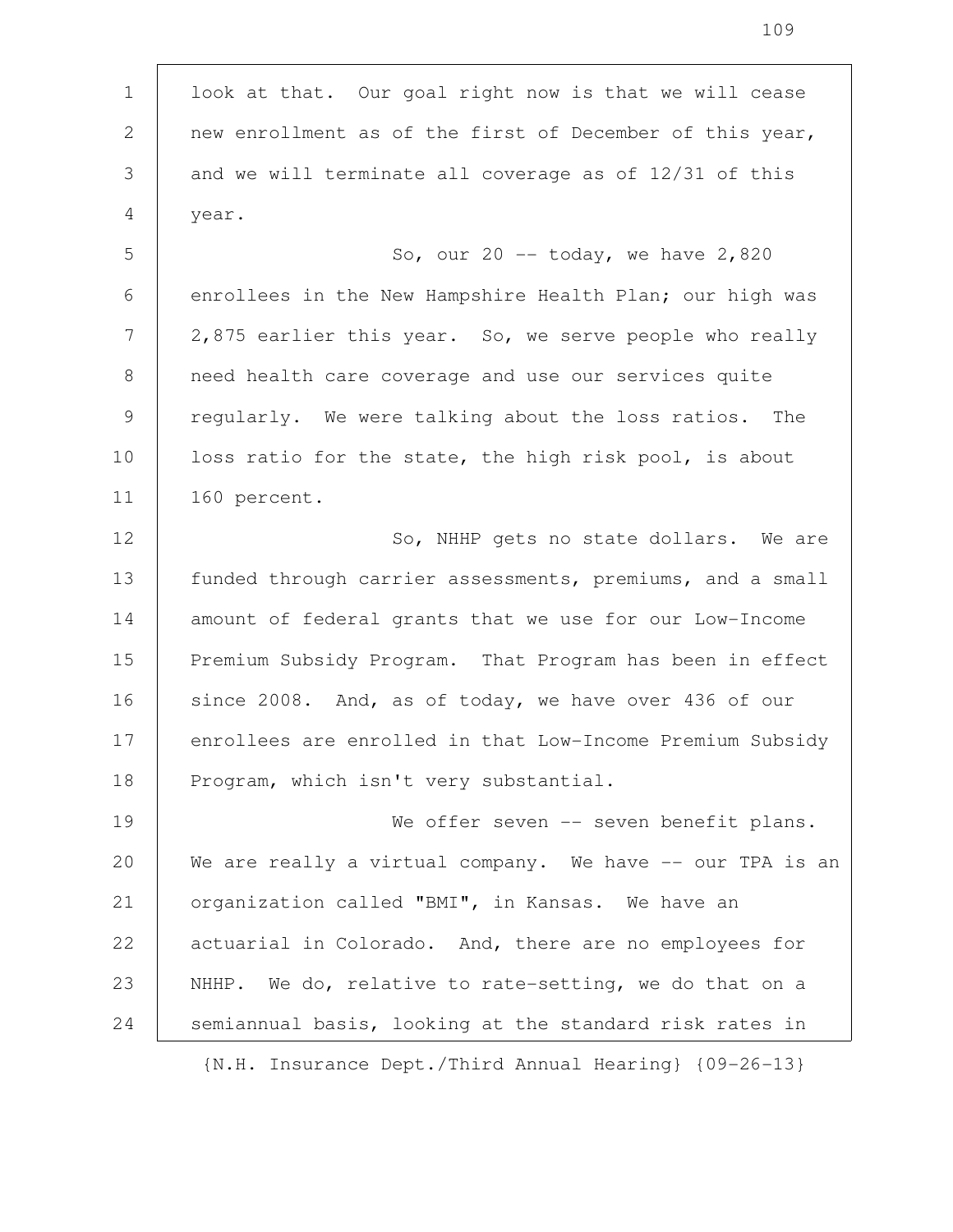look at that. Our goal right now is that we will cease new enrollment as of the first of December of this year, and we will terminate all coverage as of 12/31 of this year.

So, our 20 -- today, we have 2,820 enrollees in the New Hampshire Health Plan; our high was 2,875 earlier this year. So, we serve people who really need health care coverage and use our services quite regularly. We were talking about the loss ratios. The loss ratio for the state, the high risk pool, is about 160 percent.

So, NHHP gets no state dollars. We are funded through carrier assessments, premiums, and a small amount of federal grants that we use for our Low-Income Premium Subsidy Program. That Program has been in effect since 2008. And, as of today, we have over 436 of our enrollees are enrolled in that Low-Income Premium Subsidy Program, which isn't very substantial.

We offer seven -- seven benefit plans. We are really a virtual company. We have -- our TPA is an organization called "BMI", in Kansas. We have an actuarial in Colorado. And, there are no employees for NHHP. We do, relative to rate-setting, we do that on a semiannual basis, looking at the standard risk rates in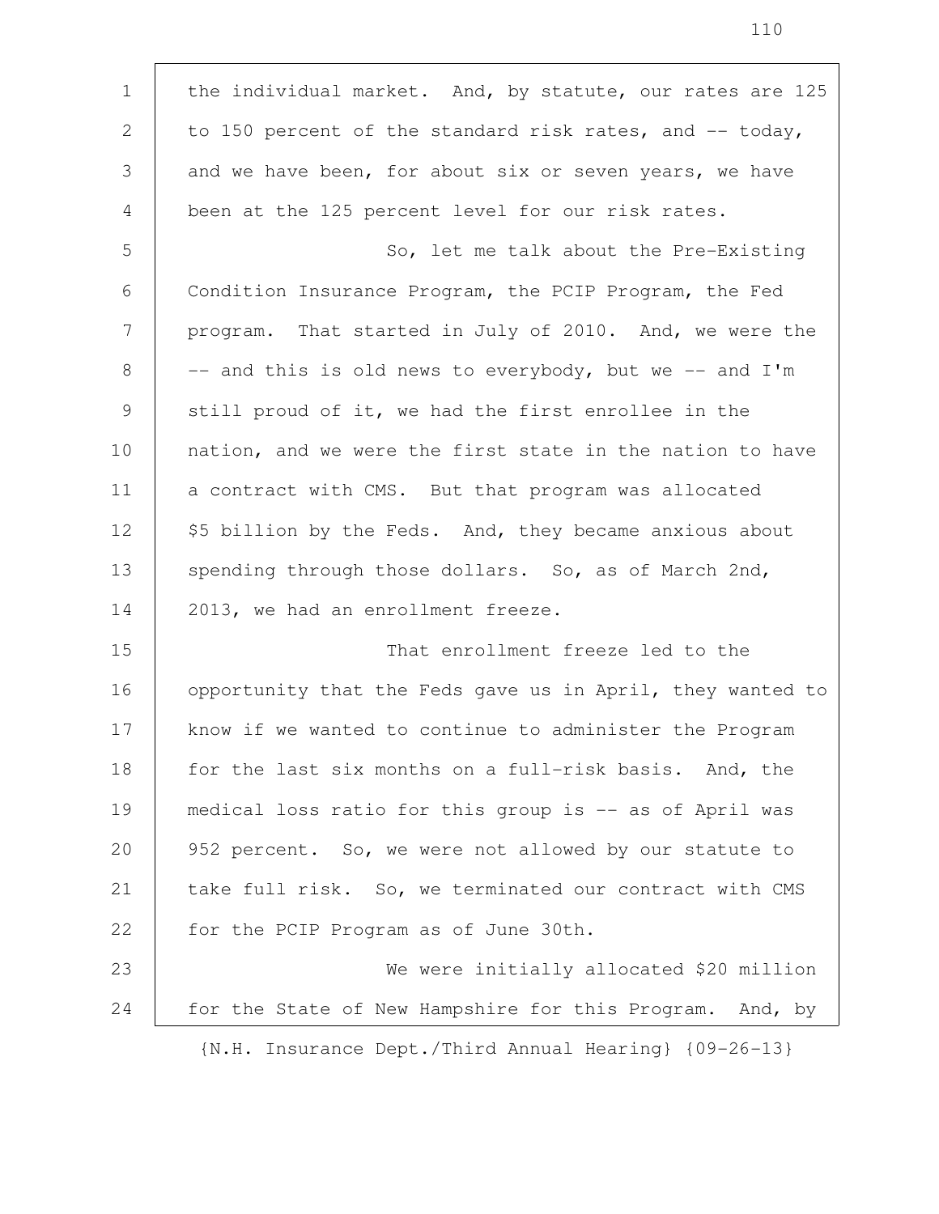the individual market. And, by statute, our rates are 125 to 150 percent of the standard risk rates, and -- today, and we have been, for about six or seven years, we have been at the 125 percent level for our risk rates.

So, let me talk about the Pre-Existing Condition Insurance Program, the PCIP Program, the Fed program. That started in July of 2010. And, we were the -- and this is old news to everybody, but we -- and I'm still proud of it, we had the first enrollee in the nation, and we were the first state in the nation to have a contract with CMS. But that program was allocated $5 billion by the Feds. And, they became anxious about spending through those dollars. So, as of March 2nd, 2013, we had an enrollment freeze.

That enrollment freeze led to the opportunity that the Feds gave us in April, they wanted to know if we wanted to continue to administer the Program for the last six months on a full-risk basis. And, the medical loss ratio for this group is -- as of April was 952 percent. So, we were not allowed by our statute to take full risk. So, we terminated our contract with CMS for the PCIP Program as of June 30th.

We were initially allocated $20 million for the State of New Hampshire for this Program. And, by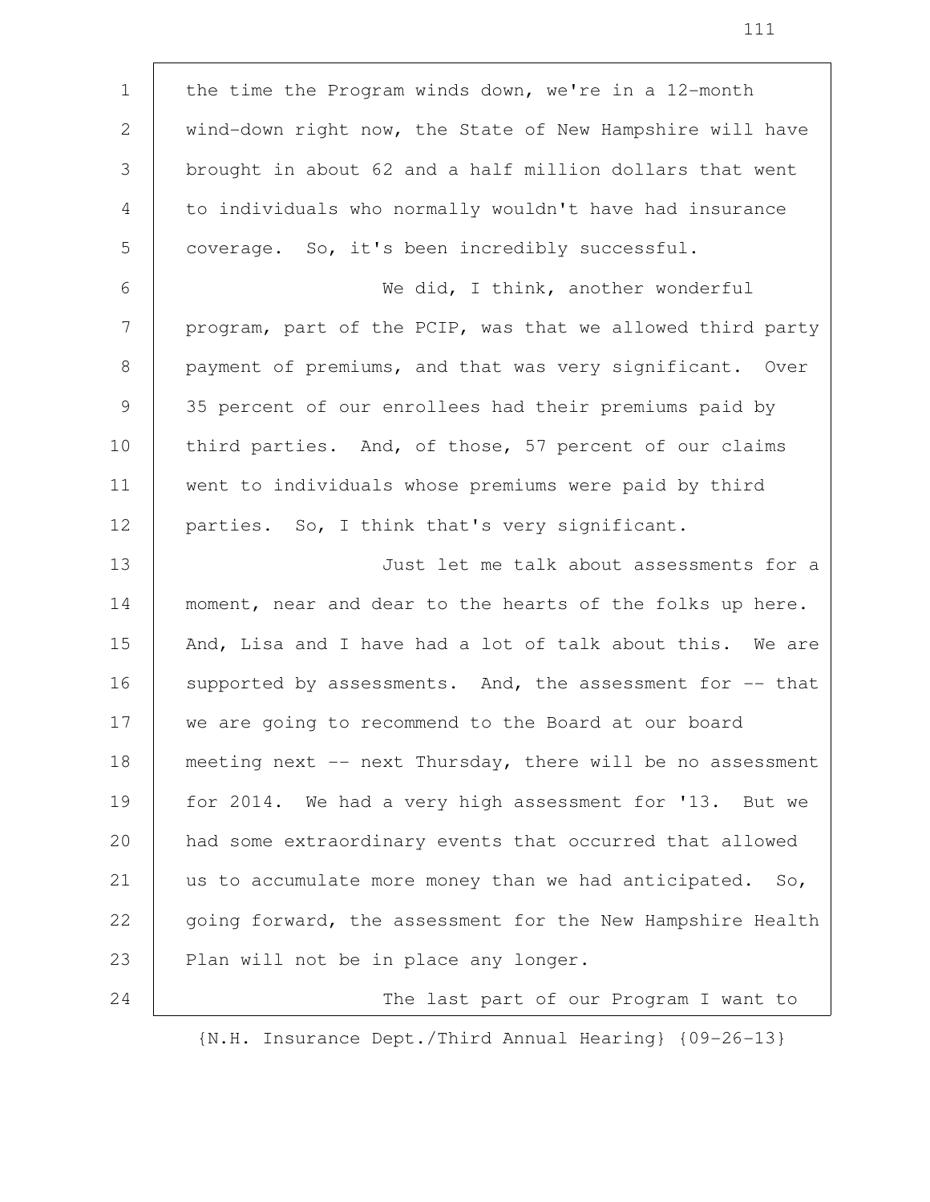the time the Program winds down, we're in a 12-month wind-down right now, the State of New Hampshire will have brought in about 62 and a half million dollars that went to individuals who normally wouldn't have had insurance coverage. So, it's been incredibly successful.

We did, I think, another wonderful program, part of the PCIP, was that we allowed third party payment of premiums, and that was very significant. Over 35 percent of our enrollees had their premiums paid by third parties. And, of those, 57 percent of our claims went to individuals whose premiums were paid by third parties. So, I think that's very significant.

Just let me talk about assessments for a moment, near and dear to the hearts of the folks up here. And, Lisa and I have had a lot of talk about this. We are supported by assessments. And, the assessment for -- that we are going to recommend to the Board at our board meeting next -- next Thursday, there will be no assessment for 2014. We had a very high assessment for '13. But we had some extraordinary events that occurred that allowed us to accumulate more money than we had anticipated. So, going forward, the assessment for the New Hampshire Health Plan will not be in place any longer.

The last part of our Program I want to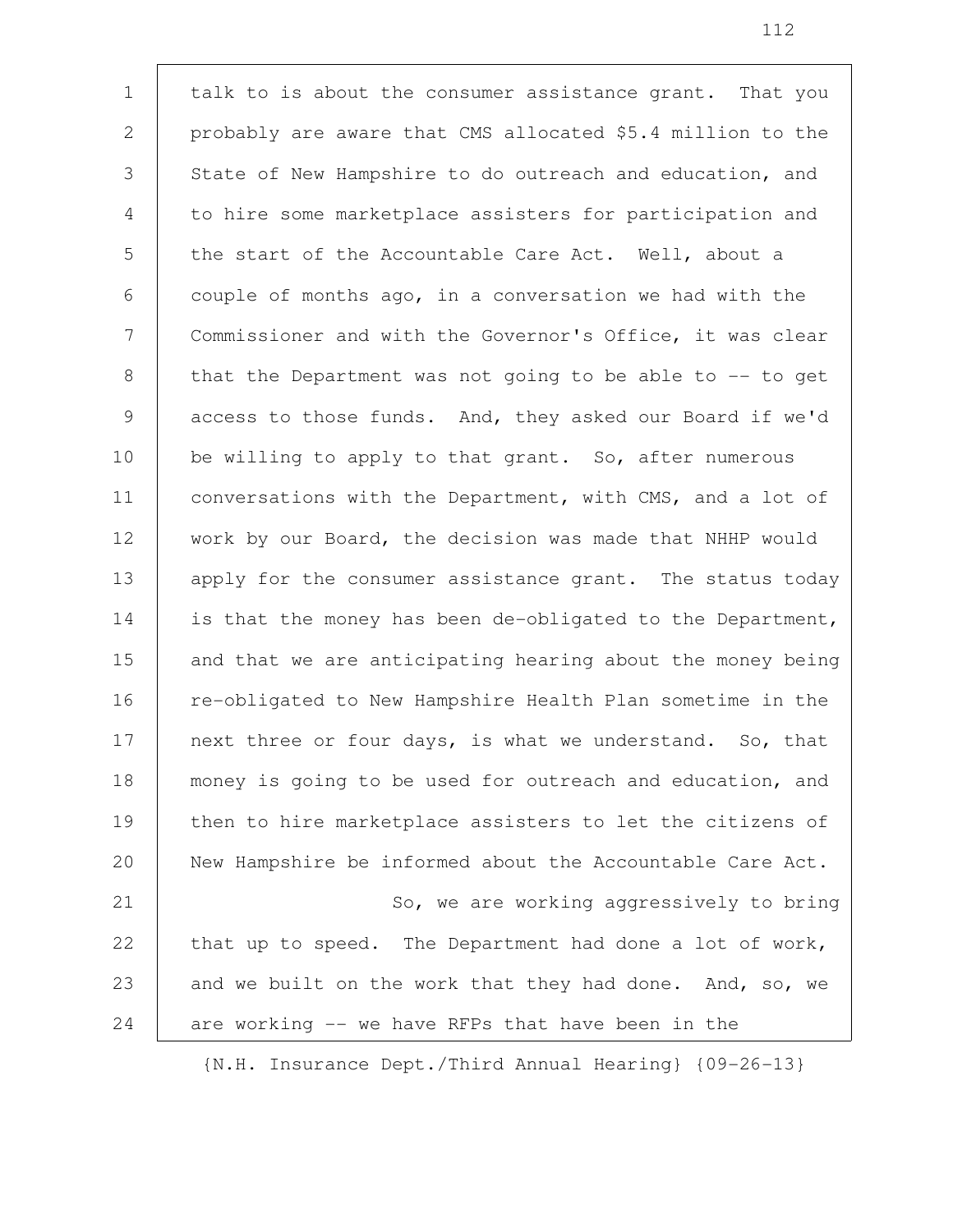talk to is about the consumer assistance grant. That you probably are aware that CMS allocated $5.4 million to the State of New Hampshire to do outreach and education, and to hire some marketplace assisters for participation and the start of the Accountable Care Act. Well, about a couple of months ago, in a conversation we had with the Commissioner and with the Governor's Office, it was clear that the Department was not going to be able to -- to get access to those funds. And, they asked our Board if we'd be willing to apply to that grant. So, after numerous conversations with the Department, with CMS, and a lot of work by our Board, the decision was made that NHHP would apply for the consumer assistance grant. The status today is that the money has been de-obligated to the Department, and that we are anticipating hearing about the money being re-obligated to New Hampshire Health Plan sometime in the next three or four days, is what we understand. So, that money is going to be used for outreach and education, and then to hire marketplace assisters to let the citizens of New Hampshire be informed about the Accountable Care Act.

So, we are working aggressively to bring that up to speed. The Department had done a lot of work, and we built on the work that they had done. And, so, we are working -- we have RFPs that have been in the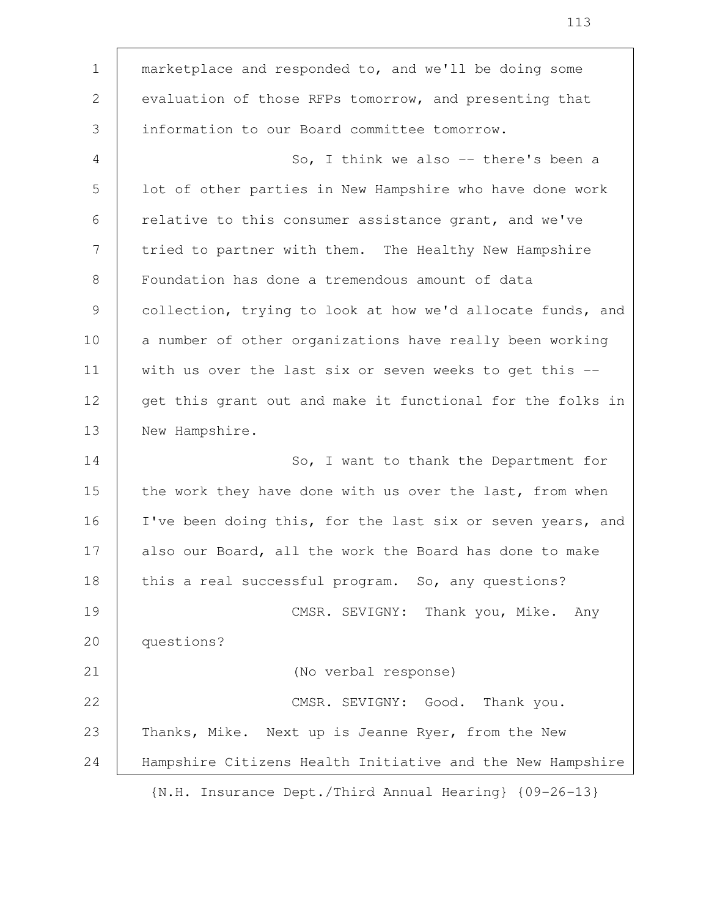marketplace and responded to, and we'll be doing some evaluation of those RFPs tomorrow, and presenting that information to our Board committee tomorrow.

So, I think we also -- there's been a lot of other parties in New Hampshire who have done work relative to this consumer assistance grant, and we've tried to partner with them. The Healthy New Hampshire Foundation has done a tremendous amount of data collection, trying to look at how we'd allocate funds, and a number of other organizations have really been working with us over the last six or seven weeks to get this -- get this grant out and make it functional for the folks in New Hampshire.

So, I want to thank the Department for the work they have done with us over the last, from when I've been doing this, for the last six or seven years, and also our Board, all the work the Board has done to make this a real successful program. So, any questions?

CMSR. SEVIGNY: Thank you, Mike. Any questions?

(No verbal response)

CMSR. SEVIGNY: Good. Thank you. Thanks, Mike. Next up is Jeanne Ryer, from the New Hampshire Citizens Health Initiative and the New Hampshire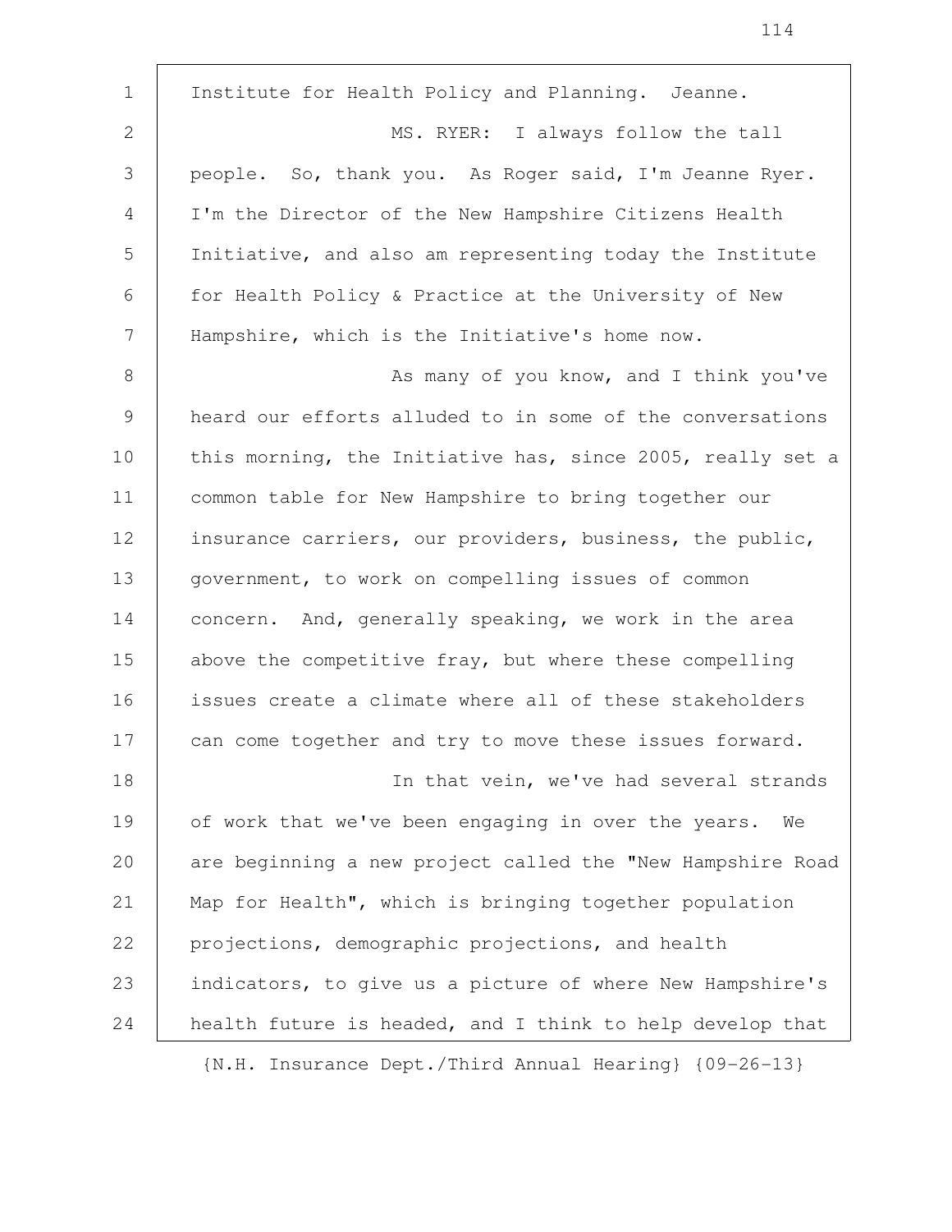Institute for Health Policy and Planning. Jeanne.

MS. RYER: I always follow the tall people. So, thank you. As Roger said, I'm Jeanne Ryer. I'm the Director of the New Hampshire Citizens Health Initiative, and also am representing today the Institute for Health Policy & Practice at the University of New Hampshire, which is the Initiative's home now.

As many of you know, and I think you've heard our efforts alluded to in some of the conversations this morning, the Initiative has, since 2005, really set a common table for New Hampshire to bring together our insurance carriers, our providers, business, the public, government, to work on compelling issues of common concern. And, generally speaking, we work in the area above the competitive fray, but where these compelling issues create a climate where all of these stakeholders can come together and try to move these issues forward.

In that vein, we've had several strands of work that we've been engaging in over the years. We are beginning a new project called the "New Hampshire Road Map for Health", which is bringing together population projections, demographic projections, and health indicators, to give us a picture of where New Hampshire's health future is headed, and I think to help develop that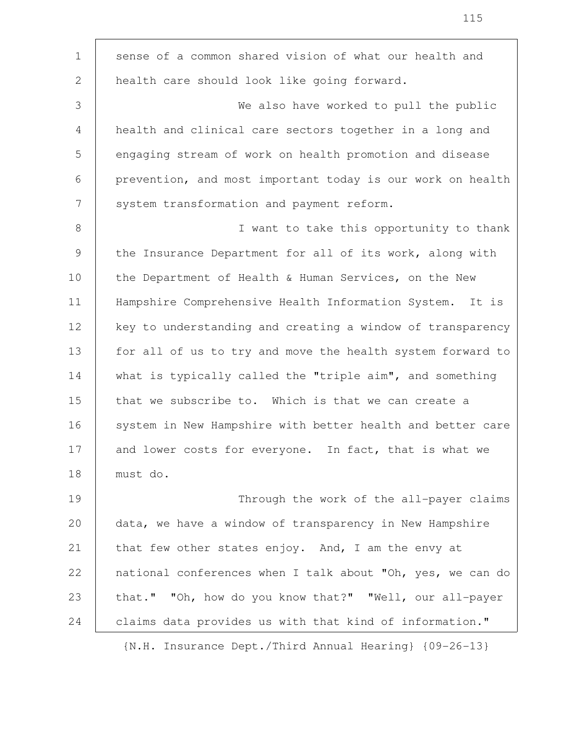sense of a common shared vision of what our health and health care should look like going forward.

We also have worked to pull the public health and clinical care sectors together in a long and engaging stream of work on health promotion and disease prevention, and most important today is our work on health system transformation and payment reform.

I want to take this opportunity to thank the Insurance Department for all of its work, along with the Department of Health & Human Services, on the New Hampshire Comprehensive Health Information System. It is key to understanding and creating a window of transparency for all of us to try and move the health system forward to what is typically called the "triple aim", and something that we subscribe to. Which is that we can create a system in New Hampshire with better health and better care and lower costs for everyone. In fact, that is what we must do.

Through the work of the all-payer claims data, we have a window of transparency in New Hampshire that few other states enjoy. And, I am the envy at national conferences when I talk about "Oh, yes, we can do that." "Oh, how do you know that?" "Well, our all-payer claims data provides us with that kind of information."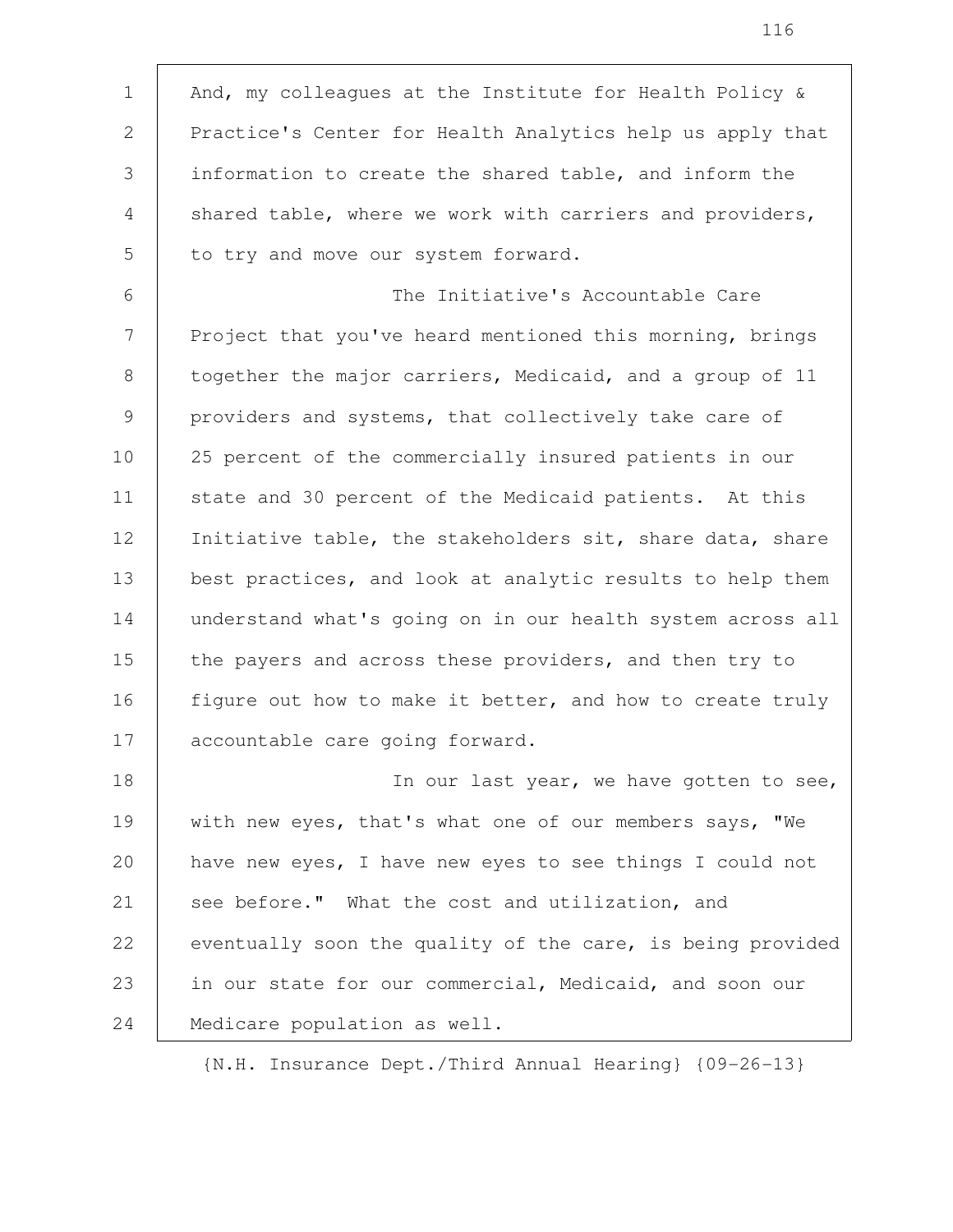And, my colleagues at the Institute for Health Policy & Practice's Center for Health Analytics help us apply that information to create the shared table, and inform the shared table, where we work with carriers and providers, to try and move our system forward.

The Initiative's Accountable Care Project that you've heard mentioned this morning, brings together the major carriers, Medicaid, and a group of 11 providers and systems, that collectively take care of 25 percent of the commercially insured patients in our state and 30 percent of the Medicaid patients. At this Initiative table, the stakeholders sit, share data, share best practices, and look at analytic results to help them understand what's going on in our health system across all the payers and across these providers, and then try to figure out how to make it better, and how to create truly accountable care going forward.

In our last year, we have gotten to see, with new eyes, that's what one of our members says, "We have new eyes, I have new eyes to see things I could not see before." What the cost and utilization, and eventually soon the quality of the care, is being provided in our state for our commercial, Medicaid, and soon our Medicare population as well.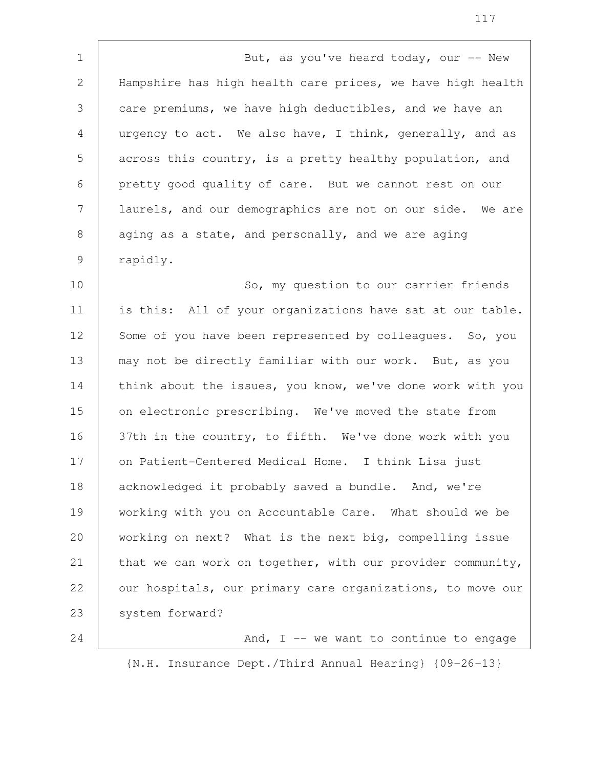But, as you've heard today, our -- New Hampshire has high health care prices, we have high health care premiums, we have high deductibles, and we have an urgency to act. We also have, I think, generally, and as across this country, is a pretty healthy population, and pretty good quality of care. But we cannot rest on our laurels, and our demographics are not on our side. We are aging as a state, and personally, and we are aging rapidly.

So, my question to our carrier friends is this: All of your organizations have sat at our table. Some of you have been represented by colleagues. So, you may not be directly familiar with our work. But, as you think about the issues, you know, we've done work with you on electronic prescribing. We've moved the state from 37th in the country, to fifth. We've done work with you on Patient-Centered Medical Home. I think Lisa just acknowledged it probably saved a bundle. And, we're working with you on Accountable Care. What should we be working on next? What is the next big, compelling issue that we can work on together, with our provider community, our hospitals, our primary care organizations, to move our system forward?

And, I -- we want to continue to engage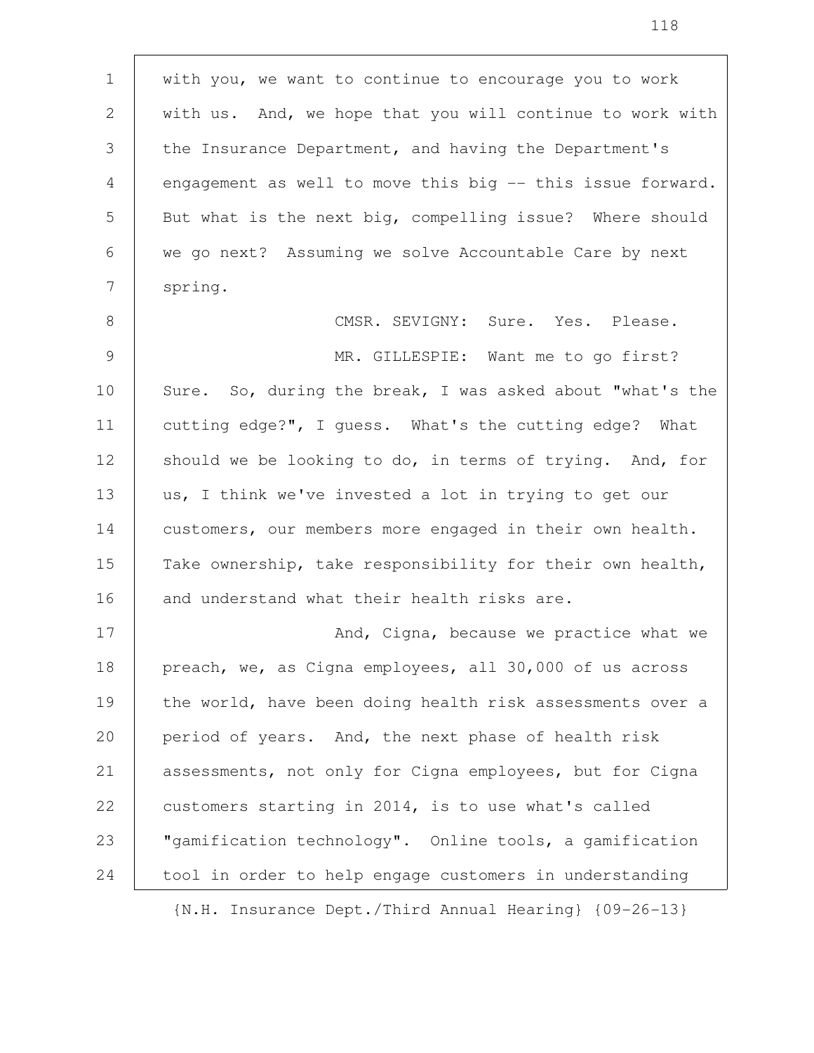with you, we want to continue to encourage you to work with us. And, we hope that you will continue to work with the Insurance Department, and having the Department's engagement as well to move this big -- this issue forward. But what is the next big, compelling issue? Where should we go next? Assuming we solve Accountable Care by next spring.

CMSR. SEVIGNY: Sure. Yes. Please.

MR. GILLESPIE: Want me to go first? Sure. So, during the break, I was asked about "what's the cutting edge?", I guess. What's the cutting edge? What should we be looking to do, in terms of trying. And, for us, I think we've invested a lot in trying to get our customers, our members more engaged in their own health. Take ownership, take responsibility for their own health, and understand what their health risks are.

And, Cigna, because we practice what we preach, we, as Cigna employees, all 30,000 of us across the world, have been doing health risk assessments over a period of years. And, the next phase of health risk assessments, not only for Cigna employees, but for Cigna customers starting in 2014, is to use what's called "gamification technology". Online tools, a gamification tool in order to help engage customers in understanding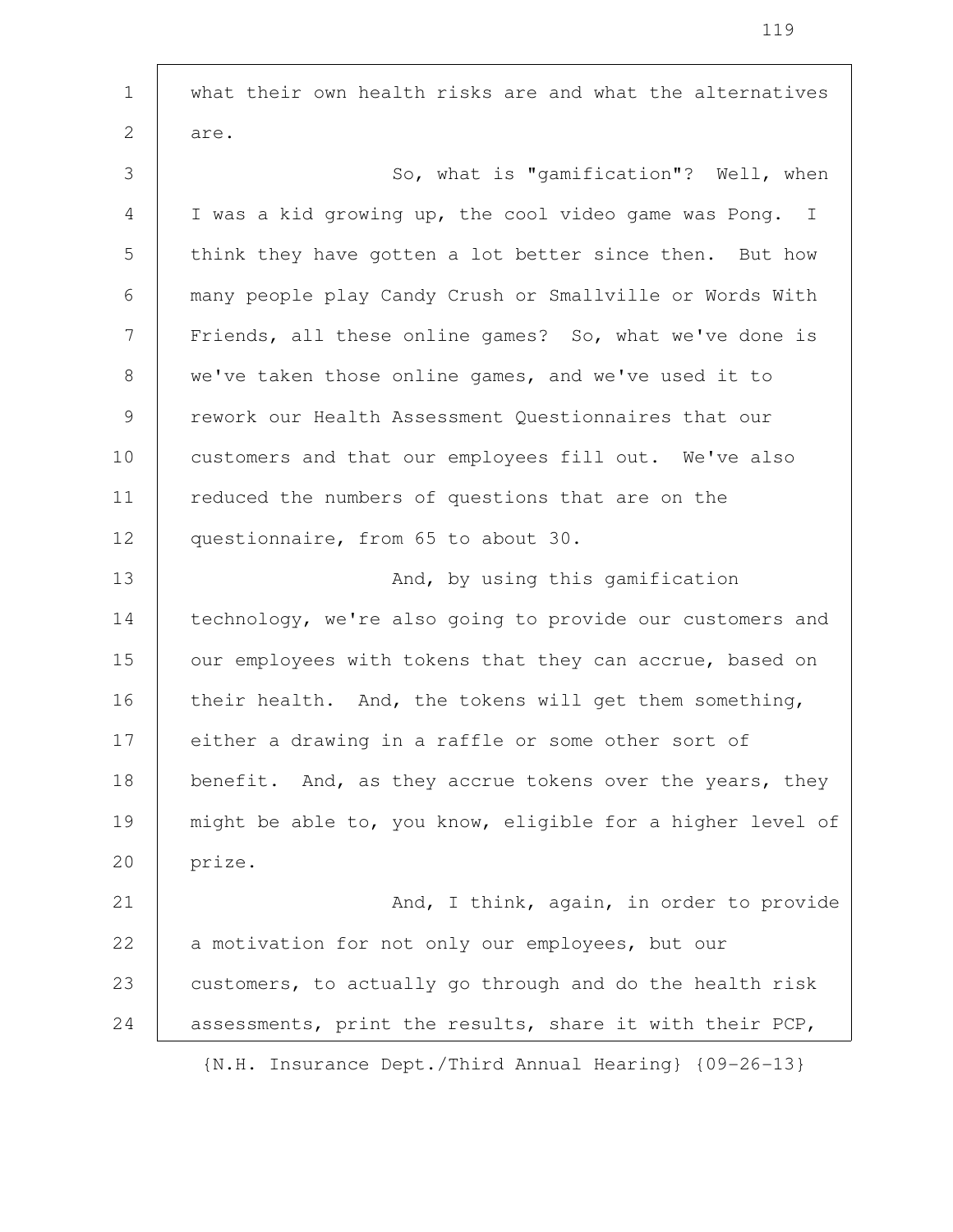what their own health risks are and what the alternatives are.

So, what is "gamification"? Well, when I was a kid growing up, the cool video game was Pong. I think they have gotten a lot better since then. But how many people play Candy Crush or Smallville or Words With Friends, all these online games? So, what we've done is we've taken those online games, and we've used it to rework our Health Assessment Questionnaires that our customers and that our employees fill out. We've also reduced the numbers of questions that are on the questionnaire, from 65 to about 30.

And, by using this gamification technology, we're also going to provide our customers and our employees with tokens that they can accrue, based on their health. And, the tokens will get them something, either a drawing in a raffle or some other sort of benefit. And, as they accrue tokens over the years, they might be able to, you know, eligible for a higher level of prize.

And, I think, again, in order to provide a motivation for not only our employees, but our customers, to actually go through and do the health risk assessments, print the results, share it with their PCP,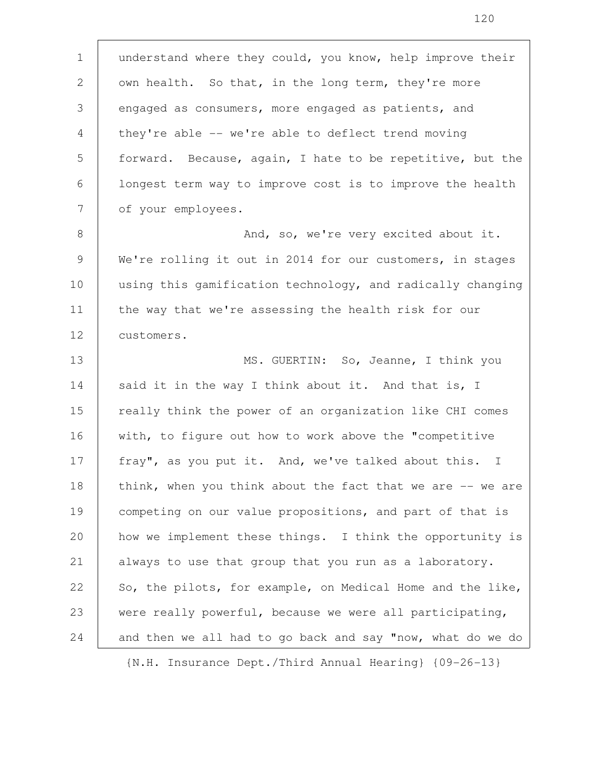understand where they could, you know, help improve their own health. So that, in the long term, they're more engaged as consumers, more engaged as patients, and they're able -- we're able to deflect trend moving forward. Because, again, I hate to be repetitive, but the longest term way to improve cost is to improve the health of your employees.

And, so, we're very excited about it. We're rolling it out in 2014 for our customers, in stages using this gamification technology, and radically changing the way that we're assessing the health risk for our customers.

MS. GUERTIN: So, Jeanne, I think you said it in the way I think about it. And that is, I really think the power of an organization like CHI comes with, to figure out how to work above the "competitive fray", as you put it. And, we've talked about this. I think, when you think about the fact that we are -- we are competing on our value propositions, and part of that is how we implement these things. I think the opportunity is always to use that group that you run as a laboratory. So, the pilots, for example, on Medical Home and the like, were really powerful, because we were all participating, and then we all had to go back and say "now, what do we do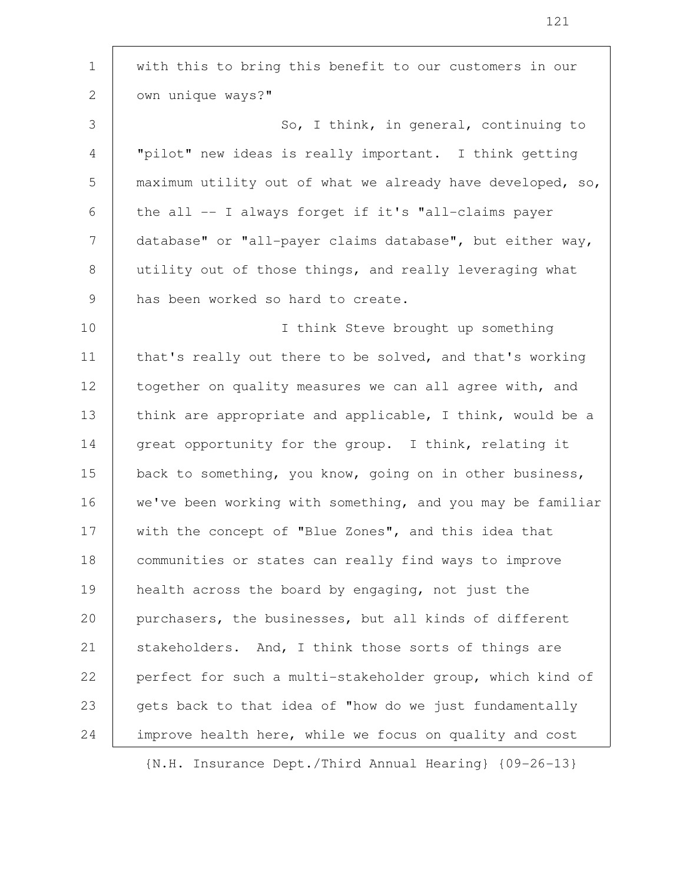with this to bring this benefit to our customers in our own unique ways?"

So, I think, in general, continuing to "pilot" new ideas is really important. I think getting maximum utility out of what we already have developed, so, the all -- I always forget if it's "all-claims payer database" or "all-payer claims database", but either way, utility out of those things, and really leveraging what has been worked so hard to create.

I think Steve brought up something that's really out there to be solved, and that's working together on quality measures we can all agree with, and think are appropriate and applicable, I think, would be a great opportunity for the group. I think, relating it back to something, you know, going on in other business, we've been working with something, and you may be familiar with the concept of "Blue Zones", and this idea that communities or states can really find ways to improve health across the board by engaging, not just the purchasers, the businesses, but all kinds of different stakeholders. And, I think those sorts of things are perfect for such a multi-stakeholder group, which kind of gets back to that idea of "how do we just fundamentally improve health here, while we focus on quality and cost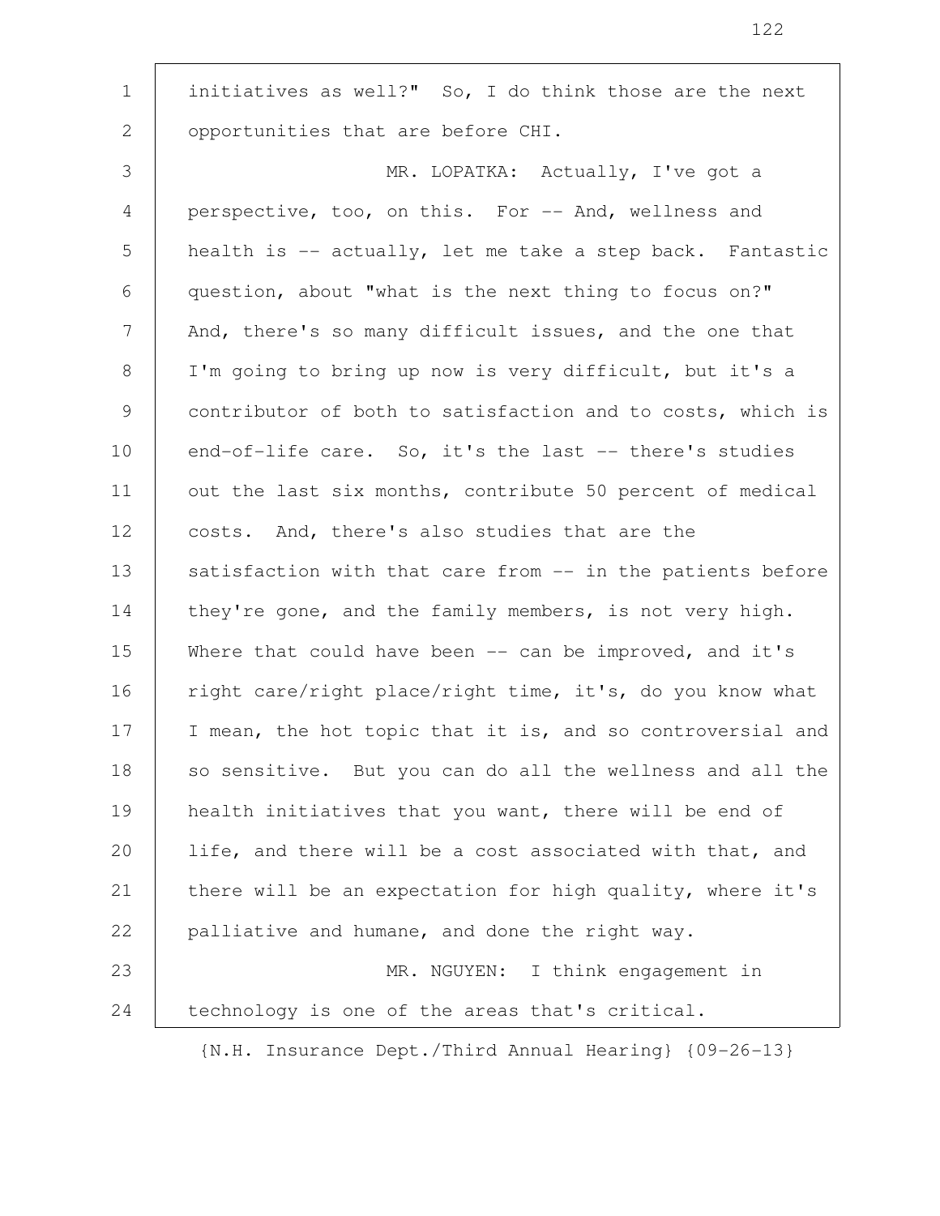initiatives as well?" So, I do think those are the next opportunities that are before CHI.

MR. LOPATKA: Actually, I've got a perspective, too, on this. For -- And, wellness and health is -- actually, let me take a step back. Fantastic question, about "what is the next thing to focus on?" And, there's so many difficult issues, and the one that I'm going to bring up now is very difficult, but it's a contributor of both to satisfaction and to costs, which is end-of-life care. So, it's the last -- there's studies out the last six months, contribute 50 percent of medical costs. And, there's also studies that are the satisfaction with that care from -- in the patients before they're gone, and the family members, is not very high. Where that could have been -- can be improved, and it's right care/right place/right time, it's, do you know what I mean, the hot topic that it is, and so controversial and so sensitive. But you can do all the wellness and all the health initiatives that you want, there will be end of life, and there will be a cost associated with that, and there will be an expectation for high quality, where it's palliative and humane, and done the right way.

MR. NGUYEN: I think engagement in technology is one of the areas that's critical.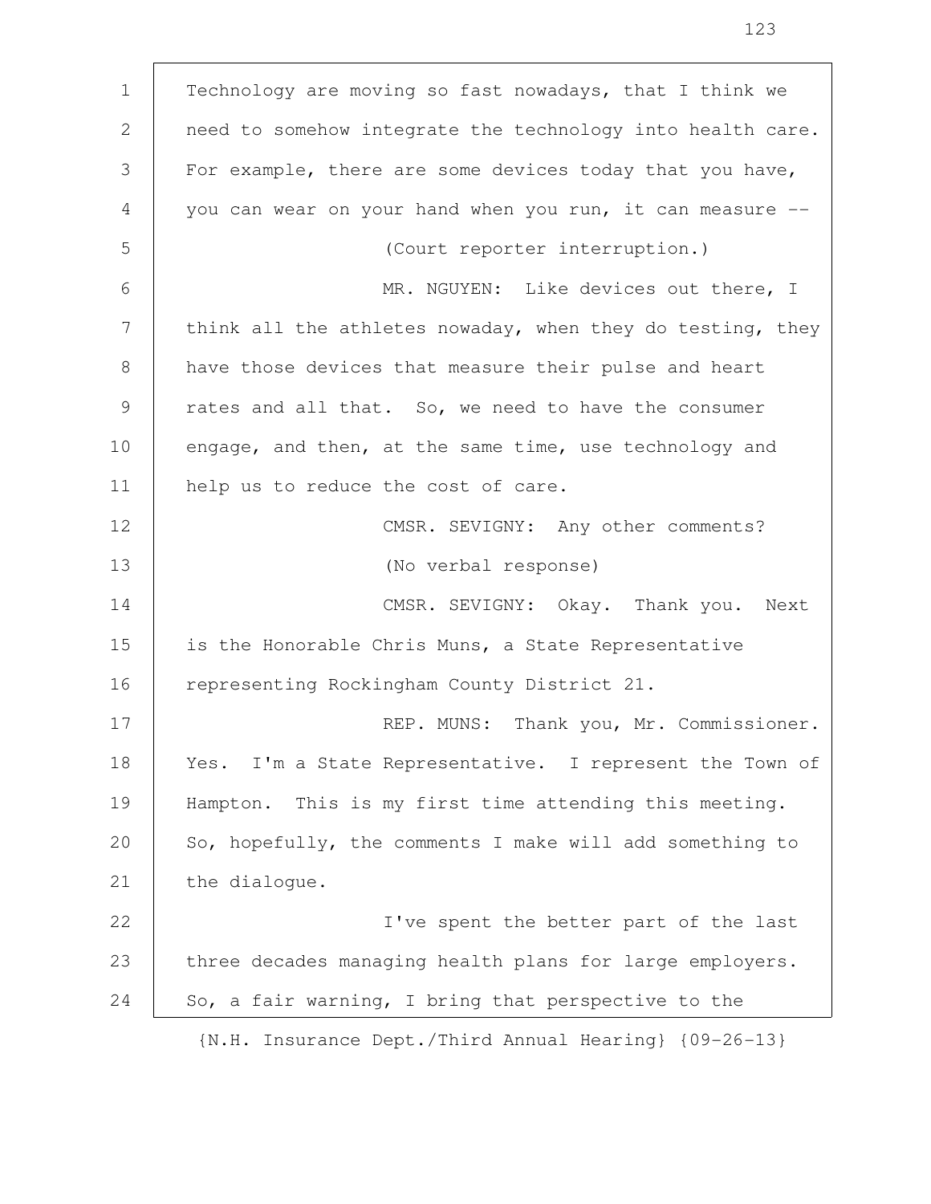Technology are moving so fast nowadays, that I think we need to somehow integrate the technology into health care. For example, there are some devices today that you have, you can wear on your hand when you run, it can measure --

(Court reporter interruption.)

MR. NGUYEN: Like devices out there, I think all the athletes nowaday, when they do testing, they have those devices that measure their pulse and heart rates and all that. So, we need to have the consumer engage, and then, at the same time, use technology and help us to reduce the cost of care.

CMSR. SEVIGNY: Any other comments?

(No verbal response)

CMSR. SEVIGNY: Okay. Thank you. Next is the Honorable Chris Muns, a State Representative representing Rockingham County District 21.

REP. MUNS: Thank you, Mr. Commissioner. Yes. I'm a State Representative. I represent the Town of Hampton. This is my first time attending this meeting. So, hopefully, the comments I make will add something to the dialogue.

I've spent the better part of the last three decades managing health plans for large employers. So, a fair warning, I bring that perspective to the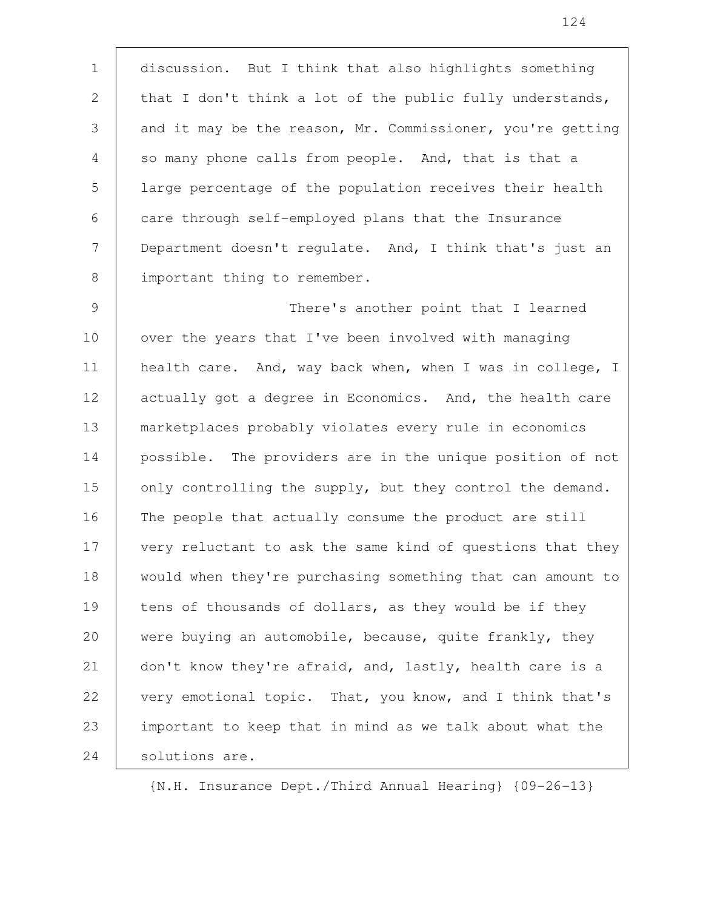discussion. But I think that also highlights something that I don't think a lot of the public fully understands, and it may be the reason, Mr. Commissioner, you're getting so many phone calls from people. And, that is that a large percentage of the population receives their health care through self-employed plans that the Insurance Department doesn't regulate. And, I think that's just an important thing to remember.

There's another point that I learned over the years that I've been involved with managing health care. And, way back when, when I was in college, I actually got a degree in Economics. And, the health care marketplaces probably violates every rule in economics possible. The providers are in the unique position of not only controlling the supply, but they control the demand. The people that actually consume the product are still very reluctant to ask the same kind of questions that they would when they're purchasing something that can amount to tens of thousands of dollars, as they would be if they were buying an automobile, because, quite frankly, they don't know they're afraid, and, lastly, health care is a very emotional topic. That, you know, and I think that's important to keep that in mind as we talk about what the solutions are.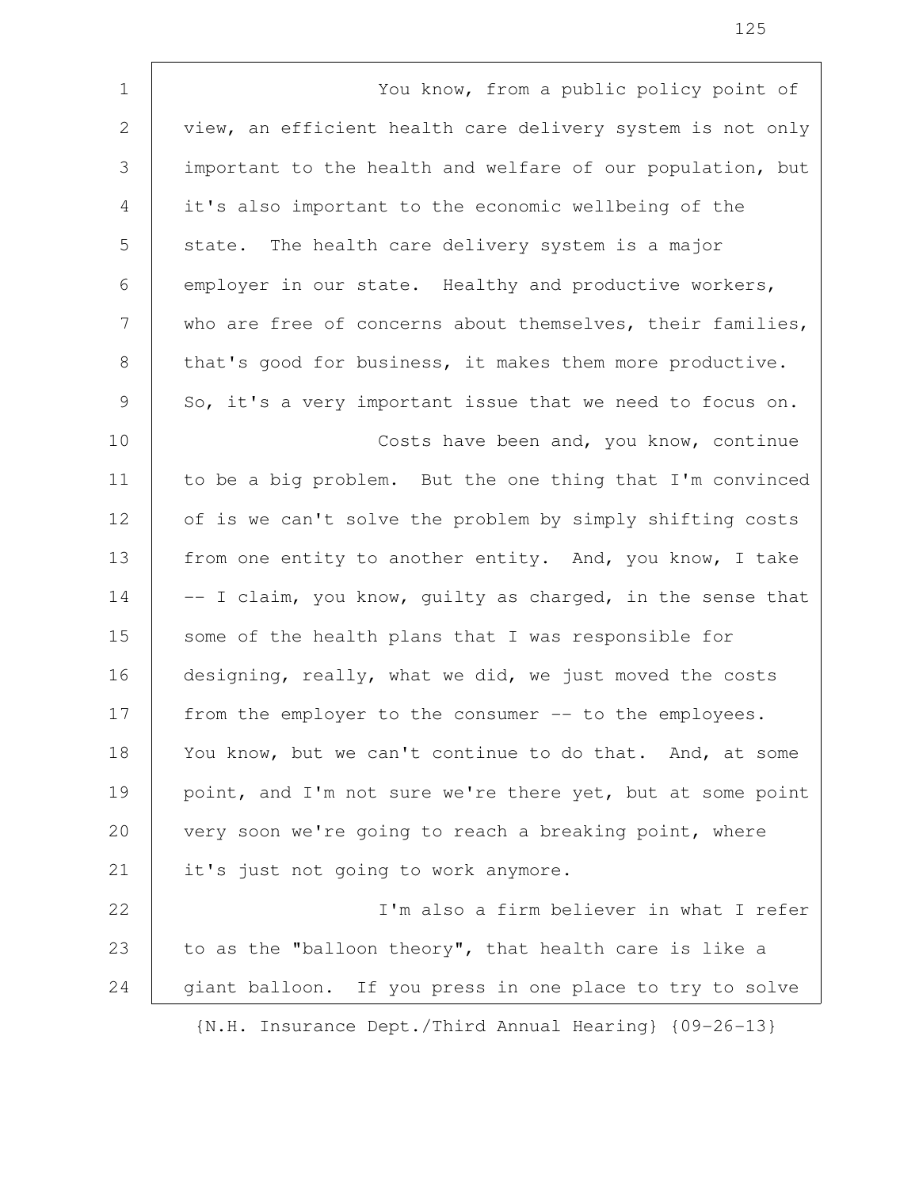You know, from a public policy point of view, an efficient health care delivery system is not only important to the health and welfare of our population, but it's also important to the economic wellbeing of the state. The health care delivery system is a major employer in our state. Healthy and productive workers, who are free of concerns about themselves, their families, that's good for business, it makes them more productive. So, it's a very important issue that we need to focus on.

Costs have been and, you know, continue to be a big problem. But the one thing that I'm convinced of is we can't solve the problem by simply shifting costs from one entity to another entity. And, you know, I take -- I claim, you know, guilty as charged, in the sense that some of the health plans that I was responsible for designing, really, what we did, we just moved the costs from the employer to the consumer -- to the employees. You know, but we can't continue to do that. And, at some point, and I'm not sure we're there yet, but at some point very soon we're going to reach a breaking point, where it's just not going to work anymore.

I'm also a firm believer in what I refer to as the "balloon theory", that health care is like a giant balloon. If you press in one place to try to solve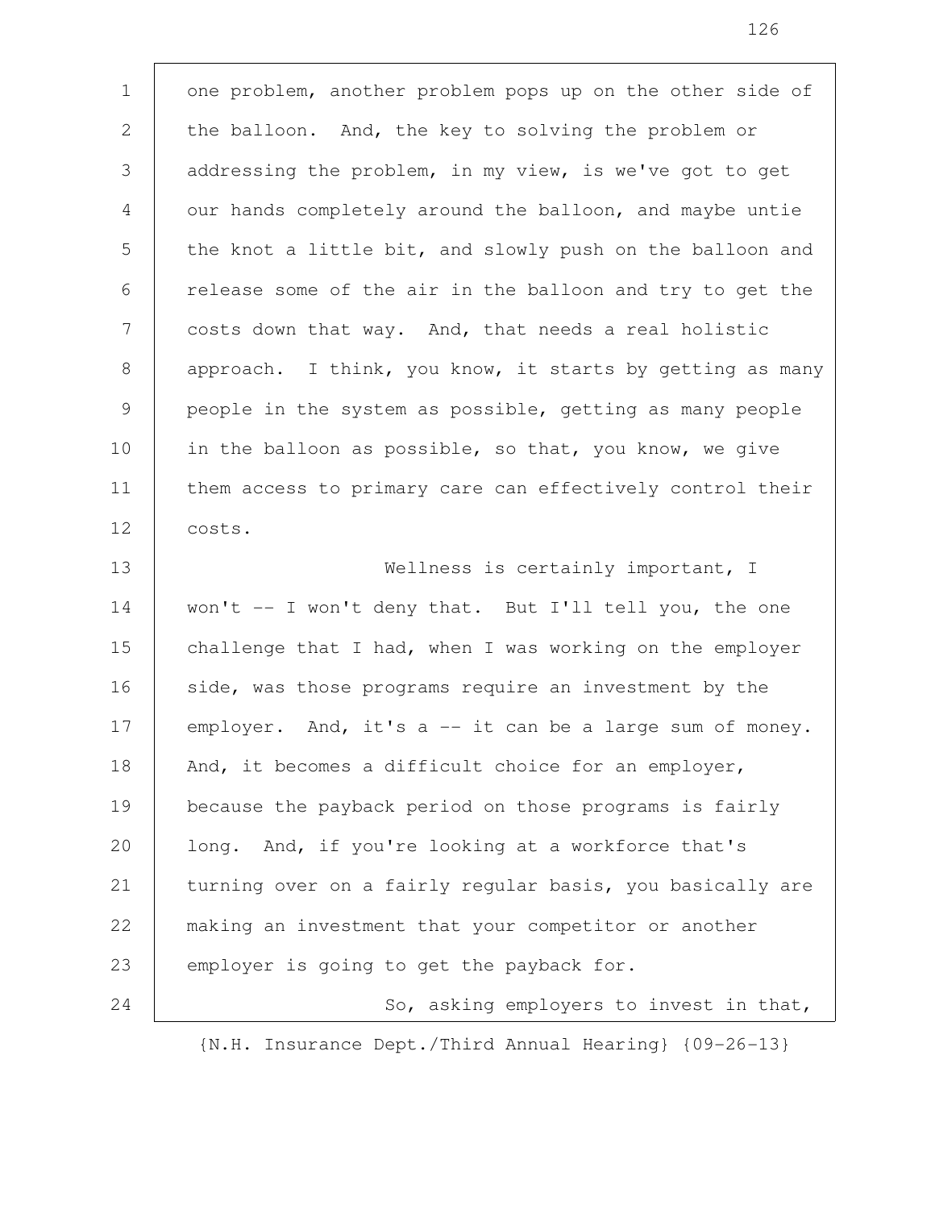one problem, another problem pops up on the other side of the balloon. And, the key to solving the problem or addressing the problem, in my view, is we've got to get our hands completely around the balloon, and maybe untie the knot a little bit, and slowly push on the balloon and release some of the air in the balloon and try to get the costs down that way. And, that needs a real holistic approach. I think, you know, it starts by getting as many people in the system as possible, getting as many people in the balloon as possible, so that, you know, we give them access to primary care can effectively control their costs.

Wellness is certainly important, I won't -- I won't deny that. But I'll tell you, the one challenge that I had, when I was working on the employer side, was those programs require an investment by the employer. And, it's a -- it can be a large sum of money. And, it becomes a difficult choice for an employer, because the payback period on those programs is fairly long. And, if you're looking at a workforce that's turning over on a fairly regular basis, you basically are making an investment that your competitor or another employer is going to get the payback for.

So, asking employers to invest in that,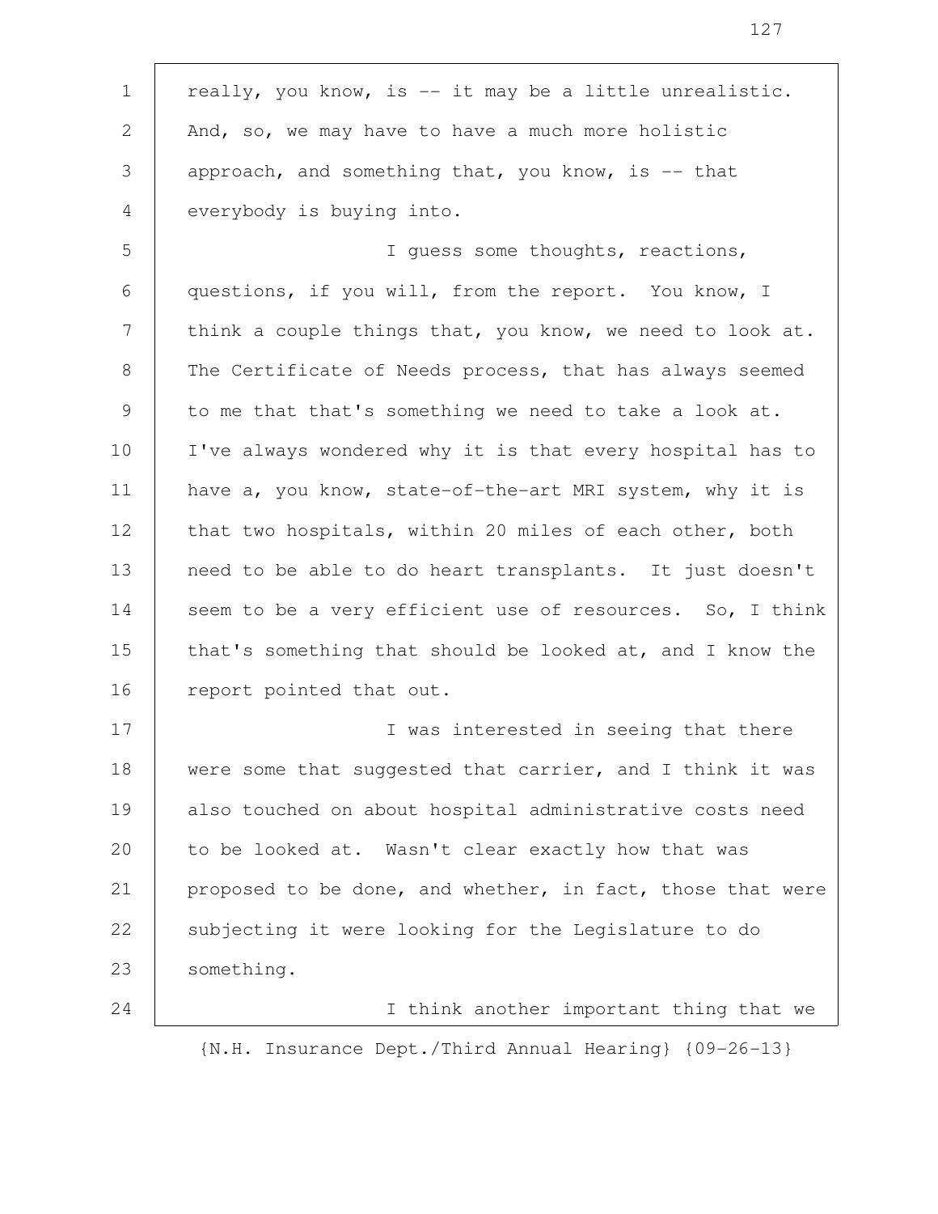really, you know, is -- it may be a little unrealistic. And, so, we may have to have a much more holistic approach, and something that, you know, is -- that everybody is buying into.

I guess some thoughts, reactions, questions, if you will, from the report. You know, I think a couple things that, you know, we need to look at. The Certificate of Needs process, that has always seemed to me that that's something we need to take a look at. I've always wondered why it is that every hospital has to have a, you know, state-of-the-art MRI system, why it is that two hospitals, within 20 miles of each other, both need to be able to do heart transplants. It just doesn't seem to be a very efficient use of resources. So, I think that's something that should be looked at, and I know the report pointed that out.

I was interested in seeing that there were some that suggested that carrier, and I think it was also touched on about hospital administrative costs need to be looked at. Wasn't clear exactly how that was proposed to be done, and whether, in fact, those that were subjecting it were looking for the Legislature to do something.

I think another important thing that we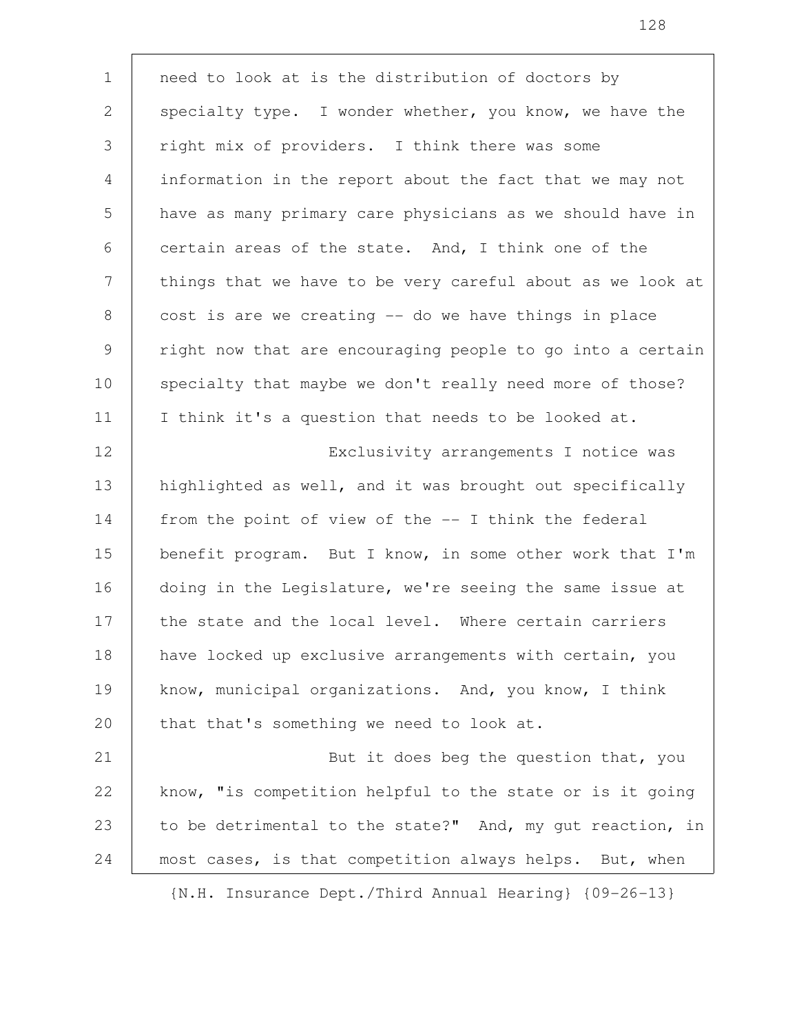need to look at is the distribution of doctors by specialty type. I wonder whether, you know, we have the right mix of providers. I think there was some information in the report about the fact that we may not have as many primary care physicians as we should have in certain areas of the state. And, I think one of the things that we have to be very careful about as we look at cost is are we creating -- do we have things in place right now that are encouraging people to go into a certain specialty that maybe we don't really need more of those? I think it's a question that needs to be looked at.

Exclusivity arrangements I notice was highlighted as well, and it was brought out specifically from the point of view of the -- I think the federal benefit program. But I know, in some other work that I'm doing in the Legislature, we're seeing the same issue at the state and the local level. Where certain carriers have locked up exclusive arrangements with certain, you know, municipal organizations. And, you know, I think that that's something we need to look at.

But it does beg the question that, you know, "is competition helpful to the state or is it going to be detrimental to the state?" And, my gut reaction, in most cases, is that competition always helps. But, when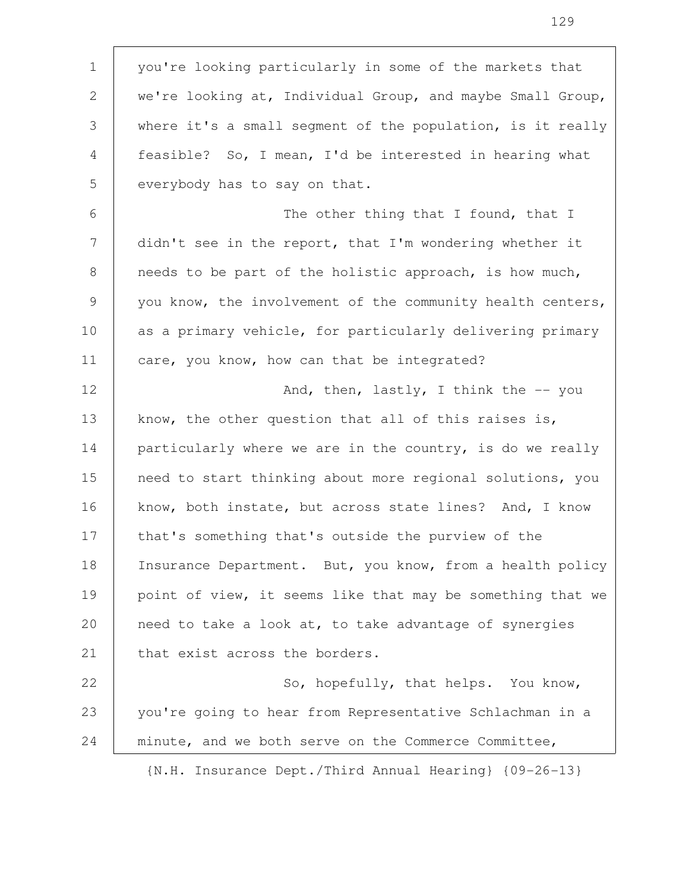you're looking particularly in some of the markets that we're looking at, Individual Group, and maybe Small Group, where it's a small segment of the population, is it really feasible? So, I mean, I'd be interested in hearing what everybody has to say on that.

The other thing that I found, that I didn't see in the report, that I'm wondering whether it needs to be part of the holistic approach, is how much, you know, the involvement of the community health centers, as a primary vehicle, for particularly delivering primary care, you know, how can that be integrated?

And, then, lastly, I think the -- you know, the other question that all of this raises is, particularly where we are in the country, is do we really need to start thinking about more regional solutions, you know, both instate, but across state lines? And, I know that's something that's outside the purview of the Insurance Department. But, you know, from a health policy point of view, it seems like that may be something that we need to take a look at, to take advantage of synergies that exist across the borders.

So, hopefully, that helps. You know, you're going to hear from Representative Schlachman in a minute, and we both serve on the Commerce Committee,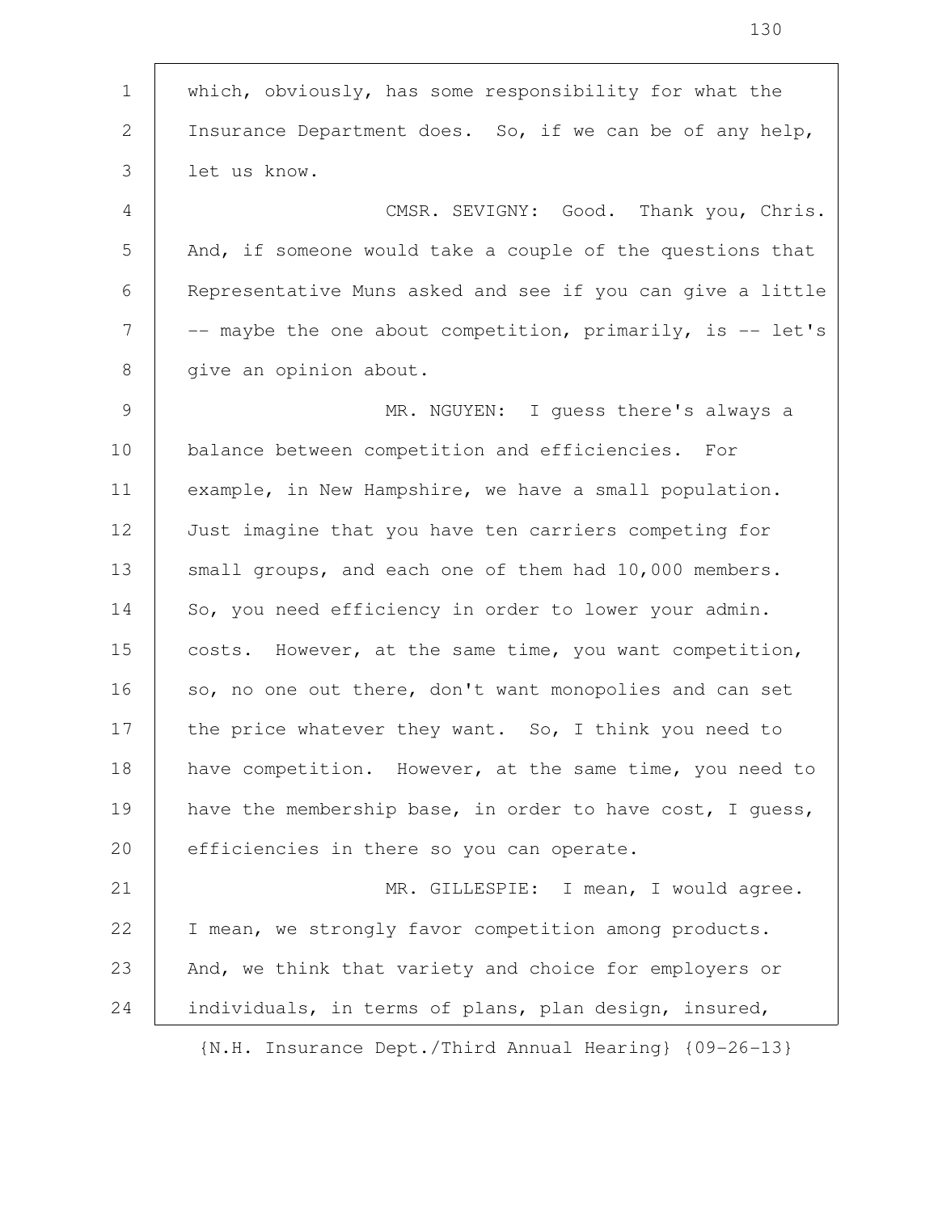which, obviously, has some responsibility for what the Insurance Department does. So, if we can be of any help, let us know.

CMSR. SEVIGNY: Good. Thank you, Chris. And, if someone would take a couple of the questions that Representative Muns asked and see if you can give a little -- maybe the one about competition, primarily, is -- let's give an opinion about.

MR. NGUYEN: I guess there's always a balance between competition and efficiencies. For example, in New Hampshire, we have a small population. Just imagine that you have ten carriers competing for small groups, and each one of them had 10,000 members. So, you need efficiency in order to lower your admin. costs. However, at the same time, you want competition, so, no one out there, don't want monopolies and can set the price whatever they want. So, I think you need to have competition. However, at the same time, you need to have the membership base, in order to have cost, I guess, efficiencies in there so you can operate.

MR. GILLESPIE: I mean, I would agree. I mean, we strongly favor competition among products. And, we think that variety and choice for employers or individuals, in terms of plans, plan design, insured,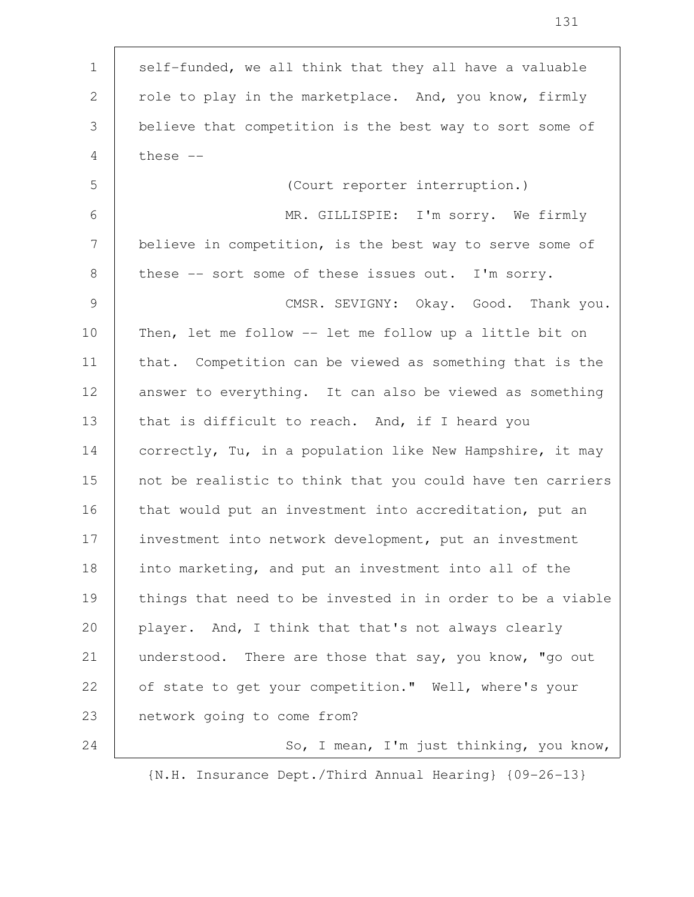self-funded, we all think that they all have a valuable role to play in the marketplace. And, you know, firmly believe that competition is the best way to sort some of these --

(Court reporter interruption.)

MR. GILLISPIE: I'm sorry. We firmly believe in competition, is the best way to serve some of these -- sort some of these issues out. I'm sorry.

CMSR. SEVIGNY: Okay. Good. Thank you. Then, let me follow -- let me follow up a little bit on that. Competition can be viewed as something that is the answer to everything. It can also be viewed as something that is difficult to reach. And, if I heard you correctly, Tu, in a population like New Hampshire, it may not be realistic to think that you could have ten carriers that would put an investment into accreditation, put an investment into network development, put an investment into marketing, and put an investment into all of the things that need to be invested in in order to be a viable player. And, I think that that's not always clearly understood. There are those that say, you know, "go out of state to get your competition." Well, where's your network going to come from?

So, I mean, I'm just thinking, you know,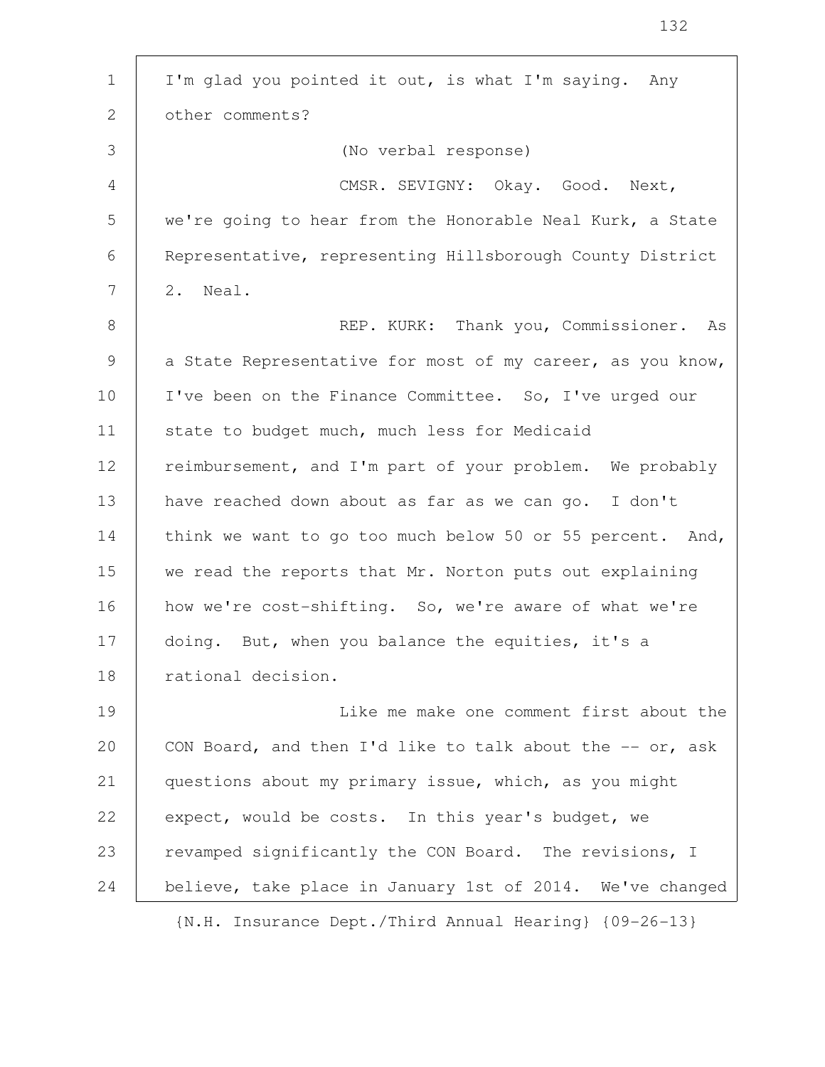I'm glad you pointed it out, is what I'm saying. Any other comments?

(No verbal response)

CMSR. SEVIGNY: Okay. Good. Next, we're going to hear from the Honorable Neal Kurk, a State Representative, representing Hillsborough County District 2. Neal.

REP. KURK: Thank you, Commissioner. As a State Representative for most of my career, as you know, I've been on the Finance Committee. So, I've urged our state to budget much, much less for Medicaid reimbursement, and I'm part of your problem. We probably have reached down about as far as we can go. I don't think we want to go too much below 50 or 55 percent. And, we read the reports that Mr. Norton puts out explaining how we're cost-shifting. So, we're aware of what we're doing. But, when you balance the equities, it's a rational decision.

Like me make one comment first about the CON Board, and then I'd like to talk about the -- or, ask questions about my primary issue, which, as you might expect, would be costs. In this year's budget, we revamped significantly the CON Board. The revisions, I believe, take place in January 1st of 2014. We've changed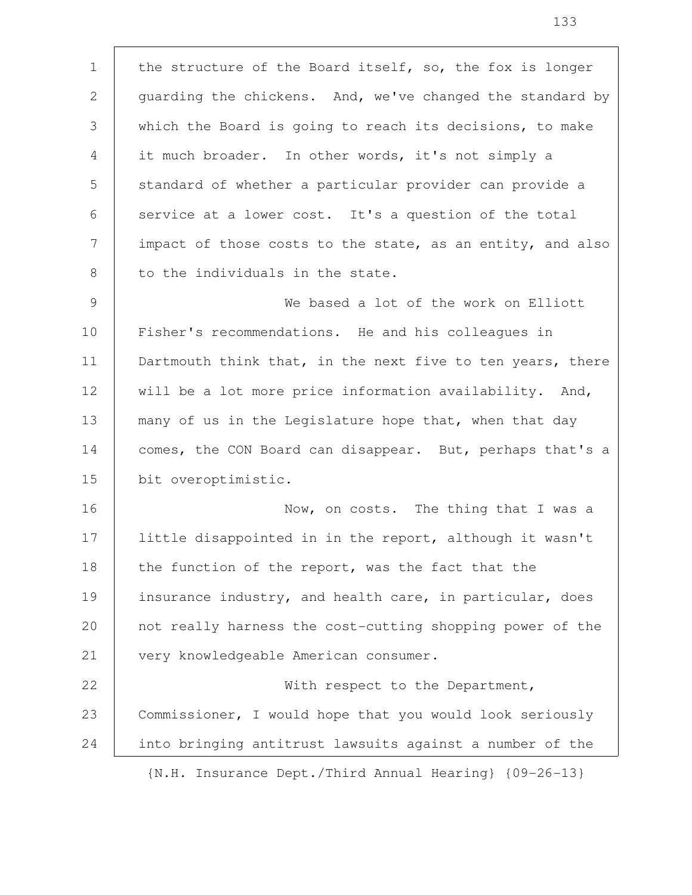the structure of the Board itself, so, the fox is longer guarding the chickens. And, we've changed the standard by which the Board is going to reach its decisions, to make it much broader. In other words, it's not simply a standard of whether a particular provider can provide a service at a lower cost. It's a question of the total impact of those costs to the state, as an entity, and also to the individuals in the state.

We based a lot of the work on Elliott Fisher's recommendations. He and his colleagues in Dartmouth think that, in the next five to ten years, there will be a lot more price information availability. And, many of us in the Legislature hope that, when that day comes, the CON Board can disappear. But, perhaps that's a bit overoptimistic.

Now, on costs. The thing that I was a little disappointed in in the report, although it wasn't the function of the report, was the fact that the insurance industry, and health care, in particular, does not really harness the cost-cutting shopping power of the very knowledgeable American consumer.

With respect to the Department, Commissioner, I would hope that you would look seriously into bringing antitrust lawsuits against a number of the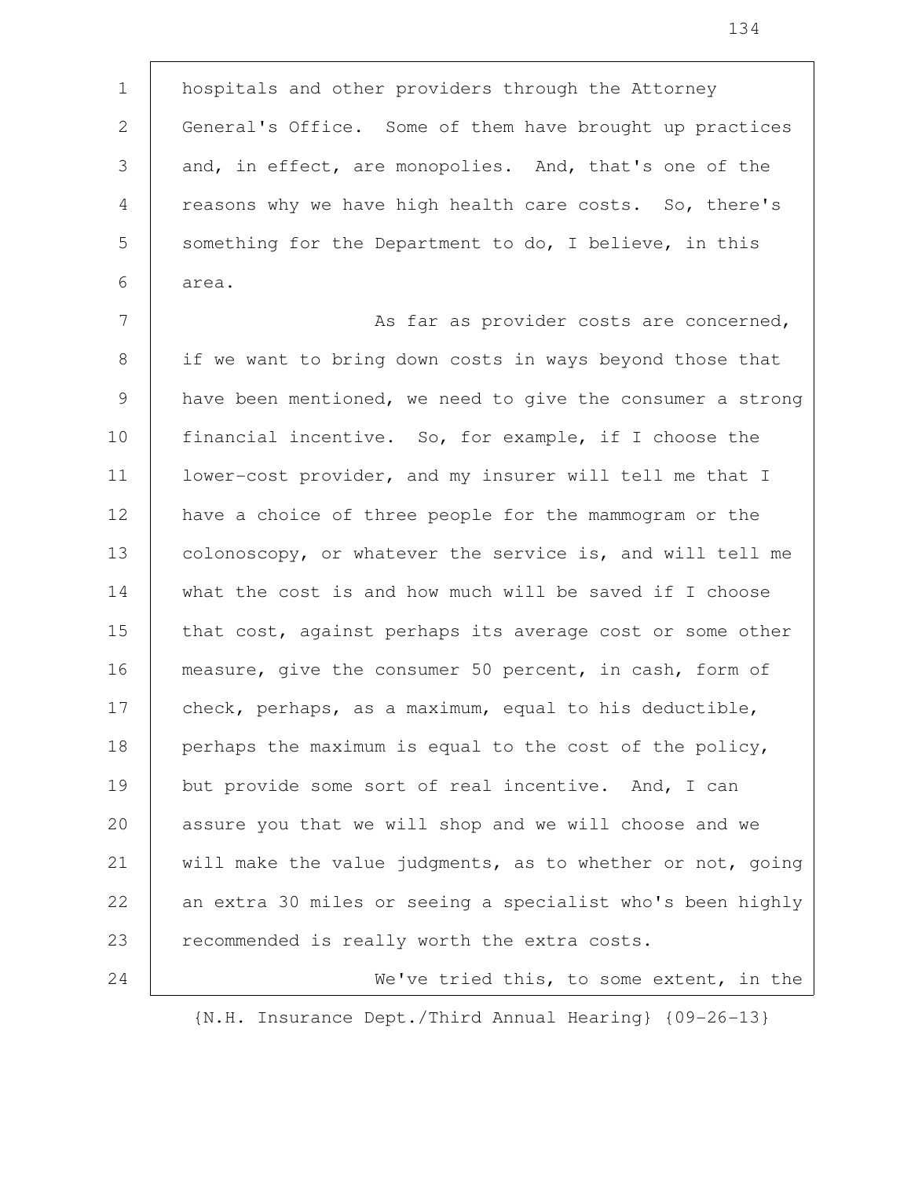hospitals and other providers through the Attorney General's Office. Some of them have brought up practices and, in effect, are monopolies. And, that's one of the reasons why we have high health care costs. So, there's something for the Department to do, I believe, in this area.

As far as provider costs are concerned, if we want to bring down costs in ways beyond those that have been mentioned, we need to give the consumer a strong financial incentive. So, for example, if I choose the lower-cost provider, and my insurer will tell me that I have a choice of three people for the mammogram or the colonoscopy, or whatever the service is, and will tell me what the cost is and how much will be saved if I choose that cost, against perhaps its average cost or some other measure, give the consumer 50 percent, in cash, form of check, perhaps, as a maximum, equal to his deductible, perhaps the maximum is equal to the cost of the policy, but provide some sort of real incentive. And, I can assure you that we will shop and we will choose and we will make the value judgments, as to whether or not, going an extra 30 miles or seeing a specialist who's been highly recommended is really worth the extra costs.

We've tried this, to some extent, in the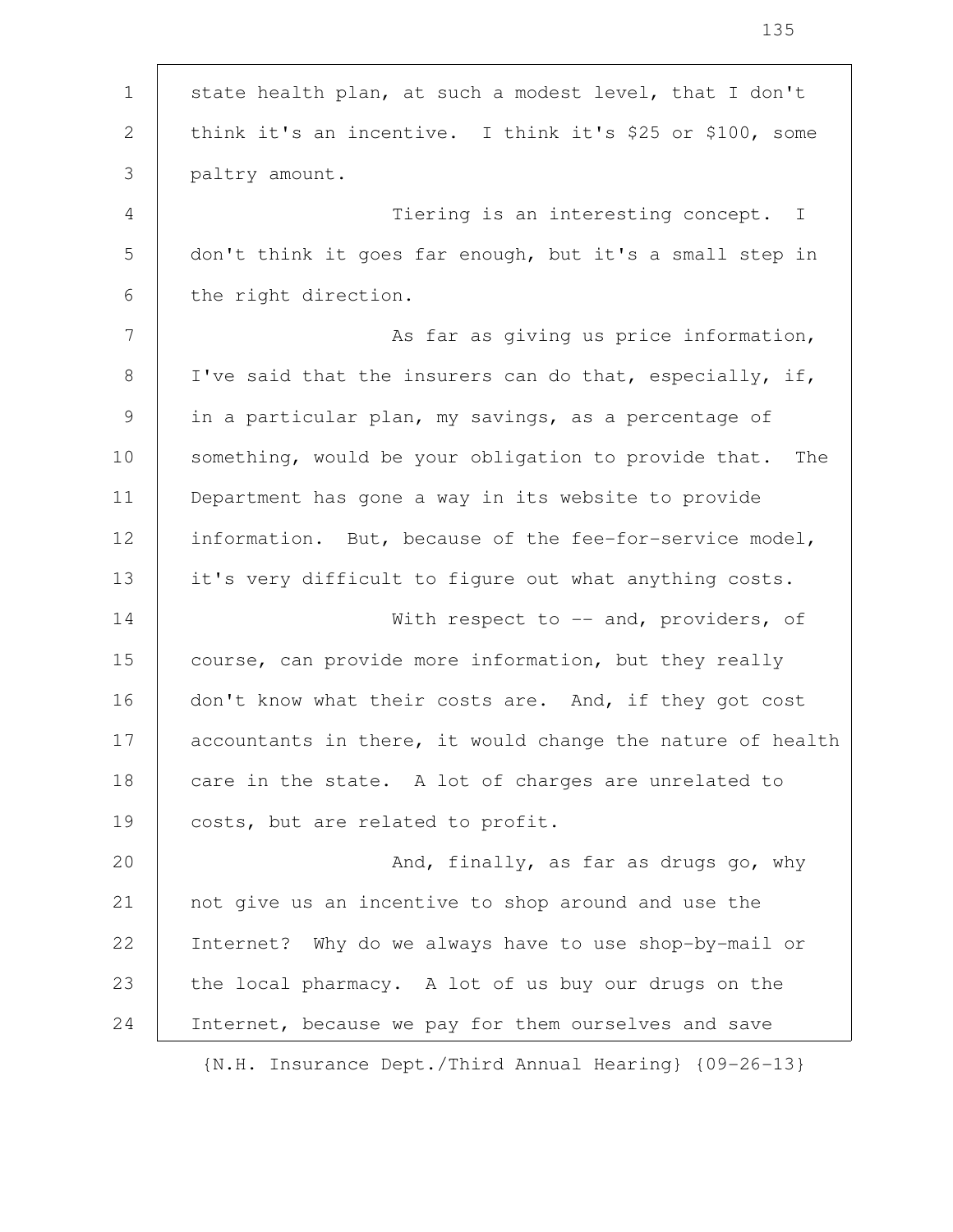state health plan, at such a modest level, that I don't think it's an incentive. I think it's $25 or $100, some paltry amount.

Tiering is an interesting concept. I don't think it goes far enough, but it's a small step in the right direction.

As far as giving us price information, I've said that the insurers can do that, especially, if, in a particular plan, my savings, as a percentage of something, would be your obligation to provide that. The Department has gone a way in its website to provide information. But, because of the fee-for-service model, it's very difficult to figure out what anything costs.

With respect to -- and, providers, of course, can provide more information, but they really don't know what their costs are. And, if they got cost accountants in there, it would change the nature of health care in the state. A lot of charges are unrelated to costs, but are related to profit.

And, finally, as far as drugs go, why not give us an incentive to shop around and use the Internet? Why do we always have to use shop-by-mail or the local pharmacy. A lot of us buy our drugs on the Internet, because we pay for them ourselves and save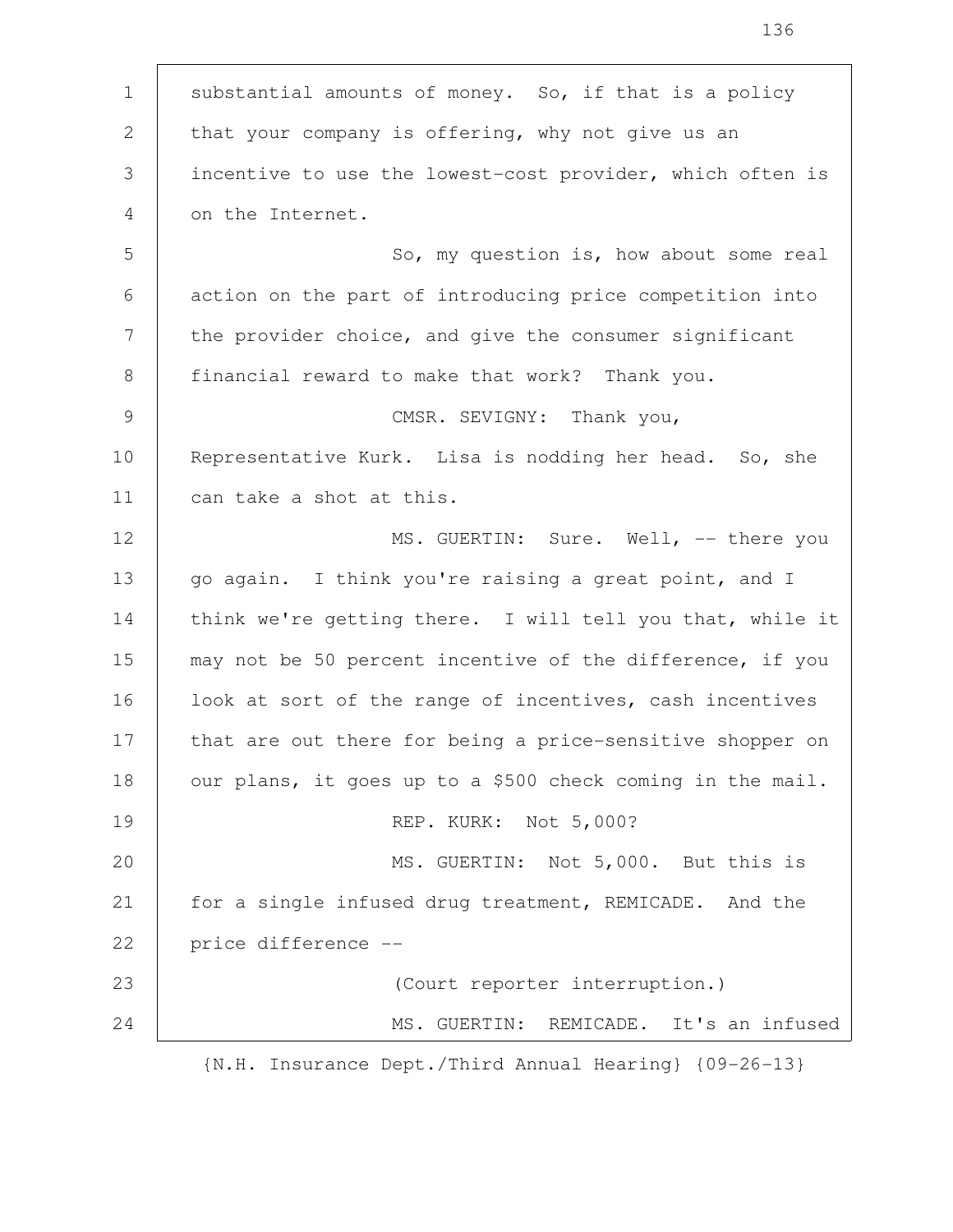substantial amounts of money. So, if that is a policy that your company is offering, why not give us an incentive to use the lowest-cost provider, which often is on the Internet.

So, my question is, how about some real action on the part of introducing price competition into the provider choice, and give the consumer significant financial reward to make that work? Thank you.

CMSR. SEVIGNY: Thank you, Representative Kurk. Lisa is nodding her head. So, she can take a shot at this.

MS. GUERTIN: Sure. Well, -- there you go again. I think you're raising a great point, and I think we're getting there. I will tell you that, while it may not be 50 percent incentive of the difference, if you look at sort of the range of incentives, cash incentives that are out there for being a price-sensitive shopper on our plans, it goes up to a $500 check coming in the mail.

REP. KURK: Not 5,000?

MS. GUERTIN: Not 5,000. But this is for a single infused drug treatment, REMICADE. And the price difference --

(Court reporter interruption.)

MS. GUERTIN: REMICADE. It's an infused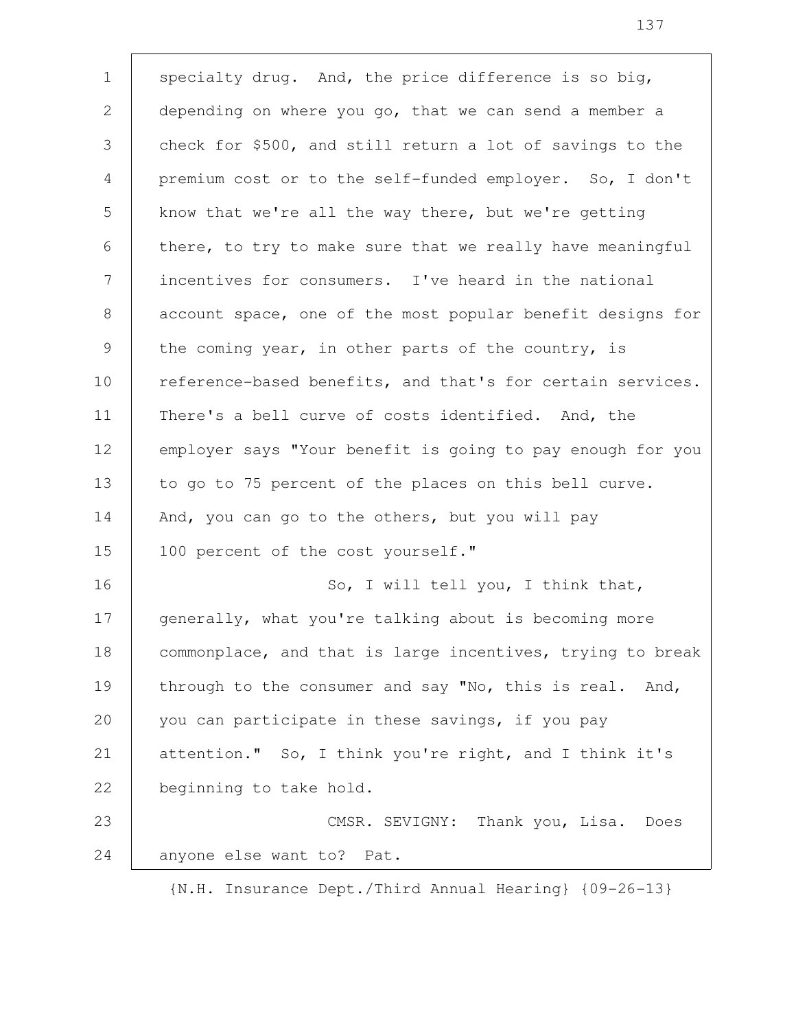specialty drug. And, the price difference is so big, depending on where you go, that we can send a member a check for $500, and still return a lot of savings to the premium cost or to the self-funded employer. So, I don't know that we're all the way there, but we're getting there, to try to make sure that we really have meaningful incentives for consumers. I've heard in the national account space, one of the most popular benefit designs for the coming year, in other parts of the country, is reference-based benefits, and that's for certain services. There's a bell curve of costs identified. And, the employer says "Your benefit is going to pay enough for you to go to 75 percent of the places on this bell curve. And, you can go to the others, but you will pay 100 percent of the cost yourself."

So, I will tell you, I think that, generally, what you're talking about is becoming more commonplace, and that is large incentives, trying to break through to the consumer and say "No, this is real. And, you can participate in these savings, if you pay attention." So, I think you're right, and I think it's beginning to take hold.

CMSR. SEVIGNY: Thank you, Lisa. Does anyone else want to? Pat.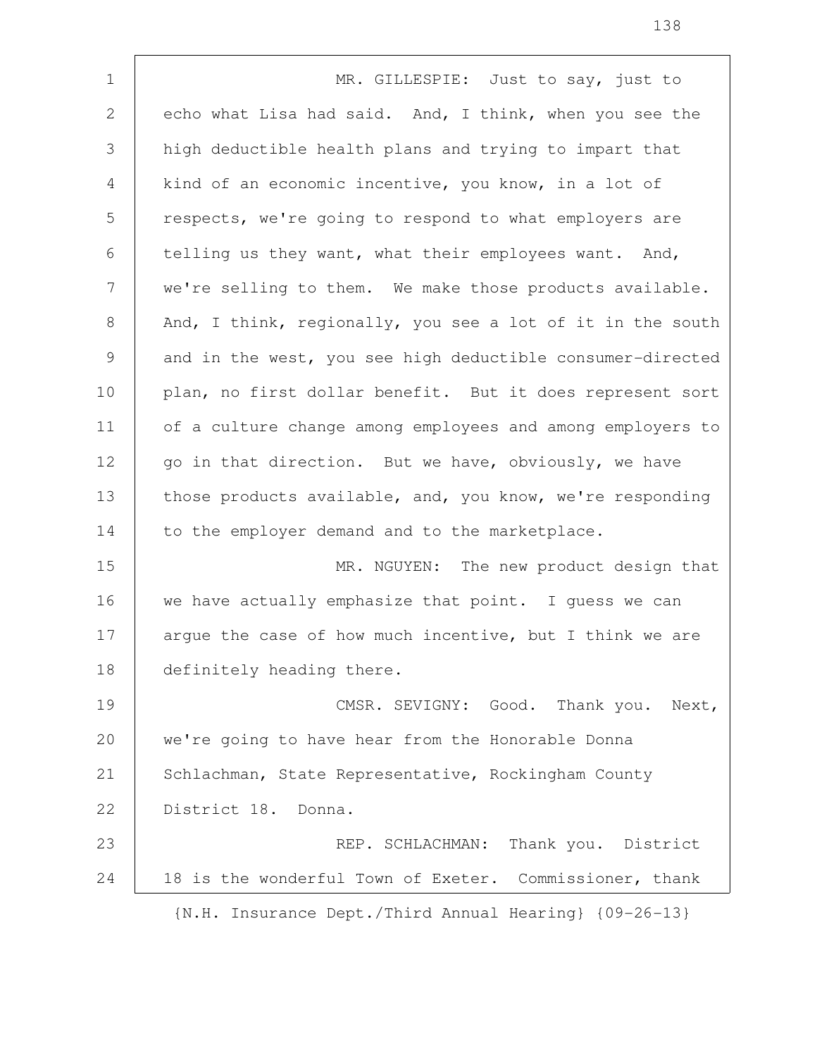MR. GILLESPIE: Just to say, just to echo what Lisa had said. And, I think, when you see the high deductible health plans and trying to impart that kind of an economic incentive, you know, in a lot of respects, we're going to respond to what employers are telling us they want, what their employees want. And, we're selling to them. We make those products available. And, I think, regionally, you see a lot of it in the south and in the west, you see high deductible consumer-directed plan, no first dollar benefit. But it does represent sort of a culture change among employees and among employers to go in that direction. But we have, obviously, we have those products available, and, you know, we're responding to the employer demand and to the marketplace.

MR. NGUYEN: The new product design that we have actually emphasize that point. I guess we can argue the case of how much incentive, but I think we are definitely heading there.

CMSR. SEVIGNY: Good. Thank you. Next, we're going to have hear from the Honorable Donna Schlachman, State Representative, Rockingham County District 18. Donna.

REP. SCHLACHMAN: Thank you. District 18 is the wonderful Town of Exeter. Commissioner, thank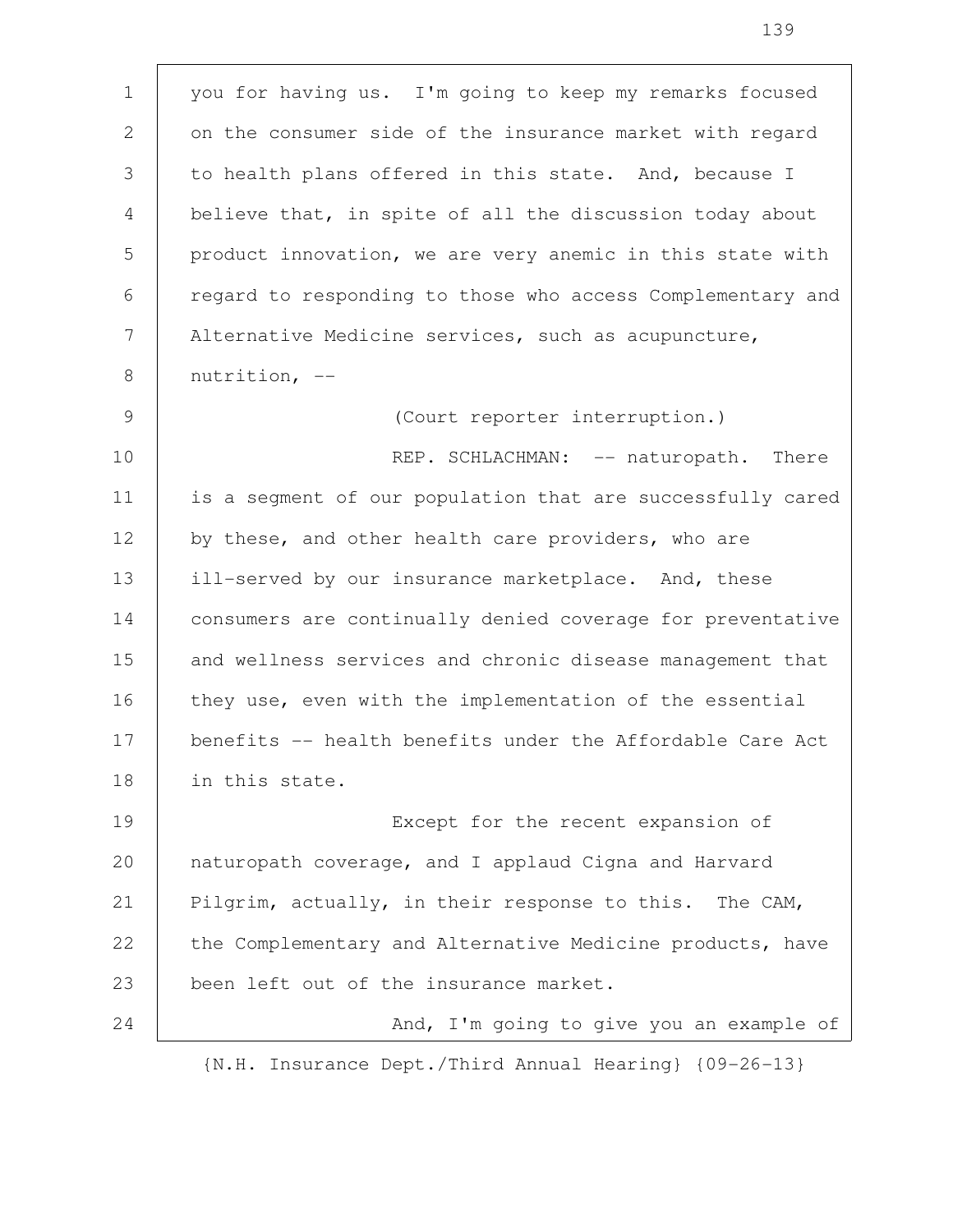you for having us. I'm going to keep my remarks focused on the consumer side of the insurance market with regard to health plans offered in this state. And, because I believe that, in spite of all the discussion today about product innovation, we are very anemic in this state with regard to responding to those who access Complementary and Alternative Medicine services, such as acupuncture, nutrition, --

(Court reporter interruption.)

REP. SCHLACHMAN: -- naturopath. There is a segment of our population that are successfully cared by these, and other health care providers, who are ill-served by our insurance marketplace. And, these consumers are continually denied coverage for preventative and wellness services and chronic disease management that they use, even with the implementation of the essential benefits -- health benefits under the Affordable Care Act in this state.

Except for the recent expansion of naturopath coverage, and I applaud Cigna and Harvard Pilgrim, actually, in their response to this. The CAM, the Complementary and Alternative Medicine products, have been left out of the insurance market.

And, I'm going to give you an example of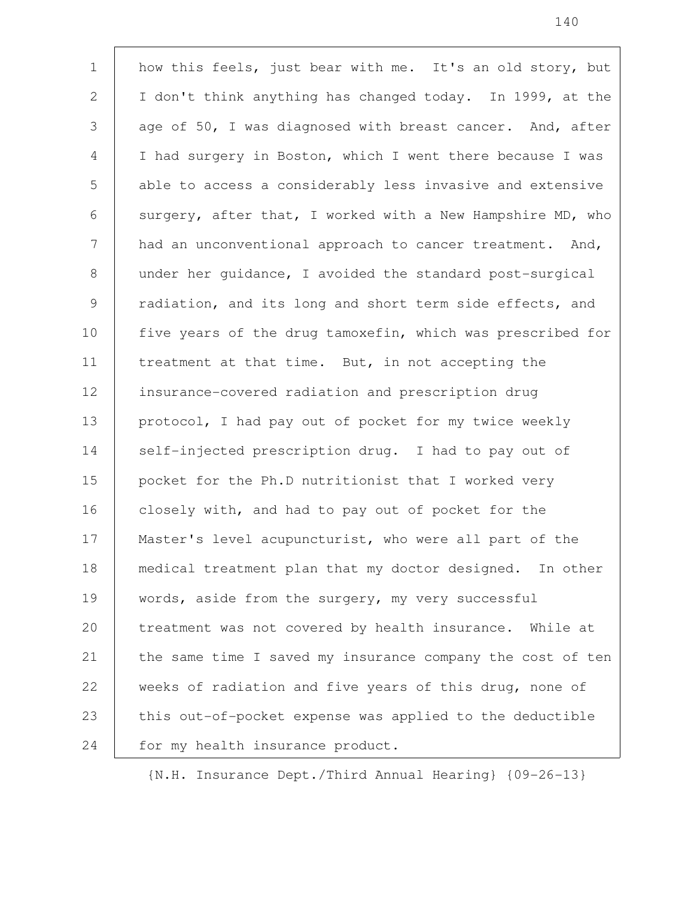how this feels, just bear with me. It's an old story, but I don't think anything has changed today. In 1999, at the age of 50, I was diagnosed with breast cancer. And, after I had surgery in Boston, which I went there because I was able to access a considerably less invasive and extensive surgery, after that, I worked with a New Hampshire MD, who had an unconventional approach to cancer treatment. And, under her guidance, I avoided the standard post-surgical radiation, and its long and short term side effects, and five years of the drug tamoxefin, which was prescribed for treatment at that time. But, in not accepting the insurance-covered radiation and prescription drug protocol, I had pay out of pocket for my twice weekly self-injected prescription drug. I had to pay out of pocket for the Ph.D nutritionist that I worked very closely with, and had to pay out of pocket for the Master's level acupuncturist, who were all part of the medical treatment plan that my doctor designed. In other words, aside from the surgery, my very successful treatment was not covered by health insurance. While at the same time I saved my insurance company the cost of ten weeks of radiation and five years of this drug, none of this out-of-pocket expense was applied to the deductible for my health insurance product.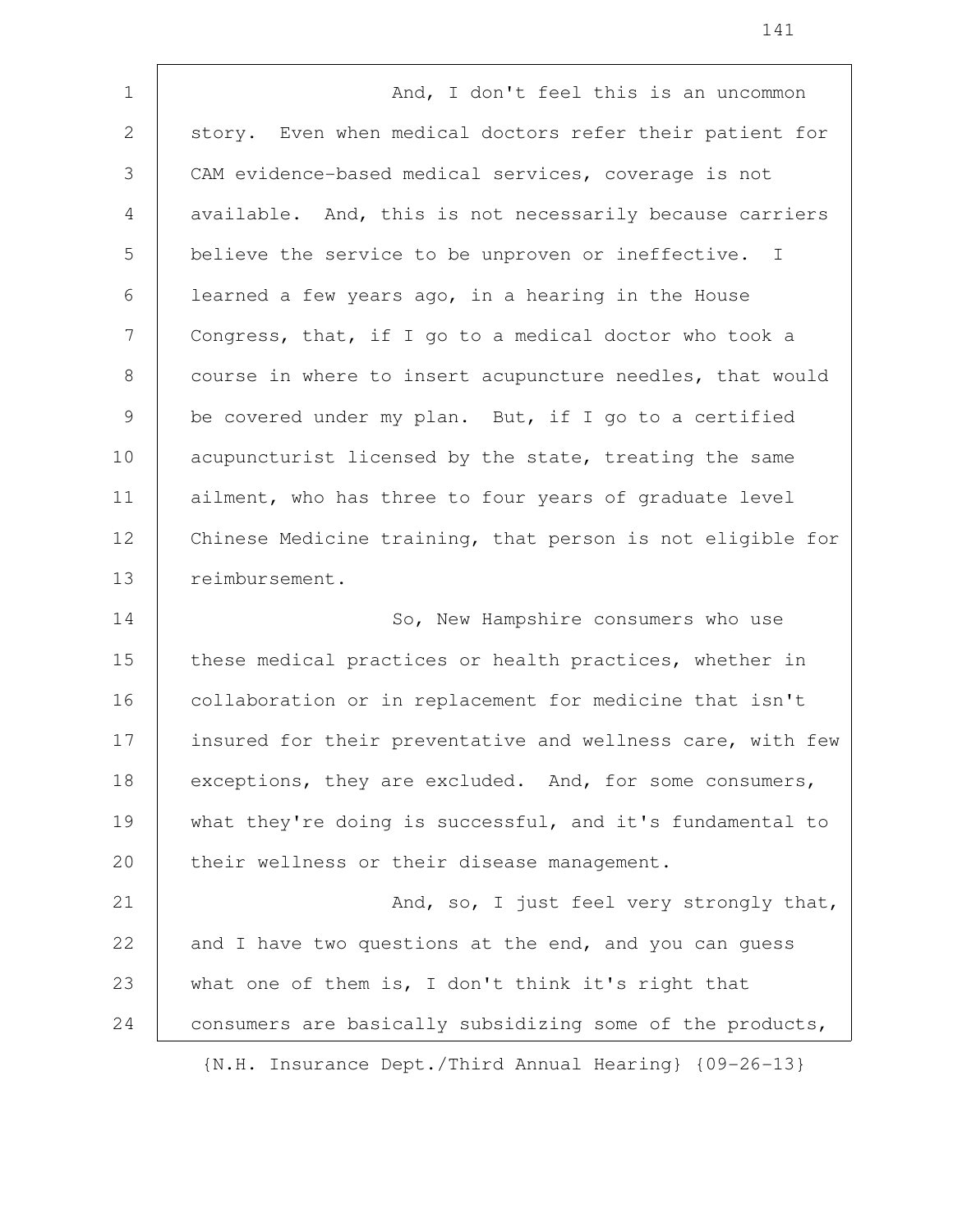And, I don't feel this is an uncommon story. Even when medical doctors refer their patient for CAM evidence-based medical services, coverage is not available. And, this is not necessarily because carriers believe the service to be unproven or ineffective. I learned a few years ago, in a hearing in the House Congress, that, if I go to a medical doctor who took a course in where to insert acupuncture needles, that would be covered under my plan. But, if I go to a certified acupuncturist licensed by the state, treating the same ailment, who has three to four years of graduate level Chinese Medicine training, that person is not eligible for reimbursement.

So, New Hampshire consumers who use these medical practices or health practices, whether in collaboration or in replacement for medicine that isn't insured for their preventative and wellness care, with few exceptions, they are excluded. And, for some consumers, what they're doing is successful, and it's fundamental to their wellness or their disease management.

And, so, I just feel very strongly that, and I have two questions at the end, and you can guess what one of them is, I don't think it's right that consumers are basically subsidizing some of the products,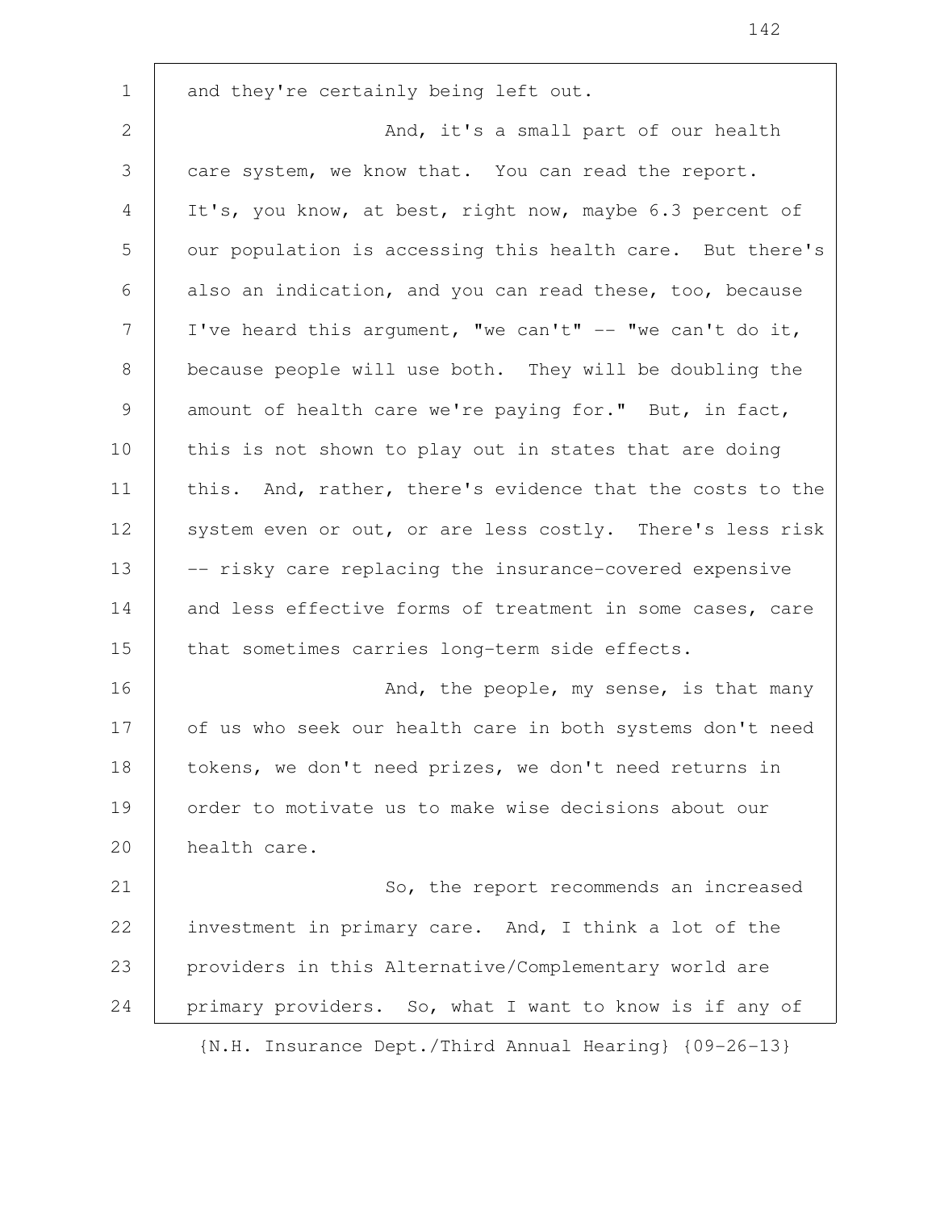and they're certainly being left out.

And, it's a small part of our health care system, we know that. You can read the report. It's, you know, at best, right now, maybe 6.3 percent of our population is accessing this health care. But there's also an indication, and you can read these, too, because I've heard this argument, "we can't" -- "we can't do it, because people will use both. They will be doubling the amount of health care we're paying for." But, in fact, this is not shown to play out in states that are doing this. And, rather, there's evidence that the costs to the system even or out, or are less costly. There's less risk -- risky care replacing the insurance-covered expensive and less effective forms of treatment in some cases, care that sometimes carries long-term side effects.

And, the people, my sense, is that many of us who seek our health care in both systems don't need tokens, we don't need prizes, we don't need returns in order to motivate us to make wise decisions about our health care.

So, the report recommends an increased investment in primary care. And, I think a lot of the providers in this Alternative/Complementary world are primary providers. So, what I want to know is if any of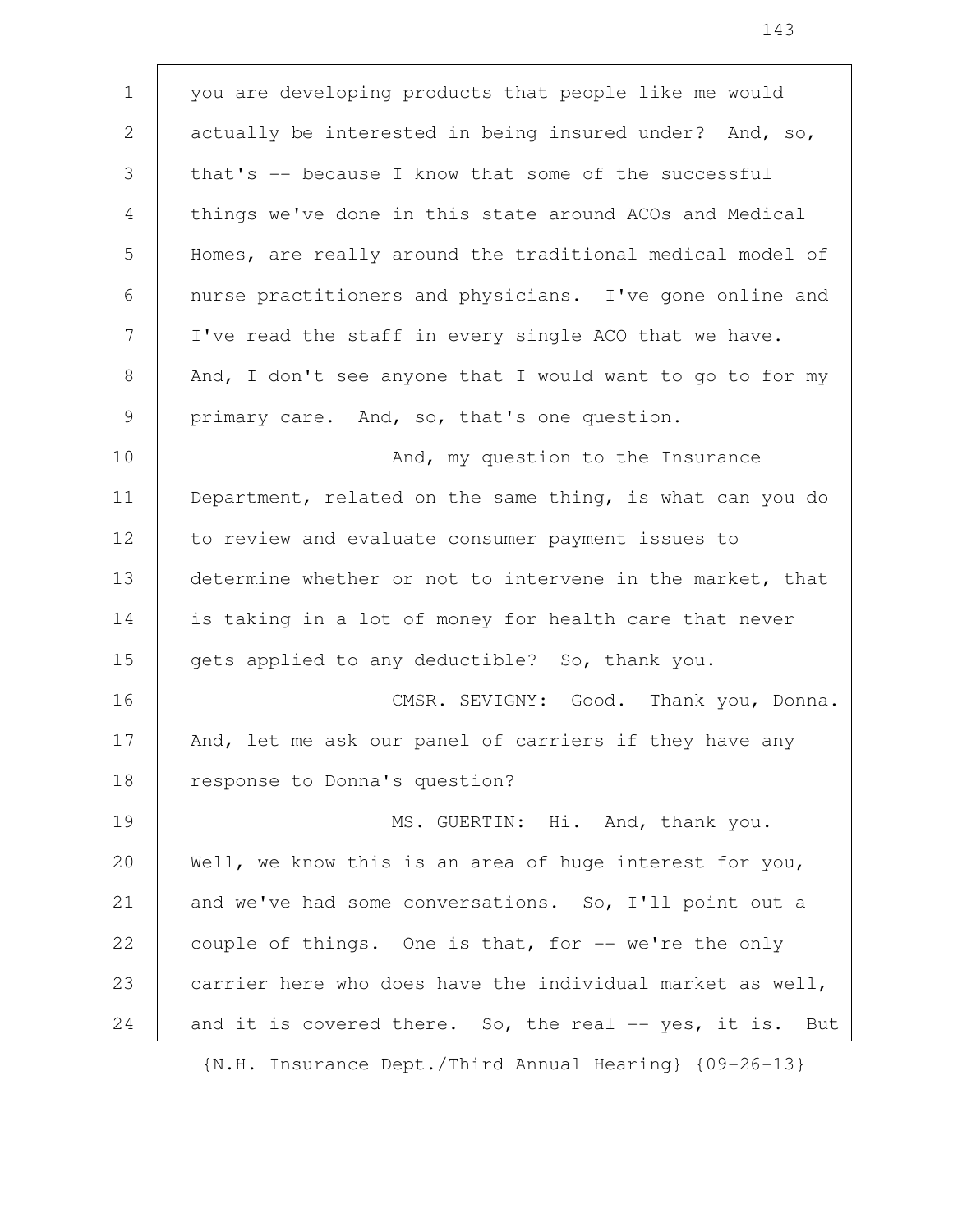you are developing products that people like me would actually be interested in being insured under? And, so, that's -- because I know that some of the successful things we've done in this state around ACOs and Medical Homes, are really around the traditional medical model of nurse practitioners and physicians. I've gone online and I've read the staff in every single ACO that we have. And, I don't see anyone that I would want to go to for my primary care. And, so, that's one question.

And, my question to the Insurance Department, related on the same thing, is what can you do to review and evaluate consumer payment issues to determine whether or not to intervene in the market, that is taking in a lot of money for health care that never gets applied to any deductible? So, thank you.

CMSR. SEVIGNY: Good. Thank you, Donna. And, let me ask our panel of carriers if they have any response to Donna's question?

MS. GUERTIN: Hi. And, thank you. Well, we know this is an area of huge interest for you, and we've had some conversations. So, I'll point out a couple of things. One is that, for -- we're the only carrier here who does have the individual market as well, and it is covered there. So, the real -- yes, it is. But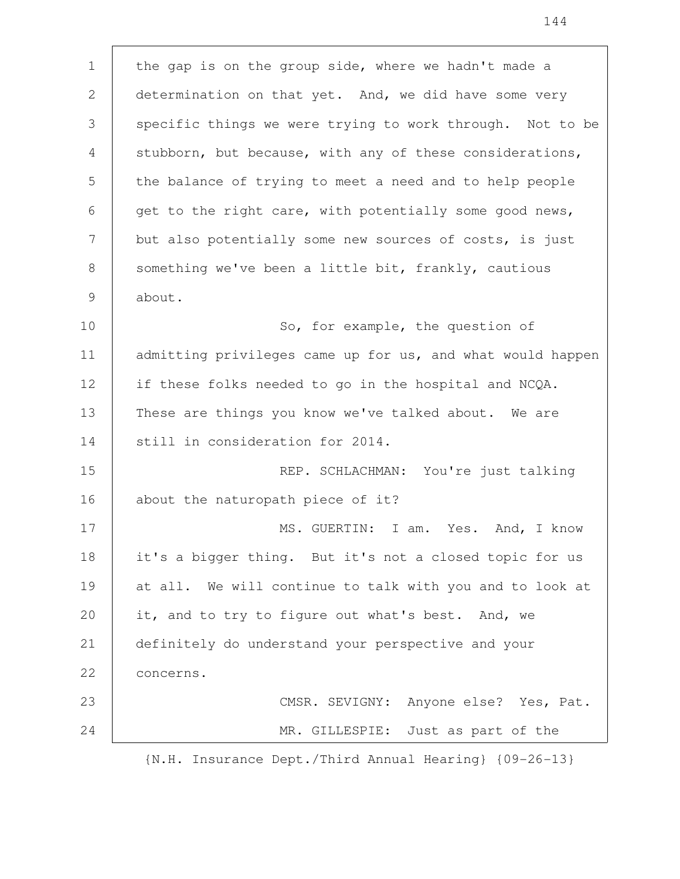the gap is on the group side, where we hadn't made a determination on that yet. And, we did have some very specific things we were trying to work through. Not to be stubborn, but because, with any of these considerations, the balance of trying to meet a need and to help people get to the right care, with potentially some good news, but also potentially some new sources of costs, is just something we've been a little bit, frankly, cautious about.

So, for example, the question of admitting privileges came up for us, and what would happen if these folks needed to go in the hospital and NCQA. These are things you know we've talked about. We are still in consideration for 2014.

REP. SCHLACHMAN: You're just talking about the naturopath piece of it?

MS. GUERTIN: I am. Yes. And, I know it's a bigger thing. But it's not a closed topic for us at all. We will continue to talk with you and to look at it, and to try to figure out what's best. And, we definitely do understand your perspective and your concerns.

CMSR. SEVIGNY: Anyone else? Yes, Pat.

MR. GILLESPIE: Just as part of the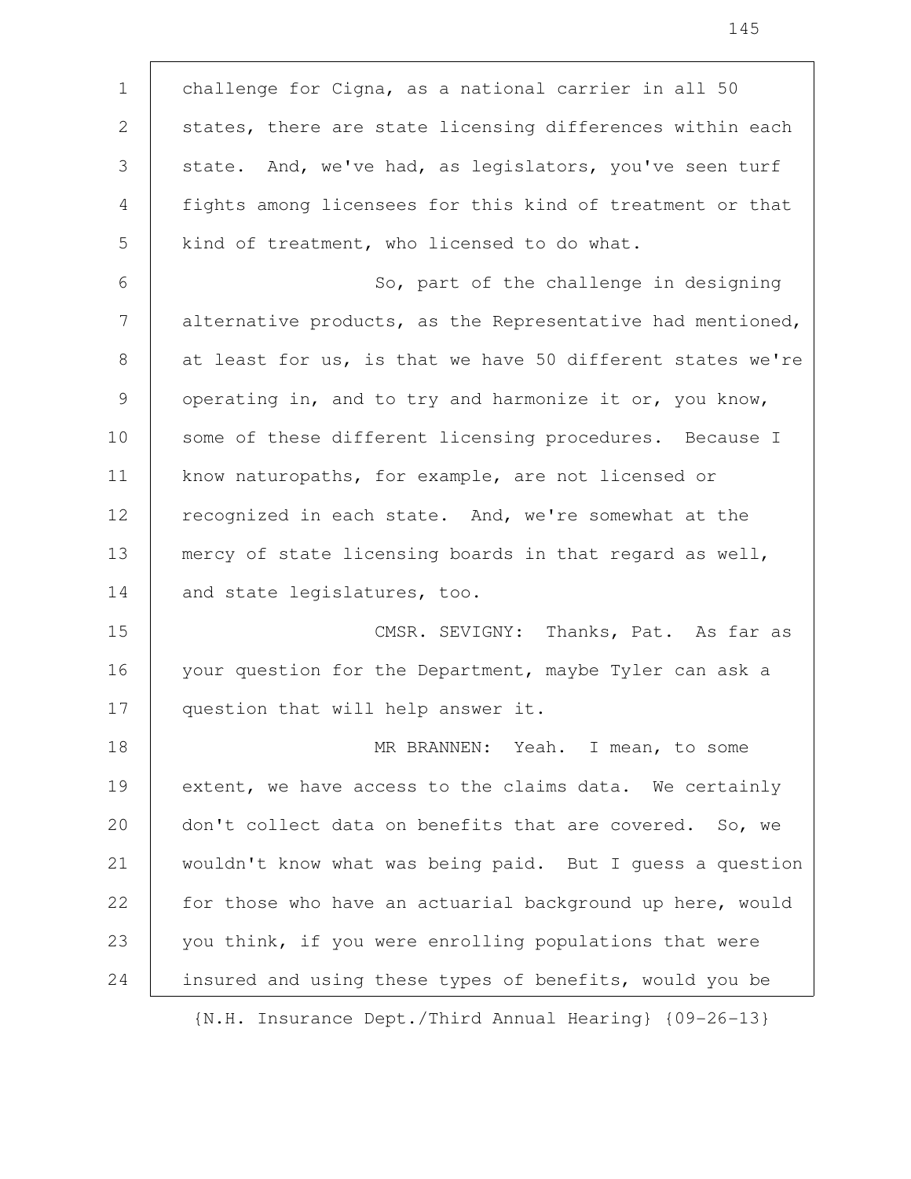challenge for Cigna, as a national carrier in all 50 states, there are state licensing differences within each state. And, we've had, as legislators, you've seen turf fights among licensees for this kind of treatment or that kind of treatment, who licensed to do what.

So, part of the challenge in designing alternative products, as the Representative had mentioned, at least for us, is that we have 50 different states we're operating in, and to try and harmonize it or, you know, some of these different licensing procedures. Because I know naturopaths, for example, are not licensed or recognized in each state. And, we're somewhat at the mercy of state licensing boards in that regard as well, and state legislatures, too.

CMSR. SEVIGNY: Thanks, Pat. As far as your question for the Department, maybe Tyler can ask a question that will help answer it.

MR BRANNEN: Yeah. I mean, to some extent, we have access to the claims data. We certainly don't collect data on benefits that are covered. So, we wouldn't know what was being paid. But I guess a question for those who have an actuarial background up here, would you think, if you were enrolling populations that were insured and using these types of benefits, would you be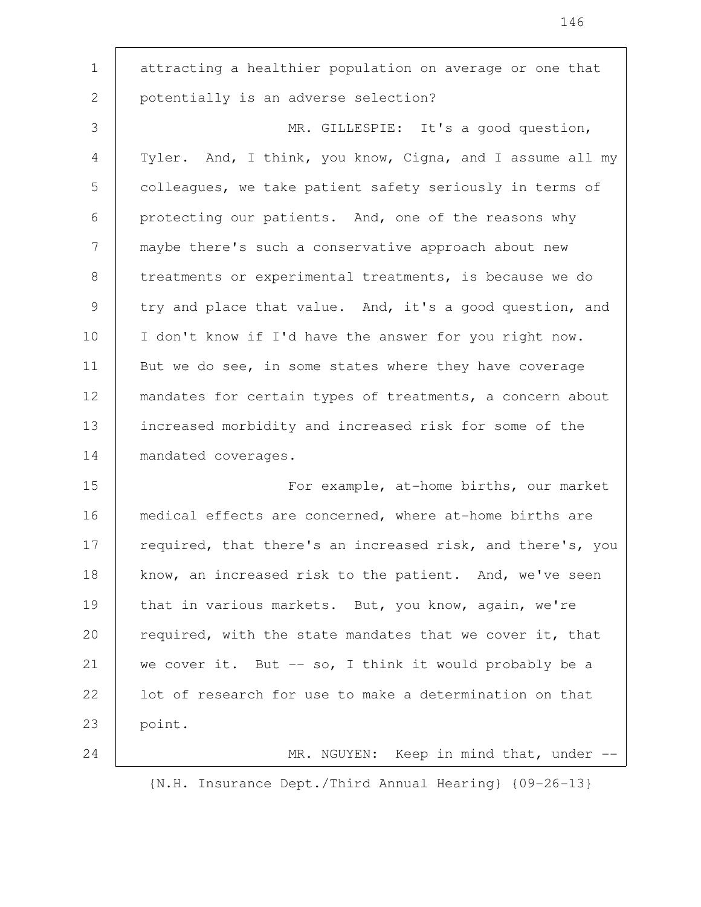attracting a healthier population on average or one that potentially is an adverse selection?

MR. GILLESPIE: It's a good question, Tyler. And, I think, you know, Cigna, and I assume all my colleagues, we take patient safety seriously in terms of protecting our patients. And, one of the reasons why maybe there's such a conservative approach about new treatments or experimental treatments, is because we do try and place that value. And, it's a good question, and I don't know if I'd have the answer for you right now. But we do see, in some states where they have coverage mandates for certain types of treatments, a concern about increased morbidity and increased risk for some of the mandated coverages.

For example, at-home births, our market medical effects are concerned, where at-home births are required, that there's an increased risk, and there's, you know, an increased risk to the patient. And, we've seen that in various markets. But, you know, again, we're required, with the state mandates that we cover it, that we cover it. But -- so, I think it would probably be a lot of research for use to make a determination on that point.

MR. NGUYEN: Keep in mind that, under --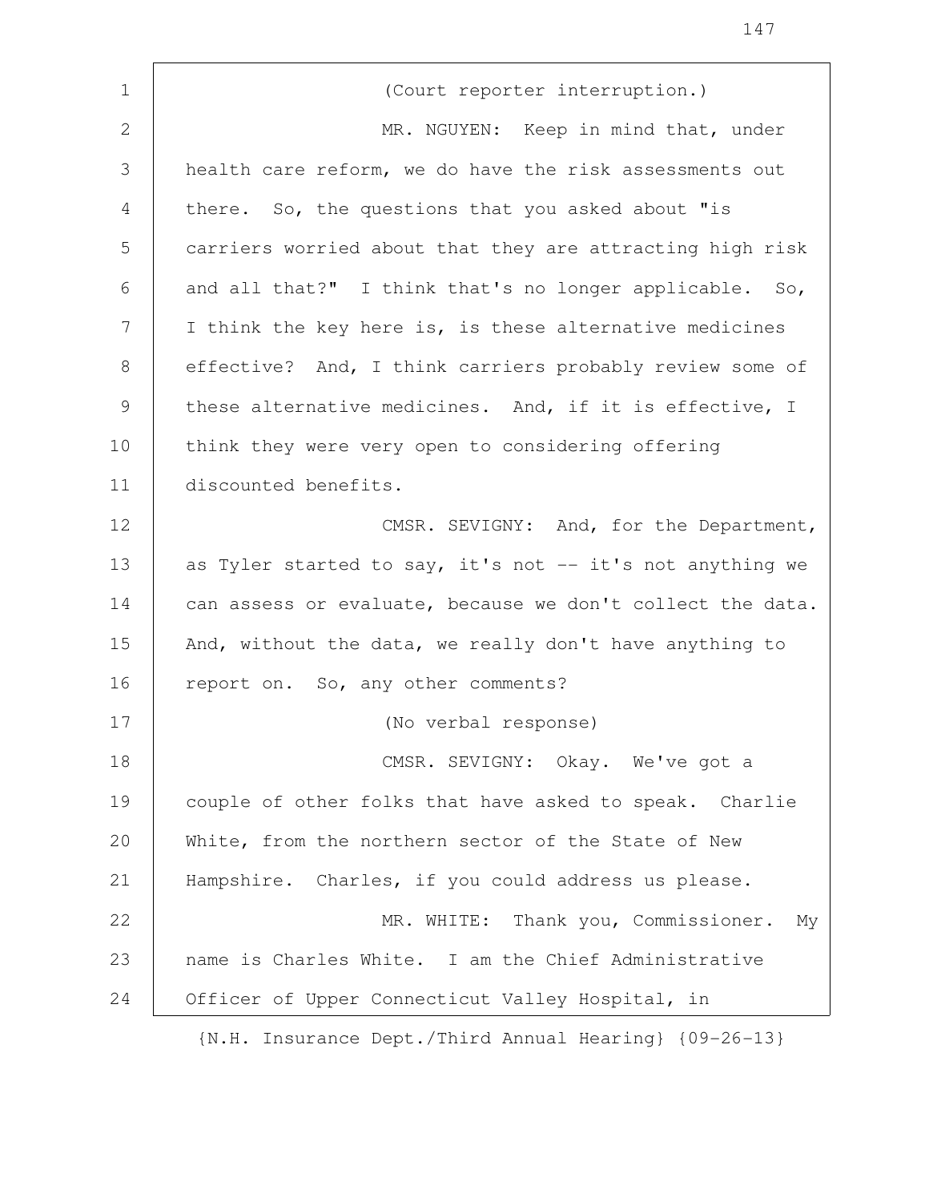(Court reporter interruption.)

MR. NGUYEN: Keep in mind that, under health care reform, we do have the risk assessments out there. So, the questions that you asked about "is carriers worried about that they are attracting high risk and all that?" I think that's no longer applicable. So, I think the key here is, is these alternative medicines effective? And, I think carriers probably review some of these alternative medicines. And, if it is effective, I think they were very open to considering offering discounted benefits.

CMSR. SEVIGNY: And, for the Department, as Tyler started to say, it's not -- it's not anything we can assess or evaluate, because we don't collect the data. And, without the data, we really don't have anything to report on. So, any other comments?

(No verbal response)

CMSR. SEVIGNY: Okay. We've got a couple of other folks that have asked to speak. Charlie White, from the northern sector of the State of New Hampshire. Charles, if you could address us please.

MR. WHITE: Thank you, Commissioner. My name is Charles White. I am the Chief Administrative Officer of Upper Connecticut Valley Hospital, in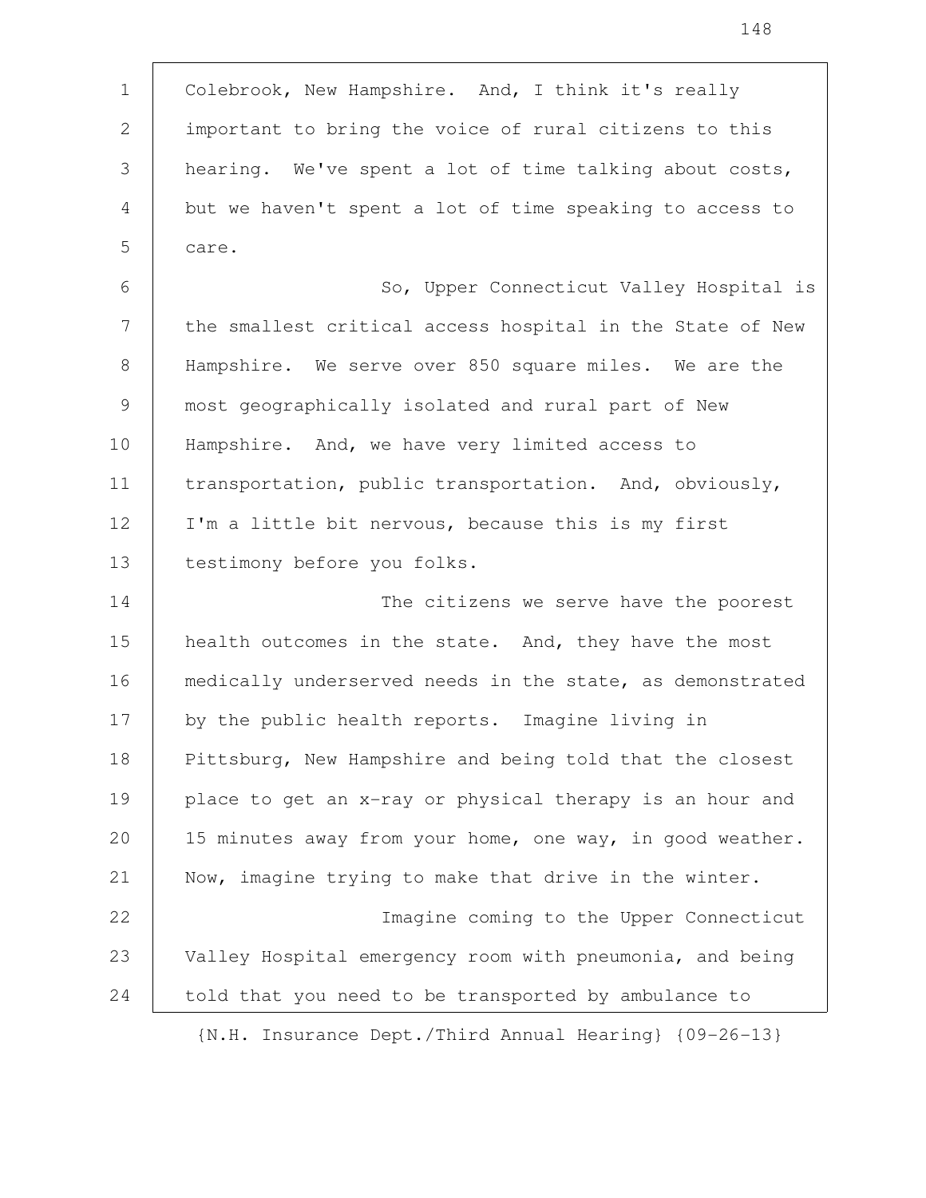Colebrook, New Hampshire. And, I think it's really important to bring the voice of rural citizens to this hearing. We've spent a lot of time talking about costs, but we haven't spent a lot of time speaking to access to care.

So, Upper Connecticut Valley Hospital is the smallest critical access hospital in the State of New Hampshire. We serve over 850 square miles. We are the most geographically isolated and rural part of New Hampshire. And, we have very limited access to transportation, public transportation. And, obviously, I'm a little bit nervous, because this is my first testimony before you folks.

The citizens we serve have the poorest health outcomes in the state. And, they have the most medically underserved needs in the state, as demonstrated by the public health reports. Imagine living in Pittsburg, New Hampshire and being told that the closest place to get an x-ray or physical therapy is an hour and 15 minutes away from your home, one way, in good weather. Now, imagine trying to make that drive in the winter.

Imagine coming to the Upper Connecticut Valley Hospital emergency room with pneumonia, and being told that you need to be transported by ambulance to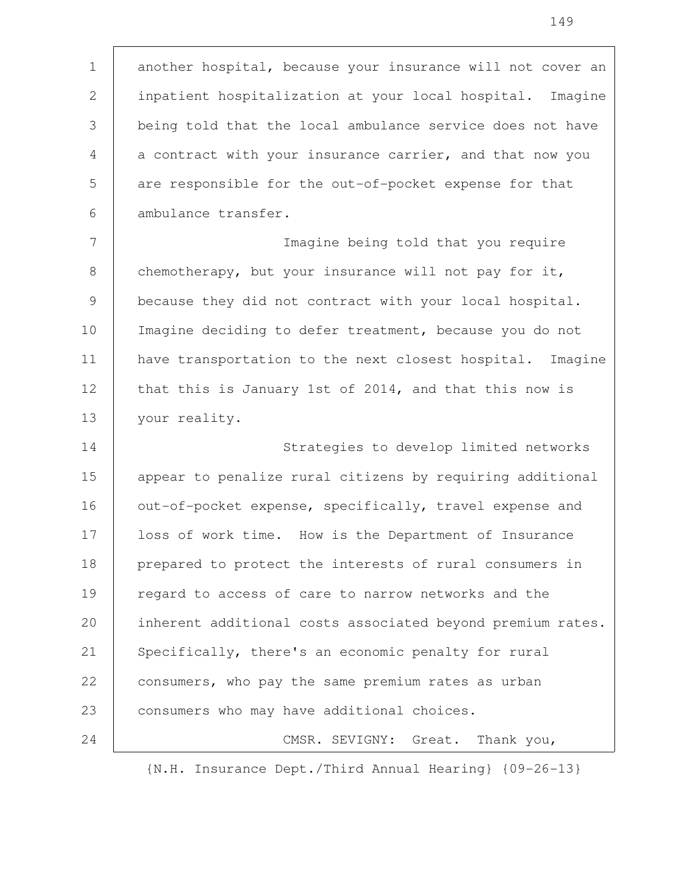another hospital, because your insurance will not cover an inpatient hospitalization at your local hospital. Imagine being told that the local ambulance service does not have a contract with your insurance carrier, and that now you are responsible for the out-of-pocket expense for that ambulance transfer.

Imagine being told that you require chemotherapy, but your insurance will not pay for it, because they did not contract with your local hospital. Imagine deciding to defer treatment, because you do not have transportation to the next closest hospital. Imagine that this is January 1st of 2014, and that this now is your reality.

Strategies to develop limited networks appear to penalize rural citizens by requiring additional out-of-pocket expense, specifically, travel expense and loss of work time. How is the Department of Insurance prepared to protect the interests of rural consumers in regard to access of care to narrow networks and the inherent additional costs associated beyond premium rates. Specifically, there's an economic penalty for rural consumers, who pay the same premium rates as urban consumers who may have additional choices.

CMSR. SEVIGNY: Great. Thank you,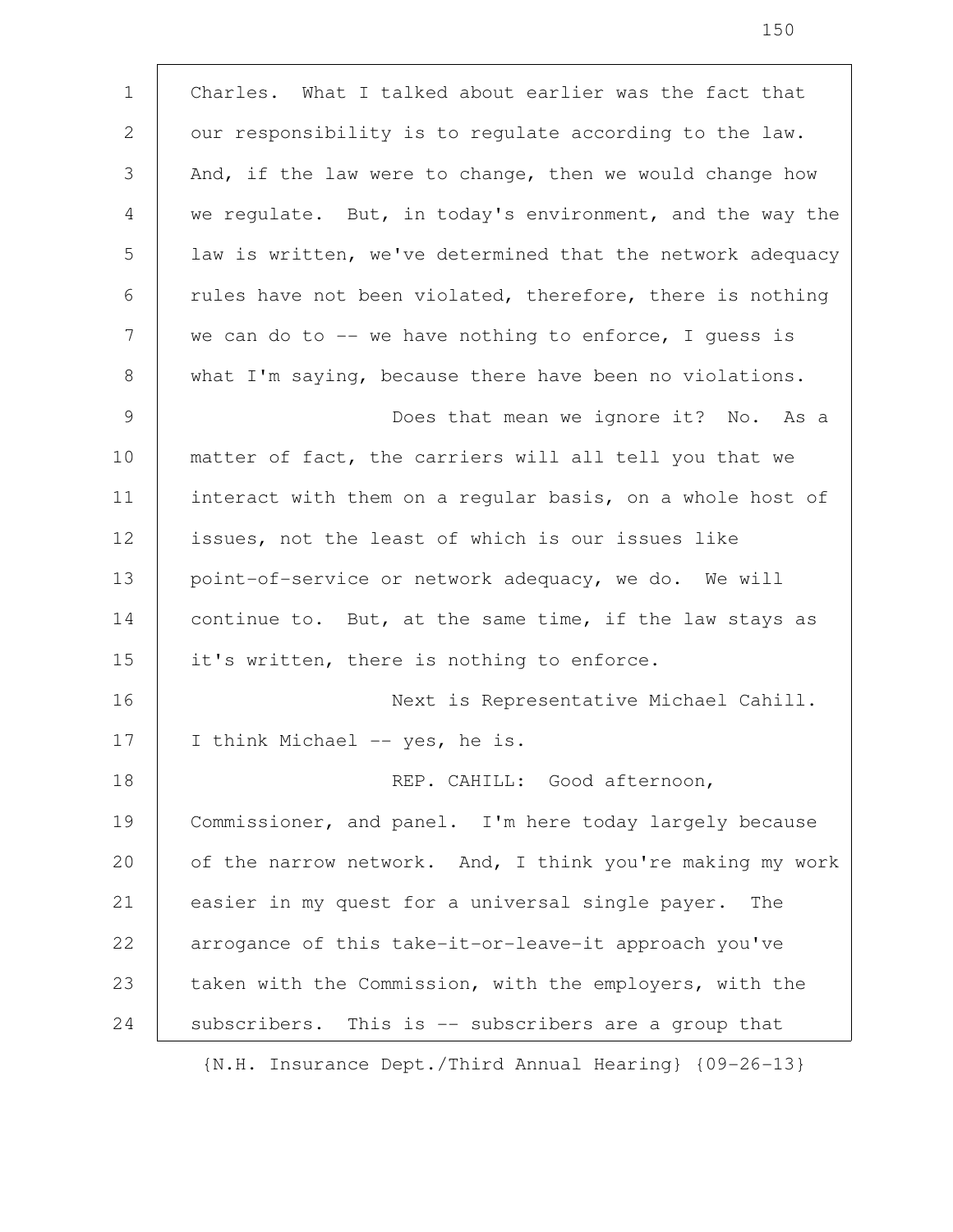Charles. What I talked about earlier was the fact that our responsibility is to regulate according to the law. And, if the law were to change, then we would change how we regulate. But, in today's environment, and the way the law is written, we've determined that the network adequacy rules have not been violated, therefore, there is nothing we can do to -- we have nothing to enforce, I guess is what I'm saying, because there have been no violations.

Does that mean we ignore it? No. As a matter of fact, the carriers will all tell you that we interact with them on a regular basis, on a whole host of issues, not the least of which is our issues like point-of-service or network adequacy, we do. We will continue to. But, at the same time, if the law stays as it's written, there is nothing to enforce.

Next is Representative Michael Cahill. I think Michael -- yes, he is.

REP. CAHILL: Good afternoon, Commissioner, and panel. I'm here today largely because of the narrow network. And, I think you're making my work easier in my quest for a universal single payer. The arrogance of this take-it-or-leave-it approach you've taken with the Commission, with the employers, with the subscribers. This is -- subscribers are a group that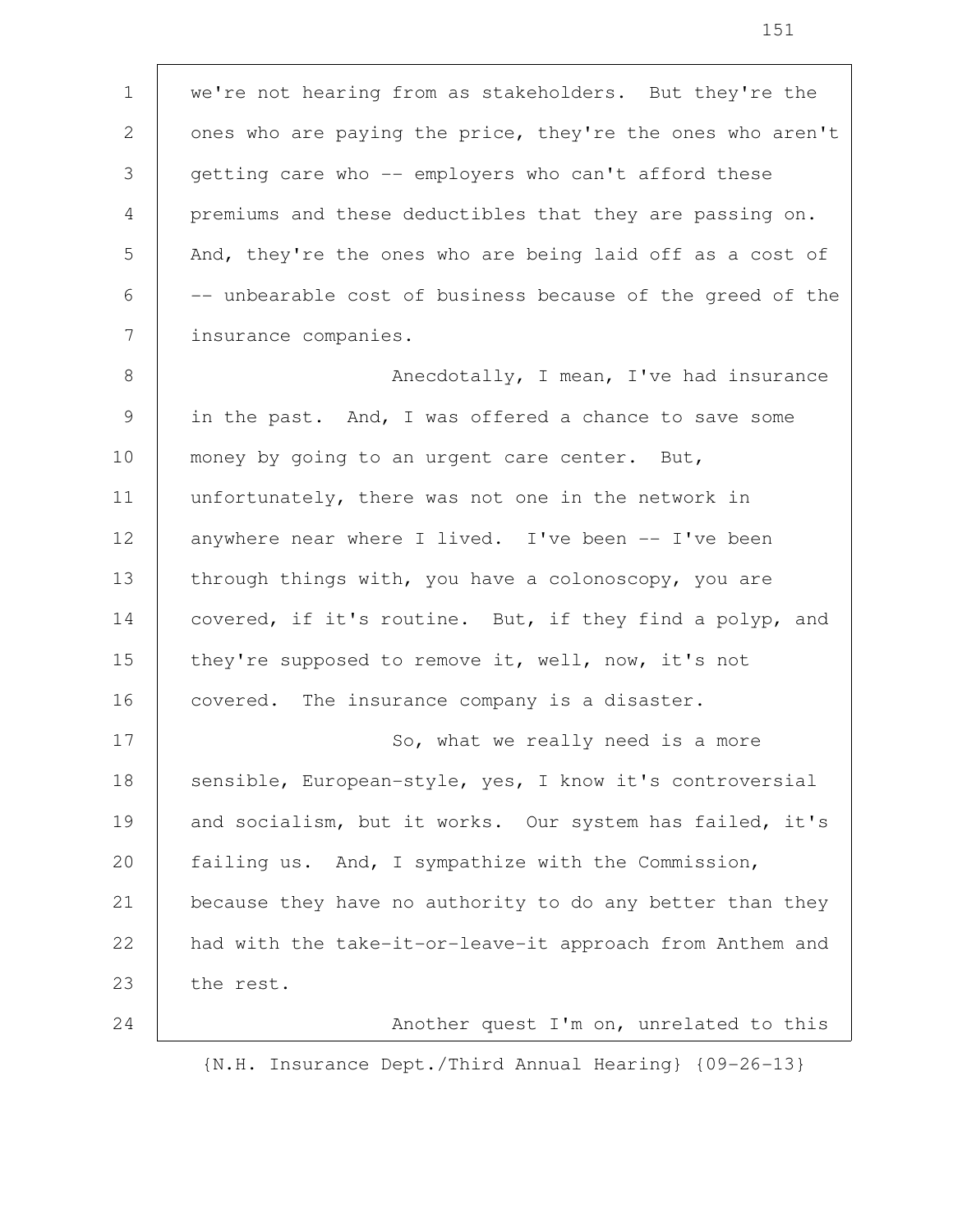we're not hearing from as stakeholders. But they're the ones who are paying the price, they're the ones who aren't getting care who -- employers who can't afford these premiums and these deductibles that they are passing on. And, they're the ones who are being laid off as a cost of -- unbearable cost of business because of the greed of the insurance companies.

Anecdotally, I mean, I've had insurance in the past. And, I was offered a chance to save some money by going to an urgent care center. But, unfortunately, there was not one in the network in anywhere near where I lived. I've been -- I've been through things with, you have a colonoscopy, you are covered, if it's routine. But, if they find a polyp, and they're supposed to remove it, well, now, it's not covered. The insurance company is a disaster.

So, what we really need is a more sensible, European-style, yes, I know it's controversial and socialism, but it works. Our system has failed, it's failing us. And, I sympathize with the Commission, because they have no authority to do any better than they had with the take-it-or-leave-it approach from Anthem and the rest.

Another quest I'm on, unrelated to this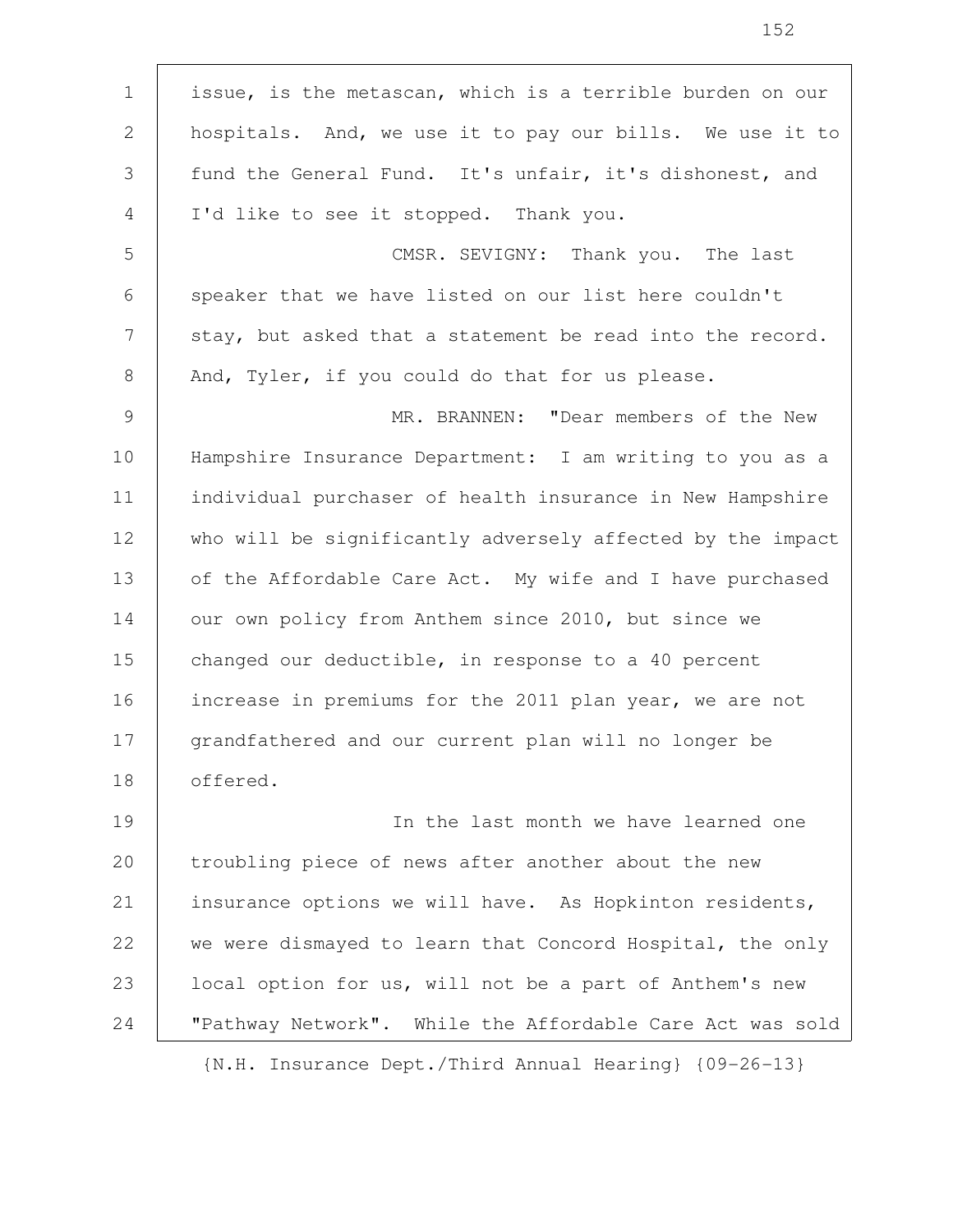issue, is the metascan, which is a terrible burden on our hospitals. And, we use it to pay our bills. We use it to fund the General Fund. It's unfair, it's dishonest, and I'd like to see it stopped. Thank you.

CMSR. SEVIGNY: Thank you. The last speaker that we have listed on our list here couldn't stay, but asked that a statement be read into the record. And, Tyler, if you could do that for us please.

MR. BRANNEN: "Dear members of the New Hampshire Insurance Department: I am writing to you as a individual purchaser of health insurance in New Hampshire who will be significantly adversely affected by the impact of the Affordable Care Act. My wife and I have purchased our own policy from Anthem since 2010, but since we changed our deductible, in response to a 40 percent increase in premiums for the 2011 plan year, we are not grandfathered and our current plan will no longer be offered.

In the last month we have learned one troubling piece of news after another about the new insurance options we will have. As Hopkinton residents, we were dismayed to learn that Concord Hospital, the only local option for us, will not be a part of Anthem's new "Pathway Network". While the Affordable Care Act was sold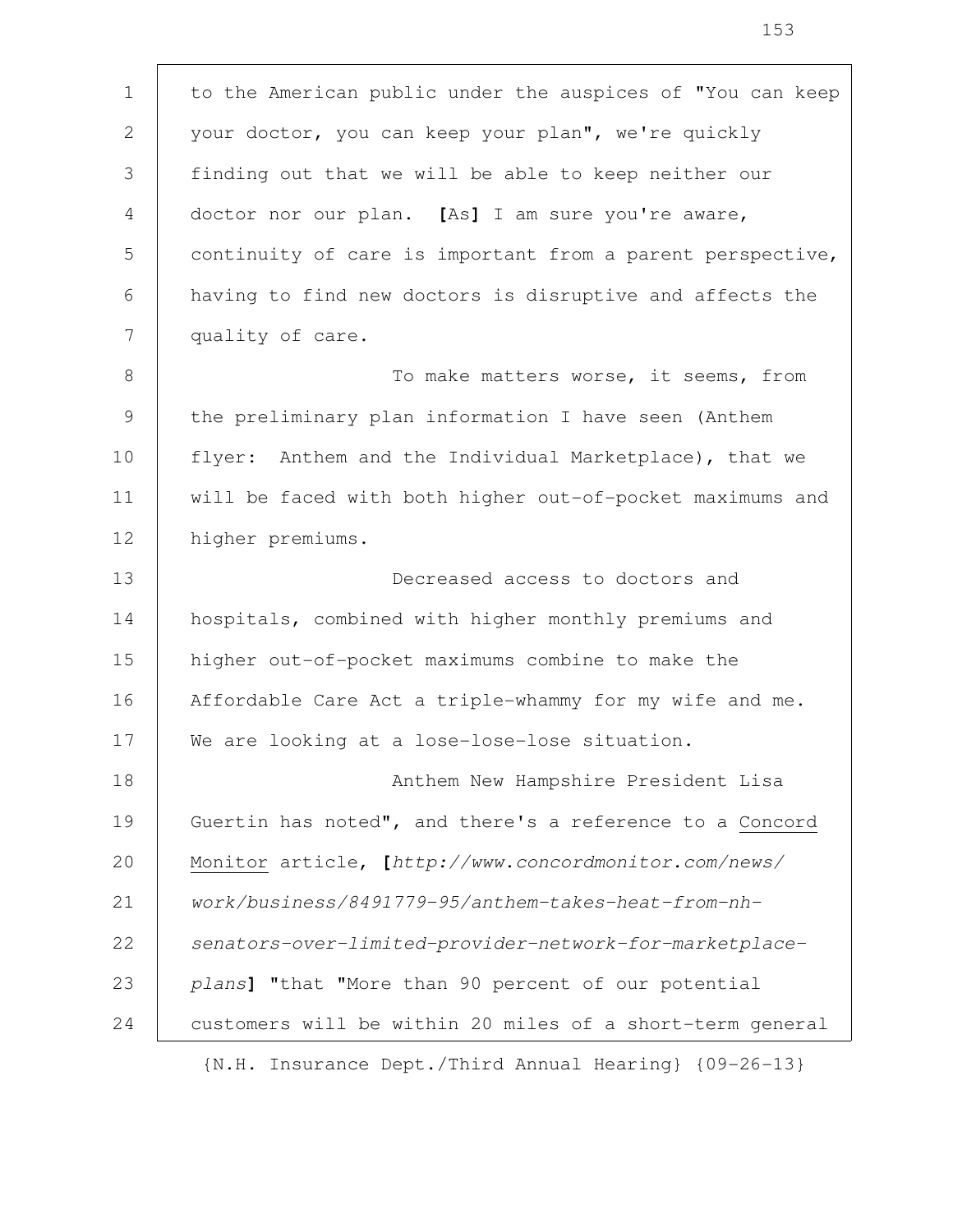to the American public under the auspices of "You can keep your doctor, you can keep your plan", we're quickly finding out that we will be able to keep neither our doctor nor our plan. [As] I am sure you're aware, continuity of care is important from a parent perspective, having to find new doctors is disruptive and affects the quality of care.

To make matters worse, it seems, from the preliminary plan information I have seen (Anthem flyer: Anthem and the Individual Marketplace), that we will be faced with both higher out-of-pocket maximums and higher premiums.

Decreased access to doctors and hospitals, combined with higher monthly premiums and higher out-of-pocket maximums combine to make the Affordable Care Act a triple-whammy for my wife and me. We are looking at a lose-lose-lose situation.

Anthem New Hampshire President Lisa Guertin has noted", and there's a reference to a Concord Monitor article, [*http://www.concordmonitor.com/news/work/business/8491779-95/anthem-takes-heat-from-nh-senators-over-limited-provider-network-for-marketplace-plans*] "that "More than 90 percent of our potential customers will be within 20 miles of a short-term general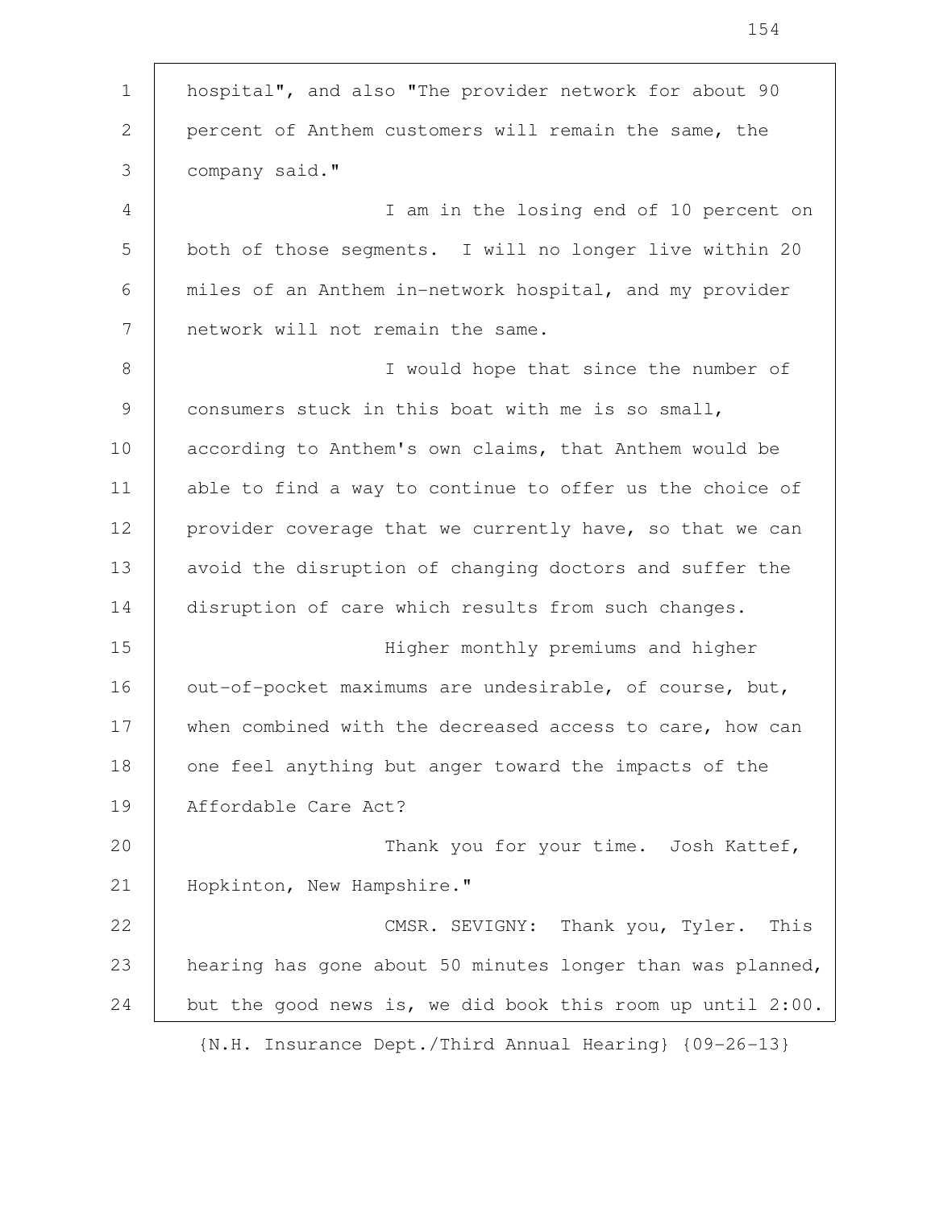hospital", and also "The provider network for about 90 percent of Anthem customers will remain the same, the company said."

I am in the losing end of 10 percent on both of those segments. I will no longer live within 20 miles of an Anthem in-network hospital, and my provider network will not remain the same.

I would hope that since the number of consumers stuck in this boat with me is so small, according to Anthem's own claims, that Anthem would be able to find a way to continue to offer us the choice of provider coverage that we currently have, so that we can avoid the disruption of changing doctors and suffer the disruption of care which results from such changes.

Higher monthly premiums and higher out-of-pocket maximums are undesirable, of course, but, when combined with the decreased access to care, how can one feel anything but anger toward the impacts of the Affordable Care Act?

Thank you for your time. Josh Kattef, Hopkinton, New Hampshire."

CMSR. SEVIGNY: Thank you, Tyler. This hearing has gone about 50 minutes longer than was planned, but the good news is, we did book this room up until 2:00.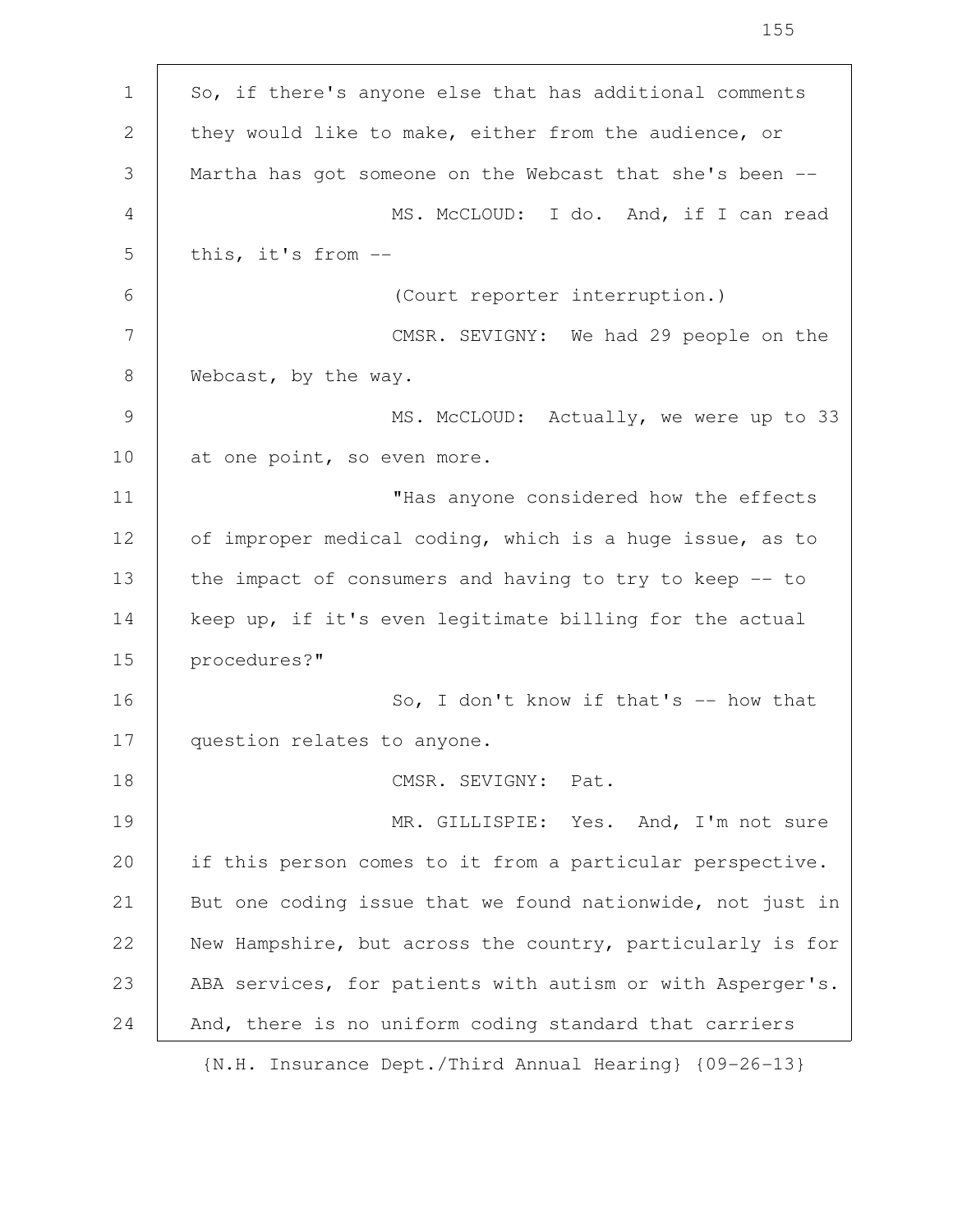So, if there's anyone else that has additional comments they would like to make, either from the audience, or Martha has got someone on the Webcast that she's been --

MS. McCLOUD: I do. And, if I can read this, it's from --

(Court reporter interruption.)

CMSR. SEVIGNY: We had 29 people on the Webcast, by the way.

MS. McCLOUD: Actually, we were up to 33 at one point, so even more.

"Has anyone considered how the effects of improper medical coding, which is a huge issue, as to the impact of consumers and having to try to keep -- to keep up, if it's even legitimate billing for the actual procedures?"

So, I don't know if that's -- how that question relates to anyone.

CMSR. SEVIGNY: Pat.

MR. GILLISPIE: Yes. And, I'm not sure if this person comes to it from a particular perspective. But one coding issue that we found nationwide, not just in New Hampshire, but across the country, particularly is for ABA services, for patients with autism or with Asperger's. And, there is no uniform coding standard that carriers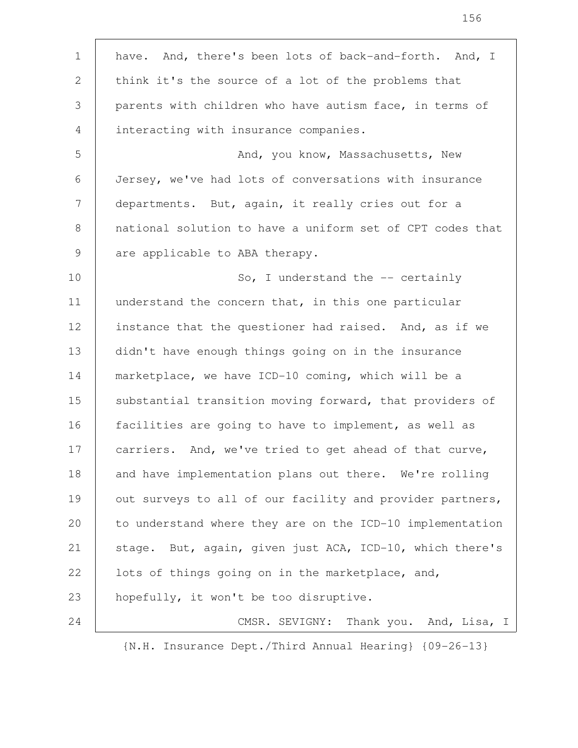have. And, there's been lots of back-and-forth. And, I think it's the source of a lot of the problems that parents with children who have autism face, in terms of interacting with insurance companies.

And, you know, Massachusetts, New Jersey, we've had lots of conversations with insurance departments. But, again, it really cries out for a national solution to have a uniform set of CPT codes that are applicable to ABA therapy.

So, I understand the -- certainly understand the concern that, in this one particular instance that the questioner had raised. And, as if we didn't have enough things going on in the insurance marketplace, we have ICD-10 coming, which will be a substantial transition moving forward, that providers of facilities are going to have to implement, as well as carriers. And, we've tried to get ahead of that curve, and have implementation plans out there. We're rolling out surveys to all of our facility and provider partners, to understand where they are on the ICD-10 implementation stage. But, again, given just ACA, ICD-10, which there's lots of things going on in the marketplace, and, hopefully, it won't be too disruptive.

CMSR. SEVIGNY: Thank you. And, Lisa, I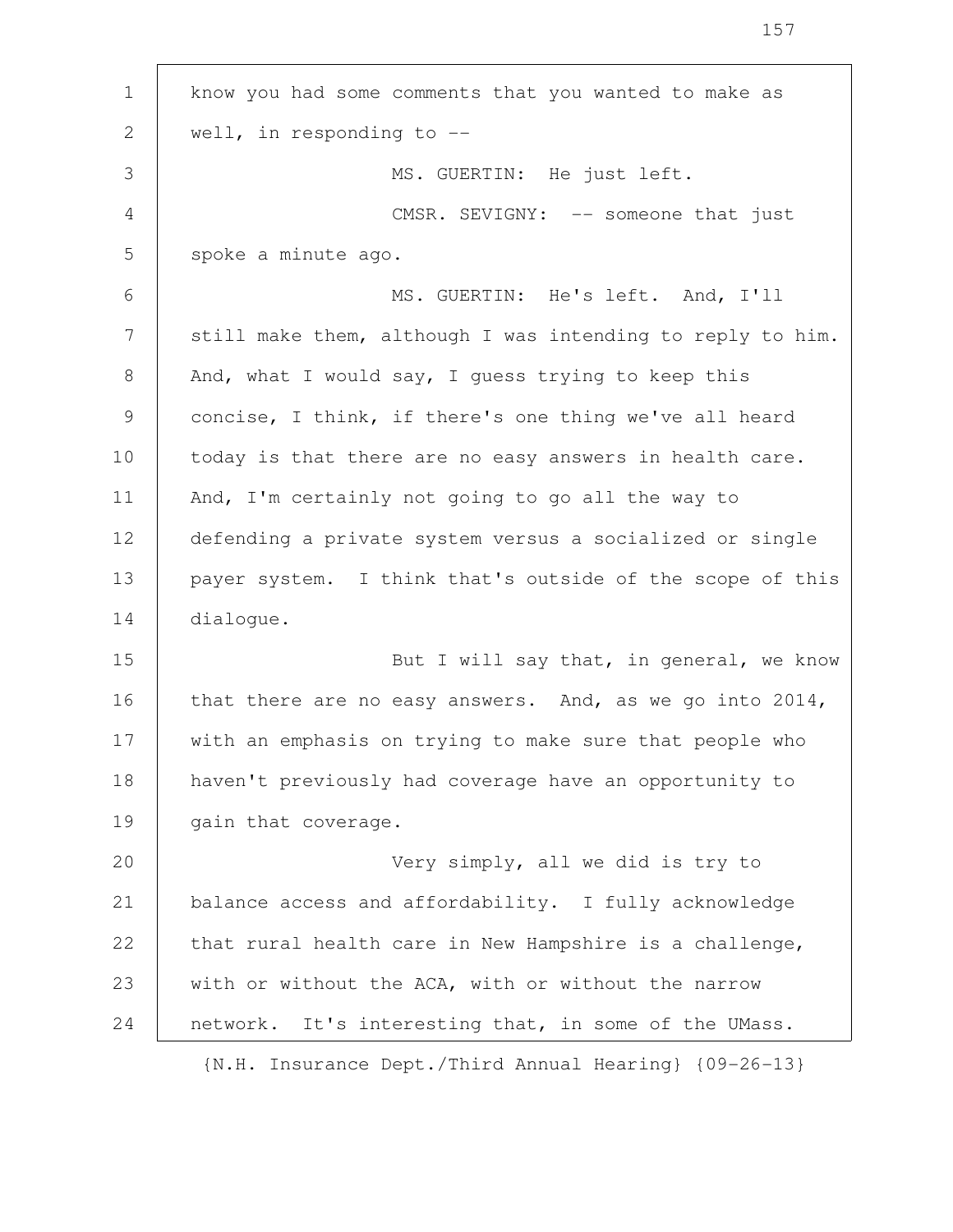know you had some comments that you wanted to make as well, in responding to --

MS. GUERTIN: He just left.

CMSR. SEVIGNY: -- someone that just spoke a minute ago.

MS. GUERTIN: He's left. And, I'll still make them, although I was intending to reply to him. And, what I would say, I guess trying to keep this concise, I think, if there's one thing we've all heard today is that there are no easy answers in health care. And, I'm certainly not going to go all the way to defending a private system versus a socialized or single payer system. I think that's outside of the scope of this dialogue.

But I will say that, in general, we know that there are no easy answers. And, as we go into 2014, with an emphasis on trying to make sure that people who haven't previously had coverage have an opportunity to gain that coverage.

Very simply, all we did is try to balance access and affordability. I fully acknowledge that rural health care in New Hampshire is a challenge, with or without the ACA, with or without the narrow network. It's interesting that, in some of the UMass.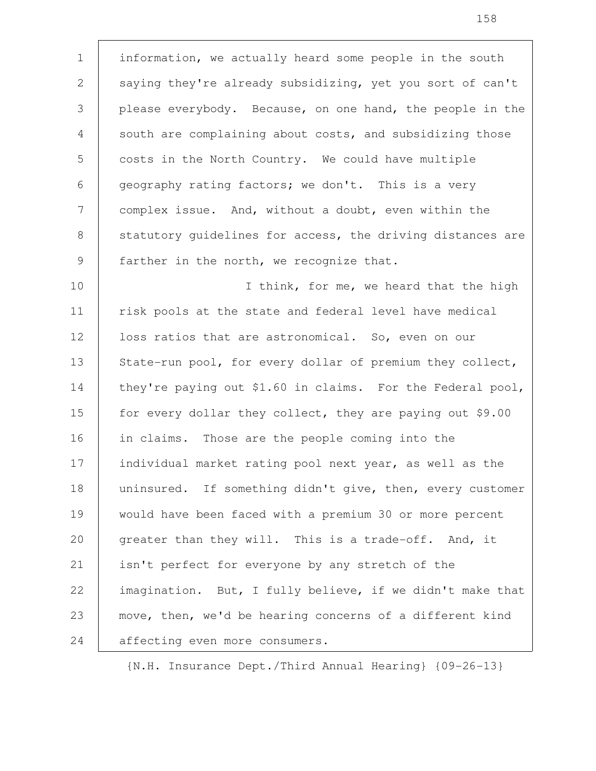information, we actually heard some people in the south saying they're already subsidizing, yet you sort of can't please everybody. Because, on one hand, the people in the south are complaining about costs, and subsidizing those costs in the North Country. We could have multiple geography rating factors; we don't. This is a very complex issue. And, without a doubt, even within the statutory guidelines for access, the driving distances are farther in the north, we recognize that.

I think, for me, we heard that the high risk pools at the state and federal level have medical loss ratios that are astronomical. So, even on our State-run pool, for every dollar of premium they collect, they're paying out $1.60 in claims. For the Federal pool, for every dollar they collect, they are paying out $9.00 in claims. Those are the people coming into the individual market rating pool next year, as well as the uninsured. If something didn't give, then, every customer would have been faced with a premium 30 or more percent greater than they will. This is a trade-off. And, it isn't perfect for everyone by any stretch of the imagination. But, I fully believe, if we didn't make that move, then, we'd be hearing concerns of a different kind affecting even more consumers.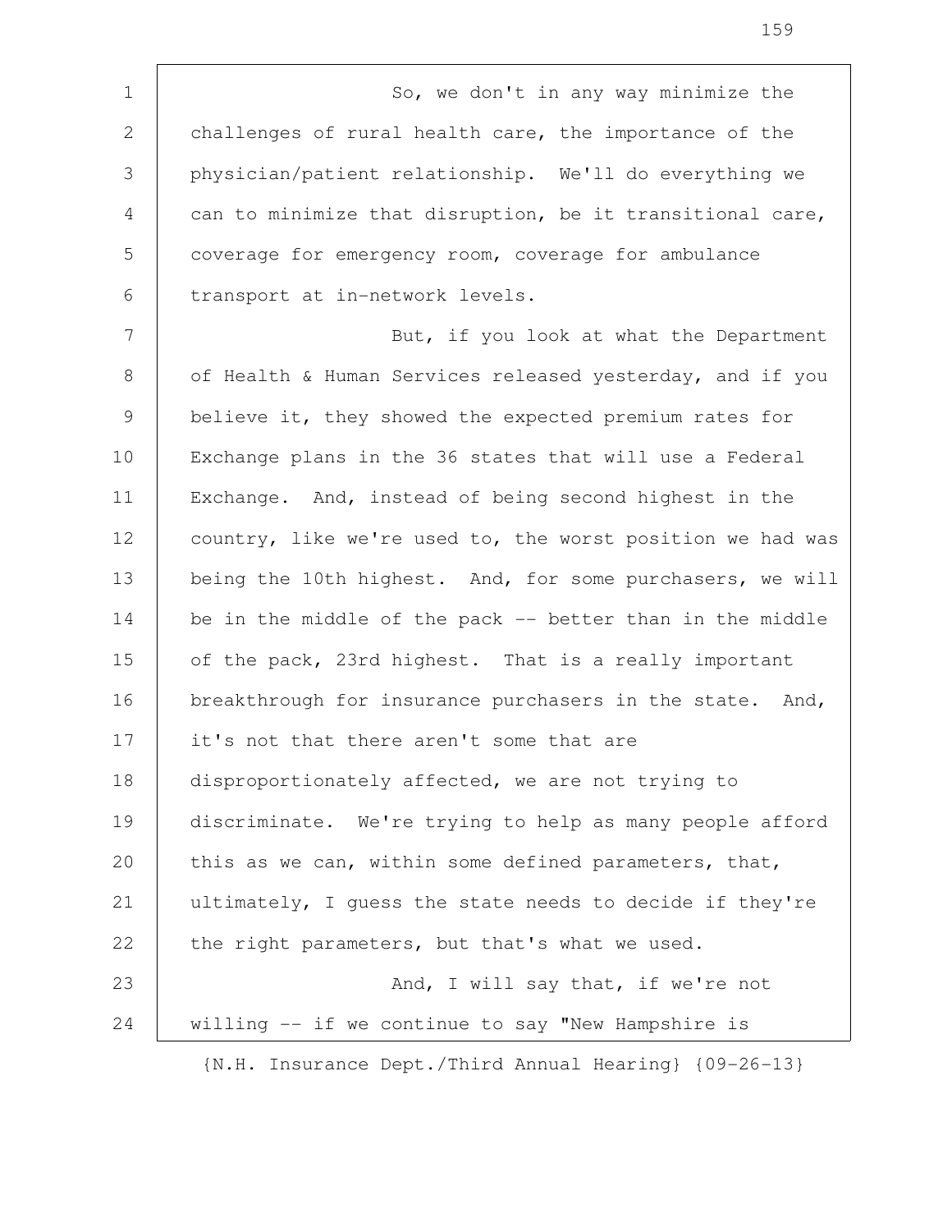So, we don't in any way minimize the challenges of rural health care, the importance of the physician/patient relationship. We'll do everything we can to minimize that disruption, be it transitional care, coverage for emergency room, coverage for ambulance transport at in-network levels.

But, if you look at what the Department of Health & Human Services released yesterday, and if you believe it, they showed the expected premium rates for Exchange plans in the 36 states that will use a Federal Exchange. And, instead of being second highest in the country, like we're used to, the worst position we had was being the 10th highest. And, for some purchasers, we will be in the middle of the pack -- better than in the middle of the pack, 23rd highest. That is a really important breakthrough for insurance purchasers in the state. And, it's not that there aren't some that are disproportionately affected, we are not trying to discriminate. We're trying to help as many people afford this as we can, within some defined parameters, that, ultimately, I guess the state needs to decide if they're the right parameters, but that's what we used.

And, I will say that, if we're not willing -- if we continue to say "New Hampshire is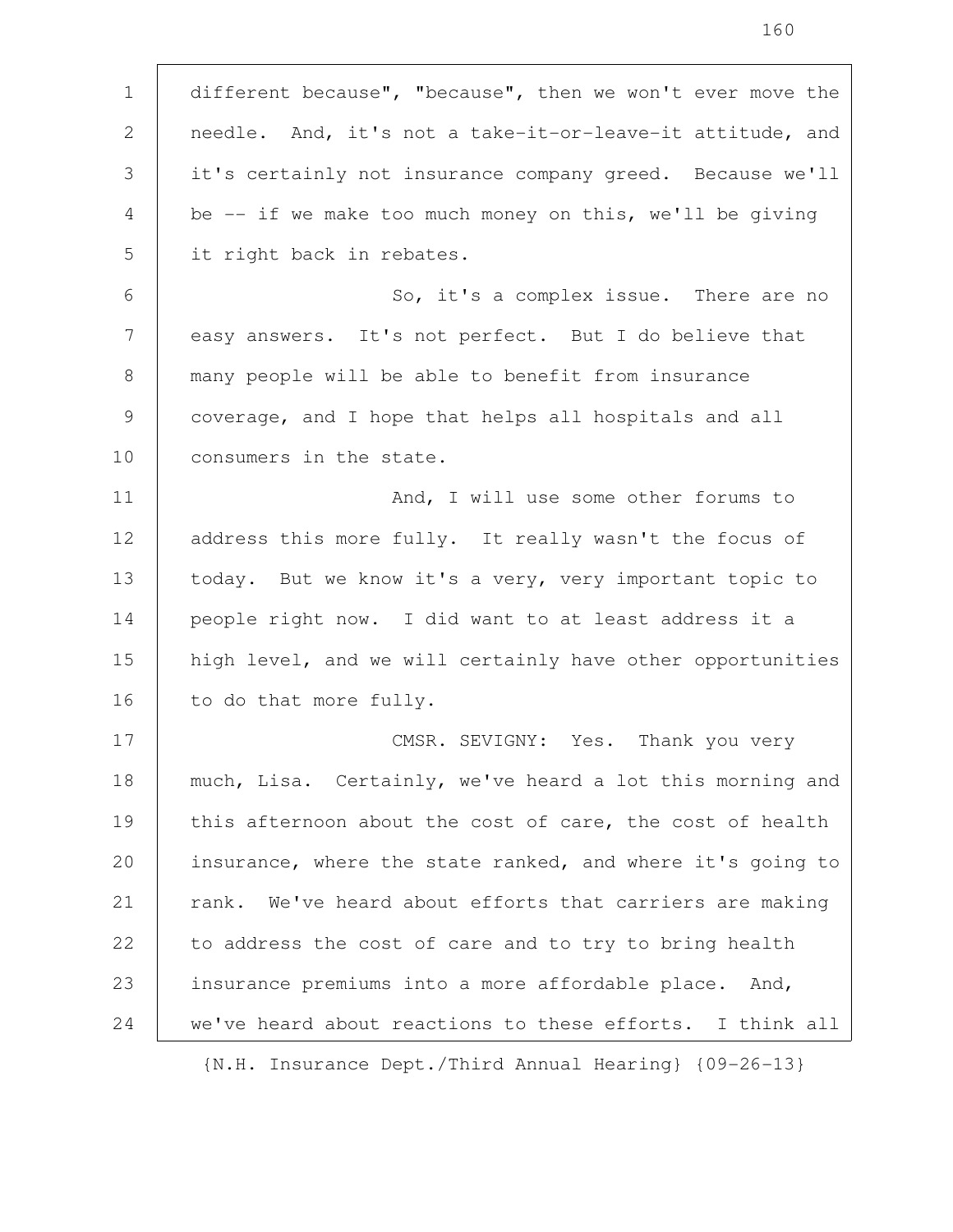different because", "because", then we won't ever move the needle. And, it's not a take-it-or-leave-it attitude, and it's certainly not insurance company greed. Because we'll be -- if we make too much money on this, we'll be giving it right back in rebates.

So, it's a complex issue. There are no easy answers. It's not perfect. But I do believe that many people will be able to benefit from insurance coverage, and I hope that helps all hospitals and all consumers in the state.

And, I will use some other forums to address this more fully. It really wasn't the focus of today. But we know it's a very, very important topic to people right now. I did want to at least address it a high level, and we will certainly have other opportunities to do that more fully.

CMSR. SEVIGNY: Yes. Thank you very much, Lisa. Certainly, we've heard a lot this morning and this afternoon about the cost of care, the cost of health insurance, where the state ranked, and where it's going to rank. We've heard about efforts that carriers are making to address the cost of care and to try to bring health insurance premiums into a more affordable place. And, we've heard about reactions to these efforts. I think all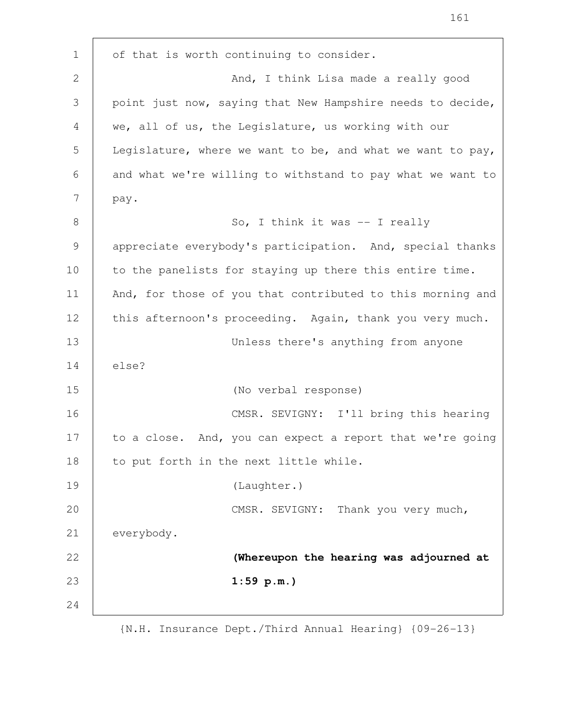of that is worth continuing to consider.

And, I think Lisa made a really good point just now, saying that New Hampshire needs to decide, we, all of us, the Legislature, us working with our Legislature, where we want to be, and what we want to pay, and what we're willing to withstand to pay what we want to pay.

So, I think it was -- I really appreciate everybody's participation. And, special thanks to the panelists for staying up there this entire time. And, for those of you that contributed to this morning and this afternoon's proceeding. Again, thank you very much.

Unless there's anything from anyone else?

(No verbal response)

CMSR. SEVIGNY: I'll bring this hearing to a close. And, you can expect a report that we're going to put forth in the next little while.

(Laughter.)

CMSR. SEVIGNY: Thank you very much, everybody.

**(Whereupon the hearing was adjourned at 1:59 p.m.)**